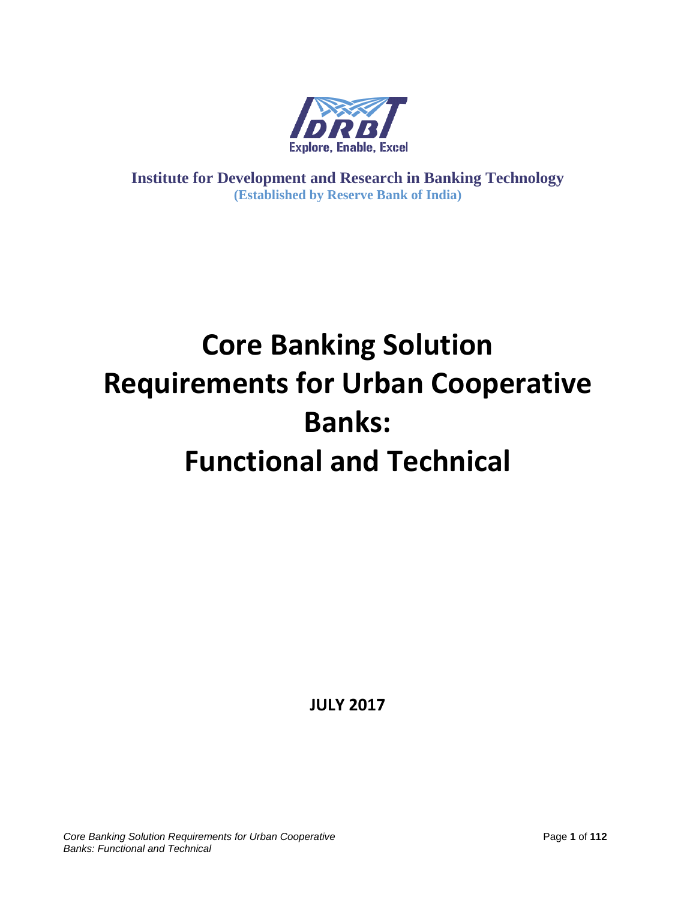IDRBT

Explore, Enable, Excel

**Institute for Development and Research in Banking Technology**
**(Established by Reserve Bank of India)**

# Core Banking Solution Requirements for Urban Cooperative Banks: Functional and Technical

**JULY 2017**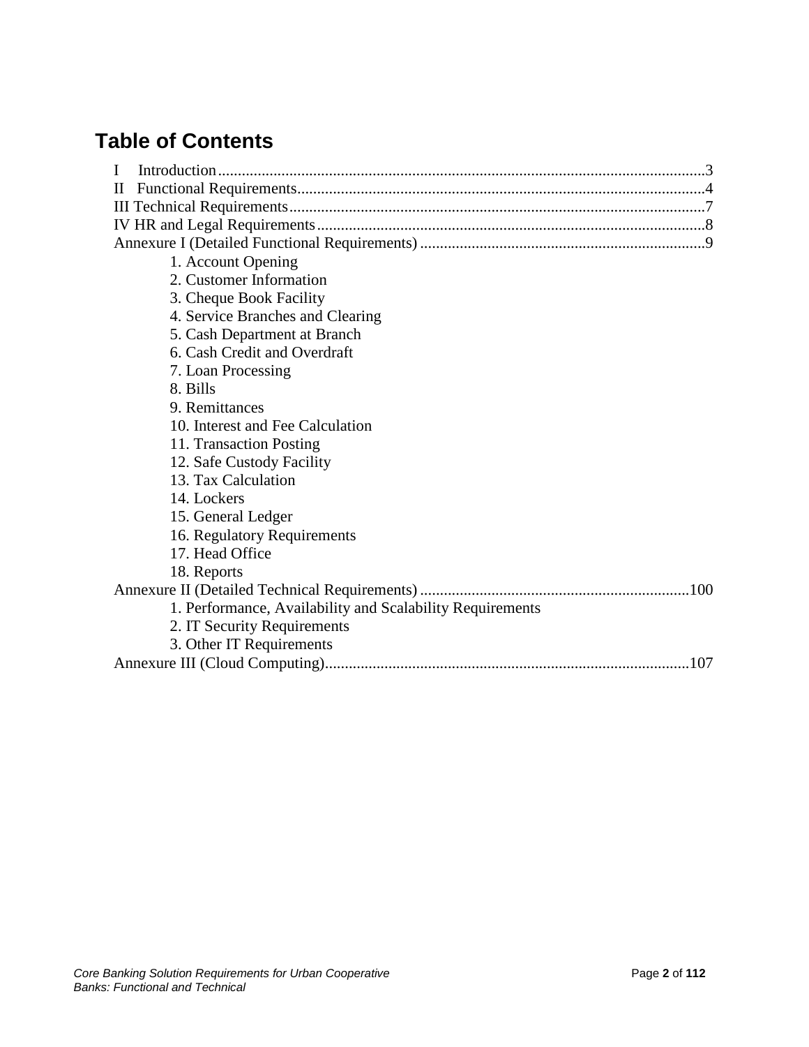# Table of Contents

I Introduction .......... 3
II Functional Requirements .......... 4
III Technical Requirements .......... 7
IV HR and Legal Requirements .......... 8
Annexure I (Detailed Functional Requirements) .......... 9

- 1. Account Opening
- 2. Customer Information
- 3. Cheque Book Facility
- 4. Service Branches and Clearing
- 5. Cash Department at Branch
- 6. Cash Credit and Overdraft
- 7. Loan Processing
- 8. Bills
- 9. Remittances
- 10. Interest and Fee Calculation
- 11. Transaction Posting
- 12. Safe Custody Facility
- 13. Tax Calculation
- 14. Lockers
- 15. General Ledger
- 16. Regulatory Requirements
- 17. Head Office
- 18. Reports

Annexure II (Detailed Technical Requirements) .......... 100

- 1. Performance, Availability and Scalability Requirements
- 2. IT Security Requirements
- 3. Other IT Requirements

Annexure III (Cloud Computing) .......... 107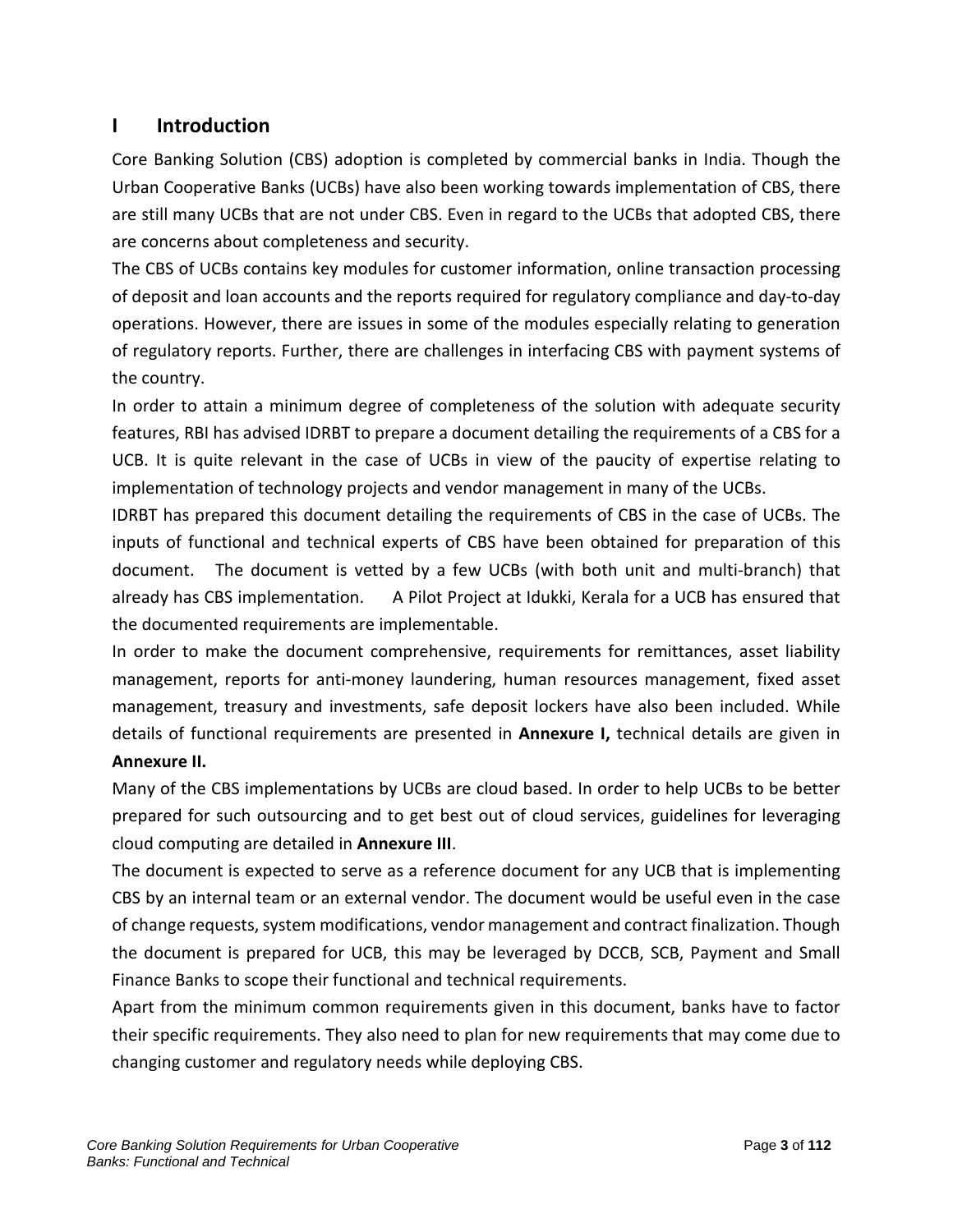# I Introduction

Core Banking Solution (CBS) adoption is completed by commercial banks in India. Though the Urban Cooperative Banks (UCBs) have also been working towards implementation of CBS, there are still many UCBs that are not under CBS. Even in regard to the UCBs that adopted CBS, there are concerns about completeness and security.

The CBS of UCBs contains key modules for customer information, online transaction processing of deposit and loan accounts and the reports required for regulatory compliance and day-to-day operations. However, there are issues in some of the modules especially relating to generation of regulatory reports. Further, there are challenges in interfacing CBS with payment systems of the country.

In order to attain a minimum degree of completeness of the solution with adequate security features, RBI has advised IDRBT to prepare a document detailing the requirements of a CBS for a UCB. It is quite relevant in the case of UCBs in view of the paucity of expertise relating to implementation of technology projects and vendor management in many of the UCBs.

IDRBT has prepared this document detailing the requirements of CBS in the case of UCBs. The inputs of functional and technical experts of CBS have been obtained for preparation of this document. The document is vetted by a few UCBs (with both unit and multi-branch) that already has CBS implementation. A Pilot Project at Idukki, Kerala for a UCB has ensured that the documented requirements are implementable.

In order to make the document comprehensive, requirements for remittances, asset liability management, reports for anti-money laundering, human resources management, fixed asset management, treasury and investments, safe deposit lockers have also been included. While details of functional requirements are presented in **Annexure I,** technical details are given in **Annexure II.**

Many of the CBS implementations by UCBs are cloud based. In order to help UCBs to be better prepared for such outsourcing and to get best out of cloud services, guidelines for leveraging cloud computing are detailed in **Annexure III**.

The document is expected to serve as a reference document for any UCB that is implementing CBS by an internal team or an external vendor. The document would be useful even in the case of change requests, system modifications, vendor management and contract finalization. Though the document is prepared for UCB, this may be leveraged by DCCB, SCB, Payment and Small Finance Banks to scope their functional and technical requirements.

Apart from the minimum common requirements given in this document, banks have to factor their specific requirements. They also need to plan for new requirements that may come due to changing customer and regulatory needs while deploying CBS.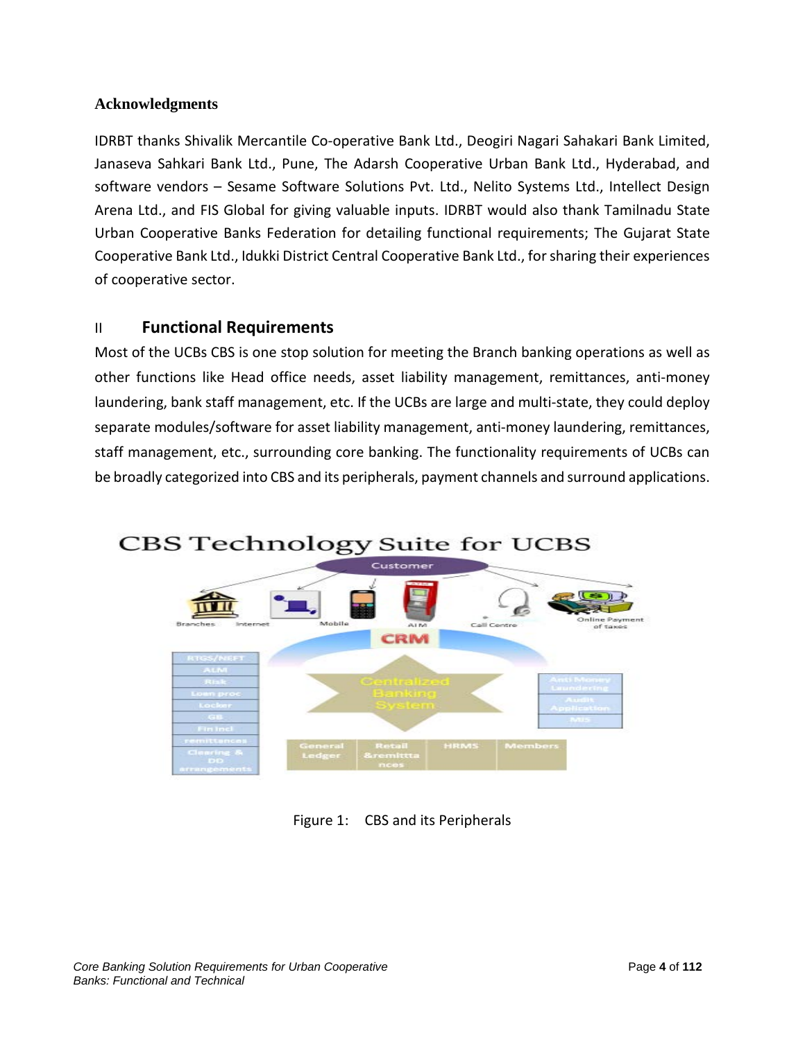### Acknowledgments

IDRBT thanks Shivalik Mercantile Co-operative Bank Ltd., Deogiri Nagari Sahakari Bank Limited, Janaseva Sahkari Bank Ltd., Pune, The Adarsh Cooperative Urban Bank Ltd., Hyderabad, and software vendors – Sesame Software Solutions Pvt. Ltd., Nelito Systems Ltd., Intellect Design Arena Ltd., and FIS Global for giving valuable inputs. IDRBT would also thank Tamilnadu State Urban Cooperative Banks Federation for detailing functional requirements; The Gujarat State Cooperative Bank Ltd., Idukki District Central Cooperative Bank Ltd., for sharing their experiences of cooperative sector.

## II Functional Requirements

Most of the UCBs CBS is one stop solution for meeting the Branch banking operations as well as other functions like Head office needs, asset liability management, remittances, anti-money laundering, bank staff management, etc. If the UCBs are large and multi-state, they could deploy separate modules/software for asset liability management, anti-money laundering, remittances, staff management, etc., surrounding core banking. The functionality requirements of UCBs can be broadly categorized into CBS and its peripherals, payment channels and surround applications.

Figure 1: CBS and its Peripherals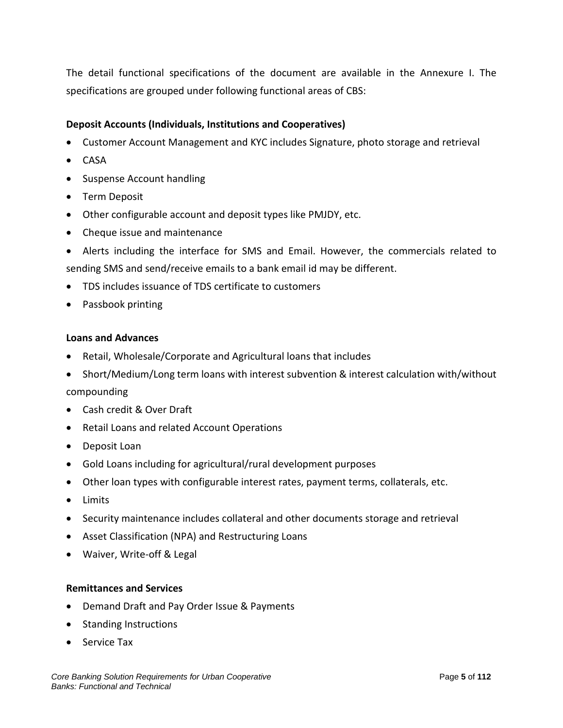The detail functional specifications of the document are available in the Annexure I. The specifications are grouped under following functional areas of CBS:

**Deposit Accounts (Individuals, Institutions and Cooperatives)**

- Customer Account Management and KYC includes Signature, photo storage and retrieval
- CASA
- Suspense Account handling
- Term Deposit
- Other configurable account and deposit types like PMJDY, etc.
- Cheque issue and maintenance
- Alerts including the interface for SMS and Email. However, the commercials related to sending SMS and send/receive emails to a bank email id may be different.
- TDS includes issuance of TDS certificate to customers
- Passbook printing

**Loans and Advances**

- Retail, Wholesale/Corporate and Agricultural loans that includes
- Short/Medium/Long term loans with interest subvention & interest calculation with/without compounding
- Cash credit & Over Draft
- Retail Loans and related Account Operations
- Deposit Loan
- Gold Loans including for agricultural/rural development purposes
- Other loan types with configurable interest rates, payment terms, collaterals, etc.
- Limits
- Security maintenance includes collateral and other documents storage and retrieval
- Asset Classification (NPA) and Restructuring Loans
- Waiver, Write-off & Legal

**Remittances and Services**

- Demand Draft and Pay Order Issue & Payments
- Standing Instructions
- Service Tax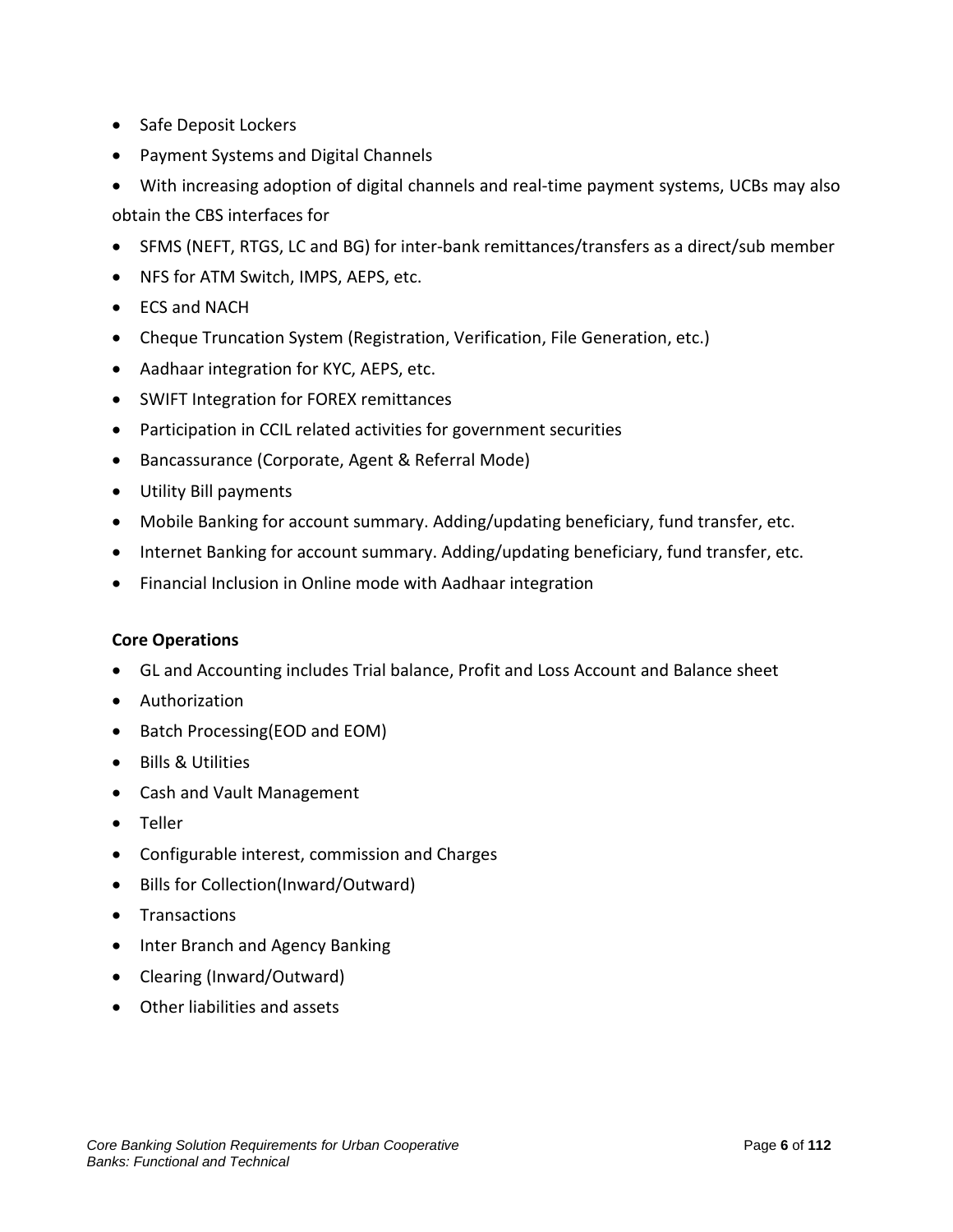- Safe Deposit Lockers
- Payment Systems and Digital Channels
- With increasing adoption of digital channels and real-time payment systems, UCBs may also obtain the CBS interfaces for
- SFMS (NEFT, RTGS, LC and BG) for inter-bank remittances/transfers as a direct/sub member
- NFS for ATM Switch, IMPS, AEPS, etc.
- ECS and NACH
- Cheque Truncation System (Registration, Verification, File Generation, etc.)
- Aadhaar integration for KYC, AEPS, etc.
- SWIFT Integration for FOREX remittances
- Participation in CCIL related activities for government securities
- Bancassurance (Corporate, Agent & Referral Mode)
- Utility Bill payments
- Mobile Banking for account summary. Adding/updating beneficiary, fund transfer, etc.
- Internet Banking for account summary. Adding/updating beneficiary, fund transfer, etc.
- Financial Inclusion in Online mode with Aadhaar integration

**Core Operations**

- GL and Accounting includes Trial balance, Profit and Loss Account and Balance sheet
- Authorization
- Batch Processing(EOD and EOM)
- Bills & Utilities
- Cash and Vault Management
- Teller
- Configurable interest, commission and Charges
- Bills for Collection(Inward/Outward)
- Transactions
- Inter Branch and Agency Banking
- Clearing (Inward/Outward)
- Other liabilities and assets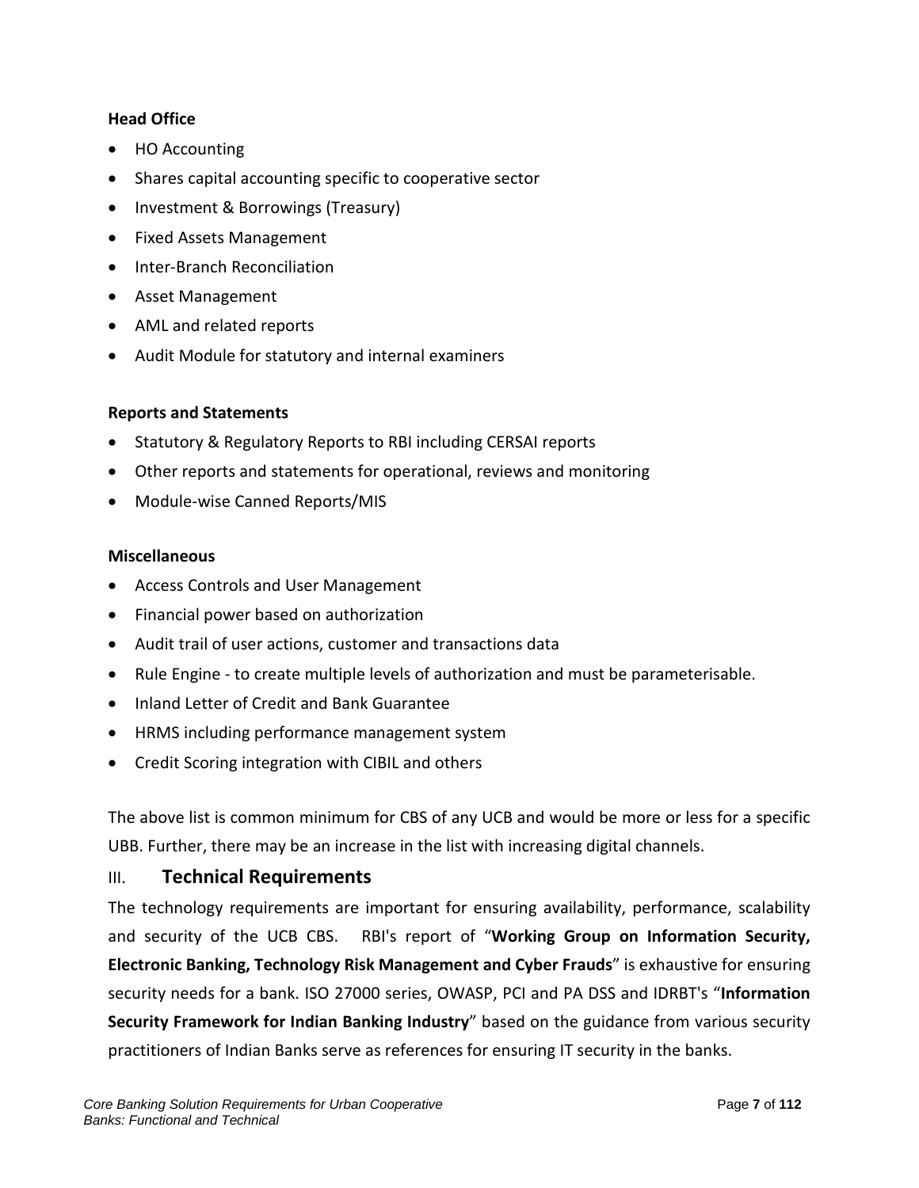**Head Office**

- HO Accounting
- Shares capital accounting specific to cooperative sector
- Investment & Borrowings (Treasury)
- Fixed Assets Management
- Inter-Branch Reconciliation
- Asset Management
- AML and related reports
- Audit Module for statutory and internal examiners

**Reports and Statements**

- Statutory & Regulatory Reports to RBI including CERSAI reports
- Other reports and statements for operational, reviews and monitoring
- Module-wise Canned Reports/MIS

**Miscellaneous**

- Access Controls and User Management
- Financial power based on authorization
- Audit trail of user actions, customer and transactions data
- Rule Engine - to create multiple levels of authorization and must be parameterisable.
- Inland Letter of Credit and Bank Guarantee
- HRMS including performance management system
- Credit Scoring integration with CIBIL and others

The above list is common minimum for CBS of any UCB and would be more or less for a specific UBB. Further, there may be an increase in the list with increasing digital channels.

## III. Technical Requirements

The technology requirements are important for ensuring availability, performance, scalability and security of the UCB CBS. RBI's report of "**Working Group on Information Security, Electronic Banking, Technology Risk Management and Cyber Frauds**" is exhaustive for ensuring security needs for a bank. ISO 27000 series, OWASP, PCI and PA DSS and IDRBT's "**Information Security Framework for Indian Banking Industry**" based on the guidance from various security practitioners of Indian Banks serve as references for ensuring IT security in the banks.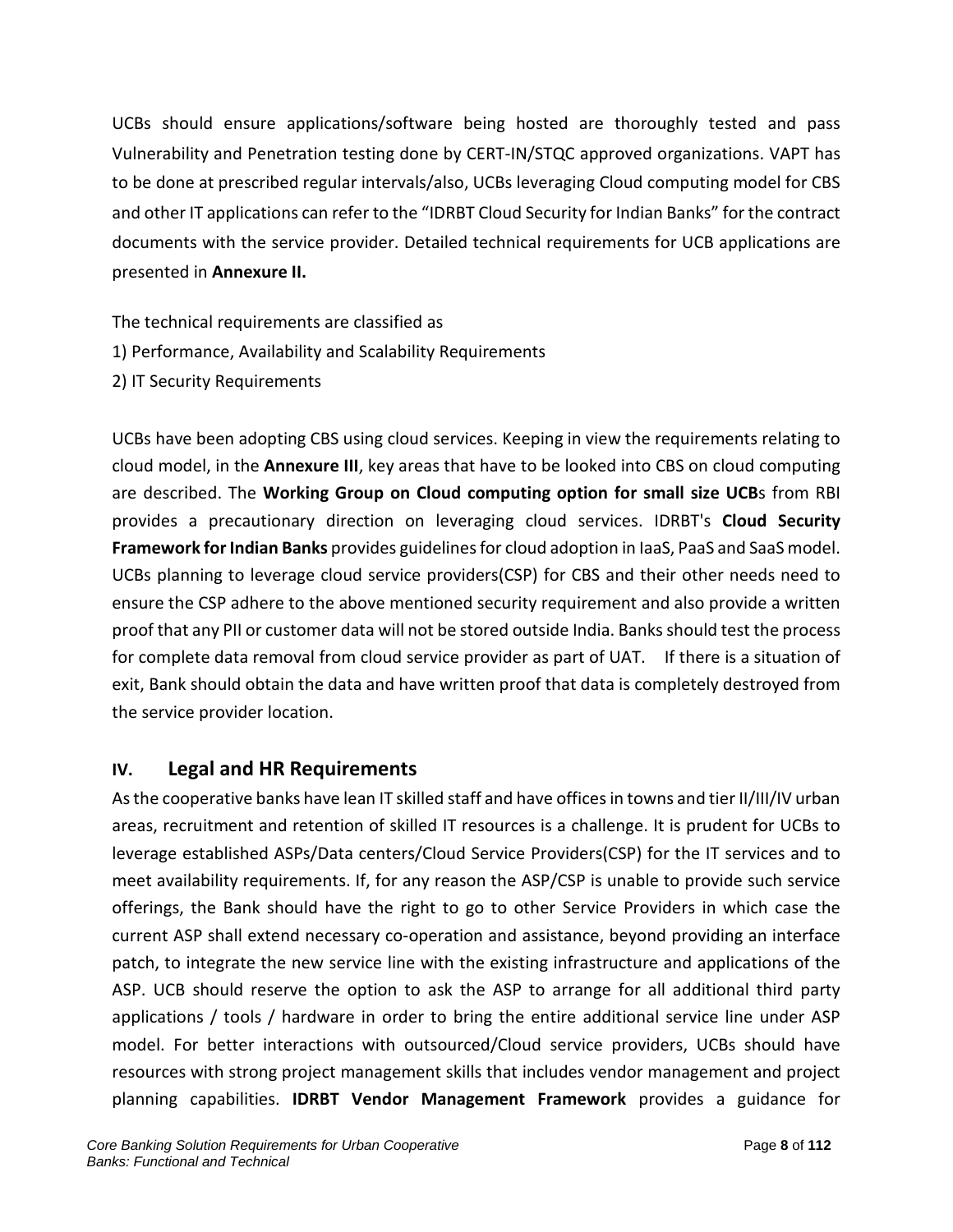UCBs should ensure applications/software being hosted are thoroughly tested and pass Vulnerability and Penetration testing done by CERT-IN/STQC approved organizations. VAPT has to be done at prescribed regular intervals/also, UCBs leveraging Cloud computing model for CBS and other IT applications can refer to the "IDRBT Cloud Security for Indian Banks" for the contract documents with the service provider. Detailed technical requirements for UCB applications are presented in **Annexure II.**

The technical requirements are classified as

1) Performance, Availability and Scalability Requirements
2) IT Security Requirements

UCBs have been adopting CBS using cloud services. Keeping in view the requirements relating to cloud model, in the **Annexure III**, key areas that have to be looked into CBS on cloud computing are described. The **Working Group on Cloud computing option for small size UCB**s from RBI provides a precautionary direction on leveraging cloud services. IDRBT's **Cloud Security Framework for Indian Banks** provides guidelines for cloud adoption in IaaS, PaaS and SaaS model. UCBs planning to leverage cloud service providers(CSP) for CBS and their other needs need to ensure the CSP adhere to the above mentioned security requirement and also provide a written proof that any PII or customer data will not be stored outside India. Banks should test the process for complete data removal from cloud service provider as part of UAT. If there is a situation of exit, Bank should obtain the data and have written proof that data is completely destroyed from the service provider location.

## IV. Legal and HR Requirements

As the cooperative banks have lean IT skilled staff and have offices in towns and tier II/III/IV urban areas, recruitment and retention of skilled IT resources is a challenge. It is prudent for UCBs to leverage established ASPs/Data centers/Cloud Service Providers(CSP) for the IT services and to meet availability requirements. If, for any reason the ASP/CSP is unable to provide such service offerings, the Bank should have the right to go to other Service Providers in which case the current ASP shall extend necessary co-operation and assistance, beyond providing an interface patch, to integrate the new service line with the existing infrastructure and applications of the ASP. UCB should reserve the option to ask the ASP to arrange for all additional third party applications / tools / hardware in order to bring the entire additional service line under ASP model. For better interactions with outsourced/Cloud service providers, UCBs should have resources with strong project management skills that includes vendor management and project planning capabilities. **IDRBT Vendor Management Framework** provides a guidance for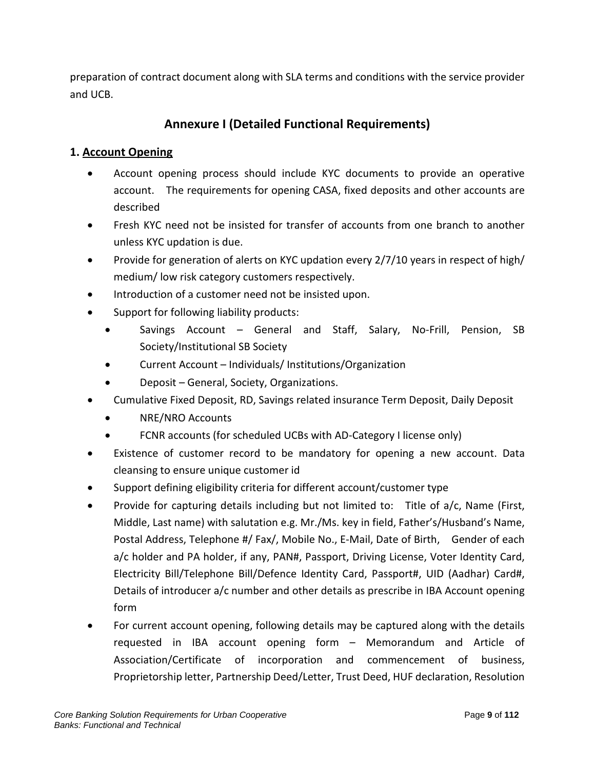preparation of contract document along with SLA terms and conditions with the service provider and UCB.

## Annexure I (Detailed Functional Requirements)

### 1. Account Opening

- Account opening process should include KYC documents to provide an operative account. The requirements for opening CASA, fixed deposits and other accounts are described
- Fresh KYC need not be insisted for transfer of accounts from one branch to another unless KYC updation is due.
- Provide for generation of alerts on KYC updation every 2/7/10 years in respect of high/ medium/ low risk category customers respectively.
- Introduction of a customer need not be insisted upon.
- Support for following liability products:
  - Savings Account – General and Staff, Salary, No-Frill, Pension, SB Society/Institutional SB Society
  - Current Account – Individuals/ Institutions/Organization
  - Deposit – General, Society, Organizations.
- Cumulative Fixed Deposit, RD, Savings related insurance Term Deposit, Daily Deposit
  - NRE/NRO Accounts
  - FCNR accounts (for scheduled UCBs with AD-Category I license only)
- Existence of customer record to be mandatory for opening a new account. Data cleansing to ensure unique customer id
- Support defining eligibility criteria for different account/customer type
- Provide for capturing details including but not limited to: Title of a/c, Name (First, Middle, Last name) with salutation e.g. Mr./Ms. key in field, Father's/Husband's Name, Postal Address, Telephone #/ Fax/, Mobile No., E-Mail, Date of Birth, Gender of each a/c holder and PA holder, if any, PAN#, Passport, Driving License, Voter Identity Card, Electricity Bill/Telephone Bill/Defence Identity Card, Passport#, UID (Aadhar) Card#, Details of introducer a/c number and other details as prescribe in IBA Account opening form
- For current account opening, following details may be captured along with the details requested in IBA account opening form – Memorandum and Article of Association/Certificate of incorporation and commencement of business, Proprietorship letter, Partnership Deed/Letter, Trust Deed, HUF declaration, Resolution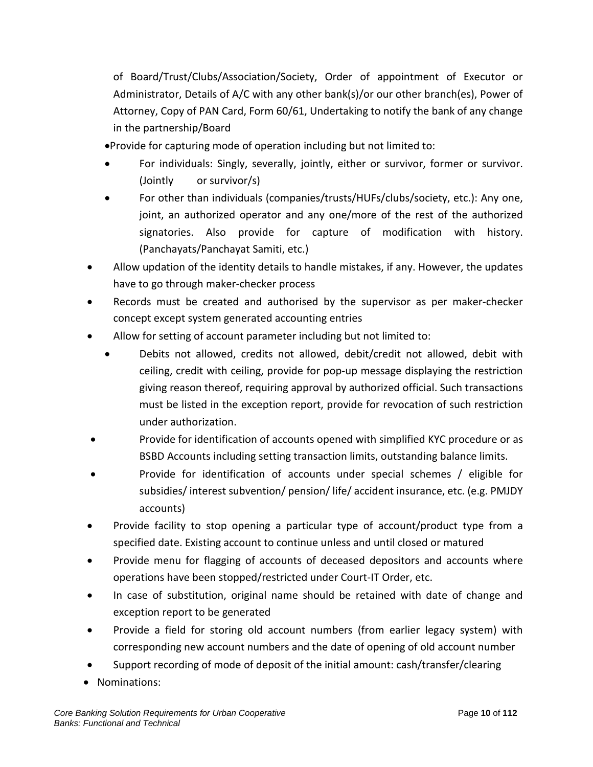of Board/Trust/Clubs/Association/Society, Order of appointment of Executor or Administrator, Details of A/C with any other bank(s)/or our other branch(es), Power of Attorney, Copy of PAN Card, Form 60/61, Undertaking to notify the bank of any change in the partnership/Board

- Provide for capturing mode of operation including but not limited to:
  - For individuals: Singly, severally, jointly, either or survivor, former or survivor. (Jointly or survivor/s)
  - For other than individuals (companies/trusts/HUFs/clubs/society, etc.): Any one, joint, an authorized operator and any one/more of the rest of the authorized signatories. Also provide for capture of modification with history. (Panchayats/Panchayat Samiti, etc.)
- Allow updation of the identity details to handle mistakes, if any. However, the updates have to go through maker-checker process
- Records must be created and authorised by the supervisor as per maker-checker concept except system generated accounting entries
- Allow for setting of account parameter including but not limited to:
  - Debits not allowed, credits not allowed, debit/credit not allowed, debit with ceiling, credit with ceiling, provide for pop-up message displaying the restriction giving reason thereof, requiring approval by authorized official. Such transactions must be listed in the exception report, provide for revocation of such restriction under authorization.
  - Provide for identification of accounts opened with simplified KYC procedure or as BSBD Accounts including setting transaction limits, outstanding balance limits.
  - Provide for identification of accounts under special schemes / eligible for subsidies/ interest subvention/ pension/ life/ accident insurance, etc. (e.g. PMJDY accounts)
- Provide facility to stop opening a particular type of account/product type from a specified date. Existing account to continue unless and until closed or matured
- Provide menu for flagging of accounts of deceased depositors and accounts where operations have been stopped/restricted under Court-IT Order, etc.
- In case of substitution, original name should be retained with date of change and exception report to be generated
- Provide a field for storing old account numbers (from earlier legacy system) with corresponding new account numbers and the date of opening of old account number
- Support recording of mode of deposit of the initial amount: cash/transfer/clearing
- Nominations: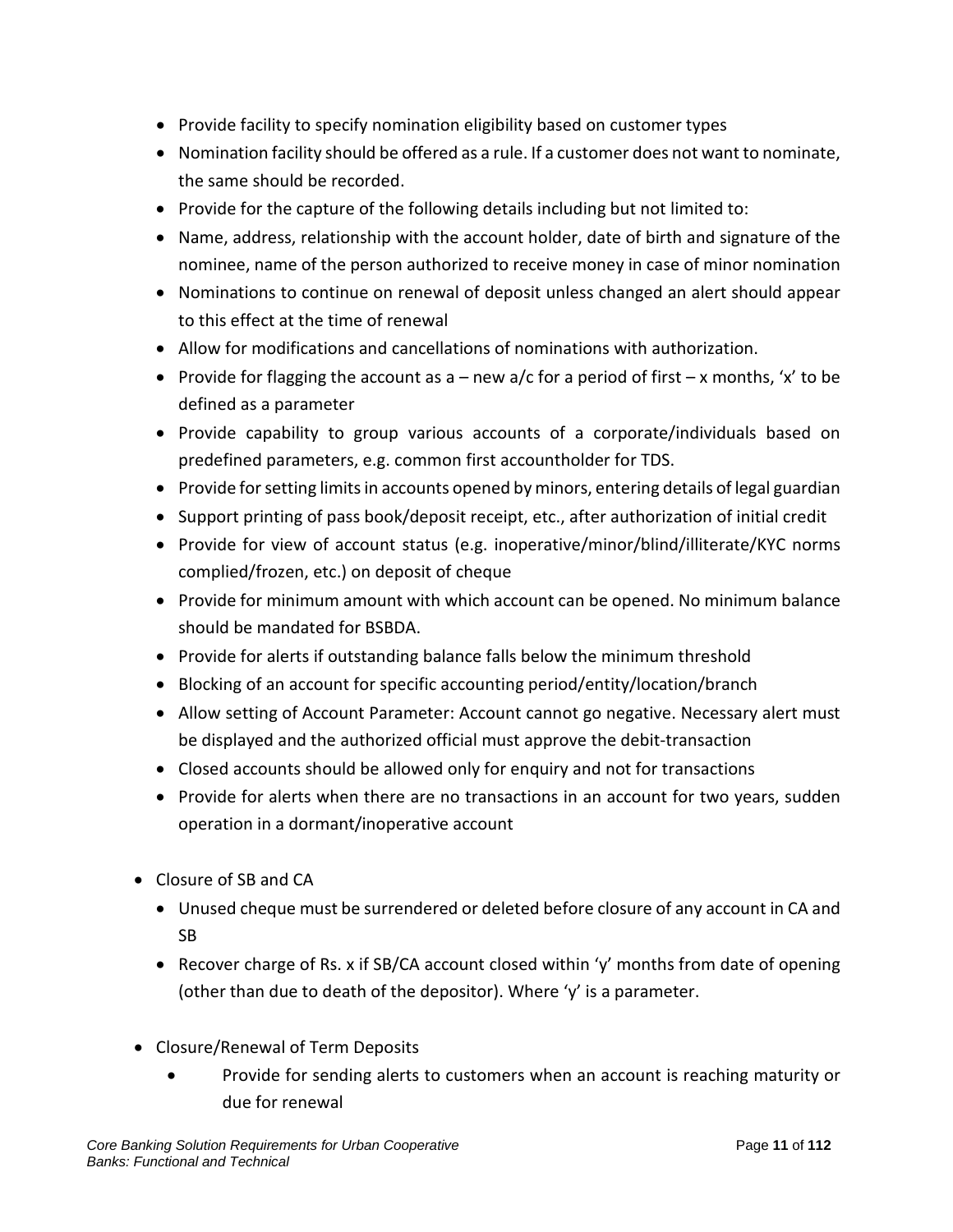- Provide facility to specify nomination eligibility based on customer types
- Nomination facility should be offered as a rule. If a customer does not want to nominate, the same should be recorded.
- Provide for the capture of the following details including but not limited to:
- Name, address, relationship with the account holder, date of birth and signature of the nominee, name of the person authorized to receive money in case of minor nomination
- Nominations to continue on renewal of deposit unless changed an alert should appear to this effect at the time of renewal
- Allow for modifications and cancellations of nominations with authorization.
- Provide for flagging the account as a – new a/c for a period of first – x months, 'x' to be defined as a parameter
- Provide capability to group various accounts of a corporate/individuals based on predefined parameters, e.g. common first accountholder for TDS.
- Provide for setting limits in accounts opened by minors, entering details of legal guardian
- Support printing of pass book/deposit receipt, etc., after authorization of initial credit
- Provide for view of account status (e.g. inoperative/minor/blind/illiterate/KYC norms complied/frozen, etc.) on deposit of cheque
- Provide for minimum amount with which account can be opened. No minimum balance should be mandated for BSBDA.
- Provide for alerts if outstanding balance falls below the minimum threshold
- Blocking of an account for specific accounting period/entity/location/branch
- Allow setting of Account Parameter: Account cannot go negative. Necessary alert must be displayed and the authorized official must approve the debit-transaction
- Closed accounts should be allowed only for enquiry and not for transactions
- Provide for alerts when there are no transactions in an account for two years, sudden operation in a dormant/inoperative account

- Closure of SB and CA
  - Unused cheque must be surrendered or deleted before closure of any account in CA and SB
  - Recover charge of Rs. x if SB/CA account closed within 'y' months from date of opening (other than due to death of the depositor). Where 'y' is a parameter.

- Closure/Renewal of Term Deposits
  - Provide for sending alerts to customers when an account is reaching maturity or due for renewal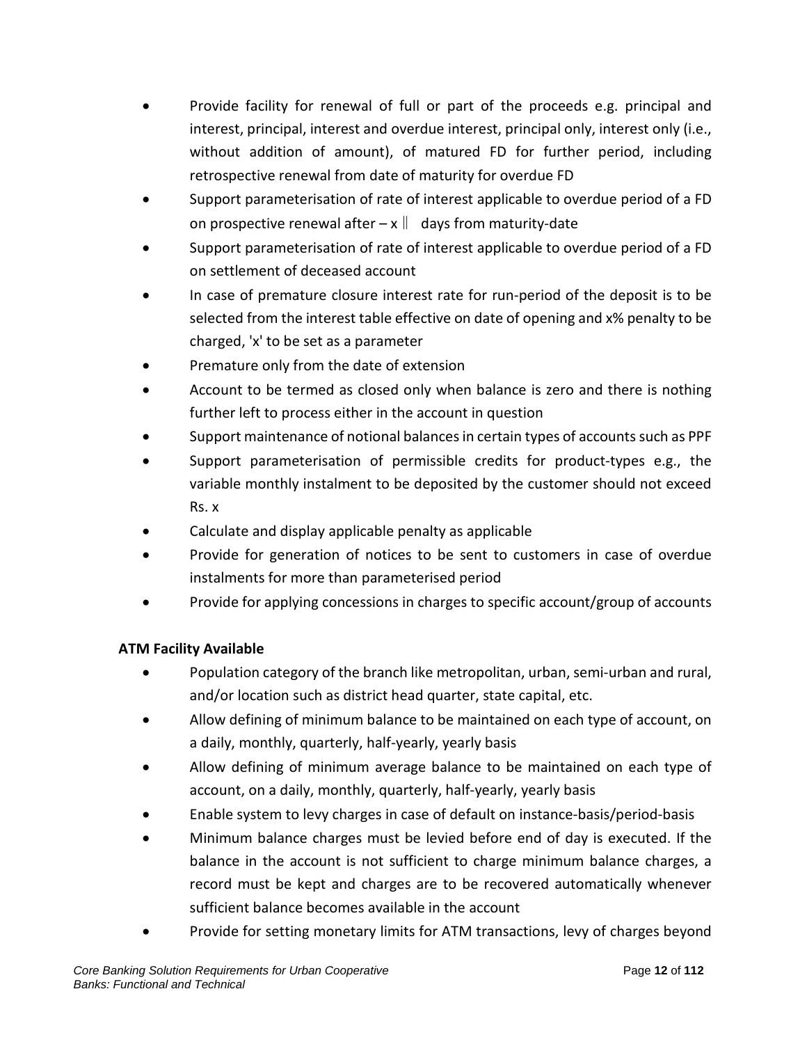- Provide facility for renewal of full or part of the proceeds e.g. principal and interest, principal, interest and overdue interest, principal only, interest only (i.e., without addition of amount), of matured FD for further period, including retrospective renewal from date of maturity for overdue FD
- Support parameterisation of rate of interest applicable to overdue period of a FD on prospective renewal after – x ‖ days from maturity-date
- Support parameterisation of rate of interest applicable to overdue period of a FD on settlement of deceased account
- In case of premature closure interest rate for run-period of the deposit is to be selected from the interest table effective on date of opening and x% penalty to be charged, 'x' to be set as a parameter
- Premature only from the date of extension
- Account to be termed as closed only when balance is zero and there is nothing further left to process either in the account in question
- Support maintenance of notional balances in certain types of accounts such as PPF
- Support parameterisation of permissible credits for product-types e.g., the variable monthly instalment to be deposited by the customer should not exceed Rs. x
- Calculate and display applicable penalty as applicable
- Provide for generation of notices to be sent to customers in case of overdue instalments for more than parameterised period
- Provide for applying concessions in charges to specific account/group of accounts

**ATM Facility Available**

- Population category of the branch like metropolitan, urban, semi-urban and rural, and/or location such as district head quarter, state capital, etc.
- Allow defining of minimum balance to be maintained on each type of account, on a daily, monthly, quarterly, half-yearly, yearly basis
- Allow defining of minimum average balance to be maintained on each type of account, on a daily, monthly, quarterly, half-yearly, yearly basis
- Enable system to levy charges in case of default on instance-basis/period-basis
- Minimum balance charges must be levied before end of day is executed. If the balance in the account is not sufficient to charge minimum balance charges, a record must be kept and charges are to be recovered automatically whenever sufficient balance becomes available in the account
- Provide for setting monetary limits for ATM transactions, levy of charges beyond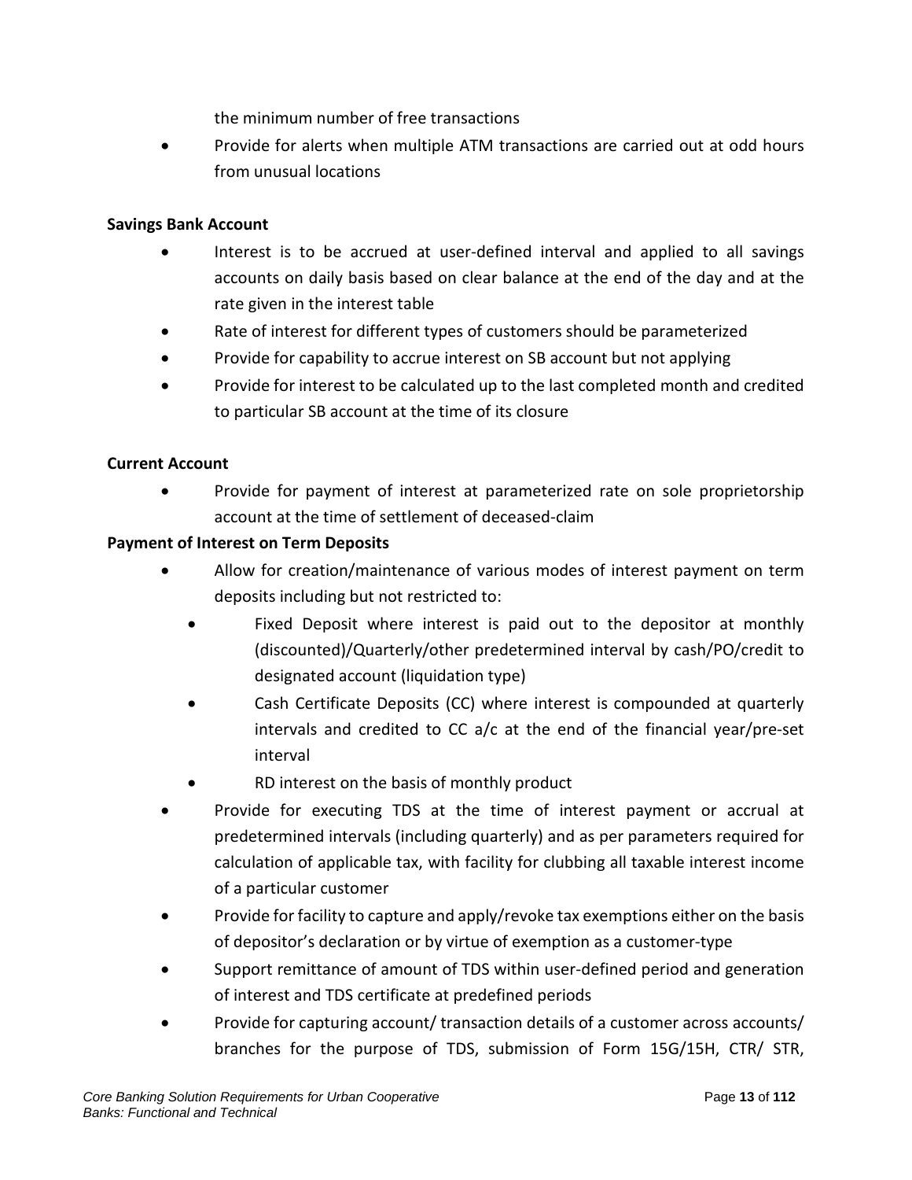the minimum number of free transactions

- Provide for alerts when multiple ATM transactions are carried out at odd hours from unusual locations

**Savings Bank Account**

- Interest is to be accrued at user-defined interval and applied to all savings accounts on daily basis based on clear balance at the end of the day and at the rate given in the interest table
- Rate of interest for different types of customers should be parameterized
- Provide for capability to accrue interest on SB account but not applying
- Provide for interest to be calculated up to the last completed month and credited to particular SB account at the time of its closure

**Current Account**

- Provide for payment of interest at parameterized rate on sole proprietorship account at the time of settlement of deceased-claim

**Payment of Interest on Term Deposits**

- Allow for creation/maintenance of various modes of interest payment on term deposits including but not restricted to:
  - Fixed Deposit where interest is paid out to the depositor at monthly (discounted)/Quarterly/other predetermined interval by cash/PO/credit to designated account (liquidation type)
  - Cash Certificate Deposits (CC) where interest is compounded at quarterly intervals and credited to CC a/c at the end of the financial year/pre-set interval
  - RD interest on the basis of monthly product
- Provide for executing TDS at the time of interest payment or accrual at predetermined intervals (including quarterly) and as per parameters required for calculation of applicable tax, with facility for clubbing all taxable interest income of a particular customer
- Provide for facility to capture and apply/revoke tax exemptions either on the basis of depositor's declaration or by virtue of exemption as a customer-type
- Support remittance of amount of TDS within user-defined period and generation of interest and TDS certificate at predefined periods
- Provide for capturing account/ transaction details of a customer across accounts/ branches for the purpose of TDS, submission of Form 15G/15H, CTR/ STR,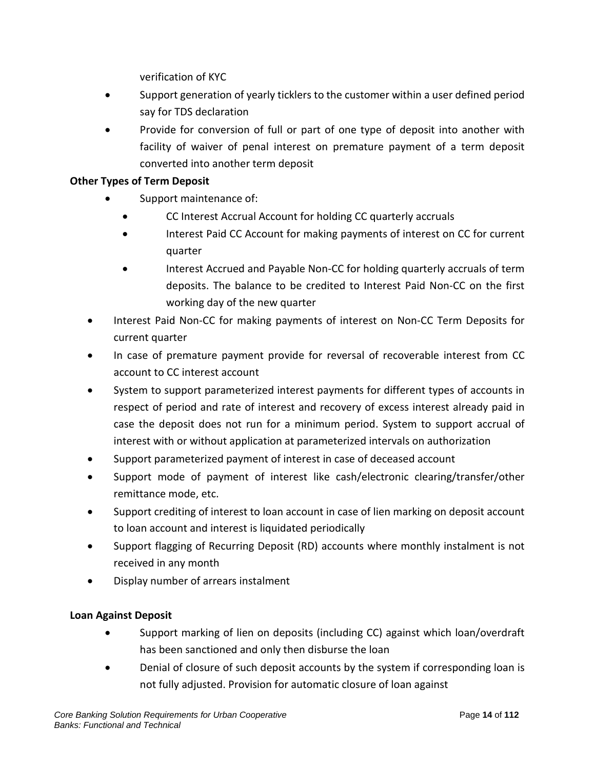verification of KYC

- Support generation of yearly ticklers to the customer within a user defined period say for TDS declaration
- Provide for conversion of full or part of one type of deposit into another with facility of waiver of penal interest on premature payment of a term deposit converted into another term deposit

**Other Types of Term Deposit**

- Support maintenance of:
    - CC Interest Accrual Account for holding CC quarterly accruals
    - Interest Paid CC Account for making payments of interest on CC for current quarter
    - Interest Accrued and Payable Non-CC for holding quarterly accruals of term deposits. The balance to be credited to Interest Paid Non-CC on the first working day of the new quarter
- Interest Paid Non-CC for making payments of interest on Non-CC Term Deposits for current quarter
- In case of premature payment provide for reversal of recoverable interest from CC account to CC interest account
- System to support parameterized interest payments for different types of accounts in respect of period and rate of interest and recovery of excess interest already paid in case the deposit does not run for a minimum period. System to support accrual of interest with or without application at parameterized intervals on authorization
- Support parameterized payment of interest in case of deceased account
- Support mode of payment of interest like cash/electronic clearing/transfer/other remittance mode, etc.
- Support crediting of interest to loan account in case of lien marking on deposit account to loan account and interest is liquidated periodically
- Support flagging of Recurring Deposit (RD) accounts where monthly instalment is not received in any month
- Display number of arrears instalment

**Loan Against Deposit**

- Support marking of lien on deposits (including CC) against which loan/overdraft has been sanctioned and only then disburse the loan
- Denial of closure of such deposit accounts by the system if corresponding loan is not fully adjusted. Provision for automatic closure of loan against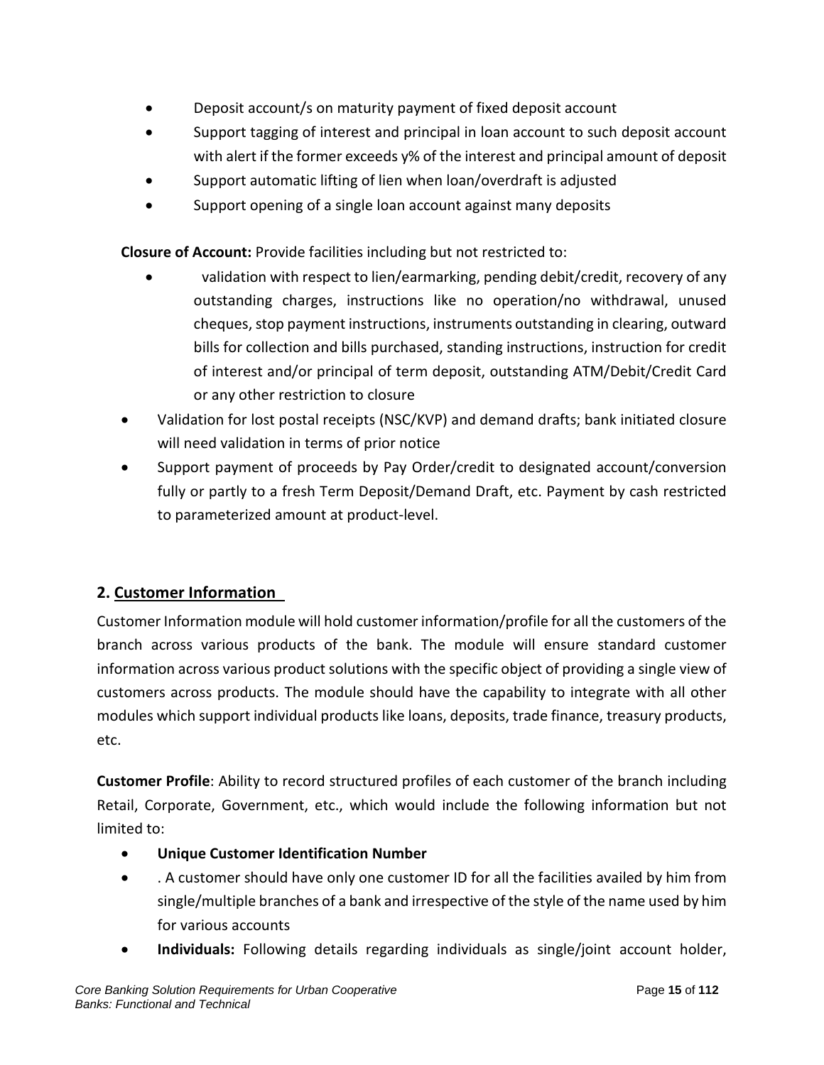- Deposit account/s on maturity payment of fixed deposit account
- Support tagging of interest and principal in loan account to such deposit account with alert if the former exceeds y% of the interest and principal amount of deposit
- Support automatic lifting of lien when loan/overdraft is adjusted
- Support opening of a single loan account against many deposits

**Closure of Account:** Provide facilities including but not restricted to:

- validation with respect to lien/earmarking, pending debit/credit, recovery of any outstanding charges, instructions like no operation/no withdrawal, unused cheques, stop payment instructions, instruments outstanding in clearing, outward bills for collection and bills purchased, standing instructions, instruction for credit of interest and/or principal of term deposit, outstanding ATM/Debit/Credit Card or any other restriction to closure
- Validation for lost postal receipts (NSC/KVP) and demand drafts; bank initiated closure will need validation in terms of prior notice
- Support payment of proceeds by Pay Order/credit to designated account/conversion fully or partly to a fresh Term Deposit/Demand Draft, etc. Payment by cash restricted to parameterized amount at product-level.

## 2. Customer Information

Customer Information module will hold customer information/profile for all the customers of the branch across various products of the bank. The module will ensure standard customer information across various product solutions with the specific object of providing a single view of customers across products. The module should have the capability to integrate with all other modules which support individual products like loans, deposits, trade finance, treasury products, etc.

**Customer Profile**: Ability to record structured profiles of each customer of the branch including Retail, Corporate, Government, etc., which would include the following information but not limited to:

- **Unique Customer Identification Number**
- . A customer should have only one customer ID for all the facilities availed by him from single/multiple branches of a bank and irrespective of the style of the name used by him for various accounts
- **Individuals:** Following details regarding individuals as single/joint account holder,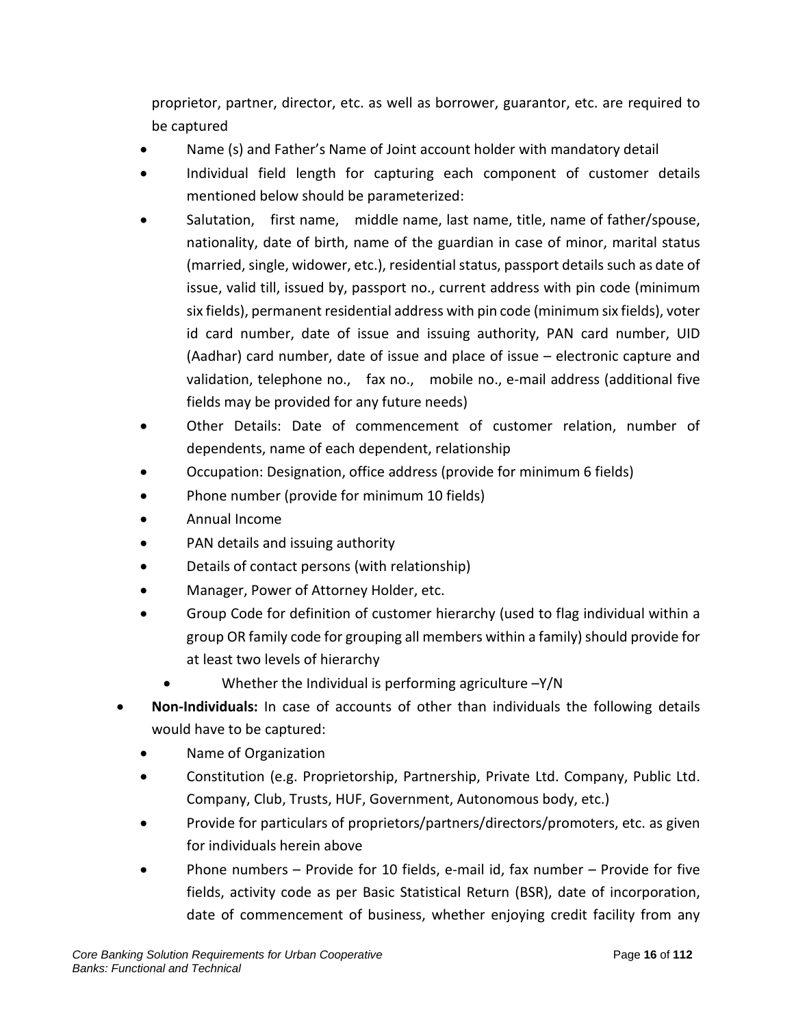proprietor, partner, director, etc. as well as borrower, guarantor, etc. are required to be captured

- Name (s) and Father's Name of Joint account holder with mandatory detail
- Individual field length for capturing each component of customer details mentioned below should be parameterized:
- Salutation, first name, middle name, last name, title, name of father/spouse, nationality, date of birth, name of the guardian in case of minor, marital status (married, single, widower, etc.), residential status, passport details such as date of issue, valid till, issued by, passport no., current address with pin code (minimum six fields), permanent residential address with pin code (minimum six fields), voter id card number, date of issue and issuing authority, PAN card number, UID (Aadhar) card number, date of issue and place of issue – electronic capture and validation, telephone no., fax no., mobile no., e-mail address (additional five fields may be provided for any future needs)
- Other Details: Date of commencement of customer relation, number of dependents, name of each dependent, relationship
- Occupation: Designation, office address (provide for minimum 6 fields)
- Phone number (provide for minimum 10 fields)
- Annual Income
- PAN details and issuing authority
- Details of contact persons (with relationship)
- Manager, Power of Attorney Holder, etc.
- Group Code for definition of customer hierarchy (used to flag individual within a group OR family code for grouping all members within a family) should provide for at least two levels of hierarchy
  - Whether the Individual is performing agriculture –Y/N

- **Non-Individuals:** In case of accounts of other than individuals the following details would have to be captured:
  - Name of Organization
  - Constitution (e.g. Proprietorship, Partnership, Private Ltd. Company, Public Ltd. Company, Club, Trusts, HUF, Government, Autonomous body, etc.)
  - Provide for particulars of proprietors/partners/directors/promoters, etc. as given for individuals herein above
  - Phone numbers – Provide for 10 fields, e-mail id, fax number – Provide for five fields, activity code as per Basic Statistical Return (BSR), date of incorporation, date of commencement of business, whether enjoying credit facility from any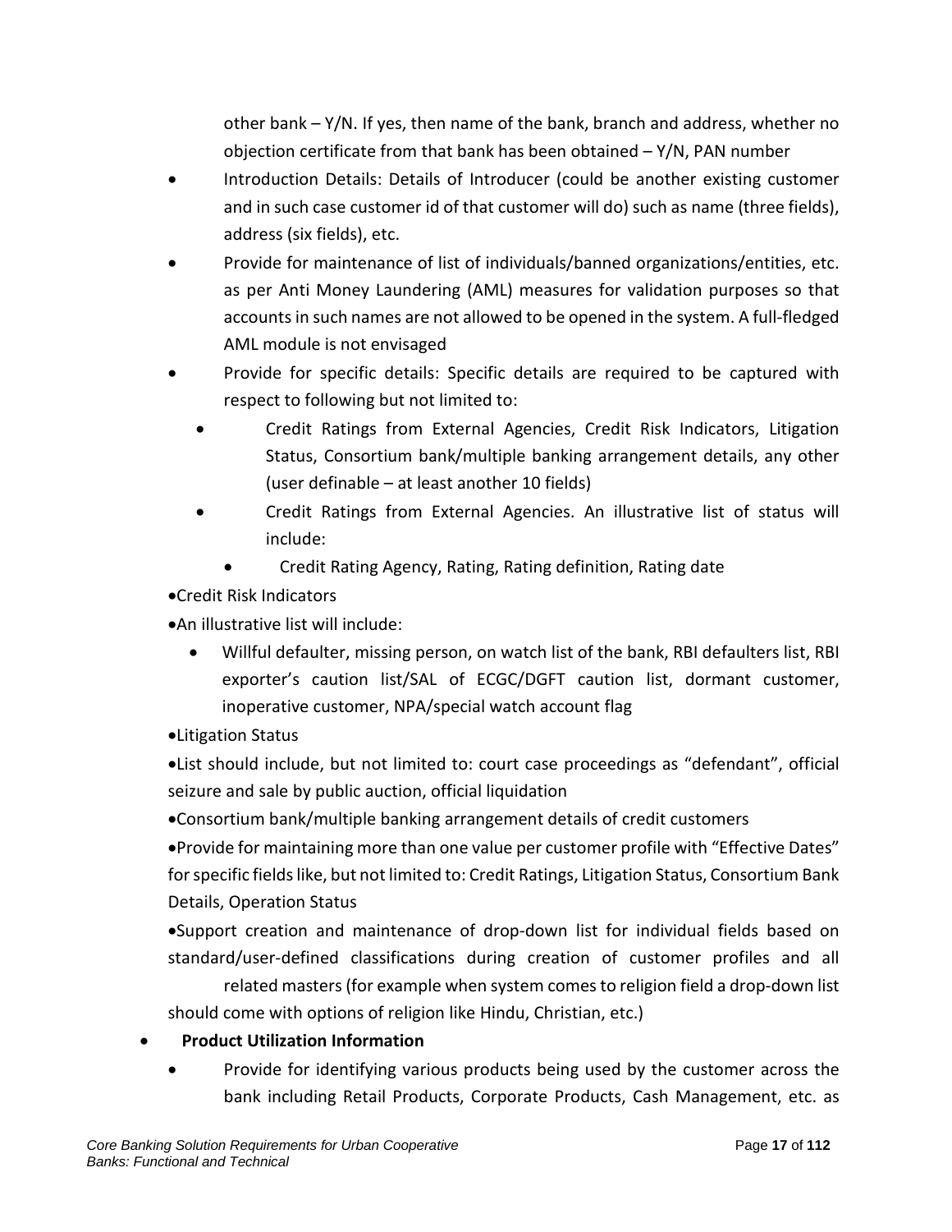other bank – Y/N. If yes, then name of the bank, branch and address, whether no objection certificate from that bank has been obtained – Y/N, PAN number

- Introduction Details: Details of Introducer (could be another existing customer and in such case customer id of that customer will do) such as name (three fields), address (six fields), etc.
- Provide for maintenance of list of individuals/banned organizations/entities, etc. as per Anti Money Laundering (AML) measures for validation purposes so that accounts in such names are not allowed to be opened in the system. A full-fledged AML module is not envisaged
- Provide for specific details: Specific details are required to be captured with respect to following but not limited to:
    - Credit Ratings from External Agencies, Credit Risk Indicators, Litigation Status, Consortium bank/multiple banking arrangement details, any other (user definable – at least another 10 fields)
    - Credit Ratings from External Agencies. An illustrative list of status will include:
        - Credit Rating Agency, Rating, Rating definition, Rating date

- Credit Risk Indicators
- An illustrative list will include:
    - Willful defaulter, missing person, on watch list of the bank, RBI defaulters list, RBI exporter's caution list/SAL of ECGC/DGFT caution list, dormant customer, inoperative customer, NPA/special watch account flag
- Litigation Status
- List should include, but not limited to: court case proceedings as "defendant", official seizure and sale by public auction, official liquidation
- Consortium bank/multiple banking arrangement details of credit customers
- Provide for maintaining more than one value per customer profile with "Effective Dates" for specific fields like, but not limited to: Credit Ratings, Litigation Status, Consortium Bank Details, Operation Status
- Support creation and maintenance of drop-down list for individual fields based on standard/user-defined classifications during creation of customer profiles and all related masters (for example when system comes to religion field a drop-down list should come with options of religion like Hindu, Christian, etc.)

- **Product Utilization Information**
    - Provide for identifying various products being used by the customer across the bank including Retail Products, Corporate Products, Cash Management, etc. as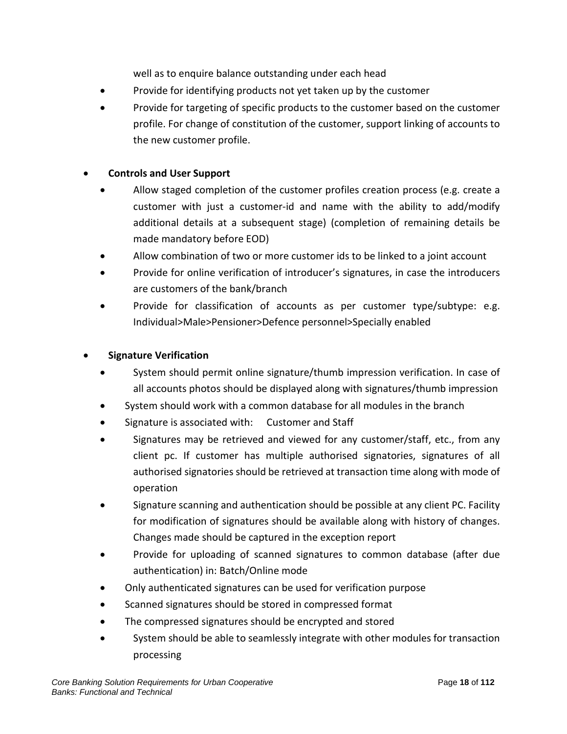well as to enquire balance outstanding under each head
  - Provide for identifying products not yet taken up by the customer
  - Provide for targeting of specific products to the customer based on the customer profile. For change of constitution of the customer, support linking of accounts to the new customer profile.

- **Controls and User Support**
  - Allow staged completion of the customer profiles creation process (e.g. create a customer with just a customer-id and name with the ability to add/modify additional details at a subsequent stage) (completion of remaining details be made mandatory before EOD)
  - Allow combination of two or more customer ids to be linked to a joint account
  - Provide for online verification of introducer's signatures, in case the introducers are customers of the bank/branch
  - Provide for classification of accounts as per customer type/subtype: e.g. Individual>Male>Pensioner>Defence personnel>Specially enabled

- **Signature Verification**
  - System should permit online signature/thumb impression verification. In case of all accounts photos should be displayed along with signatures/thumb impression
  - System should work with a common database for all modules in the branch
  - Signature is associated with: Customer and Staff
  - Signatures may be retrieved and viewed for any customer/staff, etc., from any client pc. If customer has multiple authorised signatories, signatures of all authorised signatories should be retrieved at transaction time along with mode of operation
  - Signature scanning and authentication should be possible at any client PC. Facility for modification of signatures should be available along with history of changes. Changes made should be captured in the exception report
  - Provide for uploading of scanned signatures to common database (after due authentication) in: Batch/Online mode
  - Only authenticated signatures can be used for verification purpose
  - Scanned signatures should be stored in compressed format
  - The compressed signatures should be encrypted and stored
  - System should be able to seamlessly integrate with other modules for transaction processing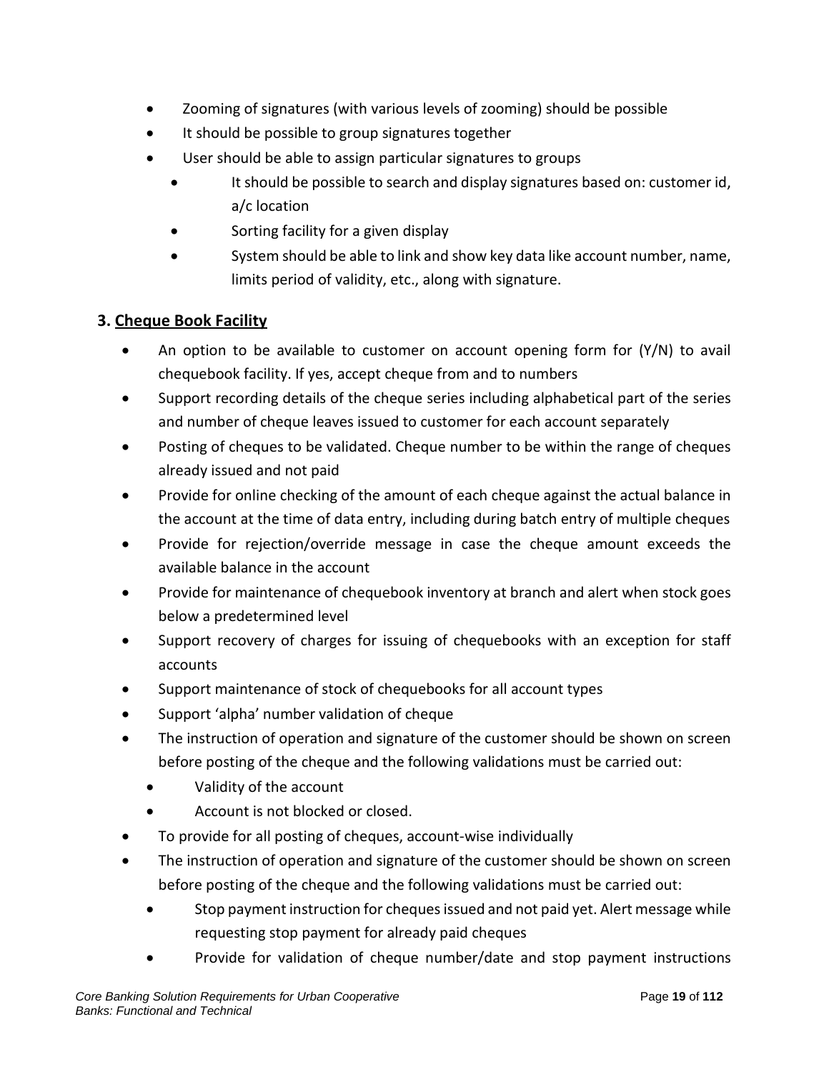- Zooming of signatures (with various levels of zooming) should be possible
- It should be possible to group signatures together
- User should be able to assign particular signatures to groups
  - It should be possible to search and display signatures based on: customer id, a/c location
  - Sorting facility for a given display
  - System should be able to link and show key data like account number, name, limits period of validity, etc., along with signature.

### 3. <u>Cheque Book Facility</u>

- An option to be available to customer on account opening form for (Y/N) to avail chequebook facility. If yes, accept cheque from and to numbers
- Support recording details of the cheque series including alphabetical part of the series and number of cheque leaves issued to customer for each account separately
- Posting of cheques to be validated. Cheque number to be within the range of cheques already issued and not paid
- Provide for online checking of the amount of each cheque against the actual balance in the account at the time of data entry, including during batch entry of multiple cheques
- Provide for rejection/override message in case the cheque amount exceeds the available balance in the account
- Provide for maintenance of chequebook inventory at branch and alert when stock goes below a predetermined level
- Support recovery of charges for issuing of chequebooks with an exception for staff accounts
- Support maintenance of stock of chequebooks for all account types
- Support 'alpha' number validation of cheque
- The instruction of operation and signature of the customer should be shown on screen before posting of the cheque and the following validations must be carried out:
  - Validity of the account
  - Account is not blocked or closed.
- To provide for all posting of cheques, account-wise individually
- The instruction of operation and signature of the customer should be shown on screen before posting of the cheque and the following validations must be carried out:
  - Stop payment instruction for cheques issued and not paid yet. Alert message while requesting stop payment for already paid cheques
  - Provide for validation of cheque number/date and stop payment instructions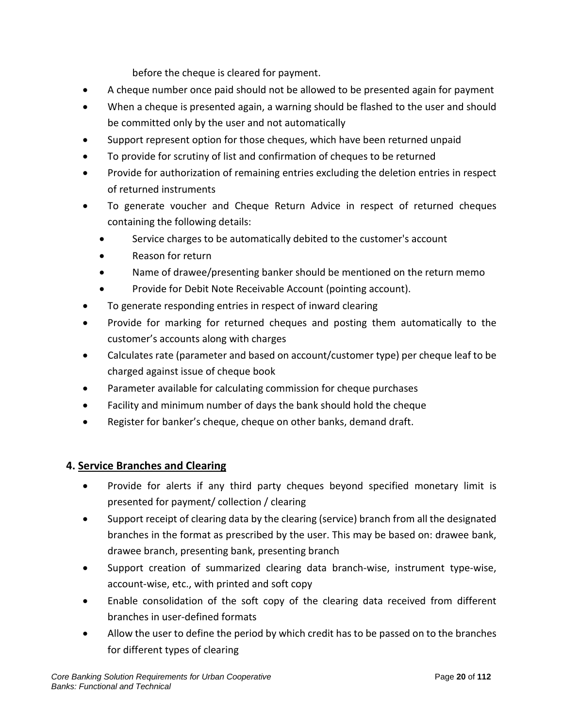before the cheque is cleared for payment.

- A cheque number once paid should not be allowed to be presented again for payment
- When a cheque is presented again, a warning should be flashed to the user and should be committed only by the user and not automatically
- Support represent option for those cheques, which have been returned unpaid
- To provide for scrutiny of list and confirmation of cheques to be returned
- Provide for authorization of remaining entries excluding the deletion entries in respect of returned instruments
- To generate voucher and Cheque Return Advice in respect of returned cheques containing the following details:
  - Service charges to be automatically debited to the customer's account
  - Reason for return
  - Name of drawee/presenting banker should be mentioned on the return memo
  - Provide for Debit Note Receivable Account (pointing account).
- To generate responding entries in respect of inward clearing
- Provide for marking for returned cheques and posting them automatically to the customer's accounts along with charges
- Calculates rate (parameter and based on account/customer type) per cheque leaf to be charged against issue of cheque book
- Parameter available for calculating commission for cheque purchases
- Facility and minimum number of days the bank should hold the cheque
- Register for banker's cheque, cheque on other banks, demand draft.

### 4. Service Branches and Clearing

- Provide for alerts if any third party cheques beyond specified monetary limit is presented for payment/ collection / clearing
- Support receipt of clearing data by the clearing (service) branch from all the designated branches in the format as prescribed by the user. This may be based on: drawee bank, drawee branch, presenting bank, presenting branch
- Support creation of summarized clearing data branch-wise, instrument type-wise, account-wise, etc., with printed and soft copy
- Enable consolidation of the soft copy of the clearing data received from different branches in user-defined formats
- Allow the user to define the period by which credit has to be passed on to the branches for different types of clearing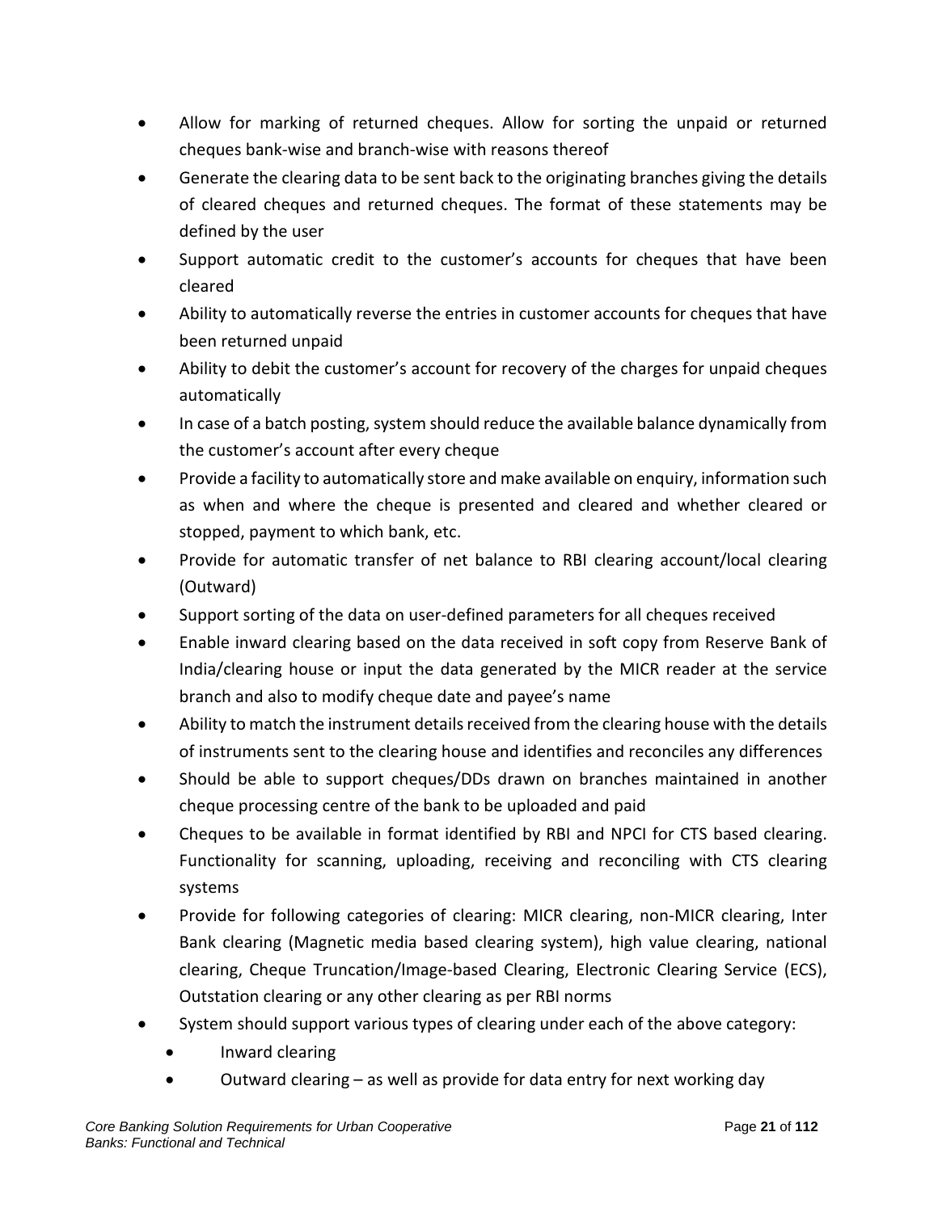- Allow for marking of returned cheques. Allow for sorting the unpaid or returned cheques bank-wise and branch-wise with reasons thereof
- Generate the clearing data to be sent back to the originating branches giving the details of cleared cheques and returned cheques. The format of these statements may be defined by the user
- Support automatic credit to the customer's accounts for cheques that have been cleared
- Ability to automatically reverse the entries in customer accounts for cheques that have been returned unpaid
- Ability to debit the customer's account for recovery of the charges for unpaid cheques automatically
- In case of a batch posting, system should reduce the available balance dynamically from the customer's account after every cheque
- Provide a facility to automatically store and make available on enquiry, information such as when and where the cheque is presented and cleared and whether cleared or stopped, payment to which bank, etc.
- Provide for automatic transfer of net balance to RBI clearing account/local clearing (Outward)
- Support sorting of the data on user-defined parameters for all cheques received
- Enable inward clearing based on the data received in soft copy from Reserve Bank of India/clearing house or input the data generated by the MICR reader at the service branch and also to modify cheque date and payee's name
- Ability to match the instrument details received from the clearing house with the details of instruments sent to the clearing house and identifies and reconciles any differences
- Should be able to support cheques/DDs drawn on branches maintained in another cheque processing centre of the bank to be uploaded and paid
- Cheques to be available in format identified by RBI and NPCI for CTS based clearing. Functionality for scanning, uploading, receiving and reconciling with CTS clearing systems
- Provide for following categories of clearing: MICR clearing, non-MICR clearing, Inter Bank clearing (Magnetic media based clearing system), high value clearing, national clearing, Cheque Truncation/Image-based Clearing, Electronic Clearing Service (ECS), Outstation clearing or any other clearing as per RBI norms
- System should support various types of clearing under each of the above category:
  - Inward clearing
  - Outward clearing – as well as provide for data entry for next working day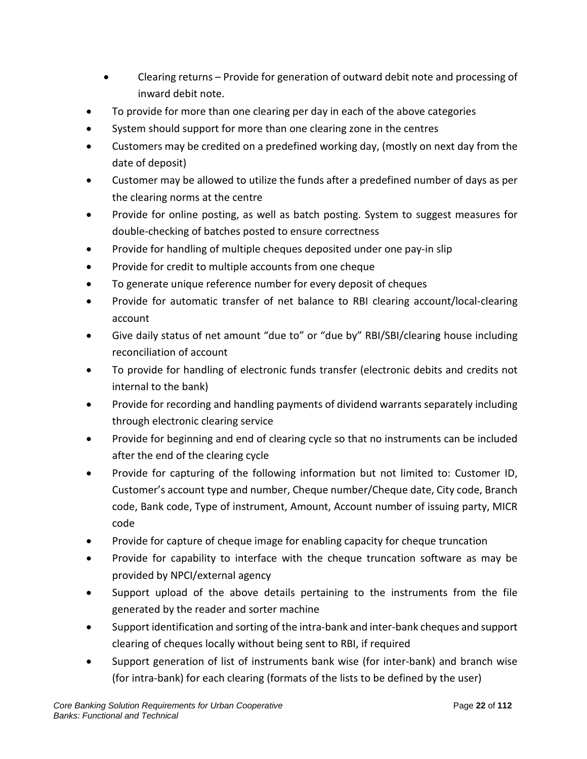- Clearing returns – Provide for generation of outward debit note and processing of inward debit note.
- To provide for more than one clearing per day in each of the above categories
- System should support for more than one clearing zone in the centres
- Customers may be credited on a predefined working day, (mostly on next day from the date of deposit)
- Customer may be allowed to utilize the funds after a predefined number of days as per the clearing norms at the centre
- Provide for online posting, as well as batch posting. System to suggest measures for double-checking of batches posted to ensure correctness
- Provide for handling of multiple cheques deposited under one pay-in slip
- Provide for credit to multiple accounts from one cheque
- To generate unique reference number for every deposit of cheques
- Provide for automatic transfer of net balance to RBI clearing account/local-clearing account
- Give daily status of net amount "due to" or "due by" RBI/SBI/clearing house including reconciliation of account
- To provide for handling of electronic funds transfer (electronic debits and credits not internal to the bank)
- Provide for recording and handling payments of dividend warrants separately including through electronic clearing service
- Provide for beginning and end of clearing cycle so that no instruments can be included after the end of the clearing cycle
- Provide for capturing of the following information but not limited to: Customer ID, Customer's account type and number, Cheque number/Cheque date, City code, Branch code, Bank code, Type of instrument, Amount, Account number of issuing party, MICR code
- Provide for capture of cheque image for enabling capacity for cheque truncation
- Provide for capability to interface with the cheque truncation software as may be provided by NPCI/external agency
- Support upload of the above details pertaining to the instruments from the file generated by the reader and sorter machine
- Support identification and sorting of the intra-bank and inter-bank cheques and support clearing of cheques locally without being sent to RBI, if required
- Support generation of list of instruments bank wise (for inter-bank) and branch wise (for intra-bank) for each clearing (formats of the lists to be defined by the user)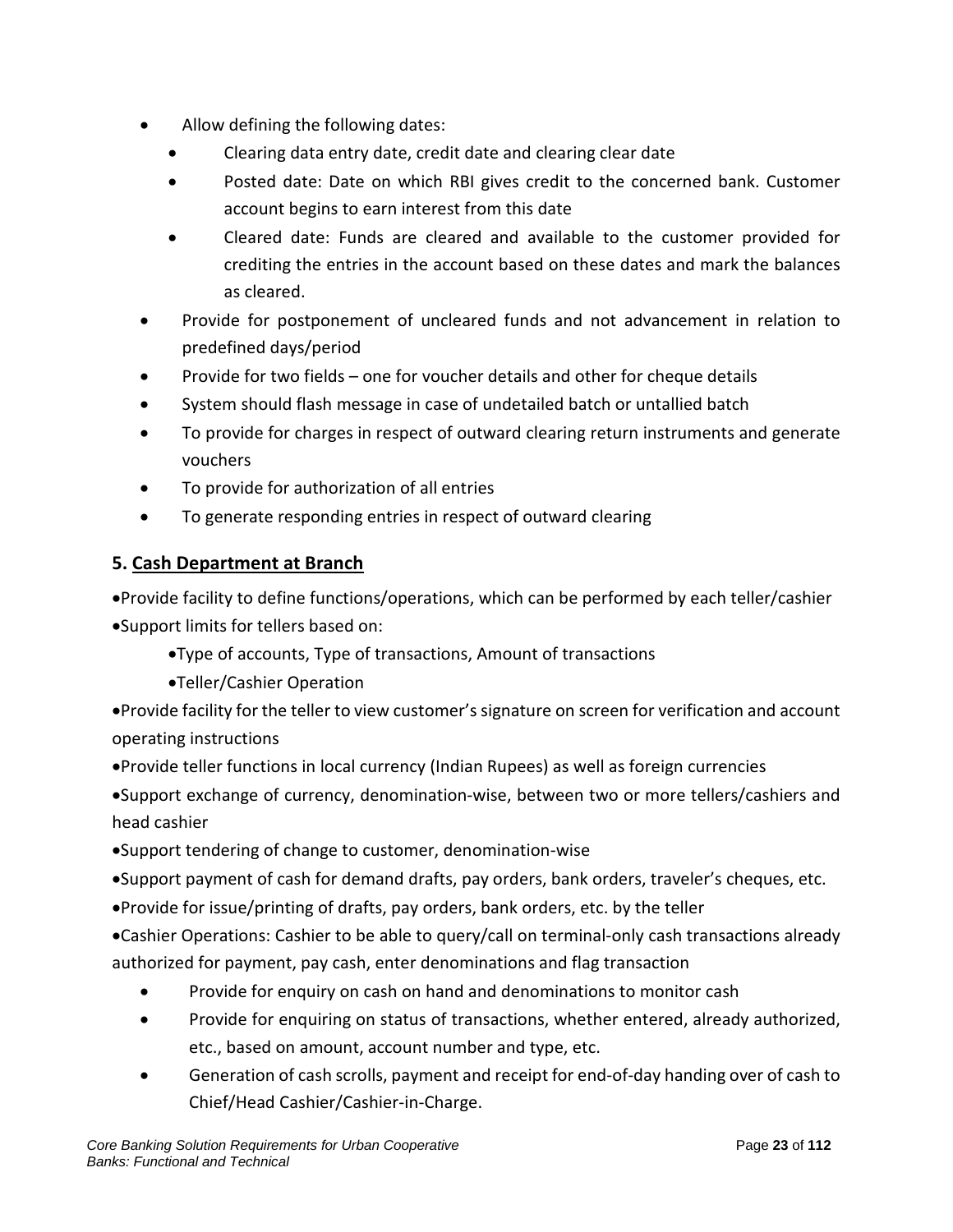- Allow defining the following dates:
    - Clearing data entry date, credit date and clearing clear date
    - Posted date: Date on which RBI gives credit to the concerned bank. Customer account begins to earn interest from this date
    - Cleared date: Funds are cleared and available to the customer provided for crediting the entries in the account based on these dates and mark the balances as cleared.
- Provide for postponement of uncleared funds and not advancement in relation to predefined days/period
- Provide for two fields – one for voucher details and other for cheque details
- System should flash message in case of undetailed batch or untallied batch
- To provide for charges in respect of outward clearing return instruments and generate vouchers
- To provide for authorization of all entries
- To generate responding entries in respect of outward clearing

### 5. <u>Cash Department at Branch</u>

- Provide facility to define functions/operations, which can be performed by each teller/cashier
- Support limits for tellers based on:
    - Type of accounts, Type of transactions, Amount of transactions
    - Teller/Cashier Operation
- Provide facility for the teller to view customer's signature on screen for verification and account operating instructions
- Provide teller functions in local currency (Indian Rupees) as well as foreign currencies
- Support exchange of currency, denomination-wise, between two or more tellers/cashiers and head cashier
- Support tendering of change to customer, denomination-wise
- Support payment of cash for demand drafts, pay orders, bank orders, traveler's cheques, etc.
- Provide for issue/printing of drafts, pay orders, bank orders, etc. by the teller
- Cashier Operations: Cashier to be able to query/call on terminal-only cash transactions already authorized for payment, pay cash, enter denominations and flag transaction
    - Provide for enquiry on cash on hand and denominations to monitor cash
    - Provide for enquiring on status of transactions, whether entered, already authorized, etc., based on amount, account number and type, etc.
    - Generation of cash scrolls, payment and receipt for end-of-day handing over of cash to Chief/Head Cashier/Cashier-in-Charge.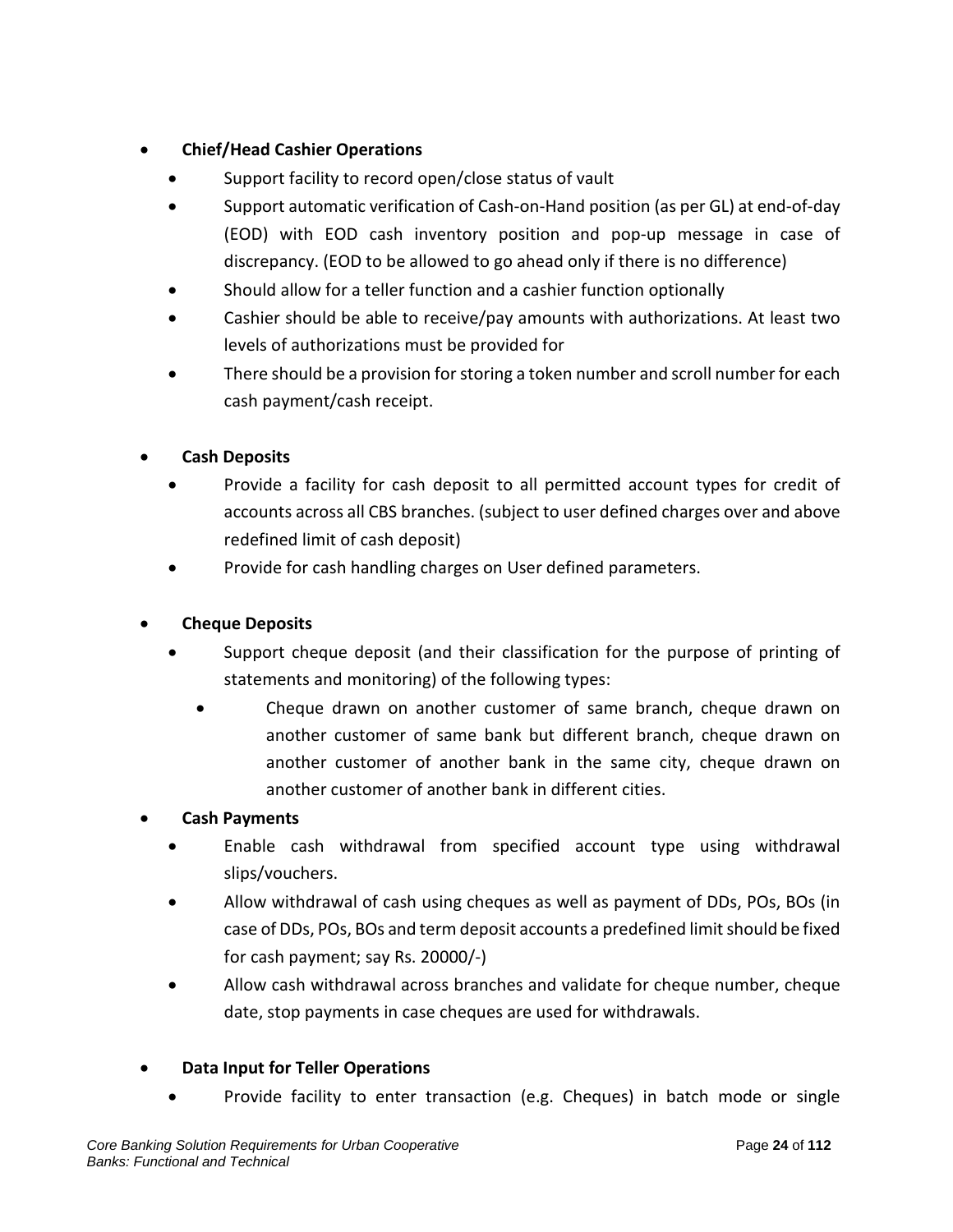- **Chief/Head Cashier Operations**
  - Support facility to record open/close status of vault
  - Support automatic verification of Cash-on-Hand position (as per GL) at end-of-day (EOD) with EOD cash inventory position and pop-up message in case of discrepancy. (EOD to be allowed to go ahead only if there is no difference)
  - Should allow for a teller function and a cashier function optionally
  - Cashier should be able to receive/pay amounts with authorizations. At least two levels of authorizations must be provided for
  - There should be a provision for storing a token number and scroll number for each cash payment/cash receipt.

- **Cash Deposits**
  - Provide a facility for cash deposit to all permitted account types for credit of accounts across all CBS branches. (subject to user defined charges over and above redefined limit of cash deposit)
  - Provide for cash handling charges on User defined parameters.

- **Cheque Deposits**
  - Support cheque deposit (and their classification for the purpose of printing of statements and monitoring) of the following types:
    - Cheque drawn on another customer of same branch, cheque drawn on another customer of same bank but different branch, cheque drawn on another customer of another bank in the same city, cheque drawn on another customer of another bank in different cities.

- **Cash Payments**
  - Enable cash withdrawal from specified account type using withdrawal slips/vouchers.
  - Allow withdrawal of cash using cheques as well as payment of DDs, POs, BOs (in case of DDs, POs, BOs and term deposit accounts a predefined limit should be fixed for cash payment; say Rs. 20000/-)
  - Allow cash withdrawal across branches and validate for cheque number, cheque date, stop payments in case cheques are used for withdrawals.

- **Data Input for Teller Operations**
  - Provide facility to enter transaction (e.g. Cheques) in batch mode or single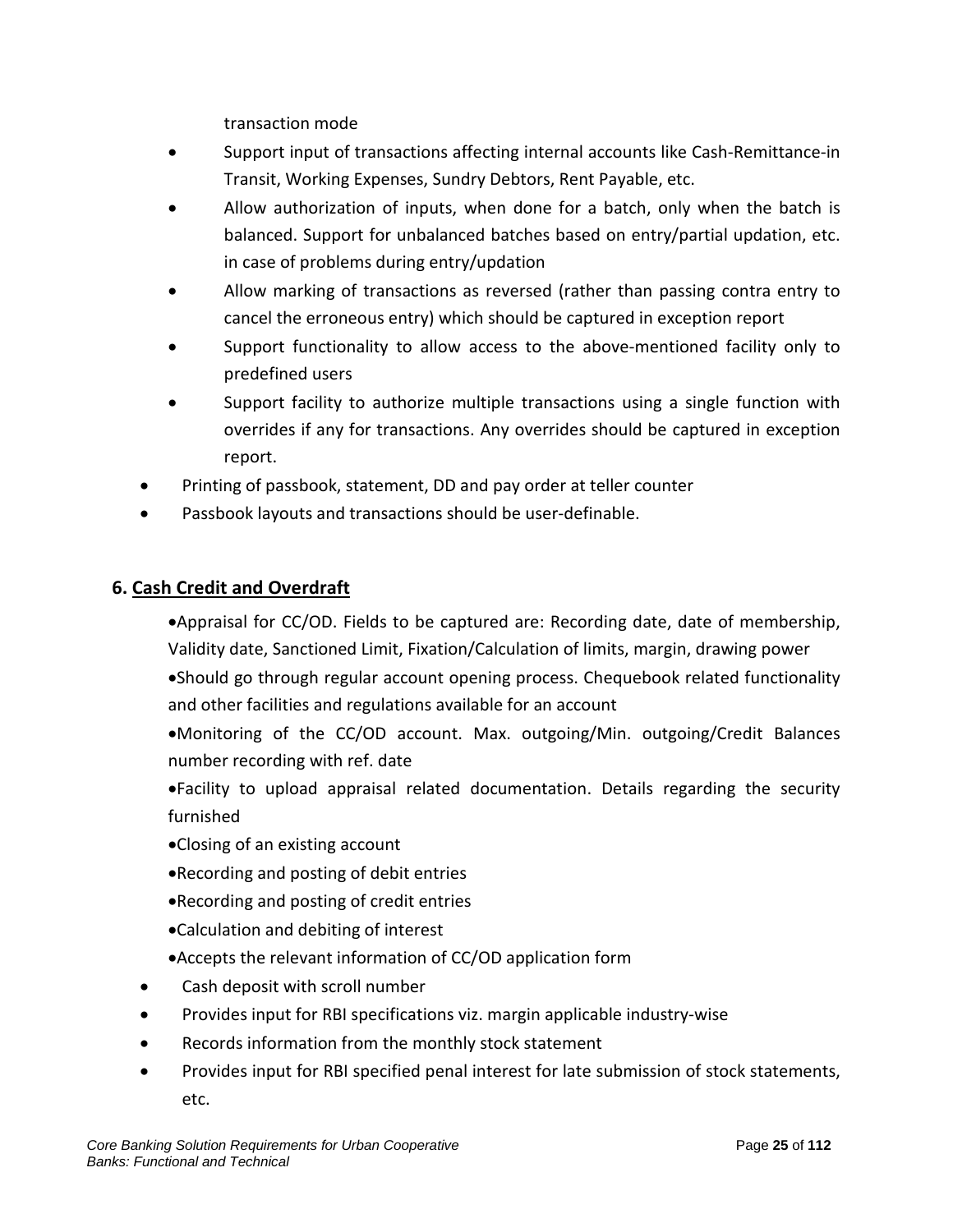transaction mode

  - Support input of transactions affecting internal accounts like Cash-Remittance-in Transit, Working Expenses, Sundry Debtors, Rent Payable, etc.
  - Allow authorization of inputs, when done for a batch, only when the batch is balanced. Support for unbalanced batches based on entry/partial updation, etc. in case of problems during entry/updation
  - Allow marking of transactions as reversed (rather than passing contra entry to cancel the erroneous entry) which should be captured in exception report
  - Support functionality to allow access to the above-mentioned facility only to predefined users
  - Support facility to authorize multiple transactions using a single function with overrides if any for transactions. Any overrides should be captured in exception report.
- Printing of passbook, statement, DD and pay order at teller counter
- Passbook layouts and transactions should be user-definable.

## 6. Cash Credit and Overdraft

- Appraisal for CC/OD. Fields to be captured are: Recording date, date of membership, Validity date, Sanctioned Limit, Fixation/Calculation of limits, margin, drawing power
- Should go through regular account opening process. Chequebook related functionality and other facilities and regulations available for an account
- Monitoring of the CC/OD account. Max. outgoing/Min. outgoing/Credit Balances number recording with ref. date
- Facility to upload appraisal related documentation. Details regarding the security furnished
- Closing of an existing account
- Recording and posting of debit entries
- Recording and posting of credit entries
- Calculation and debiting of interest
- Accepts the relevant information of CC/OD application form
- Cash deposit with scroll number
- Provides input for RBI specifications viz. margin applicable industry-wise
- Records information from the monthly stock statement
- Provides input for RBI specified penal interest for late submission of stock statements, etc.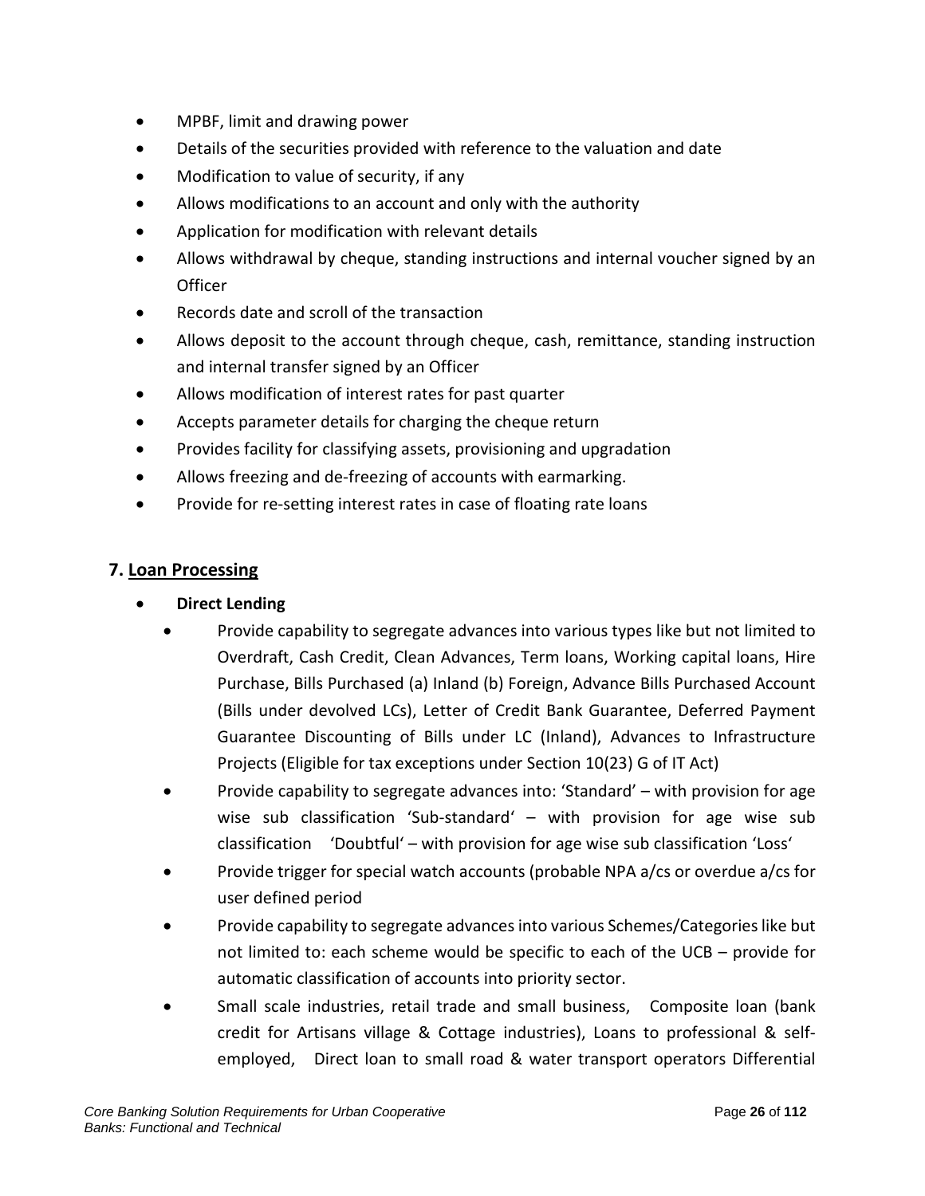- MPBF, limit and drawing power
- Details of the securities provided with reference to the valuation and date
- Modification to value of security, if any
- Allows modifications to an account and only with the authority
- Application for modification with relevant details
- Allows withdrawal by cheque, standing instructions and internal voucher signed by an Officer
- Records date and scroll of the transaction
- Allows deposit to the account through cheque, cash, remittance, standing instruction and internal transfer signed by an Officer
- Allows modification of interest rates for past quarter
- Accepts parameter details for charging the cheque return
- Provides facility for classifying assets, provisioning and upgradation
- Allows freezing and de-freezing of accounts with earmarking.
- Provide for re-setting interest rates in case of floating rate loans

## 7. Loan Processing

- **Direct Lending**
  - Provide capability to segregate advances into various types like but not limited to Overdraft, Cash Credit, Clean Advances, Term loans, Working capital loans, Hire Purchase, Bills Purchased (a) Inland (b) Foreign, Advance Bills Purchased Account (Bills under devolved LCs), Letter of Credit Bank Guarantee, Deferred Payment Guarantee Discounting of Bills under LC (Inland), Advances to Infrastructure Projects (Eligible for tax exceptions under Section 10(23) G of IT Act)
  - Provide capability to segregate advances into: 'Standard' – with provision for age wise sub classification 'Sub-standard' – with provision for age wise sub classification 'Doubtful' – with provision for age wise sub classification 'Loss'
  - Provide trigger for special watch accounts (probable NPA a/cs or overdue a/cs for user defined period
  - Provide capability to segregate advances into various Schemes/Categories like but not limited to: each scheme would be specific to each of the UCB – provide for automatic classification of accounts into priority sector.
  - Small scale industries, retail trade and small business, Composite loan (bank credit for Artisans village & Cottage industries), Loans to professional & self-employed, Direct loan to small road & water transport operators Differential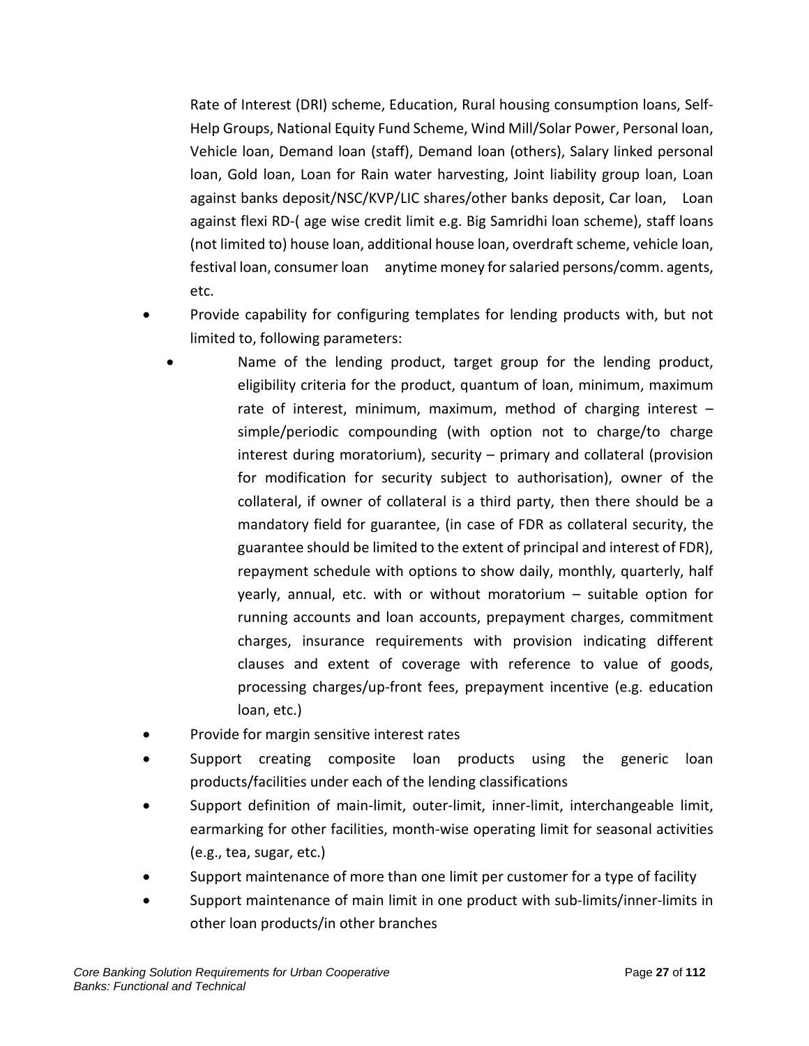Rate of Interest (DRI) scheme, Education, Rural housing consumption loans, Self-Help Groups, National Equity Fund Scheme, Wind Mill/Solar Power, Personal loan, Vehicle loan, Demand loan (staff), Demand loan (others), Salary linked personal loan, Gold loan, Loan for Rain water harvesting, Joint liability group loan, Loan against banks deposit/NSC/KVP/LIC shares/other banks deposit, Car loan, Loan against flexi RD-( age wise credit limit e.g. Big Samridhi loan scheme), staff loans (not limited to) house loan, additional house loan, overdraft scheme, vehicle loan, festival loan, consumer loan anytime money for salaried persons/comm. agents, etc.

- Provide capability for configuring templates for lending products with, but not limited to, following parameters:
    - Name of the lending product, target group for the lending product, eligibility criteria for the product, quantum of loan, minimum, maximum rate of interest, minimum, maximum, method of charging interest – simple/periodic compounding (with option not to charge/to charge interest during moratorium), security – primary and collateral (provision for modification for security subject to authorisation), owner of the collateral, if owner of collateral is a third party, then there should be a mandatory field for guarantee, (in case of FDR as collateral security, the guarantee should be limited to the extent of principal and interest of FDR), repayment schedule with options to show daily, monthly, quarterly, half yearly, annual, etc. with or without moratorium – suitable option for running accounts and loan accounts, prepayment charges, commitment charges, insurance requirements with provision indicating different clauses and extent of coverage with reference to value of goods, processing charges/up-front fees, prepayment incentive (e.g. education loan, etc.)
- Provide for margin sensitive interest rates
- Support creating composite loan products using the generic loan products/facilities under each of the lending classifications
- Support definition of main-limit, outer-limit, inner-limit, interchangeable limit, earmarking for other facilities, month-wise operating limit for seasonal activities (e.g., tea, sugar, etc.)
- Support maintenance of more than one limit per customer for a type of facility
- Support maintenance of main limit in one product with sub-limits/inner-limits in other loan products/in other branches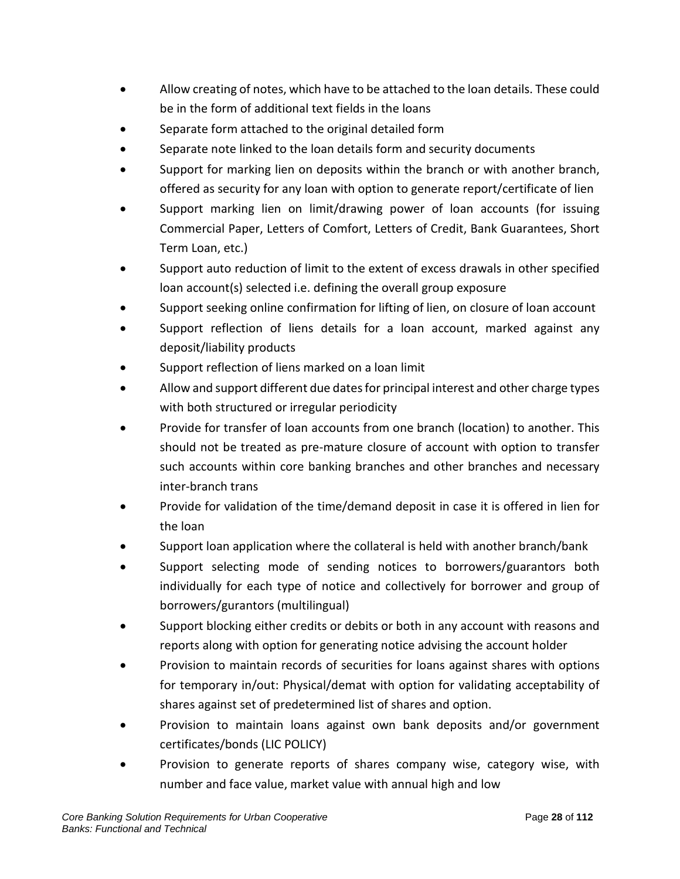- Allow creating of notes, which have to be attached to the loan details. These could be in the form of additional text fields in the loans
- Separate form attached to the original detailed form
- Separate note linked to the loan details form and security documents
- Support for marking lien on deposits within the branch or with another branch, offered as security for any loan with option to generate report/certificate of lien
- Support marking lien on limit/drawing power of loan accounts (for issuing Commercial Paper, Letters of Comfort, Letters of Credit, Bank Guarantees, Short Term Loan, etc.)
- Support auto reduction of limit to the extent of excess drawals in other specified loan account(s) selected i.e. defining the overall group exposure
- Support seeking online confirmation for lifting of lien, on closure of loan account
- Support reflection of liens details for a loan account, marked against any deposit/liability products
- Support reflection of liens marked on a loan limit
- Allow and support different due dates for principal interest and other charge types with both structured or irregular periodicity
- Provide for transfer of loan accounts from one branch (location) to another. This should not be treated as pre-mature closure of account with option to transfer such accounts within core banking branches and other branches and necessary inter-branch trans
- Provide for validation of the time/demand deposit in case it is offered in lien for the loan
- Support loan application where the collateral is held with another branch/bank
- Support selecting mode of sending notices to borrowers/guarantors both individually for each type of notice and collectively for borrower and group of borrowers/gurantors (multilingual)
- Support blocking either credits or debits or both in any account with reasons and reports along with option for generating notice advising the account holder
- Provision to maintain records of securities for loans against shares with options for temporary in/out: Physical/demat with option for validating acceptability of shares against set of predetermined list of shares and option.
- Provision to maintain loans against own bank deposits and/or government certificates/bonds (LIC POLICY)
- Provision to generate reports of shares company wise, category wise, with number and face value, market value with annual high and low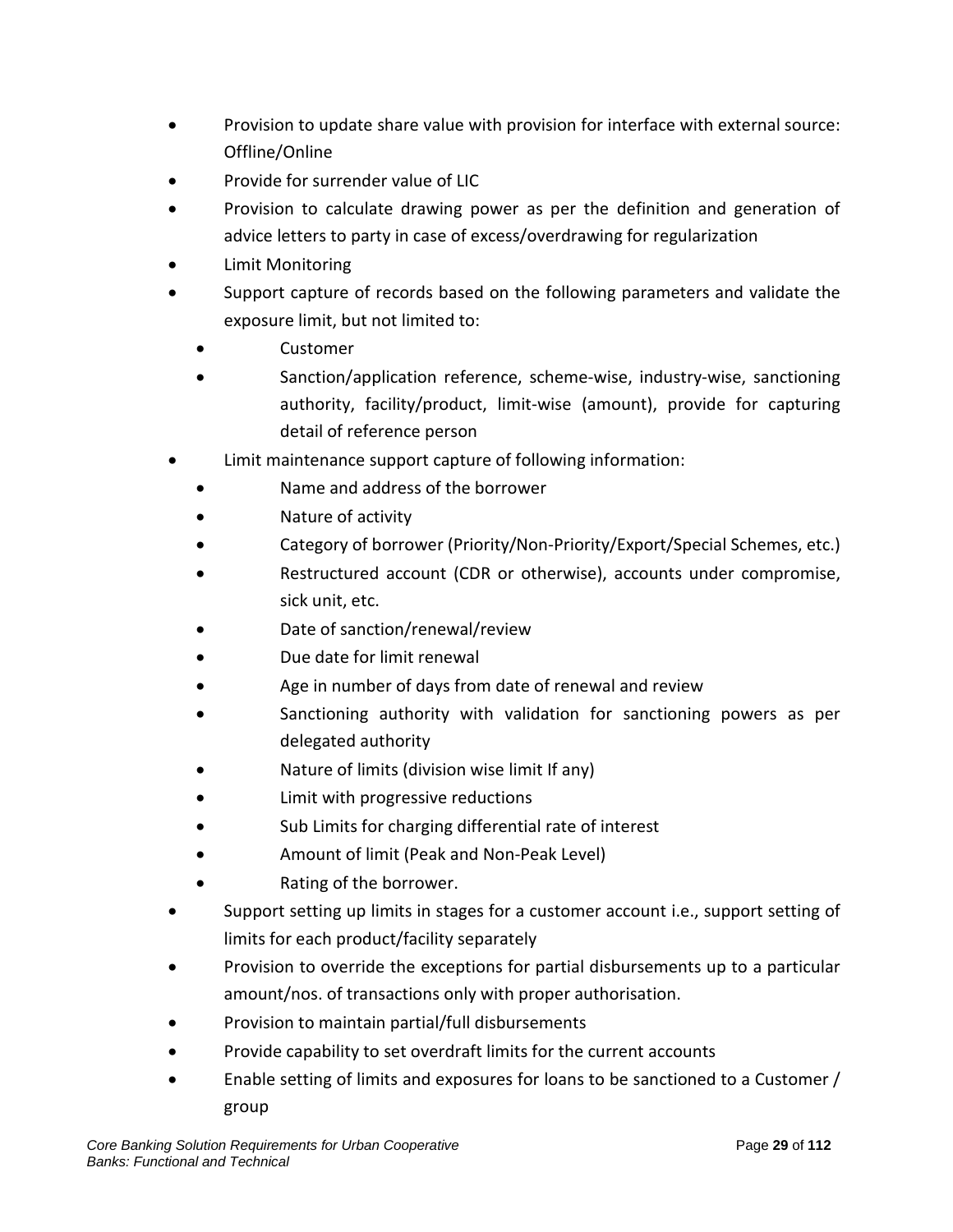- Provision to update share value with provision for interface with external source: Offline/Online
- Provide for surrender value of LIC
- Provision to calculate drawing power as per the definition and generation of advice letters to party in case of excess/overdrawing for regularization
- Limit Monitoring
- Support capture of records based on the following parameters and validate the exposure limit, but not limited to:
    - Customer
    - Sanction/application reference, scheme-wise, industry-wise, sanctioning authority, facility/product, limit-wise (amount), provide for capturing detail of reference person
- Limit maintenance support capture of following information:
    - Name and address of the borrower
    - Nature of activity
    - Category of borrower (Priority/Non-Priority/Export/Special Schemes, etc.)
    - Restructured account (CDR or otherwise), accounts under compromise, sick unit, etc.
    - Date of sanction/renewal/review
    - Due date for limit renewal
    - Age in number of days from date of renewal and review
    - Sanctioning authority with validation for sanctioning powers as per delegated authority
    - Nature of limits (division wise limit If any)
    - Limit with progressive reductions
    - Sub Limits for charging differential rate of interest
    - Amount of limit (Peak and Non-Peak Level)
    - Rating of the borrower.
- Support setting up limits in stages for a customer account i.e., support setting of limits for each product/facility separately
- Provision to override the exceptions for partial disbursements up to a particular amount/nos. of transactions only with proper authorisation.
- Provision to maintain partial/full disbursements
- Provide capability to set overdraft limits for the current accounts
- Enable setting of limits and exposures for loans to be sanctioned to a Customer / group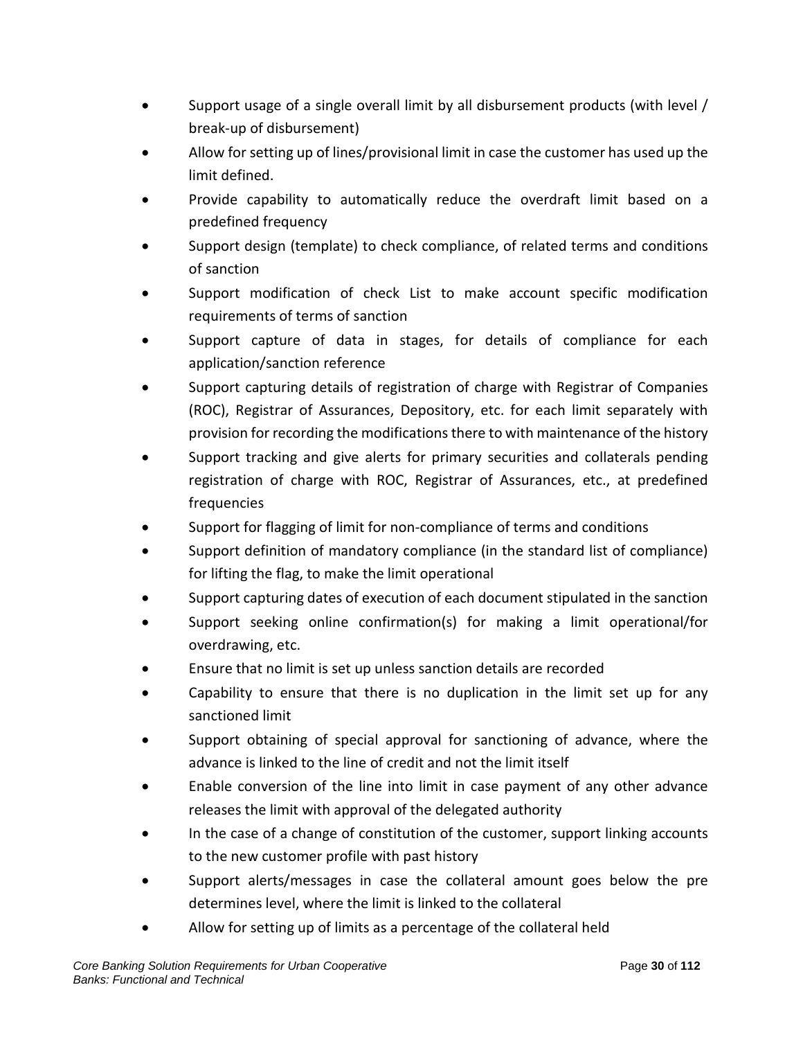- Support usage of a single overall limit by all disbursement products (with level / break-up of disbursement)
- Allow for setting up of lines/provisional limit in case the customer has used up the limit defined.
- Provide capability to automatically reduce the overdraft limit based on a predefined frequency
- Support design (template) to check compliance, of related terms and conditions of sanction
- Support modification of check List to make account specific modification requirements of terms of sanction
- Support capture of data in stages, for details of compliance for each application/sanction reference
- Support capturing details of registration of charge with Registrar of Companies (ROC), Registrar of Assurances, Depository, etc. for each limit separately with provision for recording the modifications there to with maintenance of the history
- Support tracking and give alerts for primary securities and collaterals pending registration of charge with ROC, Registrar of Assurances, etc., at predefined frequencies
- Support for flagging of limit for non-compliance of terms and conditions
- Support definition of mandatory compliance (in the standard list of compliance) for lifting the flag, to make the limit operational
- Support capturing dates of execution of each document stipulated in the sanction
- Support seeking online confirmation(s) for making a limit operational/for overdrawing, etc.
- Ensure that no limit is set up unless sanction details are recorded
- Capability to ensure that there is no duplication in the limit set up for any sanctioned limit
- Support obtaining of special approval for sanctioning of advance, where the advance is linked to the line of credit and not the limit itself
- Enable conversion of the line into limit in case payment of any other advance releases the limit with approval of the delegated authority
- In the case of a change of constitution of the customer, support linking accounts to the new customer profile with past history
- Support alerts/messages in case the collateral amount goes below the pre determines level, where the limit is linked to the collateral
- Allow for setting up of limits as a percentage of the collateral held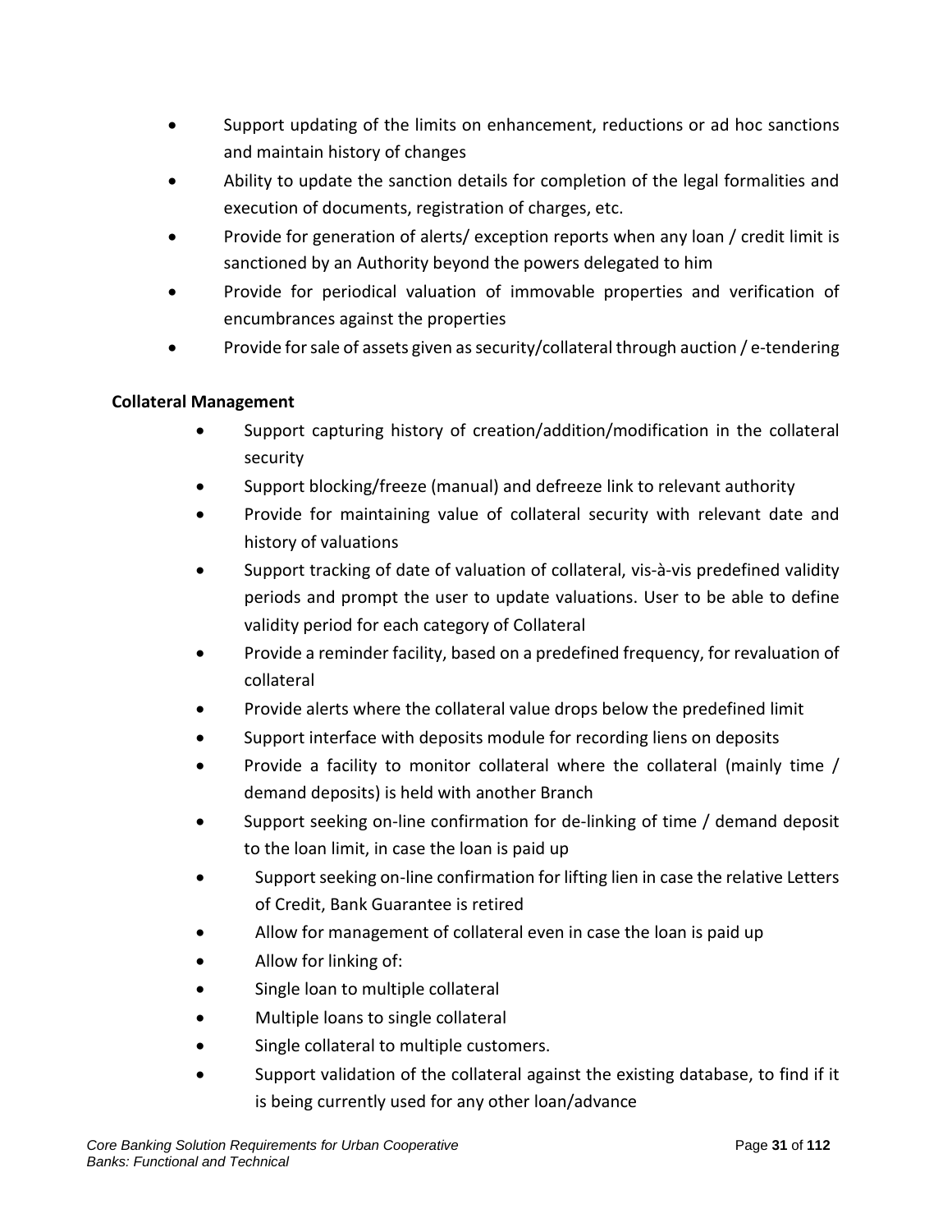- Support updating of the limits on enhancement, reductions or ad hoc sanctions and maintain history of changes
- Ability to update the sanction details for completion of the legal formalities and execution of documents, registration of charges, etc.
- Provide for generation of alerts/ exception reports when any loan / credit limit is sanctioned by an Authority beyond the powers delegated to him
- Provide for periodical valuation of immovable properties and verification of encumbrances against the properties
- Provide for sale of assets given as security/collateral through auction / e-tendering

**Collateral Management**

- Support capturing history of creation/addition/modification in the collateral security
- Support blocking/freeze (manual) and defreeze link to relevant authority
- Provide for maintaining value of collateral security with relevant date and history of valuations
- Support tracking of date of valuation of collateral, vis-à-vis predefined validity periods and prompt the user to update valuations. User to be able to define validity period for each category of Collateral
- Provide a reminder facility, based on a predefined frequency, for revaluation of collateral
- Provide alerts where the collateral value drops below the predefined limit
- Support interface with deposits module for recording liens on deposits
- Provide a facility to monitor collateral where the collateral (mainly time / demand deposits) is held with another Branch
- Support seeking on-line confirmation for de-linking of time / demand deposit to the loan limit, in case the loan is paid up
- Support seeking on-line confirmation for lifting lien in case the relative Letters of Credit, Bank Guarantee is retired
- Allow for management of collateral even in case the loan is paid up
- Allow for linking of:
- Single loan to multiple collateral
- Multiple loans to single collateral
- Single collateral to multiple customers.
- Support validation of the collateral against the existing database, to find if it is being currently used for any other loan/advance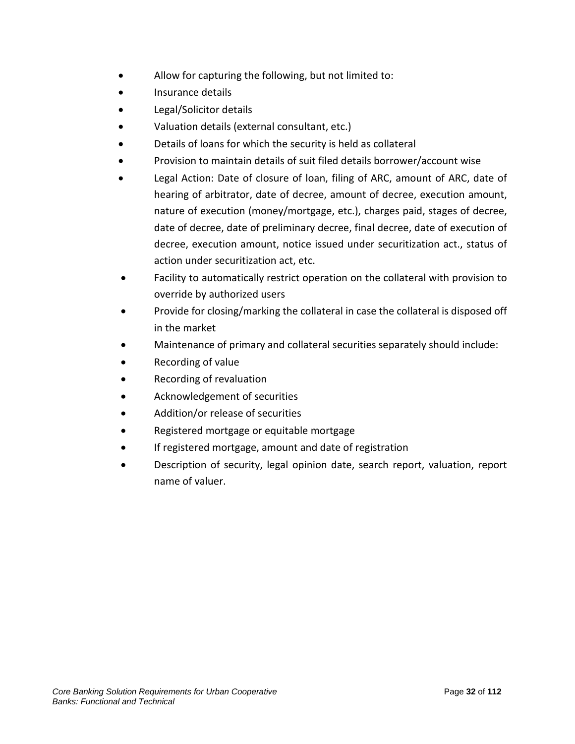- Allow for capturing the following, but not limited to:
- Insurance details
- Legal/Solicitor details
- Valuation details (external consultant, etc.)
- Details of loans for which the security is held as collateral
- Provision to maintain details of suit filed details borrower/account wise
- Legal Action: Date of closure of loan, filing of ARC, amount of ARC, date of hearing of arbitrator, date of decree, amount of decree, execution amount, nature of execution (money/mortgage, etc.), charges paid, stages of decree, date of decree, date of preliminary decree, final decree, date of execution of decree, execution amount, notice issued under securitization act., status of action under securitization act, etc.
- Facility to automatically restrict operation on the collateral with provision to override by authorized users
- Provide for closing/marking the collateral in case the collateral is disposed off in the market
- Maintenance of primary and collateral securities separately should include:
- Recording of value
- Recording of revaluation
- Acknowledgement of securities
- Addition/or release of securities
- Registered mortgage or equitable mortgage
- If registered mortgage, amount and date of registration
- Description of security, legal opinion date, search report, valuation, report name of valuer.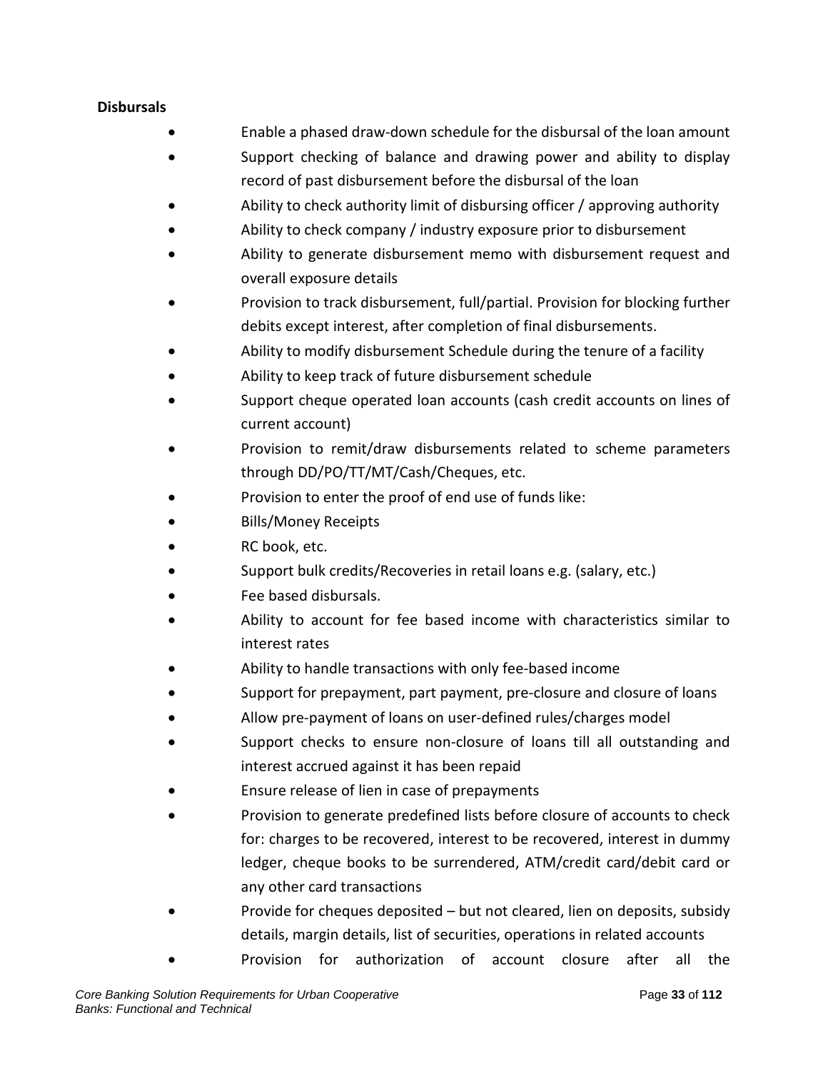**Disbursals**

- Enable a phased draw-down schedule for the disbursal of the loan amount
- Support checking of balance and drawing power and ability to display record of past disbursement before the disbursal of the loan
- Ability to check authority limit of disbursing officer / approving authority
- Ability to check company / industry exposure prior to disbursement
- Ability to generate disbursement memo with disbursement request and overall exposure details
- Provision to track disbursement, full/partial. Provision for blocking further debits except interest, after completion of final disbursements.
- Ability to modify disbursement Schedule during the tenure of a facility
- Ability to keep track of future disbursement schedule
- Support cheque operated loan accounts (cash credit accounts on lines of current account)
- Provision to remit/draw disbursements related to scheme parameters through DD/PO/TT/MT/Cash/Cheques, etc.
- Provision to enter the proof of end use of funds like:
- Bills/Money Receipts
- RC book, etc.
- Support bulk credits/Recoveries in retail loans e.g. (salary, etc.)
- Fee based disbursals.
- Ability to account for fee based income with characteristics similar to interest rates
- Ability to handle transactions with only fee-based income
- Support for prepayment, part payment, pre-closure and closure of loans
- Allow pre-payment of loans on user-defined rules/charges model
- Support checks to ensure non-closure of loans till all outstanding and interest accrued against it has been repaid
- Ensure release of lien in case of prepayments
- Provision to generate predefined lists before closure of accounts to check for: charges to be recovered, interest to be recovered, interest in dummy ledger, cheque books to be surrendered, ATM/credit card/debit card or any other card transactions
- Provide for cheques deposited – but not cleared, lien on deposits, subsidy details, margin details, list of securities, operations in related accounts
- Provision for authorization of account closure after all the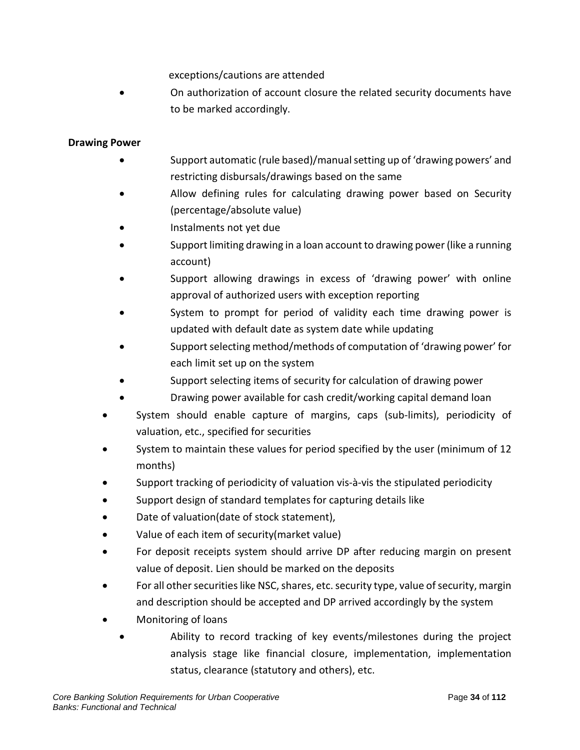exceptions/cautions are attended

- On authorization of account closure the related security documents have to be marked accordingly.

**Drawing Power**

- Support automatic (rule based)/manual setting up of 'drawing powers' and restricting disbursals/drawings based on the same
- Allow defining rules for calculating drawing power based on Security (percentage/absolute value)
- Instalments not yet due
- Support limiting drawing in a loan account to drawing power (like a running account)
- Support allowing drawings in excess of 'drawing power' with online approval of authorized users with exception reporting
- System to prompt for period of validity each time drawing power is updated with default date as system date while updating
- Support selecting method/methods of computation of 'drawing power' for each limit set up on the system
- Support selecting items of security for calculation of drawing power
- Drawing power available for cash credit/working capital demand loan

- System should enable capture of margins, caps (sub-limits), periodicity of valuation, etc., specified for securities
- System to maintain these values for period specified by the user (minimum of 12 months)
- Support tracking of periodicity of valuation vis-à-vis the stipulated periodicity
- Support design of standard templates for capturing details like
- Date of valuation(date of stock statement),
- Value of each item of security(market value)
- For deposit receipts system should arrive DP after reducing margin on present value of deposit. Lien should be marked on the deposits
- For all other securities like NSC, shares, etc. security type, value of security, margin and description should be accepted and DP arrived accordingly by the system
- Monitoring of loans
  - Ability to record tracking of key events/milestones during the project analysis stage like financial closure, implementation, implementation status, clearance (statutory and others), etc.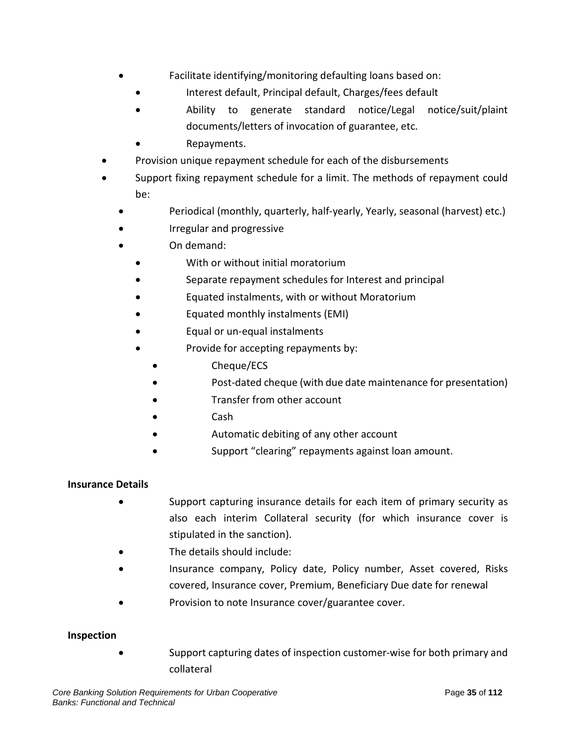- Facilitate identifying/monitoring defaulting loans based on:
  - Interest default, Principal default, Charges/fees default
  - Ability to generate standard notice/Legal notice/suit/plaint documents/letters of invocation of guarantee, etc.
  - Repayments.
- Provision unique repayment schedule for each of the disbursements
- Support fixing repayment schedule for a limit. The methods of repayment could be:
  - Periodical (monthly, quarterly, half-yearly, Yearly, seasonal (harvest) etc.)
  - Irregular and progressive
  - On demand:
    - With or without initial moratorium
    - Separate repayment schedules for Interest and principal
    - Equated instalments, with or without Moratorium
    - Equated monthly instalments (EMI)
    - Equal or un-equal instalments
    - Provide for accepting repayments by:
      - Cheque/ECS
      - Post-dated cheque (with due date maintenance for presentation)
      - Transfer from other account
      - Cash
      - Automatic debiting of any other account
      - Support "clearing" repayments against loan amount.

**Insurance Details**

- Support capturing insurance details for each item of primary security as also each interim Collateral security (for which insurance cover is stipulated in the sanction).
- The details should include:
- Insurance company, Policy date, Policy number, Asset covered, Risks covered, Insurance cover, Premium, Beneficiary Due date for renewal
- Provision to note Insurance cover/guarantee cover.

**Inspection**

- Support capturing dates of inspection customer-wise for both primary and collateral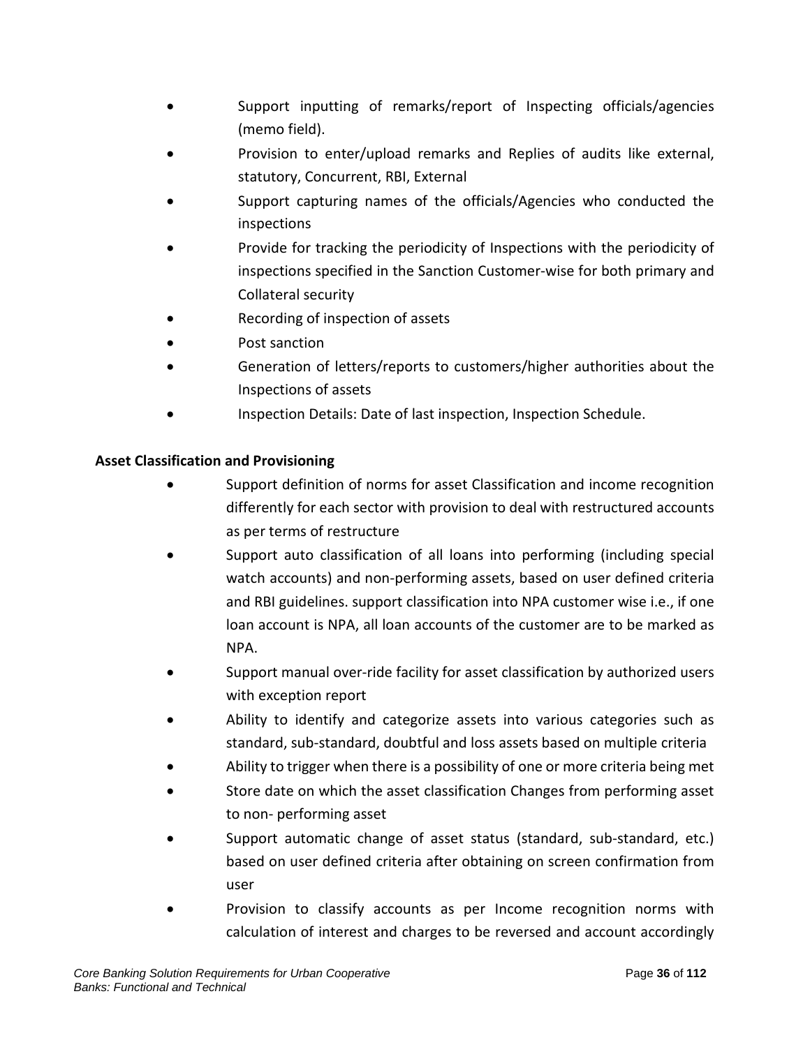- Support inputting of remarks/report of Inspecting officials/agencies (memo field).
- Provision to enter/upload remarks and Replies of audits like external, statutory, Concurrent, RBI, External
- Support capturing names of the officials/Agencies who conducted the inspections
- Provide for tracking the periodicity of Inspections with the periodicity of inspections specified in the Sanction Customer-wise for both primary and Collateral security
- Recording of inspection of assets
- Post sanction
- Generation of letters/reports to customers/higher authorities about the Inspections of assets
- Inspection Details: Date of last inspection, Inspection Schedule.

**Asset Classification and Provisioning**

- Support definition of norms for asset Classification and income recognition differently for each sector with provision to deal with restructured accounts as per terms of restructure
- Support auto classification of all loans into performing (including special watch accounts) and non-performing assets, based on user defined criteria and RBI guidelines. support classification into NPA customer wise i.e., if one loan account is NPA, all loan accounts of the customer are to be marked as NPA.
- Support manual over-ride facility for asset classification by authorized users with exception report
- Ability to identify and categorize assets into various categories such as standard, sub-standard, doubtful and loss assets based on multiple criteria
- Ability to trigger when there is a possibility of one or more criteria being met
- Store date on which the asset classification Changes from performing asset to non- performing asset
- Support automatic change of asset status (standard, sub-standard, etc.) based on user defined criteria after obtaining on screen confirmation from user
- Provision to classify accounts as per Income recognition norms with calculation of interest and charges to be reversed and account accordingly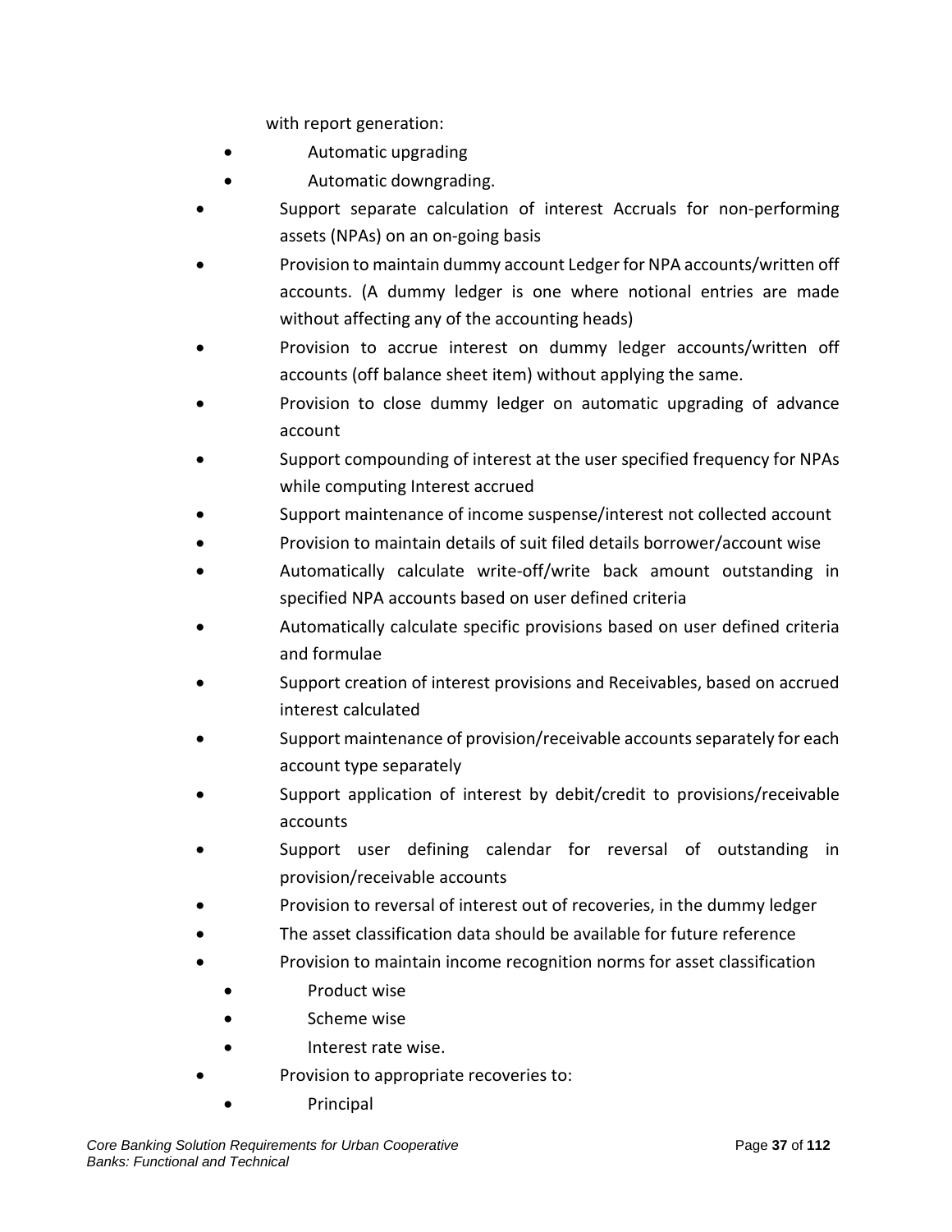with report generation:

  - Automatic upgrading
  - Automatic downgrading.
- Support separate calculation of interest Accruals for non-performing assets (NPAs) on an on-going basis
- Provision to maintain dummy account Ledger for NPA accounts/written off accounts. (A dummy ledger is one where notional entries are made without affecting any of the accounting heads)
- Provision to accrue interest on dummy ledger accounts/written off accounts (off balance sheet item) without applying the same.
- Provision to close dummy ledger on automatic upgrading of advance account
- Support compounding of interest at the user specified frequency for NPAs while computing Interest accrued
- Support maintenance of income suspense/interest not collected account
- Provision to maintain details of suit filed details borrower/account wise
- Automatically calculate write-off/write back amount outstanding in specified NPA accounts based on user defined criteria
- Automatically calculate specific provisions based on user defined criteria and formulae
- Support creation of interest provisions and Receivables, based on accrued interest calculated
- Support maintenance of provision/receivable accounts separately for each account type separately
- Support application of interest by debit/credit to provisions/receivable accounts
- Support user defining calendar for reversal of outstanding in provision/receivable accounts
- Provision to reversal of interest out of recoveries, in the dummy ledger
- The asset classification data should be available for future reference
- Provision to maintain income recognition norms for asset classification
  - Product wise
  - Scheme wise
  - Interest rate wise.
- Provision to appropriate recoveries to:
  - Principal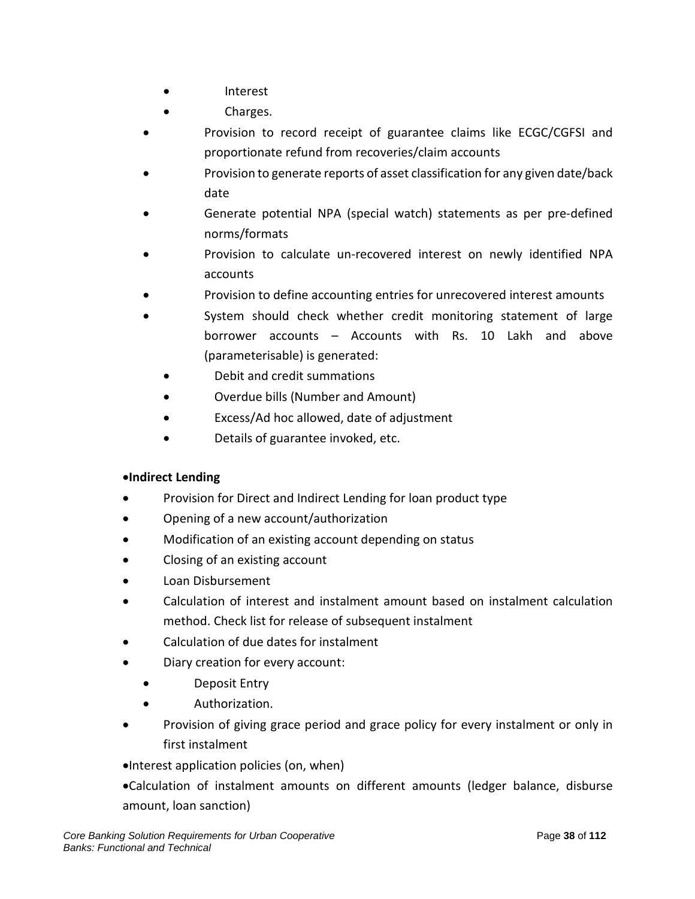- Interest
- Charges.

- Provision to record receipt of guarantee claims like ECGC/CGFSI and proportionate refund from recoveries/claim accounts
- Provision to generate reports of asset classification for any given date/back date
- Generate potential NPA (special watch) statements as per pre-defined norms/formats
- Provision to calculate un-recovered interest on newly identified NPA accounts
- Provision to define accounting entries for unrecovered interest amounts
- System should check whether credit monitoring statement of large borrower accounts – Accounts with Rs. 10 Lakh and above (parameterisable) is generated:
  - Debit and credit summations
  - Overdue bills (Number and Amount)
  - Excess/Ad hoc allowed, date of adjustment
  - Details of guarantee invoked, etc.

- **Indirect Lending**

- Provision for Direct and Indirect Lending for loan product type
- Opening of a new account/authorization
- Modification of an existing account depending on status
- Closing of an existing account
- Loan Disbursement
- Calculation of interest and instalment amount based on instalment calculation method. Check list for release of subsequent instalment
- Calculation of due dates for instalment
- Diary creation for every account:
  - Deposit Entry
  - Authorization.
- Provision of giving grace period and grace policy for every instalment or only in first instalment

- Interest application policies (on, when)
- Calculation of instalment amounts on different amounts (ledger balance, disburse amount, loan sanction)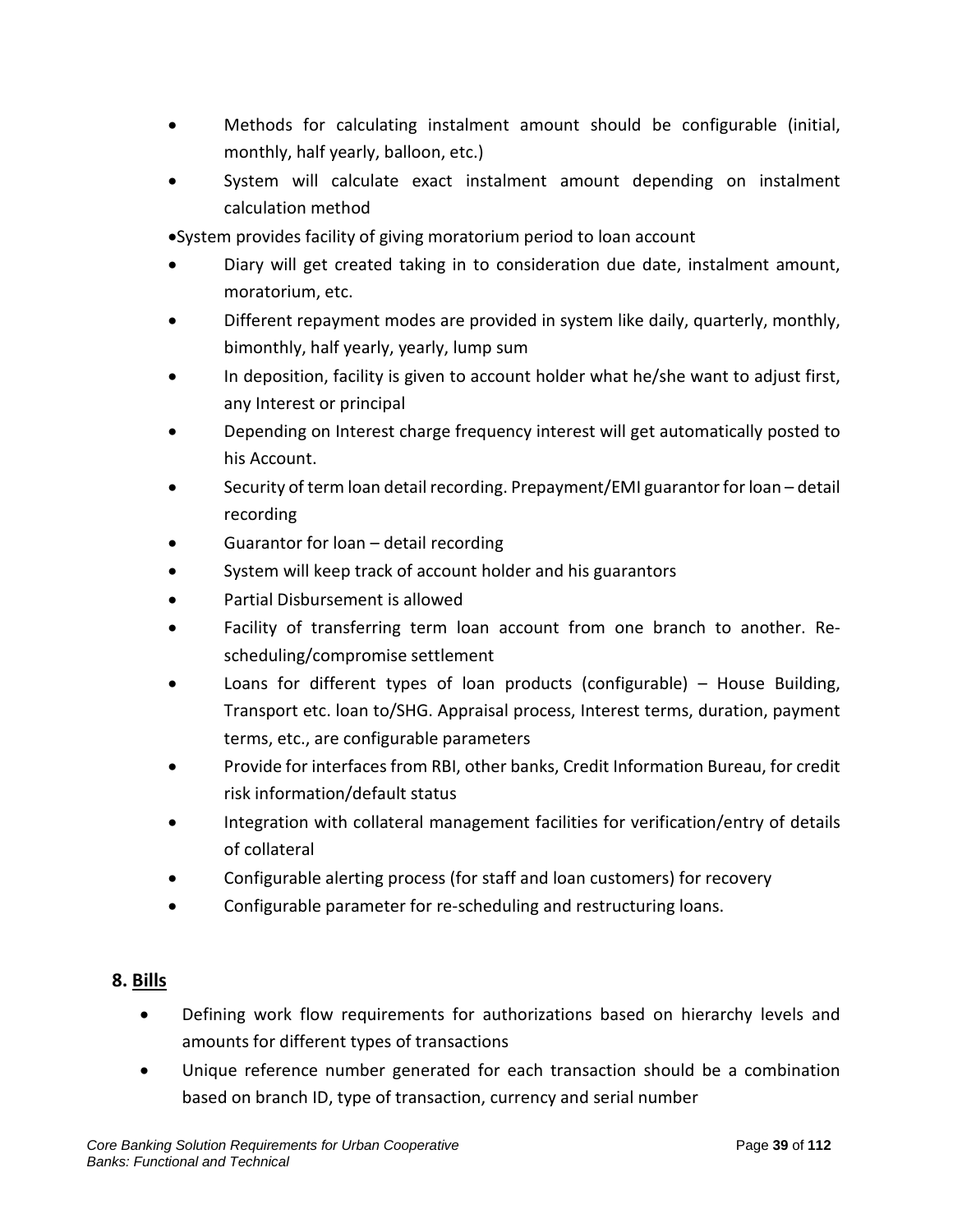- Methods for calculating instalment amount should be configurable (initial, monthly, half yearly, balloon, etc.)
- System will calculate exact instalment amount depending on instalment calculation method
- System provides facility of giving moratorium period to loan account
- Diary will get created taking in to consideration due date, instalment amount, moratorium, etc.
- Different repayment modes are provided in system like daily, quarterly, monthly, bimonthly, half yearly, yearly, lump sum
- In deposition, facility is given to account holder what he/she want to adjust first, any Interest or principal
- Depending on Interest charge frequency interest will get automatically posted to his Account.
- Security of term loan detail recording. Prepayment/EMI guarantor for loan – detail recording
- Guarantor for loan – detail recording
- System will keep track of account holder and his guarantors
- Partial Disbursement is allowed
- Facility of transferring term loan account from one branch to another. Re-scheduling/compromise settlement
- Loans for different types of loan products (configurable) – House Building, Transport etc. loan to/SHG. Appraisal process, Interest terms, duration, payment terms, etc., are configurable parameters
- Provide for interfaces from RBI, other banks, Credit Information Bureau, for credit risk information/default status
- Integration with collateral management facilities for verification/entry of details of collateral
- Configurable alerting process (for staff and loan customers) for recovery
- Configurable parameter for re-scheduling and restructuring loans.

## 8. Bills

- Defining work flow requirements for authorizations based on hierarchy levels and amounts for different types of transactions
- Unique reference number generated for each transaction should be a combination based on branch ID, type of transaction, currency and serial number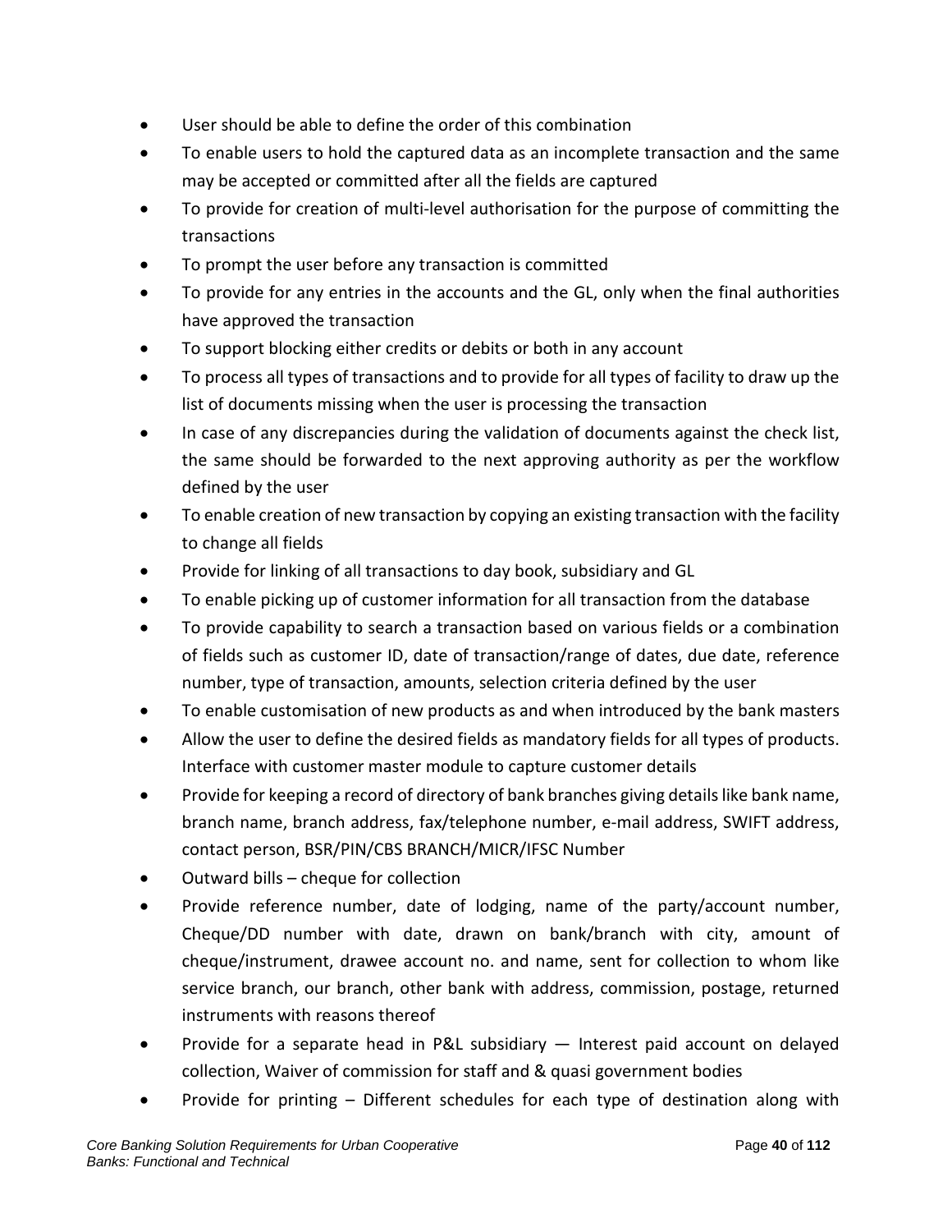- User should be able to define the order of this combination
- To enable users to hold the captured data as an incomplete transaction and the same may be accepted or committed after all the fields are captured
- To provide for creation of multi-level authorisation for the purpose of committing the transactions
- To prompt the user before any transaction is committed
- To provide for any entries in the accounts and the GL, only when the final authorities have approved the transaction
- To support blocking either credits or debits or both in any account
- To process all types of transactions and to provide for all types of facility to draw up the list of documents missing when the user is processing the transaction
- In case of any discrepancies during the validation of documents against the check list, the same should be forwarded to the next approving authority as per the workflow defined by the user
- To enable creation of new transaction by copying an existing transaction with the facility to change all fields
- Provide for linking of all transactions to day book, subsidiary and GL
- To enable picking up of customer information for all transaction from the database
- To provide capability to search a transaction based on various fields or a combination of fields such as customer ID, date of transaction/range of dates, due date, reference number, type of transaction, amounts, selection criteria defined by the user
- To enable customisation of new products as and when introduced by the bank masters
- Allow the user to define the desired fields as mandatory fields for all types of products. Interface with customer master module to capture customer details
- Provide for keeping a record of directory of bank branches giving details like bank name, branch name, branch address, fax/telephone number, e-mail address, SWIFT address, contact person, BSR/PIN/CBS BRANCH/MICR/IFSC Number
- Outward bills – cheque for collection
- Provide reference number, date of lodging, name of the party/account number, Cheque/DD number with date, drawn on bank/branch with city, amount of cheque/instrument, drawee account no. and name, sent for collection to whom like service branch, our branch, other bank with address, commission, postage, returned instruments with reasons thereof
- Provide for a separate head in P&L subsidiary — Interest paid account on delayed collection, Waiver of commission for staff and & quasi government bodies
- Provide for printing – Different schedules for each type of destination along with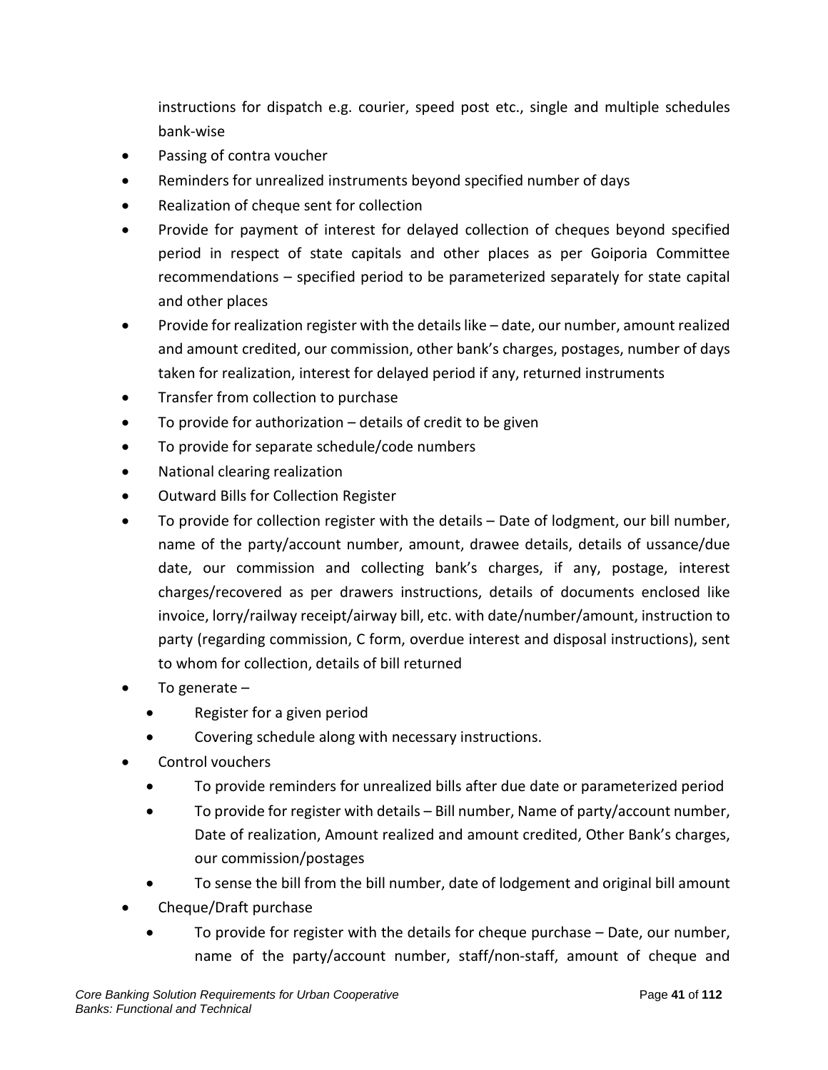instructions for dispatch e.g. courier, speed post etc., single and multiple schedules bank-wise

- Passing of contra voucher
- Reminders for unrealized instruments beyond specified number of days
- Realization of cheque sent for collection
- Provide for payment of interest for delayed collection of cheques beyond specified period in respect of state capitals and other places as per Goiporia Committee recommendations – specified period to be parameterized separately for state capital and other places
- Provide for realization register with the details like – date, our number, amount realized and amount credited, our commission, other bank's charges, postages, number of days taken for realization, interest for delayed period if any, returned instruments
- Transfer from collection to purchase
- To provide for authorization – details of credit to be given
- To provide for separate schedule/code numbers
- National clearing realization
- Outward Bills for Collection Register
- To provide for collection register with the details – Date of lodgment, our bill number, name of the party/account number, amount, drawee details, details of ussance/due date, our commission and collecting bank's charges, if any, postage, interest charges/recovered as per drawers instructions, details of documents enclosed like invoice, lorry/railway receipt/airway bill, etc. with date/number/amount, instruction to party (regarding commission, C form, overdue interest and disposal instructions), sent to whom for collection, details of bill returned
- To generate –
  - Register for a given period
  - Covering schedule along with necessary instructions.
- Control vouchers
  - To provide reminders for unrealized bills after due date or parameterized period
  - To provide for register with details – Bill number, Name of party/account number, Date of realization, Amount realized and amount credited, Other Bank's charges, our commission/postages
  - To sense the bill from the bill number, date of lodgement and original bill amount
- Cheque/Draft purchase
  - To provide for register with the details for cheque purchase – Date, our number, name of the party/account number, staff/non-staff, amount of cheque and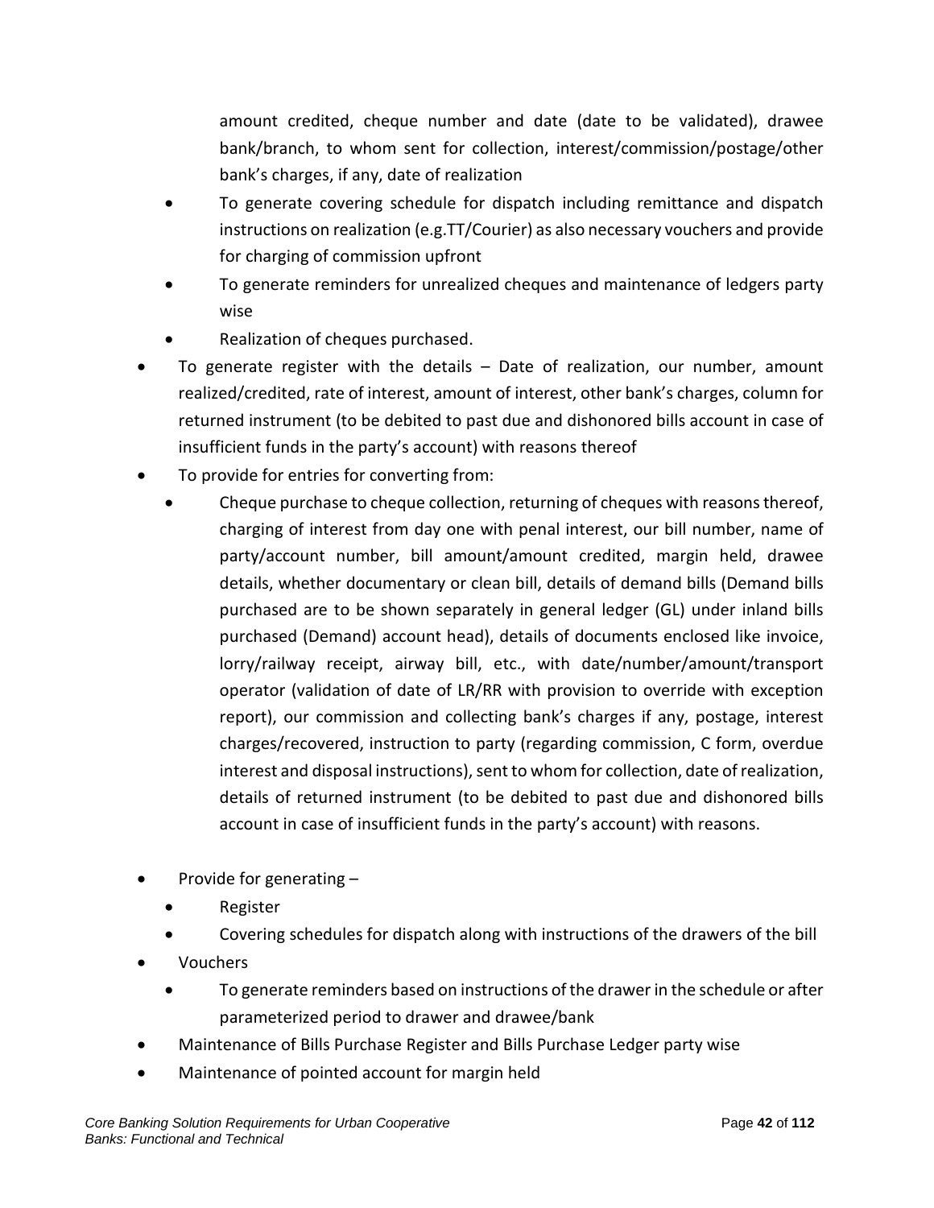amount credited, cheque number and date (date to be validated), drawee bank/branch, to whom sent for collection, interest/commission/postage/other bank's charges, if any, date of realization

  - To generate covering schedule for dispatch including remittance and dispatch instructions on realization (e.g.TT/Courier) as also necessary vouchers and provide for charging of commission upfront
  - To generate reminders for unrealized cheques and maintenance of ledgers party wise
  - Realization of cheques purchased.
- To generate register with the details – Date of realization, our number, amount realized/credited, rate of interest, amount of interest, other bank's charges, column for returned instrument (to be debited to past due and dishonored bills account in case of insufficient funds in the party's account) with reasons thereof
- To provide for entries for converting from:
  - Cheque purchase to cheque collection, returning of cheques with reasons thereof, charging of interest from day one with penal interest, our bill number, name of party/account number, bill amount/amount credited, margin held, drawee details, whether documentary or clean bill, details of demand bills (Demand bills purchased are to be shown separately in general ledger (GL) under inland bills purchased (Demand) account head), details of documents enclosed like invoice, lorry/railway receipt, airway bill, etc., with date/number/amount/transport operator (validation of date of LR/RR with provision to override with exception report), our commission and collecting bank's charges if any, postage, interest charges/recovered, instruction to party (regarding commission, C form, overdue interest and disposal instructions), sent to whom for collection, date of realization, details of returned instrument (to be debited to past due and dishonored bills account in case of insufficient funds in the party's account) with reasons.

- Provide for generating –
  - Register
  - Covering schedules for dispatch along with instructions of the drawers of the bill
- Vouchers
  - To generate reminders based on instructions of the drawer in the schedule or after parameterized period to drawer and drawee/bank
- Maintenance of Bills Purchase Register and Bills Purchase Ledger party wise
- Maintenance of pointed account for margin held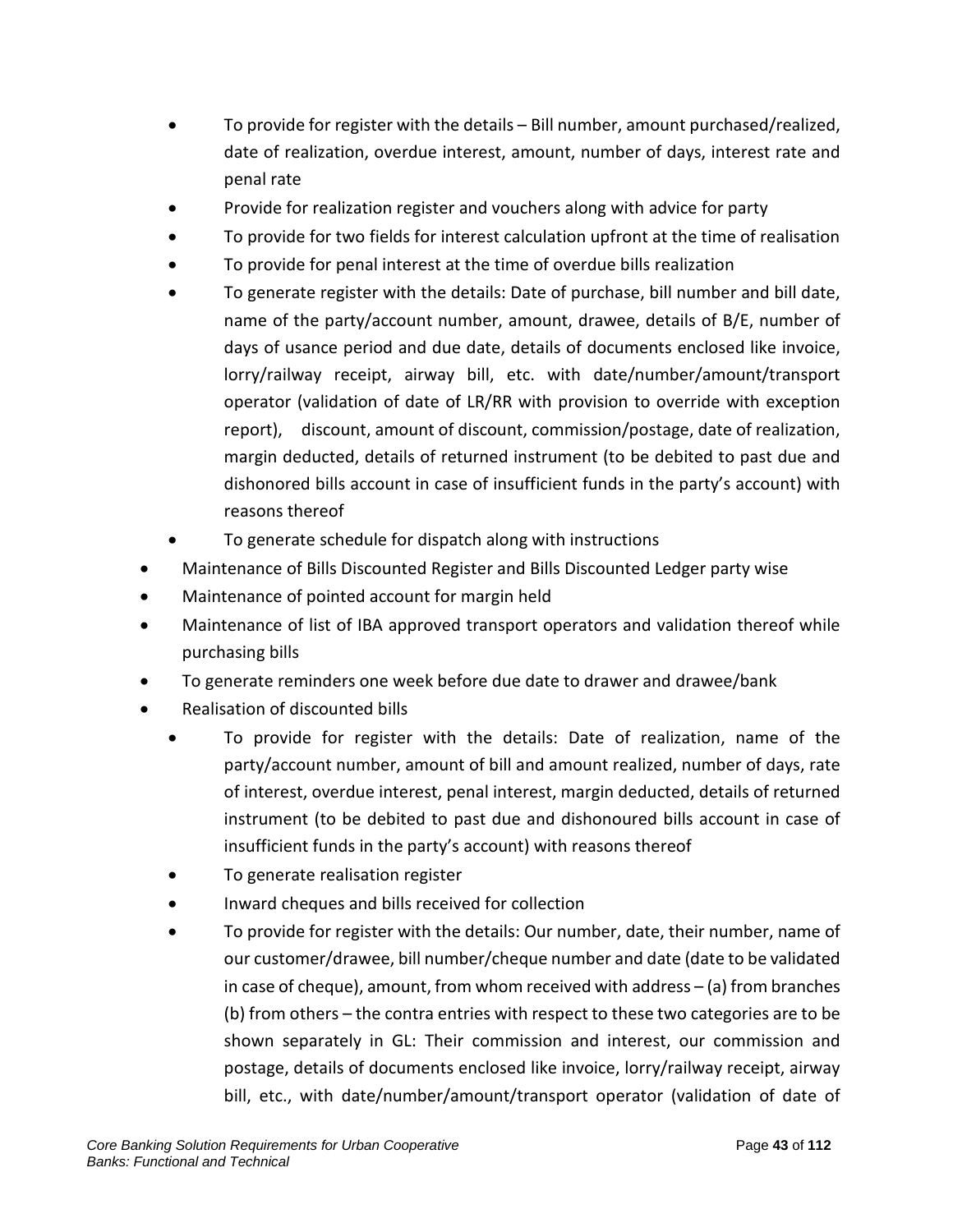- To provide for register with the details – Bill number, amount purchased/realized, date of realization, overdue interest, amount, number of days, interest rate and penal rate
  - Provide for realization register and vouchers along with advice for party
  - To provide for two fields for interest calculation upfront at the time of realisation
  - To provide for penal interest at the time of overdue bills realization
  - To generate register with the details: Date of purchase, bill number and bill date, name of the party/account number, amount, drawee, details of B/E, number of days of usance period and due date, details of documents enclosed like invoice, lorry/railway receipt, airway bill, etc. with date/number/amount/transport operator (validation of date of LR/RR with provision to override with exception report), discount, amount of discount, commission/postage, date of realization, margin deducted, details of returned instrument (to be debited to past due and dishonored bills account in case of insufficient funds in the party's account) with reasons thereof
  - To generate schedule for dispatch along with instructions
- Maintenance of Bills Discounted Register and Bills Discounted Ledger party wise
- Maintenance of pointed account for margin held
- Maintenance of list of IBA approved transport operators and validation thereof while purchasing bills
- To generate reminders one week before due date to drawer and drawee/bank
- Realisation of discounted bills
  - To provide for register with the details: Date of realization, name of the party/account number, amount of bill and amount realized, number of days, rate of interest, overdue interest, penal interest, margin deducted, details of returned instrument (to be debited to past due and dishonoured bills account in case of insufficient funds in the party's account) with reasons thereof
  - To generate realisation register
  - Inward cheques and bills received for collection
  - To provide for register with the details: Our number, date, their number, name of our customer/drawee, bill number/cheque number and date (date to be validated in case of cheque), amount, from whom received with address – (a) from branches (b) from others – the contra entries with respect to these two categories are to be shown separately in GL: Their commission and interest, our commission and postage, details of documents enclosed like invoice, lorry/railway receipt, airway bill, etc., with date/number/amount/transport operator (validation of date of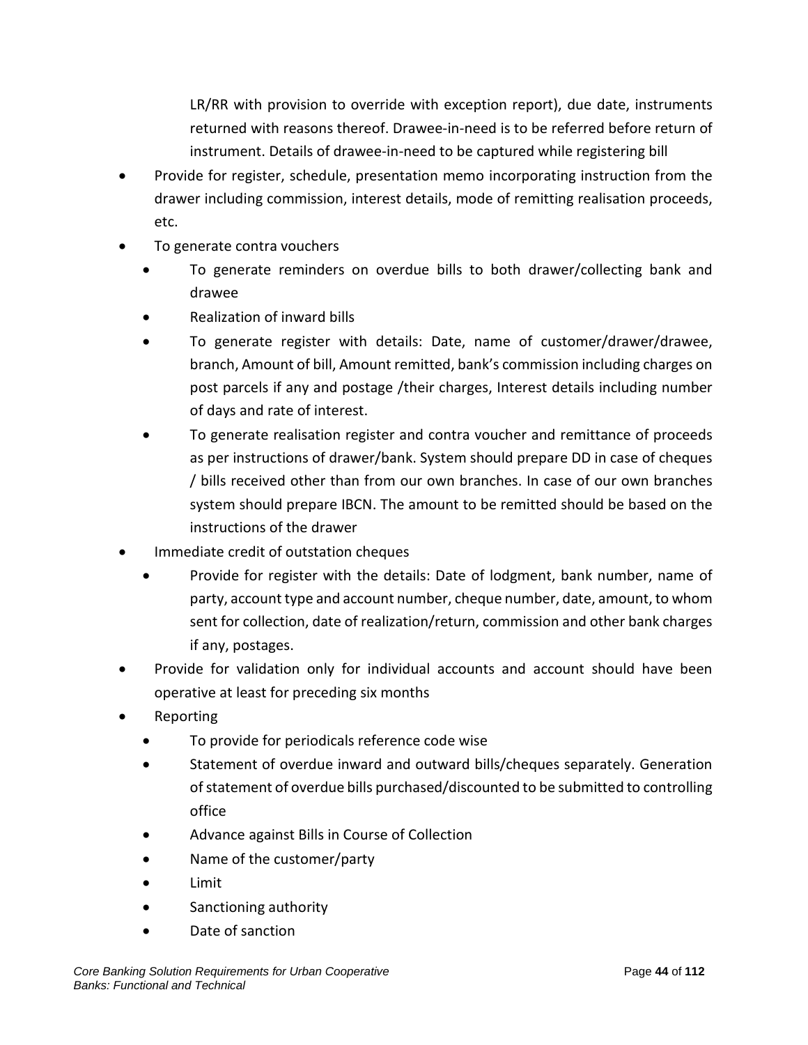LR/RR with provision to override with exception report), due date, instruments returned with reasons thereof. Drawee-in-need is to be referred before return of instrument. Details of drawee-in-need to be captured while registering bill

- Provide for register, schedule, presentation memo incorporating instruction from the drawer including commission, interest details, mode of remitting realisation proceeds, etc.
- To generate contra vouchers
  - To generate reminders on overdue bills to both drawer/collecting bank and drawee
  - Realization of inward bills
  - To generate register with details: Date, name of customer/drawer/drawee, branch, Amount of bill, Amount remitted, bank's commission including charges on post parcels if any and postage /their charges, Interest details including number of days and rate of interest.
  - To generate realisation register and contra voucher and remittance of proceeds as per instructions of drawer/bank. System should prepare DD in case of cheques / bills received other than from our own branches. In case of our own branches system should prepare IBCN. The amount to be remitted should be based on the instructions of the drawer
- Immediate credit of outstation cheques
  - Provide for register with the details: Date of lodgment, bank number, name of party, account type and account number, cheque number, date, amount, to whom sent for collection, date of realization/return, commission and other bank charges if any, postages.
- Provide for validation only for individual accounts and account should have been operative at least for preceding six months
- Reporting
  - To provide for periodicals reference code wise
  - Statement of overdue inward and outward bills/cheques separately. Generation of statement of overdue bills purchased/discounted to be submitted to controlling office
  - Advance against Bills in Course of Collection
  - Name of the customer/party
  - Limit
  - Sanctioning authority
  - Date of sanction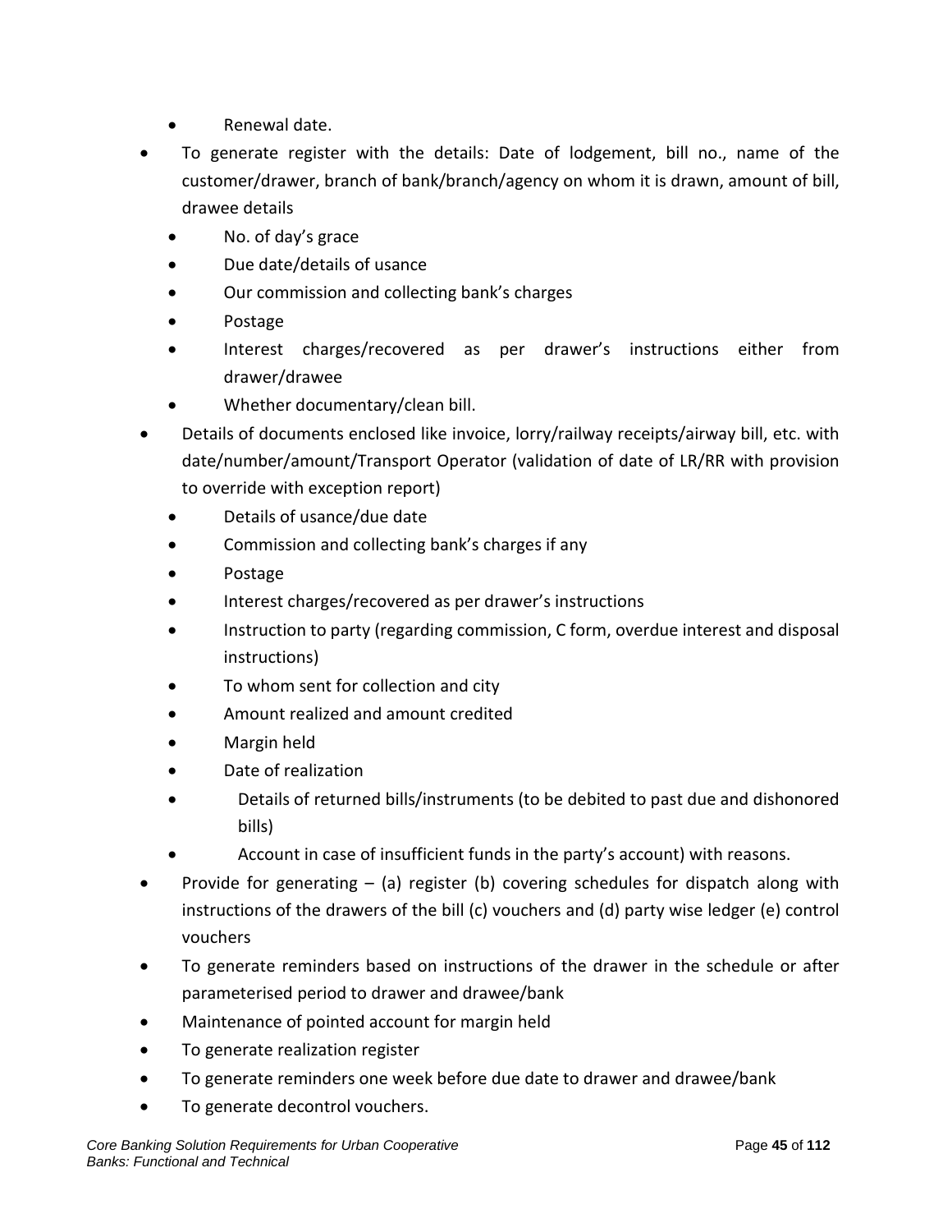- Renewal date.
- To generate register with the details: Date of lodgement, bill no., name of the customer/drawer, branch of bank/branch/agency on whom it is drawn, amount of bill, drawee details
  - No. of day's grace
  - Due date/details of usance
  - Our commission and collecting bank's charges
  - Postage
  - Interest charges/recovered as per drawer's instructions either from drawer/drawee
  - Whether documentary/clean bill.
- Details of documents enclosed like invoice, lorry/railway receipts/airway bill, etc. with date/number/amount/Transport Operator (validation of date of LR/RR with provision to override with exception report)
  - Details of usance/due date
  - Commission and collecting bank's charges if any
  - Postage
  - Interest charges/recovered as per drawer's instructions
  - Instruction to party (regarding commission, C form, overdue interest and disposal instructions)
  - To whom sent for collection and city
  - Amount realized and amount credited
  - Margin held
  - Date of realization
  - Details of returned bills/instruments (to be debited to past due and dishonored bills)
  - Account in case of insufficient funds in the party's account) with reasons.
- Provide for generating – (a) register (b) covering schedules for dispatch along with instructions of the drawers of the bill (c) vouchers and (d) party wise ledger (e) control vouchers
- To generate reminders based on instructions of the drawer in the schedule or after parameterised period to drawer and drawee/bank
- Maintenance of pointed account for margin held
- To generate realization register
- To generate reminders one week before due date to drawer and drawee/bank
- To generate decontrol vouchers.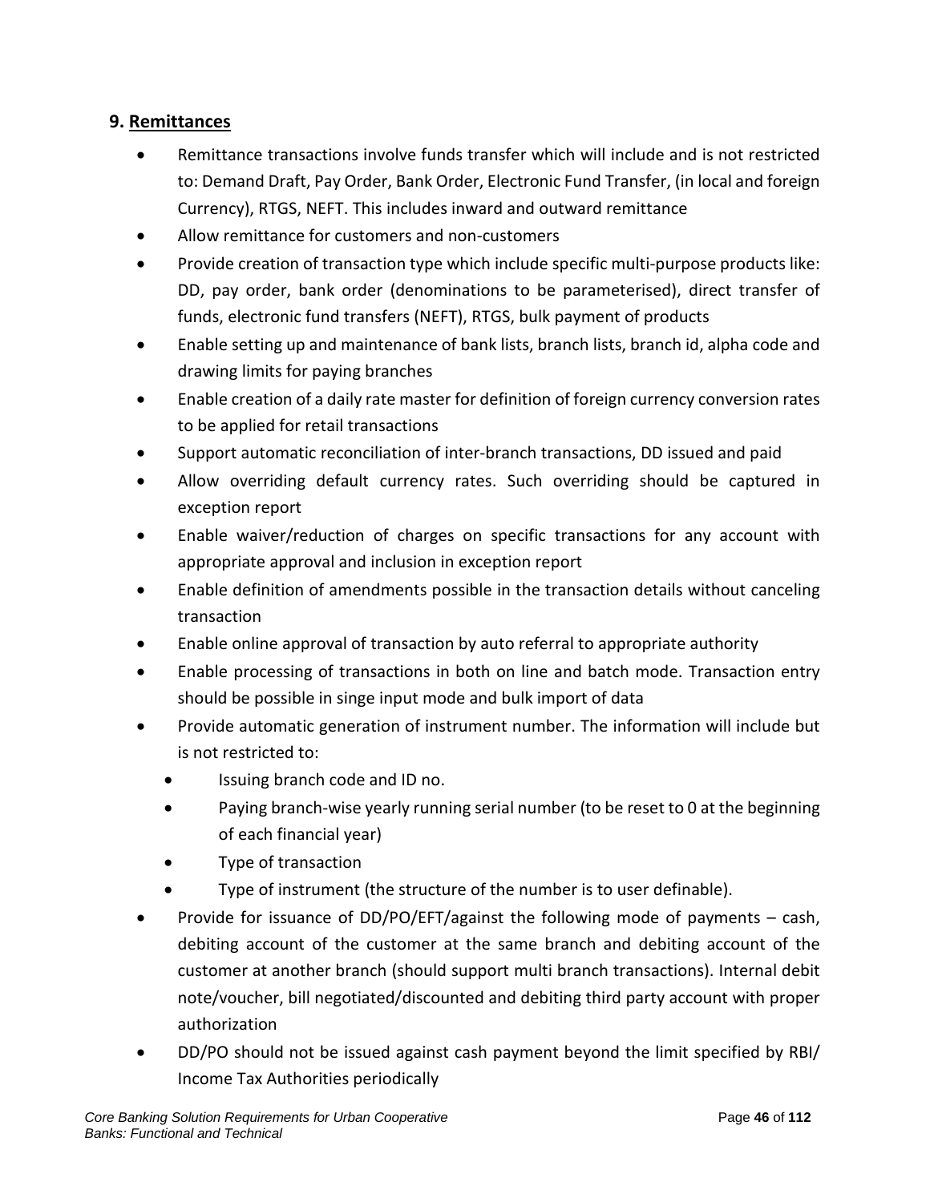## 9. Remittances

- Remittance transactions involve funds transfer which will include and is not restricted to: Demand Draft, Pay Order, Bank Order, Electronic Fund Transfer, (in local and foreign Currency), RTGS, NEFT. This includes inward and outward remittance
- Allow remittance for customers and non-customers
- Provide creation of transaction type which include specific multi-purpose products like: DD, pay order, bank order (denominations to be parameterised), direct transfer of funds, electronic fund transfers (NEFT), RTGS, bulk payment of products
- Enable setting up and maintenance of bank lists, branch lists, branch id, alpha code and drawing limits for paying branches
- Enable creation of a daily rate master for definition of foreign currency conversion rates to be applied for retail transactions
- Support automatic reconciliation of inter-branch transactions, DD issued and paid
- Allow overriding default currency rates. Such overriding should be captured in exception report
- Enable waiver/reduction of charges on specific transactions for any account with appropriate approval and inclusion in exception report
- Enable definition of amendments possible in the transaction details without canceling transaction
- Enable online approval of transaction by auto referral to appropriate authority
- Enable processing of transactions in both on line and batch mode. Transaction entry should be possible in singe input mode and bulk import of data
- Provide automatic generation of instrument number. The information will include but is not restricted to:
  - Issuing branch code and ID no.
  - Paying branch-wise yearly running serial number (to be reset to 0 at the beginning of each financial year)
  - Type of transaction
  - Type of instrument (the structure of the number is to user definable).
- Provide for issuance of DD/PO/EFT/against the following mode of payments – cash, debiting account of the customer at the same branch and debiting account of the customer at another branch (should support multi branch transactions). Internal debit note/voucher, bill negotiated/discounted and debiting third party account with proper authorization
- DD/PO should not be issued against cash payment beyond the limit specified by RBI/ Income Tax Authorities periodically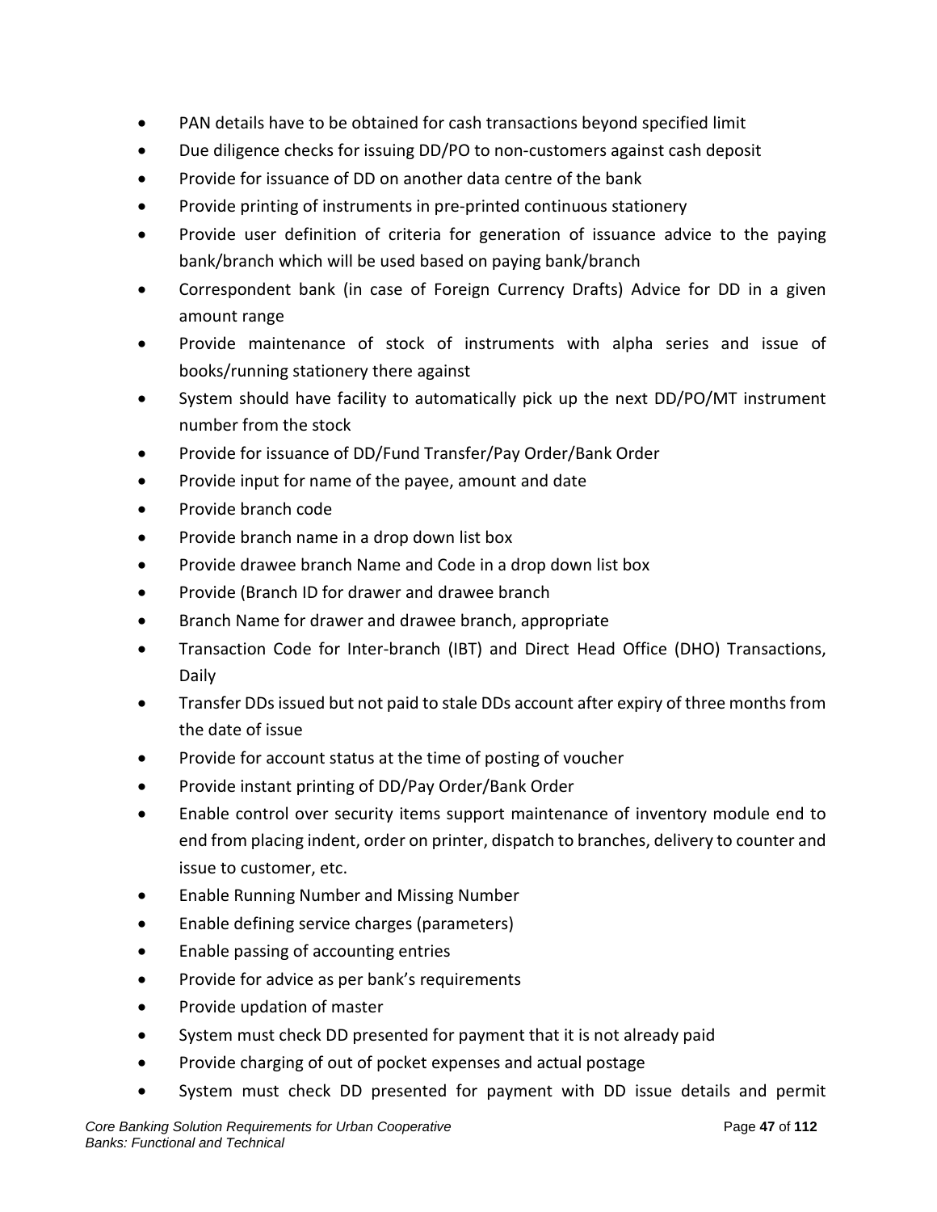- PAN details have to be obtained for cash transactions beyond specified limit
- Due diligence checks for issuing DD/PO to non-customers against cash deposit
- Provide for issuance of DD on another data centre of the bank
- Provide printing of instruments in pre-printed continuous stationery
- Provide user definition of criteria for generation of issuance advice to the paying bank/branch which will be used based on paying bank/branch
- Correspondent bank (in case of Foreign Currency Drafts) Advice for DD in a given amount range
- Provide maintenance of stock of instruments with alpha series and issue of books/running stationery there against
- System should have facility to automatically pick up the next DD/PO/MT instrument number from the stock
- Provide for issuance of DD/Fund Transfer/Pay Order/Bank Order
- Provide input for name of the payee, amount and date
- Provide branch code
- Provide branch name in a drop down list box
- Provide drawee branch Name and Code in a drop down list box
- Provide (Branch ID for drawer and drawee branch
- Branch Name for drawer and drawee branch, appropriate
- Transaction Code for Inter-branch (IBT) and Direct Head Office (DHO) Transactions, Daily
- Transfer DDs issued but not paid to stale DDs account after expiry of three months from the date of issue
- Provide for account status at the time of posting of voucher
- Provide instant printing of DD/Pay Order/Bank Order
- Enable control over security items support maintenance of inventory module end to end from placing indent, order on printer, dispatch to branches, delivery to counter and issue to customer, etc.
- Enable Running Number and Missing Number
- Enable defining service charges (parameters)
- Enable passing of accounting entries
- Provide for advice as per bank's requirements
- Provide updation of master
- System must check DD presented for payment that it is not already paid
- Provide charging of out of pocket expenses and actual postage
- System must check DD presented for payment with DD issue details and permit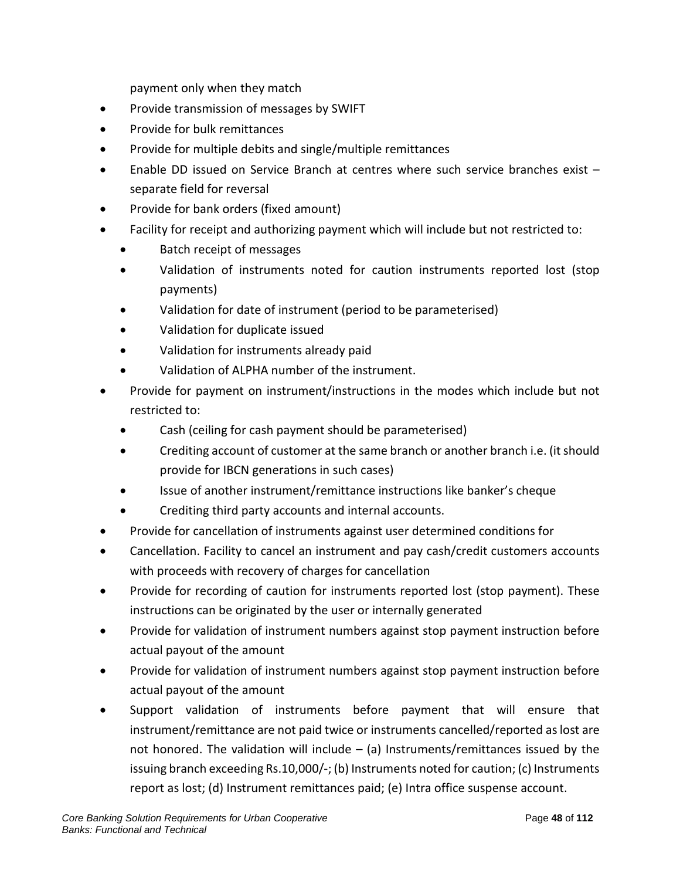payment only when they match

- Provide transmission of messages by SWIFT
- Provide for bulk remittances
- Provide for multiple debits and single/multiple remittances
- Enable DD issued on Service Branch at centres where such service branches exist – separate field for reversal
- Provide for bank orders (fixed amount)
- Facility for receipt and authorizing payment which will include but not restricted to:
  - Batch receipt of messages
  - Validation of instruments noted for caution instruments reported lost (stop payments)
  - Validation for date of instrument (period to be parameterised)
  - Validation for duplicate issued
  - Validation for instruments already paid
  - Validation of ALPHA number of the instrument.
- Provide for payment on instrument/instructions in the modes which include but not restricted to:
  - Cash (ceiling for cash payment should be parameterised)
  - Crediting account of customer at the same branch or another branch i.e. (it should provide for IBCN generations in such cases)
  - Issue of another instrument/remittance instructions like banker's cheque
  - Crediting third party accounts and internal accounts.
- Provide for cancellation of instruments against user determined conditions for
- Cancellation. Facility to cancel an instrument and pay cash/credit customers accounts with proceeds with recovery of charges for cancellation
- Provide for recording of caution for instruments reported lost (stop payment). These instructions can be originated by the user or internally generated
- Provide for validation of instrument numbers against stop payment instruction before actual payout of the amount
- Provide for validation of instrument numbers against stop payment instruction before actual payout of the amount
- Support validation of instruments before payment that will ensure that instrument/remittance are not paid twice or instruments cancelled/reported as lost are not honored. The validation will include – (a) Instruments/remittances issued by the issuing branch exceeding Rs.10,000/-; (b) Instruments noted for caution; (c) Instruments report as lost; (d) Instrument remittances paid; (e) Intra office suspense account.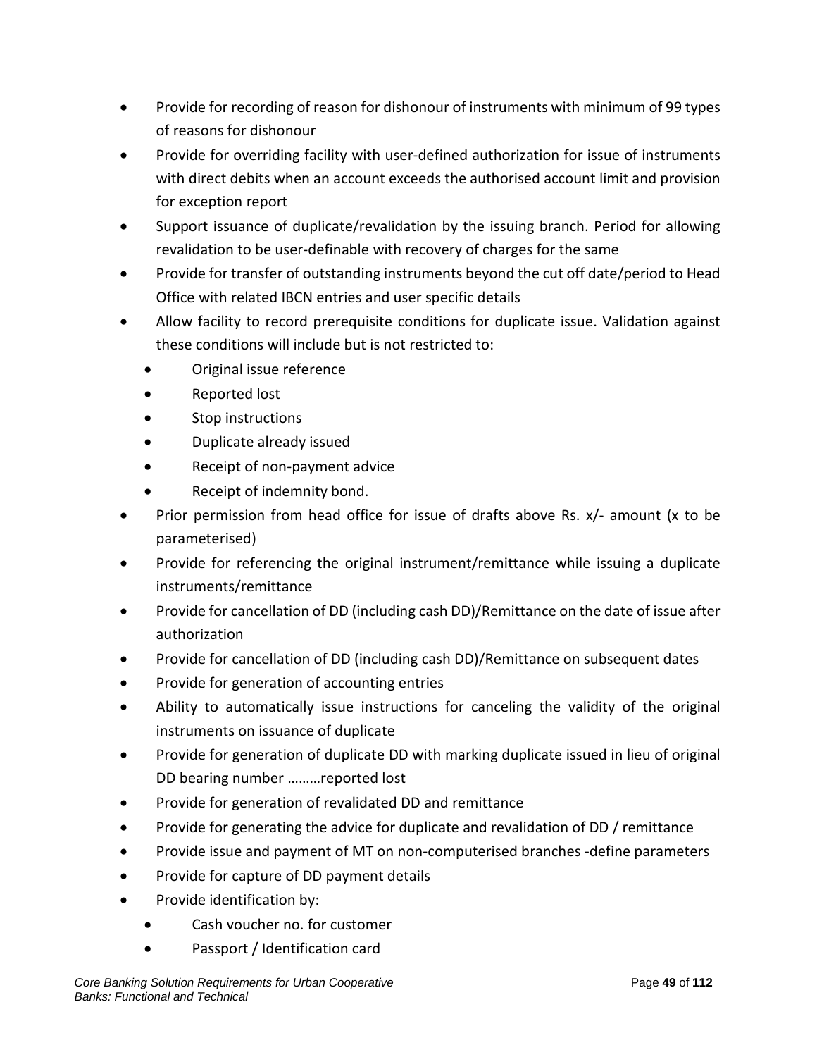- Provide for recording of reason for dishonour of instruments with minimum of 99 types of reasons for dishonour
- Provide for overriding facility with user-defined authorization for issue of instruments with direct debits when an account exceeds the authorised account limit and provision for exception report
- Support issuance of duplicate/revalidation by the issuing branch. Period for allowing revalidation to be user-definable with recovery of charges for the same
- Provide for transfer of outstanding instruments beyond the cut off date/period to Head Office with related IBCN entries and user specific details
- Allow facility to record prerequisite conditions for duplicate issue. Validation against these conditions will include but is not restricted to:
  - Original issue reference
  - Reported lost
  - Stop instructions
  - Duplicate already issued
  - Receipt of non-payment advice
  - Receipt of indemnity bond.
- Prior permission from head office for issue of drafts above Rs. x/- amount (x to be parameterised)
- Provide for referencing the original instrument/remittance while issuing a duplicate instruments/remittance
- Provide for cancellation of DD (including cash DD)/Remittance on the date of issue after authorization
- Provide for cancellation of DD (including cash DD)/Remittance on subsequent dates
- Provide for generation of accounting entries
- Ability to automatically issue instructions for canceling the validity of the original instruments on issuance of duplicate
- Provide for generation of duplicate DD with marking duplicate issued in lieu of original DD bearing number ………reported lost
- Provide for generation of revalidated DD and remittance
- Provide for generating the advice for duplicate and revalidation of DD / remittance
- Provide issue and payment of MT on non-computerised branches -define parameters
- Provide for capture of DD payment details
- Provide identification by:
  - Cash voucher no. for customer
  - Passport / Identification card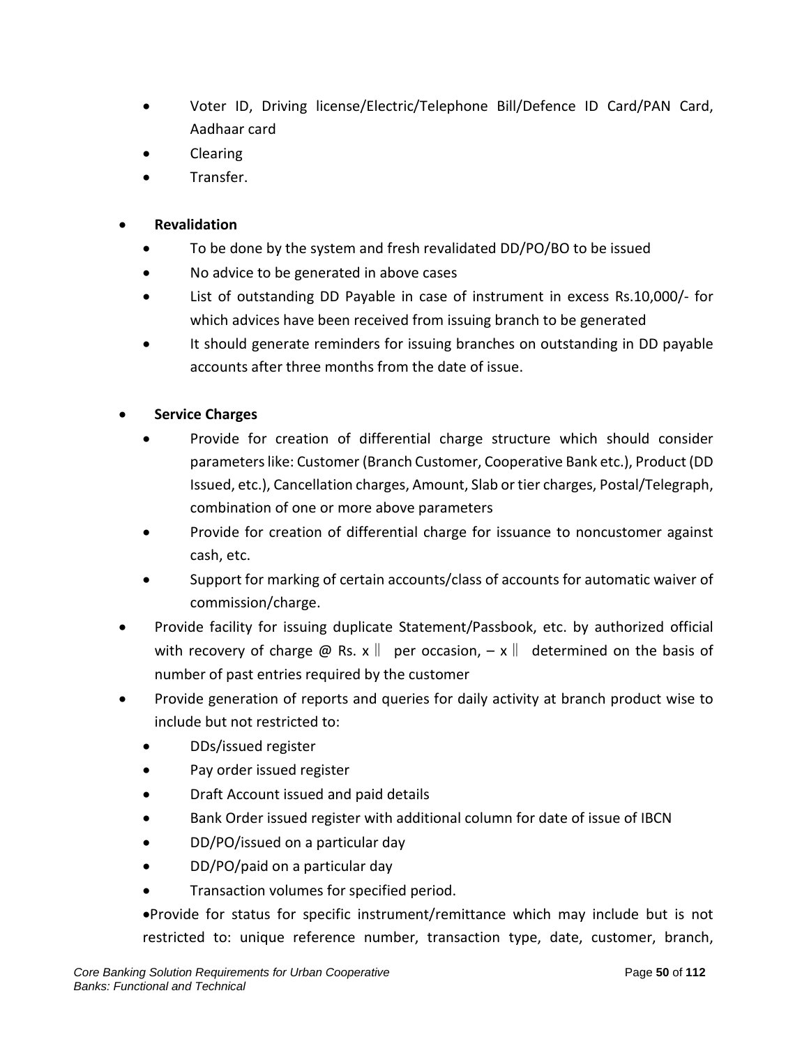- Voter ID, Driving license/Electric/Telephone Bill/Defence ID Card/PAN Card, Aadhaar card
- Clearing
- Transfer.

- **Revalidation**
  - To be done by the system and fresh revalidated DD/PO/BO to be issued
  - No advice to be generated in above cases
  - List of outstanding DD Payable in case of instrument in excess Rs.10,000/- for which advices have been received from issuing branch to be generated
  - It should generate reminders for issuing branches on outstanding in DD payable accounts after three months from the date of issue.

- **Service Charges**
  - Provide for creation of differential charge structure which should consider parameters like: Customer (Branch Customer, Cooperative Bank etc.), Product (DD Issued, etc.), Cancellation charges, Amount, Slab or tier charges, Postal/Telegraph, combination of one or more above parameters
  - Provide for creation of differential charge for issuance to noncustomer against cash, etc.
  - Support for marking of certain accounts/class of accounts for automatic waiver of commission/charge.
- Provide facility for issuing duplicate Statement/Passbook, etc. by authorized official with recovery of charge @ Rs. x ‖ per occasion, – x ‖ determined on the basis of number of past entries required by the customer
- Provide generation of reports and queries for daily activity at branch product wise to include but not restricted to:
  - DDs/issued register
  - Pay order issued register
  - Draft Account issued and paid details
  - Bank Order issued register with additional column for date of issue of IBCN
  - DD/PO/issued on a particular day
  - DD/PO/paid on a particular day
  - Transaction volumes for specified period.

  - Provide for status for specific instrument/remittance which may include but is not restricted to: unique reference number, transaction type, date, customer, branch,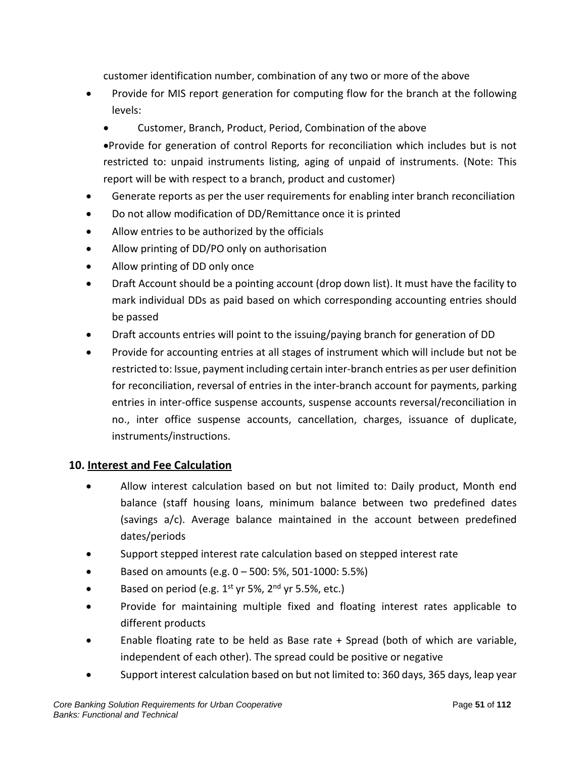customer identification number, combination of any two or more of the above

- Provide for MIS report generation for computing flow for the branch at the following levels:
  - Customer, Branch, Product, Period, Combination of the above

  •Provide for generation of control Reports for reconciliation which includes but is not restricted to: unpaid instruments listing, aging of unpaid of instruments. (Note: This report will be with respect to a branch, product and customer)
- Generate reports as per the user requirements for enabling inter branch reconciliation
- Do not allow modification of DD/Remittance once it is printed
- Allow entries to be authorized by the officials
- Allow printing of DD/PO only on authorisation
- Allow printing of DD only once
- Draft Account should be a pointing account (drop down list). It must have the facility to mark individual DDs as paid based on which corresponding accounting entries should be passed
- Draft accounts entries will point to the issuing/paying branch for generation of DD
- Provide for accounting entries at all stages of instrument which will include but not be restricted to: Issue, payment including certain inter-branch entries as per user definition for reconciliation, reversal of entries in the inter-branch account for payments, parking entries in inter-office suspense accounts, suspense accounts reversal/reconciliation in no., inter office suspense accounts, cancellation, charges, issuance of duplicate, instruments/instructions.

## 10. Interest and Fee Calculation

- Allow interest calculation based on but not limited to: Daily product, Month end balance (staff housing loans, minimum balance between two predefined dates (savings a/c). Average balance maintained in the account between predefined dates/periods
- Support stepped interest rate calculation based on stepped interest rate
- Based on amounts (e.g. 0 – 500: 5%, 501-1000: 5.5%)
- Based on period (e.g. 1st yr 5%, 2nd yr 5.5%, etc.)
- Provide for maintaining multiple fixed and floating interest rates applicable to different products
- Enable floating rate to be held as Base rate + Spread (both of which are variable, independent of each other). The spread could be positive or negative
- Support interest calculation based on but not limited to: 360 days, 365 days, leap year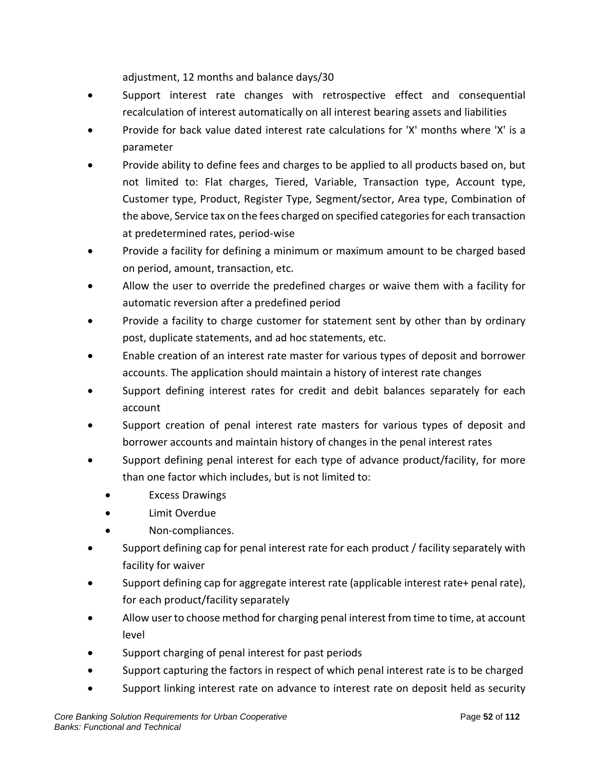adjustment, 12 months and balance days/30

- Support interest rate changes with retrospective effect and consequential recalculation of interest automatically on all interest bearing assets and liabilities
- Provide for back value dated interest rate calculations for 'X' months where 'X' is a parameter
- Provide ability to define fees and charges to be applied to all products based on, but not limited to: Flat charges, Tiered, Variable, Transaction type, Account type, Customer type, Product, Register Type, Segment/sector, Area type, Combination of the above, Service tax on the fees charged on specified categories for each transaction at predetermined rates, period-wise
- Provide a facility for defining a minimum or maximum amount to be charged based on period, amount, transaction, etc.
- Allow the user to override the predefined charges or waive them with a facility for automatic reversion after a predefined period
- Provide a facility to charge customer for statement sent by other than by ordinary post, duplicate statements, and ad hoc statements, etc.
- Enable creation of an interest rate master for various types of deposit and borrower accounts. The application should maintain a history of interest rate changes
- Support defining interest rates for credit and debit balances separately for each account
- Support creation of penal interest rate masters for various types of deposit and borrower accounts and maintain history of changes in the penal interest rates
- Support defining penal interest for each type of advance product/facility, for more than one factor which includes, but is not limited to:
  - Excess Drawings
  - Limit Overdue
  - Non-compliances.
- Support defining cap for penal interest rate for each product / facility separately with facility for waiver
- Support defining cap for aggregate interest rate (applicable interest rate+ penal rate), for each product/facility separately
- Allow user to choose method for charging penal interest from time to time, at account level
- Support charging of penal interest for past periods
- Support capturing the factors in respect of which penal interest rate is to be charged
- Support linking interest rate on advance to interest rate on deposit held as security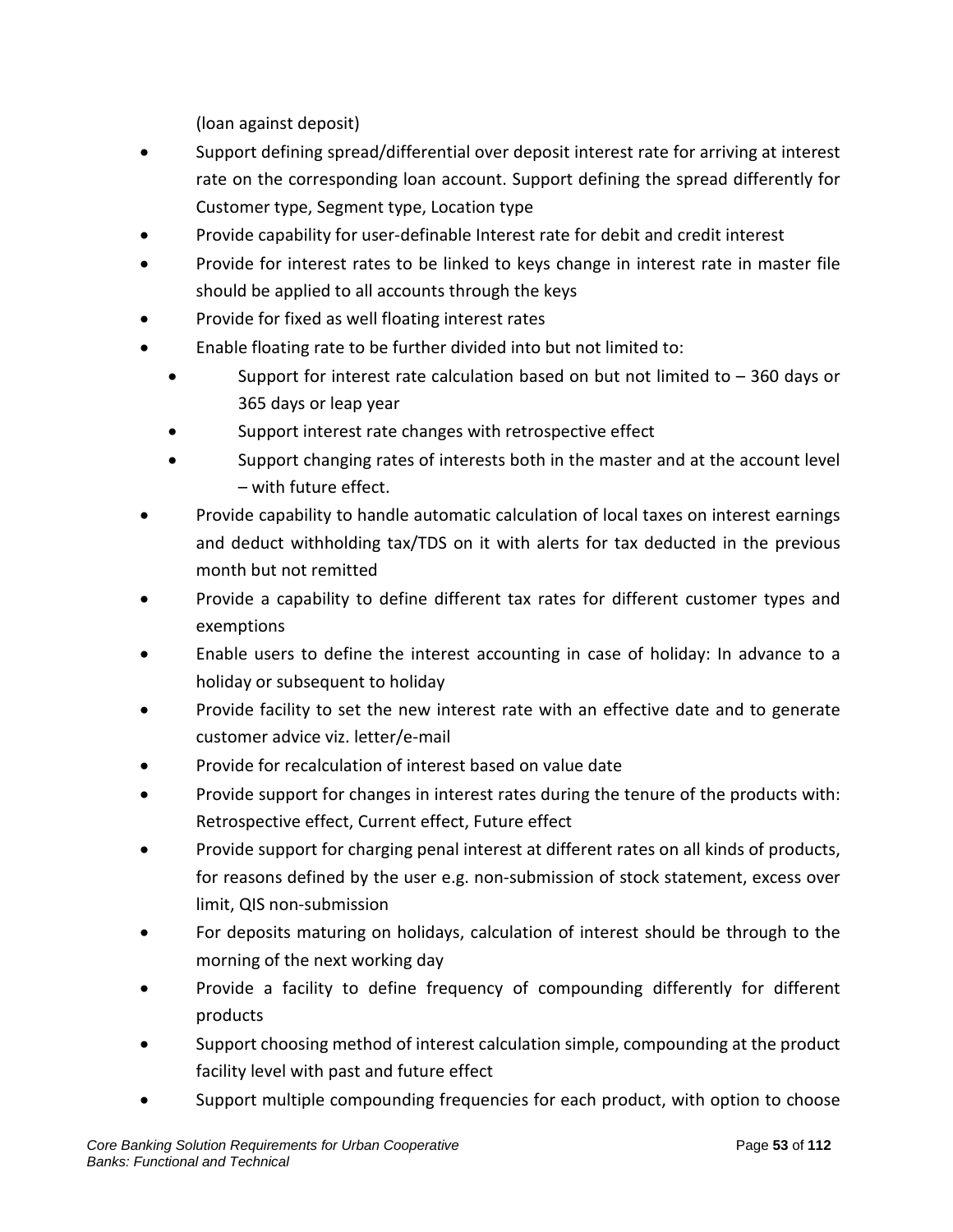(loan against deposit)

- Support defining spread/differential over deposit interest rate for arriving at interest rate on the corresponding loan account. Support defining the spread differently for Customer type, Segment type, Location type
- Provide capability for user-definable Interest rate for debit and credit interest
- Provide for interest rates to be linked to keys change in interest rate in master file should be applied to all accounts through the keys
- Provide for fixed as well floating interest rates
- Enable floating rate to be further divided into but not limited to:
    - Support for interest rate calculation based on but not limited to – 360 days or 365 days or leap year
    - Support interest rate changes with retrospective effect
    - Support changing rates of interests both in the master and at the account level – with future effect.
- Provide capability to handle automatic calculation of local taxes on interest earnings and deduct withholding tax/TDS on it with alerts for tax deducted in the previous month but not remitted
- Provide a capability to define different tax rates for different customer types and exemptions
- Enable users to define the interest accounting in case of holiday: In advance to a holiday or subsequent to holiday
- Provide facility to set the new interest rate with an effective date and to generate customer advice viz. letter/e-mail
- Provide for recalculation of interest based on value date
- Provide support for changes in interest rates during the tenure of the products with: Retrospective effect, Current effect, Future effect
- Provide support for charging penal interest at different rates on all kinds of products, for reasons defined by the user e.g. non-submission of stock statement, excess over limit, QIS non-submission
- For deposits maturing on holidays, calculation of interest should be through to the morning of the next working day
- Provide a facility to define frequency of compounding differently for different products
- Support choosing method of interest calculation simple, compounding at the product facility level with past and future effect
- Support multiple compounding frequencies for each product, with option to choose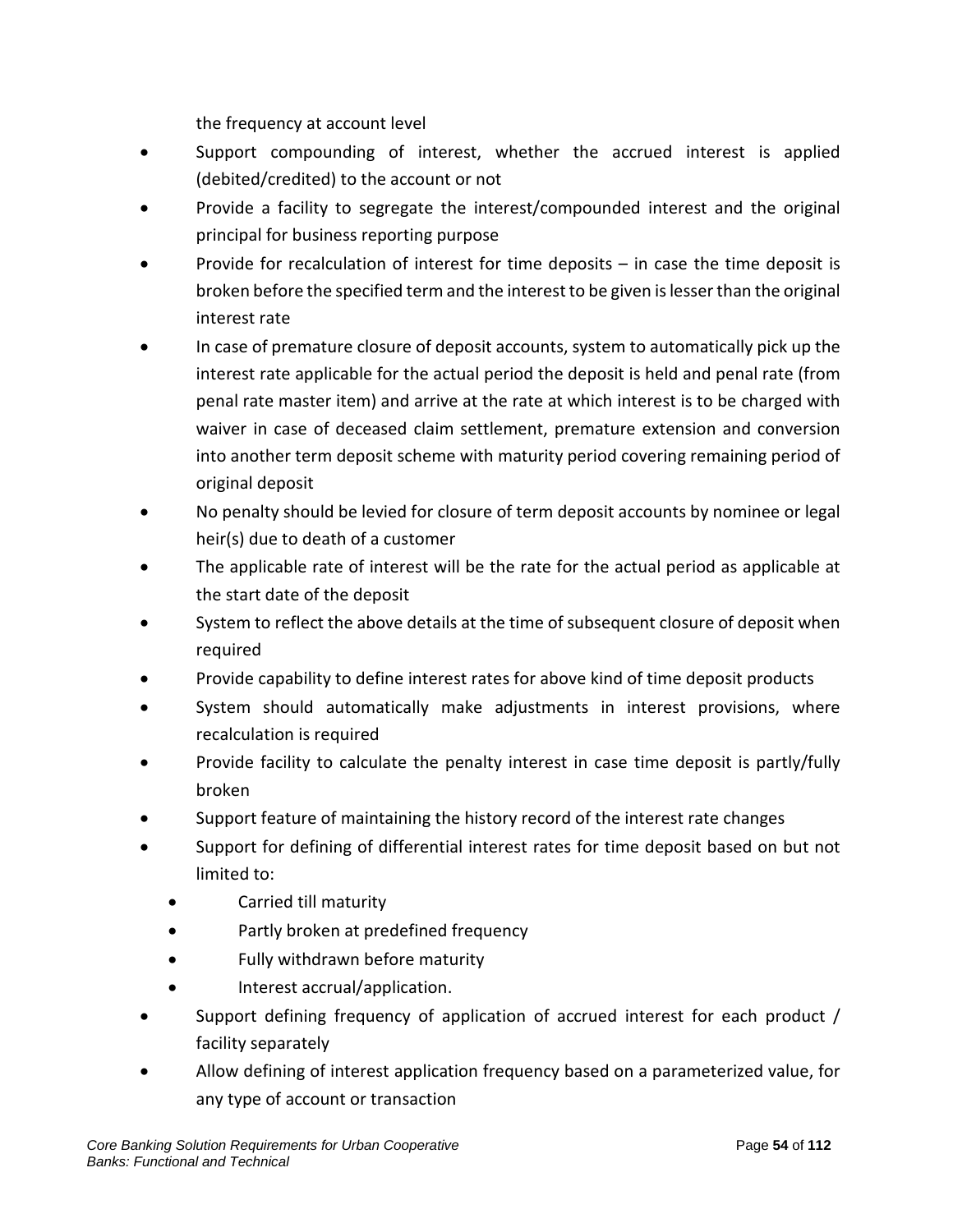the frequency at account level

- Support compounding of interest, whether the accrued interest is applied (debited/credited) to the account or not
- Provide a facility to segregate the interest/compounded interest and the original principal for business reporting purpose
- Provide for recalculation of interest for time deposits – in case the time deposit is broken before the specified term and the interest to be given is lesser than the original interest rate
- In case of premature closure of deposit accounts, system to automatically pick up the interest rate applicable for the actual period the deposit is held and penal rate (from penal rate master item) and arrive at the rate at which interest is to be charged with waiver in case of deceased claim settlement, premature extension and conversion into another term deposit scheme with maturity period covering remaining period of original deposit
- No penalty should be levied for closure of term deposit accounts by nominee or legal heir(s) due to death of a customer
- The applicable rate of interest will be the rate for the actual period as applicable at the start date of the deposit
- System to reflect the above details at the time of subsequent closure of deposit when required
- Provide capability to define interest rates for above kind of time deposit products
- System should automatically make adjustments in interest provisions, where recalculation is required
- Provide facility to calculate the penalty interest in case time deposit is partly/fully broken
- Support feature of maintaining the history record of the interest rate changes
- Support for defining of differential interest rates for time deposit based on but not limited to:
  - Carried till maturity
  - Partly broken at predefined frequency
  - Fully withdrawn before maturity
  - Interest accrual/application.
- Support defining frequency of application of accrued interest for each product / facility separately
- Allow defining of interest application frequency based on a parameterized value, for any type of account or transaction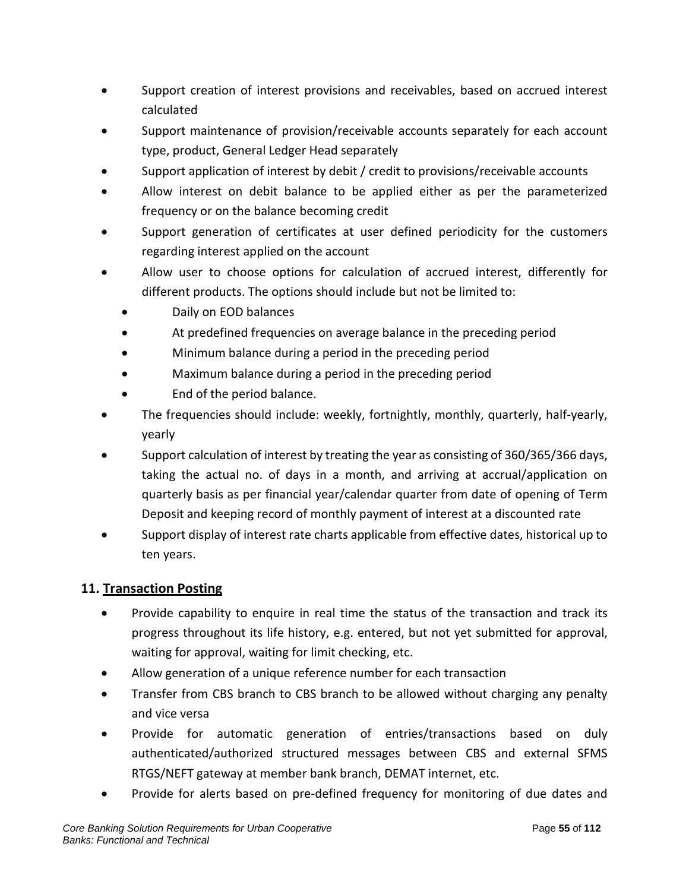- Support creation of interest provisions and receivables, based on accrued interest calculated
- Support maintenance of provision/receivable accounts separately for each account type, product, General Ledger Head separately
- Support application of interest by debit / credit to provisions/receivable accounts
- Allow interest on debit balance to be applied either as per the parameterized frequency or on the balance becoming credit
- Support generation of certificates at user defined periodicity for the customers regarding interest applied on the account
- Allow user to choose options for calculation of accrued interest, differently for different products. The options should include but not be limited to:
  - Daily on EOD balances
  - At predefined frequencies on average balance in the preceding period
  - Minimum balance during a period in the preceding period
  - Maximum balance during a period in the preceding period
  - End of the period balance.
- The frequencies should include: weekly, fortnightly, monthly, quarterly, half-yearly, yearly
- Support calculation of interest by treating the year as consisting of 360/365/366 days, taking the actual no. of days in a month, and arriving at accrual/application on quarterly basis as per financial year/calendar quarter from date of opening of Term Deposit and keeping record of monthly payment of interest at a discounted rate
- Support display of interest rate charts applicable from effective dates, historical up to ten years.

## 11. Transaction Posting

- Provide capability to enquire in real time the status of the transaction and track its progress throughout its life history, e.g. entered, but not yet submitted for approval, waiting for approval, waiting for limit checking, etc.
- Allow generation of a unique reference number for each transaction
- Transfer from CBS branch to CBS branch to be allowed without charging any penalty and vice versa
- Provide for automatic generation of entries/transactions based on duly authenticated/authorized structured messages between CBS and external SFMS RTGS/NEFT gateway at member bank branch, DEMAT internet, etc.
- Provide for alerts based on pre-defined frequency for monitoring of due dates and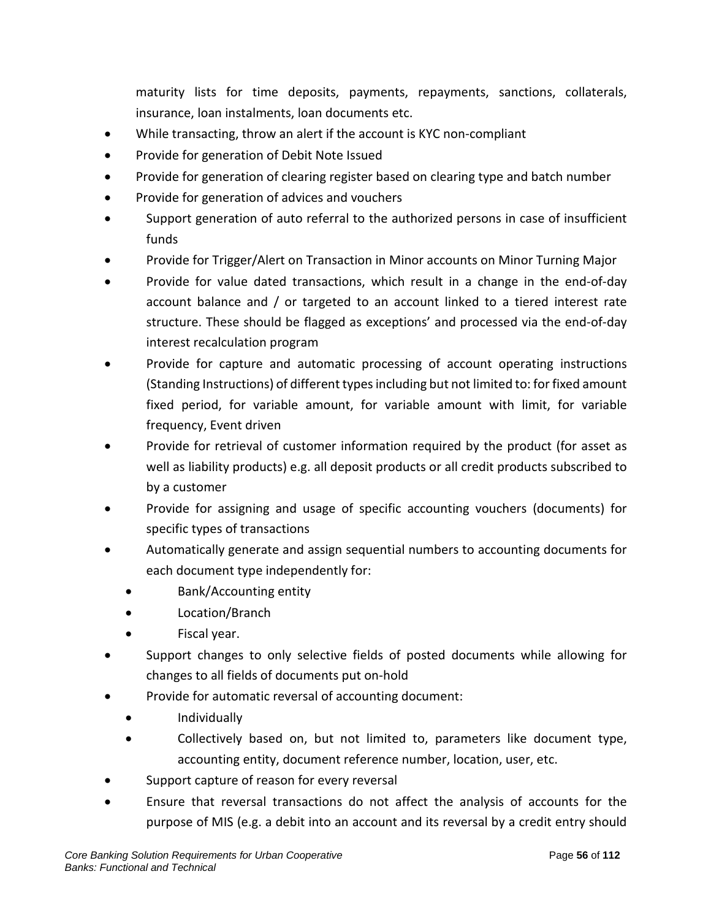maturity lists for time deposits, payments, repayments, sanctions, collaterals, insurance, loan instalments, loan documents etc.

- While transacting, throw an alert if the account is KYC non-compliant
- Provide for generation of Debit Note Issued
- Provide for generation of clearing register based on clearing type and batch number
- Provide for generation of advices and vouchers
- Support generation of auto referral to the authorized persons in case of insufficient funds
- Provide for Trigger/Alert on Transaction in Minor accounts on Minor Turning Major
- Provide for value dated transactions, which result in a change in the end-of-day account balance and / or targeted to an account linked to a tiered interest rate structure. These should be flagged as exceptions' and processed via the end-of-day interest recalculation program
- Provide for capture and automatic processing of account operating instructions (Standing Instructions) of different types including but not limited to: for fixed amount fixed period, for variable amount, for variable amount with limit, for variable frequency, Event driven
- Provide for retrieval of customer information required by the product (for asset as well as liability products) e.g. all deposit products or all credit products subscribed to by a customer
- Provide for assigning and usage of specific accounting vouchers (documents) for specific types of transactions
- Automatically generate and assign sequential numbers to accounting documents for each document type independently for:
  - Bank/Accounting entity
  - Location/Branch
  - Fiscal year.
- Support changes to only selective fields of posted documents while allowing for changes to all fields of documents put on-hold
- Provide for automatic reversal of accounting document:
  - Individually
  - Collectively based on, but not limited to, parameters like document type, accounting entity, document reference number, location, user, etc.
- Support capture of reason for every reversal
- Ensure that reversal transactions do not affect the analysis of accounts for the purpose of MIS (e.g. a debit into an account and its reversal by a credit entry should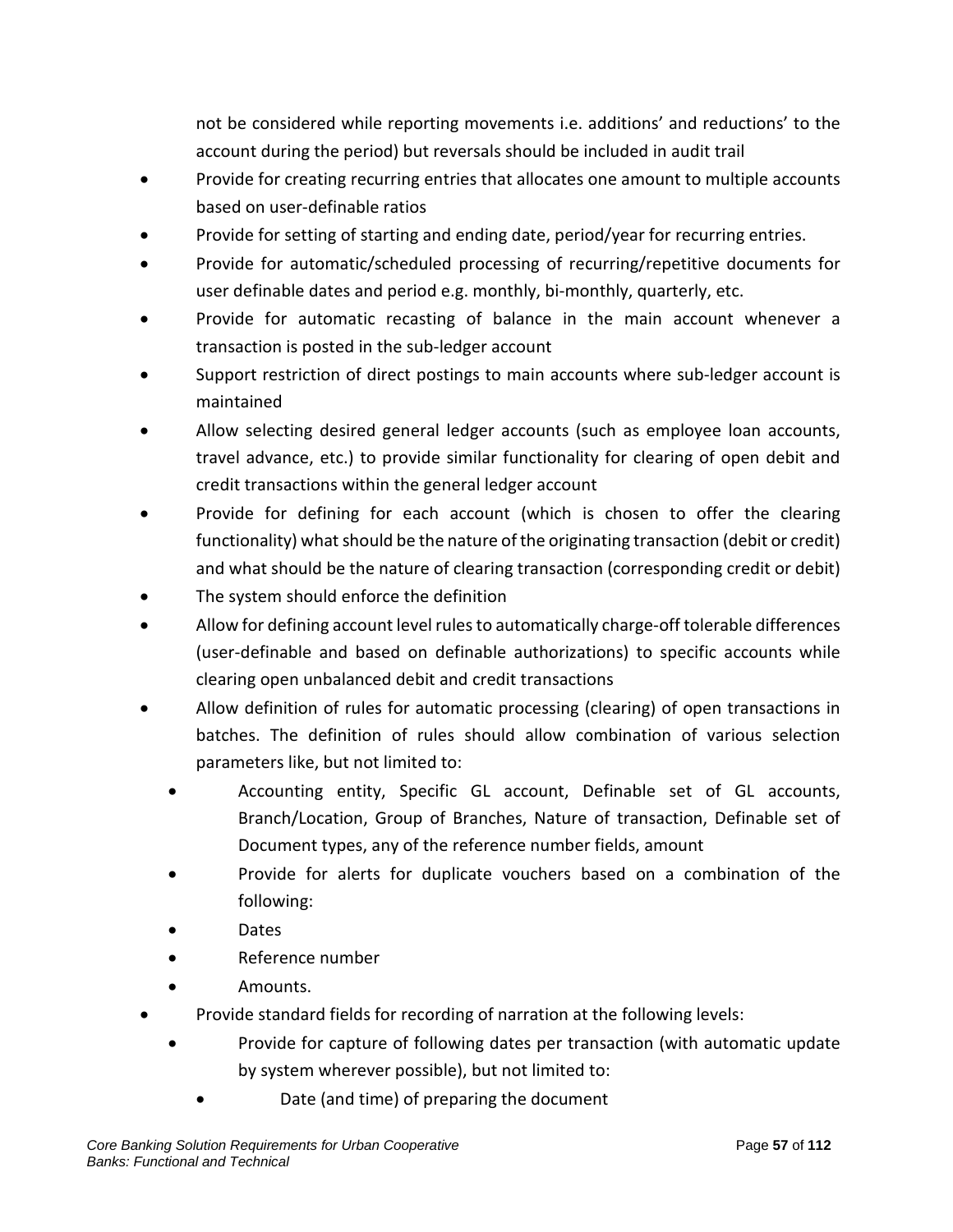not be considered while reporting movements i.e. additions' and reductions' to the account during the period) but reversals should be included in audit trail

- Provide for creating recurring entries that allocates one amount to multiple accounts based on user-definable ratios
- Provide for setting of starting and ending date, period/year for recurring entries.
- Provide for automatic/scheduled processing of recurring/repetitive documents for user definable dates and period e.g. monthly, bi-monthly, quarterly, etc.
- Provide for automatic recasting of balance in the main account whenever a transaction is posted in the sub-ledger account
- Support restriction of direct postings to main accounts where sub-ledger account is maintained
- Allow selecting desired general ledger accounts (such as employee loan accounts, travel advance, etc.) to provide similar functionality for clearing of open debit and credit transactions within the general ledger account
- Provide for defining for each account (which is chosen to offer the clearing functionality) what should be the nature of the originating transaction (debit or credit) and what should be the nature of clearing transaction (corresponding credit or debit)
- The system should enforce the definition
- Allow for defining account level rules to automatically charge-off tolerable differences (user-definable and based on definable authorizations) to specific accounts while clearing open unbalanced debit and credit transactions
- Allow definition of rules for automatic processing (clearing) of open transactions in batches. The definition of rules should allow combination of various selection parameters like, but not limited to:
    - Accounting entity, Specific GL account, Definable set of GL accounts, Branch/Location, Group of Branches, Nature of transaction, Definable set of Document types, any of the reference number fields, amount
    - Provide for alerts for duplicate vouchers based on a combination of the following:
    - Dates
    - Reference number
    - Amounts.
- Provide standard fields for recording of narration at the following levels:
    - Provide for capture of following dates per transaction (with automatic update by system wherever possible), but not limited to:
        - Date (and time) of preparing the document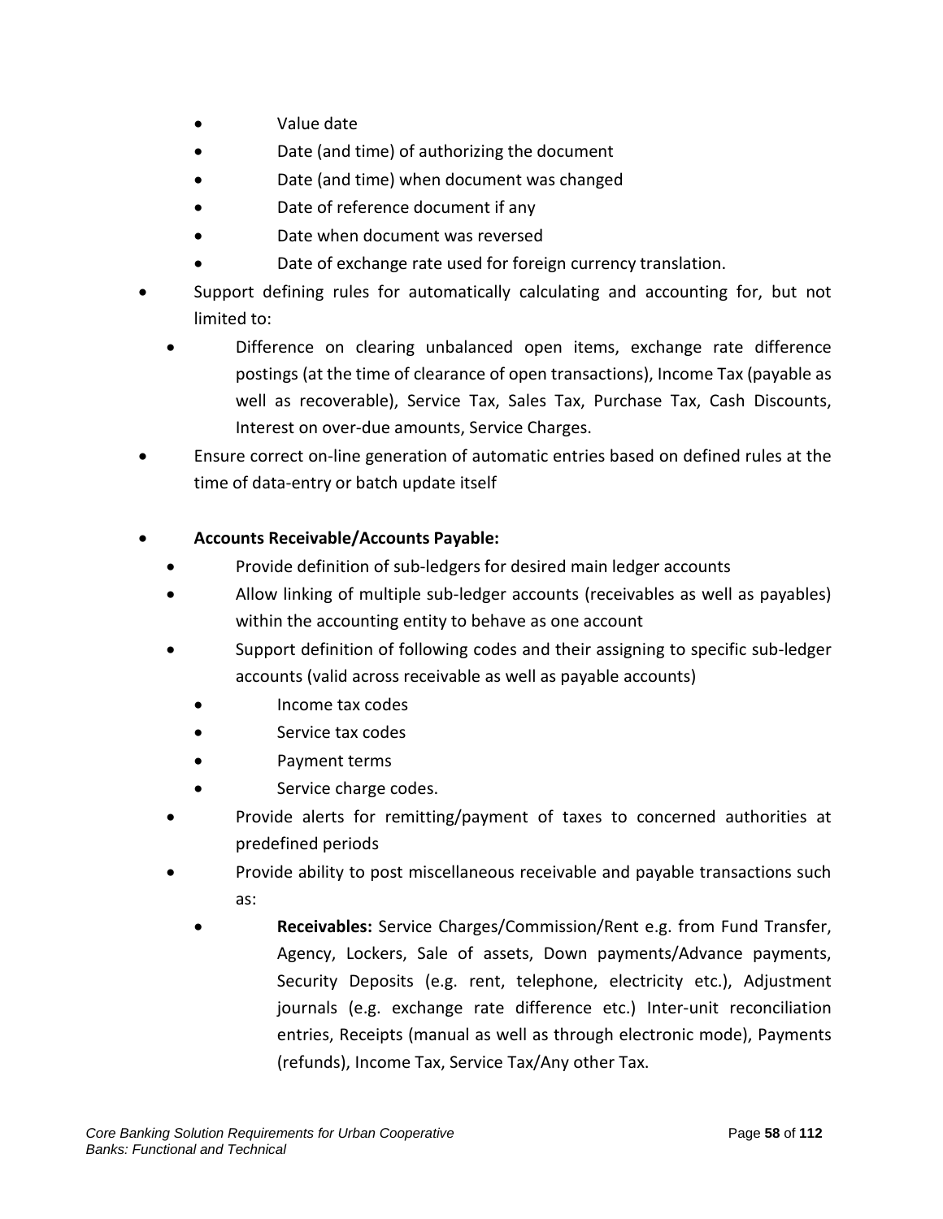- Value date
- Date (and time) of authorizing the document
- Date (and time) when document was changed
- Date of reference document if any
- Date when document was reversed
- Date of exchange rate used for foreign currency translation.

- Support defining rules for automatically calculating and accounting for, but not limited to:
  - Difference on clearing unbalanced open items, exchange rate difference postings (at the time of clearance of open transactions), Income Tax (payable as well as recoverable), Service Tax, Sales Tax, Purchase Tax, Cash Discounts, Interest on over-due amounts, Service Charges.
- Ensure correct on-line generation of automatic entries based on defined rules at the time of data-entry or batch update itself

- **Accounts Receivable/Accounts Payable:**
  - Provide definition of sub-ledgers for desired main ledger accounts
  - Allow linking of multiple sub-ledger accounts (receivables as well as payables) within the accounting entity to behave as one account
  - Support definition of following codes and their assigning to specific sub-ledger accounts (valid across receivable as well as payable accounts)
    - Income tax codes
    - Service tax codes
    - Payment terms
    - Service charge codes.
  - Provide alerts for remitting/payment of taxes to concerned authorities at predefined periods
  - Provide ability to post miscellaneous receivable and payable transactions such as:
    - **Receivables:** Service Charges/Commission/Rent e.g. from Fund Transfer, Agency, Lockers, Sale of assets, Down payments/Advance payments, Security Deposits (e.g. rent, telephone, electricity etc.), Adjustment journals (e.g. exchange rate difference etc.) Inter-unit reconciliation entries, Receipts (manual as well as through electronic mode), Payments (refunds), Income Tax, Service Tax/Any other Tax.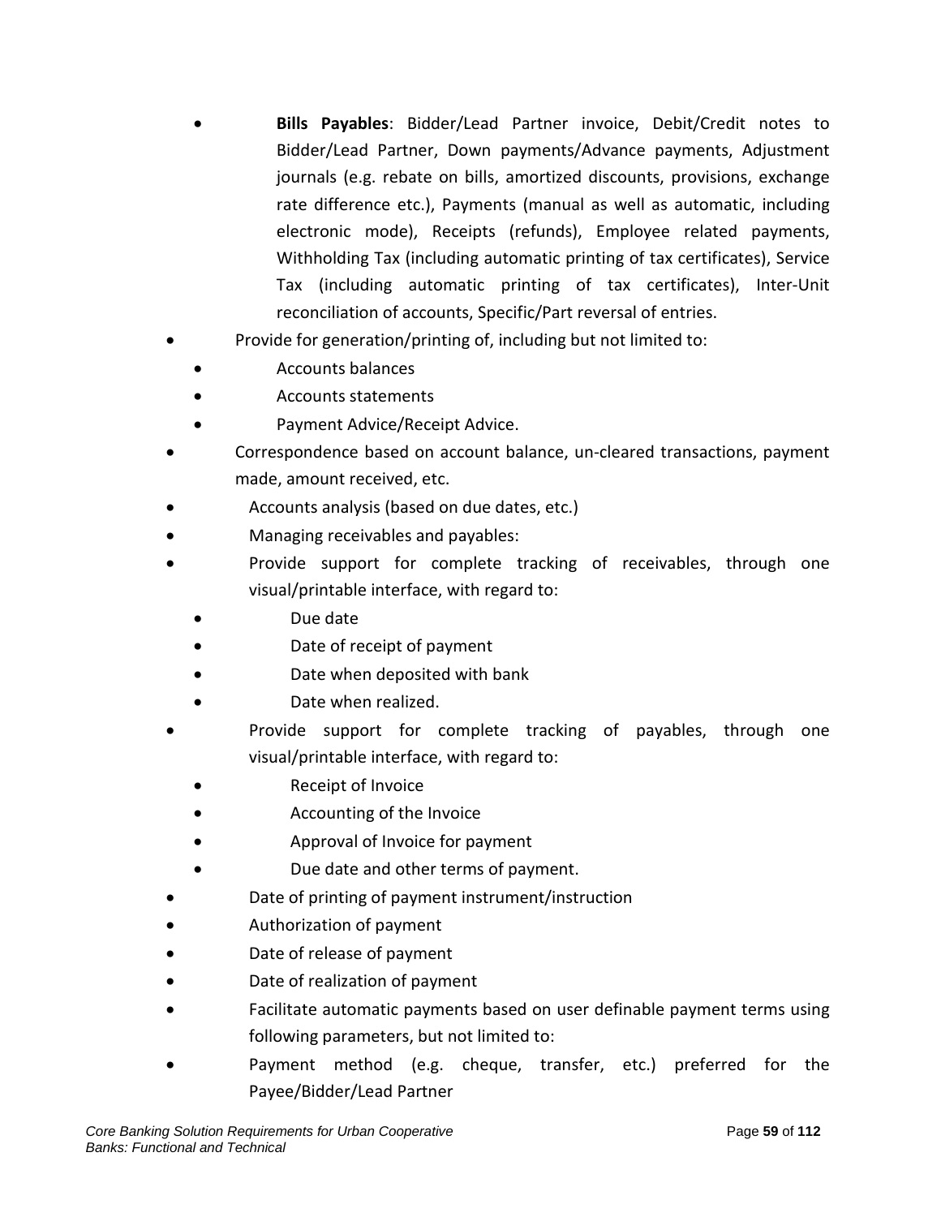- **Bills Payables**: Bidder/Lead Partner invoice, Debit/Credit notes to Bidder/Lead Partner, Down payments/Advance payments, Adjustment journals (e.g. rebate on bills, amortized discounts, provisions, exchange rate difference etc.), Payments (manual as well as automatic, including electronic mode), Receipts (refunds), Employee related payments, Withholding Tax (including automatic printing of tax certificates), Service Tax (including automatic printing of tax certificates), Inter-Unit reconciliation of accounts, Specific/Part reversal of entries.
- Provide for generation/printing of, including but not limited to:
  - Accounts balances
  - Accounts statements
  - Payment Advice/Receipt Advice.
- Correspondence based on account balance, un-cleared transactions, payment made, amount received, etc.
- Accounts analysis (based on due dates, etc.)
- Managing receivables and payables:
- Provide support for complete tracking of receivables, through one visual/printable interface, with regard to:
  - Due date
  - Date of receipt of payment
  - Date when deposited with bank
  - Date when realized.
- Provide support for complete tracking of payables, through one visual/printable interface, with regard to:
  - Receipt of Invoice
  - Accounting of the Invoice
  - Approval of Invoice for payment
  - Due date and other terms of payment.
- Date of printing of payment instrument/instruction
- Authorization of payment
- Date of release of payment
- Date of realization of payment
- Facilitate automatic payments based on user definable payment terms using following parameters, but not limited to:
- Payment method (e.g. cheque, transfer, etc.) preferred for the Payee/Bidder/Lead Partner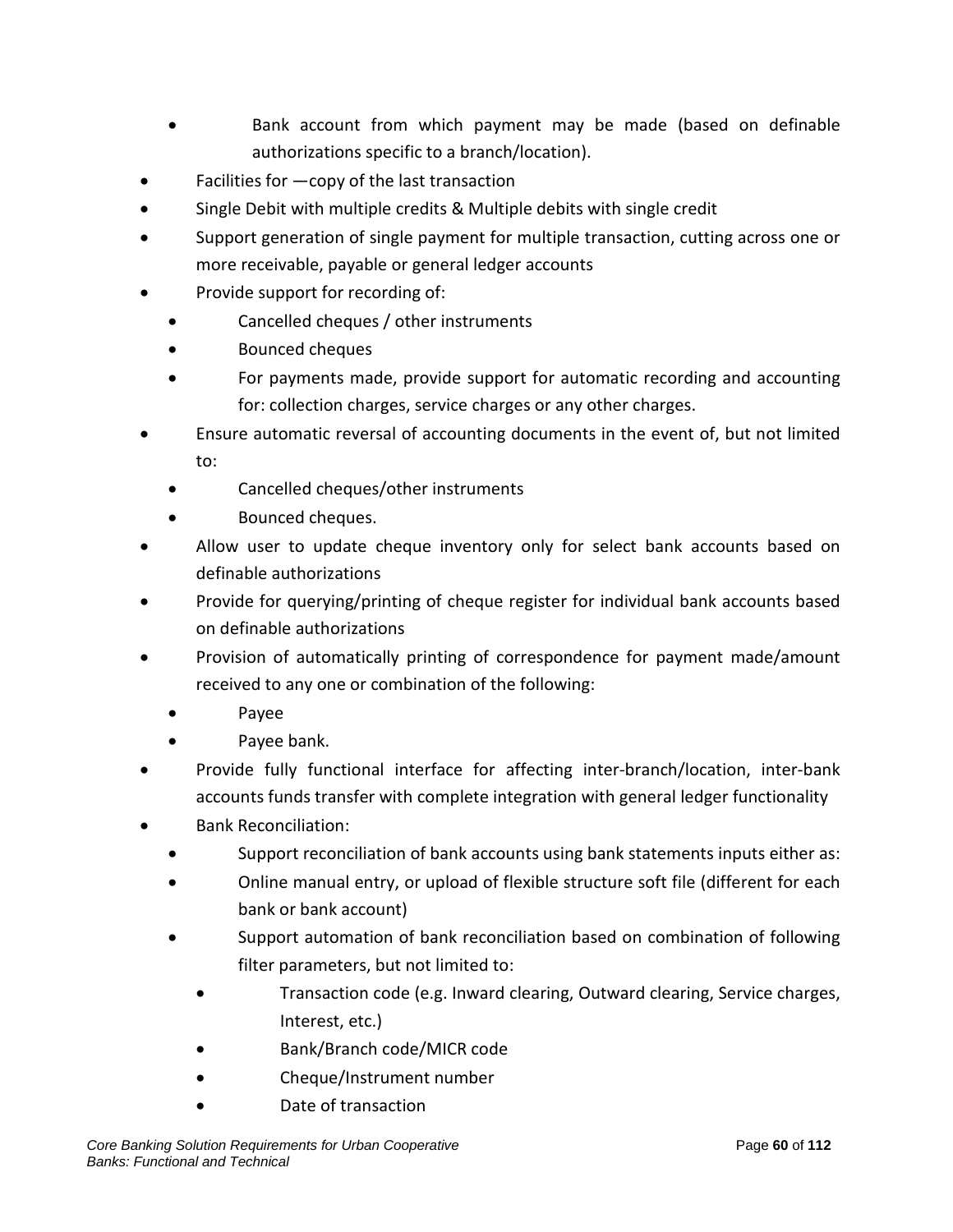- Bank account from which payment may be made (based on definable authorizations specific to a branch/location).
- Facilities for —copy of the last transaction
- Single Debit with multiple credits & Multiple debits with single credit
- Support generation of single payment for multiple transaction, cutting across one or more receivable, payable or general ledger accounts
- Provide support for recording of:
  - Cancelled cheques / other instruments
  - Bounced cheques
  - For payments made, provide support for automatic recording and accounting for: collection charges, service charges or any other charges.
- Ensure automatic reversal of accounting documents in the event of, but not limited to:
  - Cancelled cheques/other instruments
  - Bounced cheques.
- Allow user to update cheque inventory only for select bank accounts based on definable authorizations
- Provide for querying/printing of cheque register for individual bank accounts based on definable authorizations
- Provision of automatically printing of correspondence for payment made/amount received to any one or combination of the following:
  - Payee
  - Payee bank.
- Provide fully functional interface for affecting inter-branch/location, inter-bank accounts funds transfer with complete integration with general ledger functionality
- Bank Reconciliation:
  - Support reconciliation of bank accounts using bank statements inputs either as:
  - Online manual entry, or upload of flexible structure soft file (different for each bank or bank account)
  - Support automation of bank reconciliation based on combination of following filter parameters, but not limited to:
    - Transaction code (e.g. Inward clearing, Outward clearing, Service charges, Interest, etc.)
    - Bank/Branch code/MICR code
    - Cheque/Instrument number
    - Date of transaction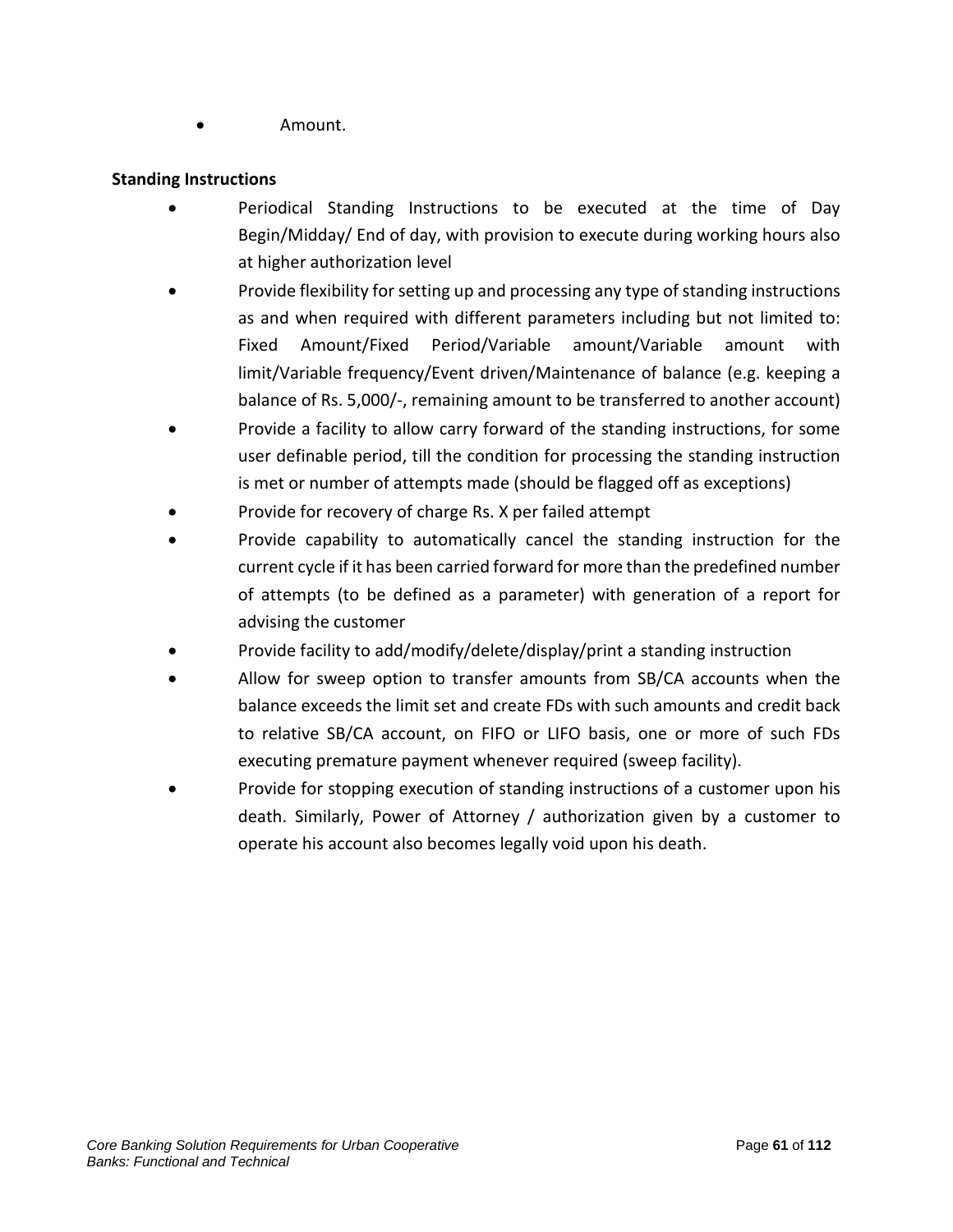- Amount.

**Standing Instructions**

- Periodical Standing Instructions to be executed at the time of Day Begin/Midday/ End of day, with provision to execute during working hours also at higher authorization level
- Provide flexibility for setting up and processing any type of standing instructions as and when required with different parameters including but not limited to: Fixed Amount/Fixed Period/Variable amount/Variable amount with limit/Variable frequency/Event driven/Maintenance of balance (e.g. keeping a balance of Rs. 5,000/-, remaining amount to be transferred to another account)
- Provide a facility to allow carry forward of the standing instructions, for some user definable period, till the condition for processing the standing instruction is met or number of attempts made (should be flagged off as exceptions)
- Provide for recovery of charge Rs. X per failed attempt
- Provide capability to automatically cancel the standing instruction for the current cycle if it has been carried forward for more than the predefined number of attempts (to be defined as a parameter) with generation of a report for advising the customer
- Provide facility to add/modify/delete/display/print a standing instruction
- Allow for sweep option to transfer amounts from SB/CA accounts when the balance exceeds the limit set and create FDs with such amounts and credit back to relative SB/CA account, on FIFO or LIFO basis, one or more of such FDs executing premature payment whenever required (sweep facility).
- Provide for stopping execution of standing instructions of a customer upon his death. Similarly, Power of Attorney / authorization given by a customer to operate his account also becomes legally void upon his death.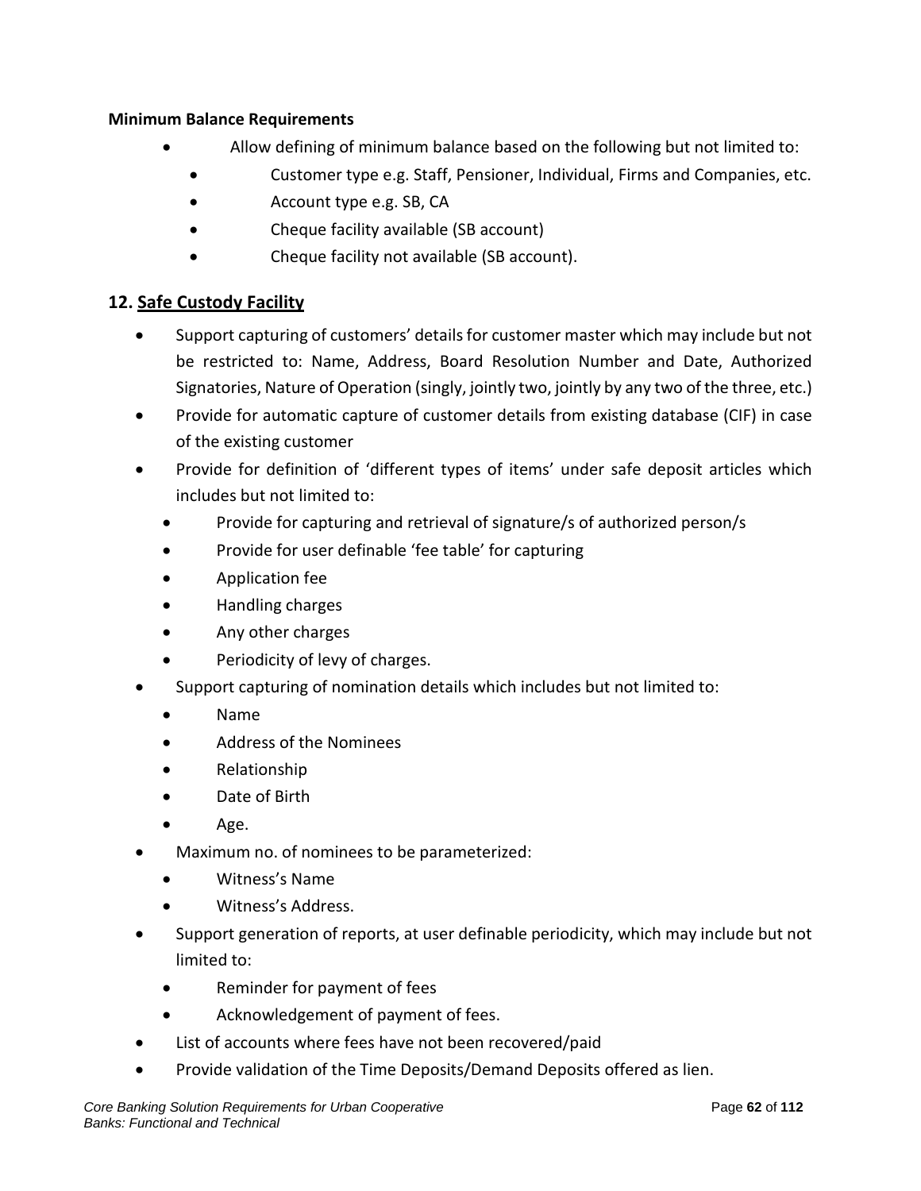**Minimum Balance Requirements**

- Allow defining of minimum balance based on the following but not limited to:
  - Customer type e.g. Staff, Pensioner, Individual, Firms and Companies, etc.
  - Account type e.g. SB, CA
  - Cheque facility available (SB account)
  - Cheque facility not available (SB account).

## 12. Safe Custody Facility

- Support capturing of customers' details for customer master which may include but not be restricted to: Name, Address, Board Resolution Number and Date, Authorized Signatories, Nature of Operation (singly, jointly two, jointly by any two of the three, etc.)
- Provide for automatic capture of customer details from existing database (CIF) in case of the existing customer
- Provide for definition of 'different types of items' under safe deposit articles which includes but not limited to:
  - Provide for capturing and retrieval of signature/s of authorized person/s
  - Provide for user definable 'fee table' for capturing
  - Application fee
  - Handling charges
  - Any other charges
  - Periodicity of levy of charges.
- Support capturing of nomination details which includes but not limited to:
  - Name
  - Address of the Nominees
  - Relationship
  - Date of Birth
  - Age.
- Maximum no. of nominees to be parameterized:
  - Witness's Name
  - Witness's Address.
- Support generation of reports, at user definable periodicity, which may include but not limited to:
  - Reminder for payment of fees
  - Acknowledgement of payment of fees.
- List of accounts where fees have not been recovered/paid
- Provide validation of the Time Deposits/Demand Deposits offered as lien.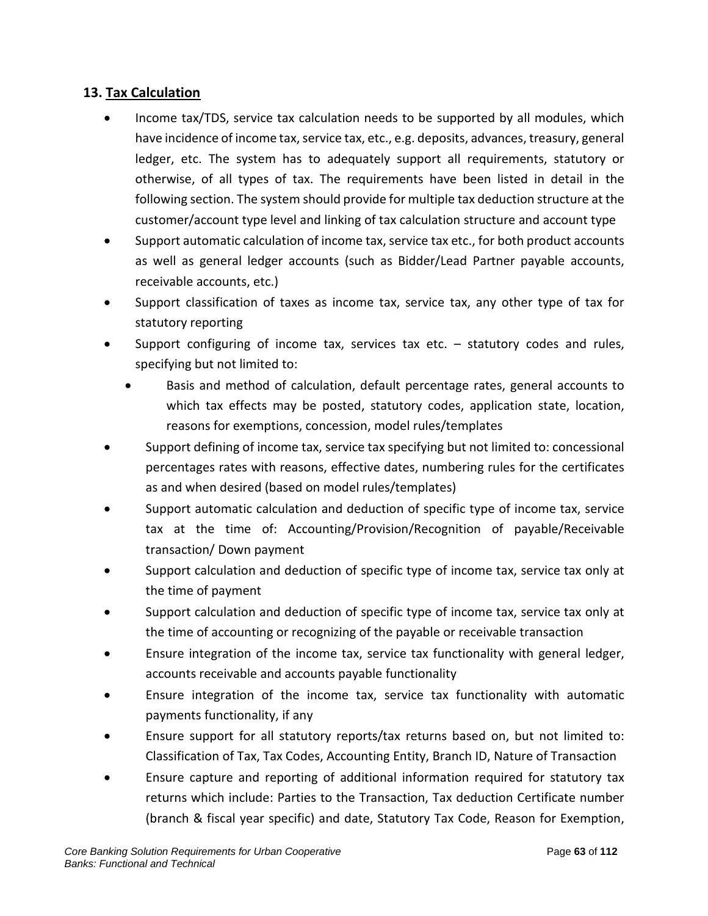## 13. Tax Calculation

- Income tax/TDS, service tax calculation needs to be supported by all modules, which have incidence of income tax, service tax, etc., e.g. deposits, advances, treasury, general ledger, etc. The system has to adequately support all requirements, statutory or otherwise, of all types of tax. The requirements have been listed in detail in the following section. The system should provide for multiple tax deduction structure at the customer/account type level and linking of tax calculation structure and account type
- Support automatic calculation of income tax, service tax etc., for both product accounts as well as general ledger accounts (such as Bidder/Lead Partner payable accounts, receivable accounts, etc.)
- Support classification of taxes as income tax, service tax, any other type of tax for statutory reporting
- Support configuring of income tax, services tax etc. – statutory codes and rules, specifying but not limited to:
  - Basis and method of calculation, default percentage rates, general accounts to which tax effects may be posted, statutory codes, application state, location, reasons for exemptions, concession, model rules/templates
- Support defining of income tax, service tax specifying but not limited to: concessional percentages rates with reasons, effective dates, numbering rules for the certificates as and when desired (based on model rules/templates)
- Support automatic calculation and deduction of specific type of income tax, service tax at the time of: Accounting/Provision/Recognition of payable/Receivable transaction/ Down payment
- Support calculation and deduction of specific type of income tax, service tax only at the time of payment
- Support calculation and deduction of specific type of income tax, service tax only at the time of accounting or recognizing of the payable or receivable transaction
- Ensure integration of the income tax, service tax functionality with general ledger, accounts receivable and accounts payable functionality
- Ensure integration of the income tax, service tax functionality with automatic payments functionality, if any
- Ensure support for all statutory reports/tax returns based on, but not limited to: Classification of Tax, Tax Codes, Accounting Entity, Branch ID, Nature of Transaction
- Ensure capture and reporting of additional information required for statutory tax returns which include: Parties to the Transaction, Tax deduction Certificate number (branch & fiscal year specific) and date, Statutory Tax Code, Reason for Exemption,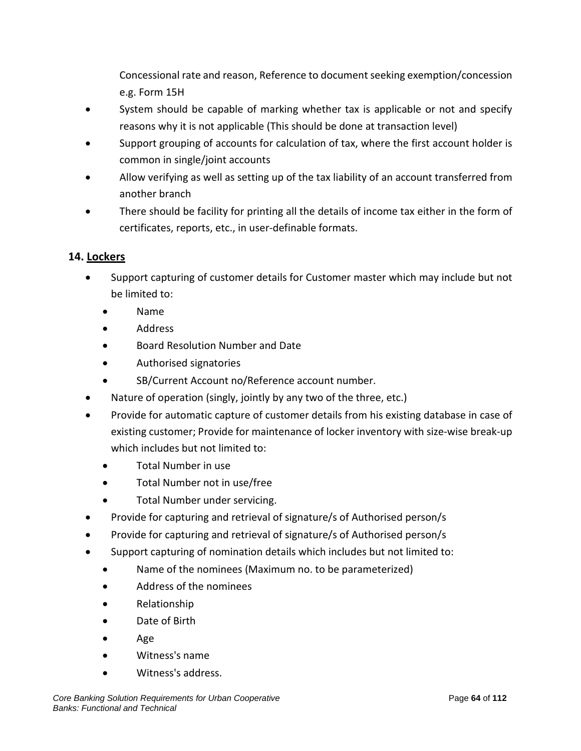Concessional rate and reason, Reference to document seeking exemption/concession e.g. Form 15H

- System should be capable of marking whether tax is applicable or not and specify reasons why it is not applicable (This should be done at transaction level)
- Support grouping of accounts for calculation of tax, where the first account holder is common in single/joint accounts
- Allow verifying as well as setting up of the tax liability of an account transferred from another branch
- There should be facility for printing all the details of income tax either in the form of certificates, reports, etc., in user-definable formats.

## 14. Lockers

- Support capturing of customer details for Customer master which may include but not be limited to:
  - Name
  - Address
  - Board Resolution Number and Date
  - Authorised signatories
  - SB/Current Account no/Reference account number.
- Nature of operation (singly, jointly by any two of the three, etc.)
- Provide for automatic capture of customer details from his existing database in case of existing customer; Provide for maintenance of locker inventory with size-wise break-up which includes but not limited to:
  - Total Number in use
  - Total Number not in use/free
  - Total Number under servicing.
- Provide for capturing and retrieval of signature/s of Authorised person/s
- Provide for capturing and retrieval of signature/s of Authorised person/s
- Support capturing of nomination details which includes but not limited to:
  - Name of the nominees (Maximum no. to be parameterized)
  - Address of the nominees
  - Relationship
  - Date of Birth
  - Age
  - Witness's name
  - Witness's address.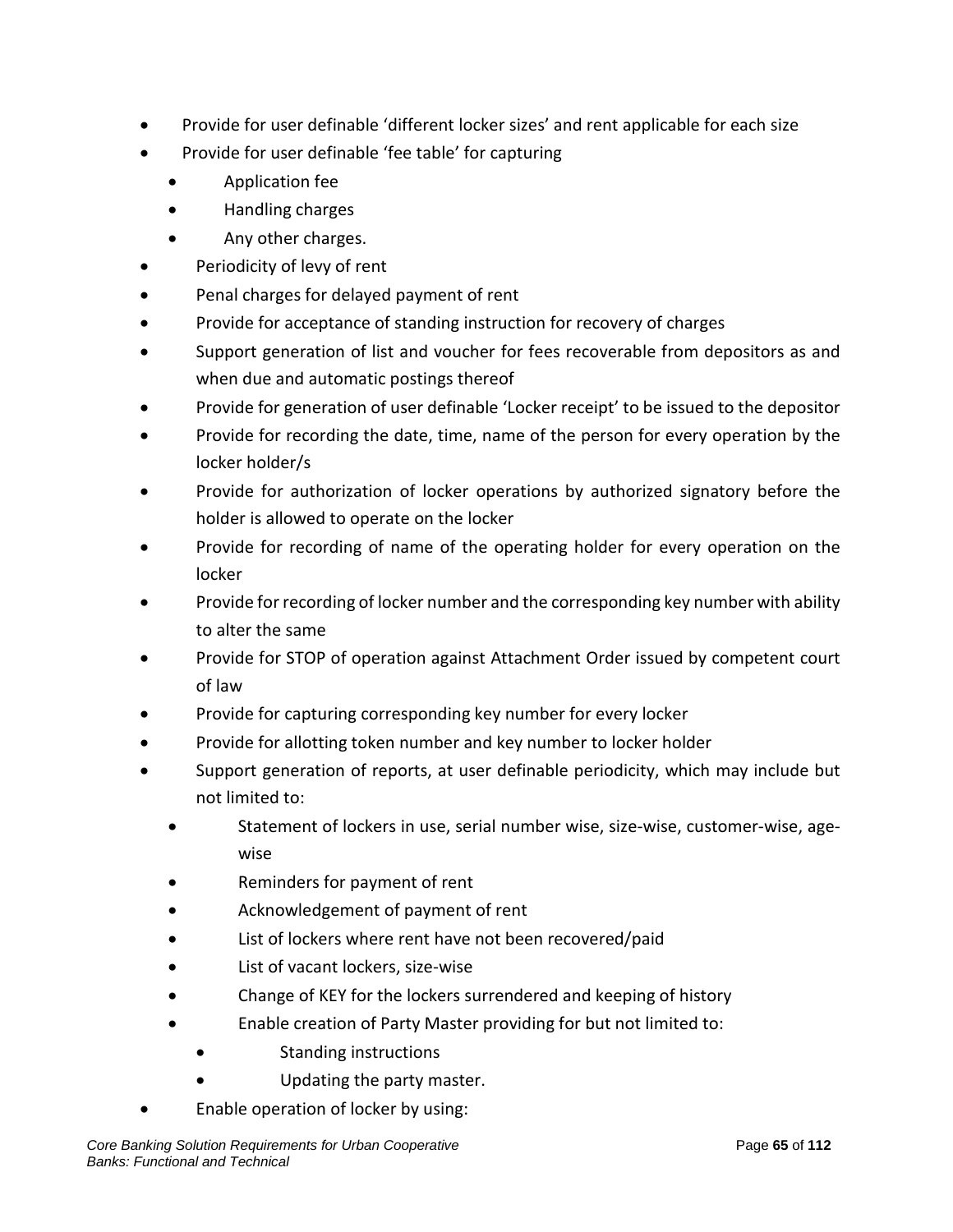- Provide for user definable 'different locker sizes' and rent applicable for each size
- Provide for user definable 'fee table' for capturing
    - Application fee
    - Handling charges
    - Any other charges.
- Periodicity of levy of rent
- Penal charges for delayed payment of rent
- Provide for acceptance of standing instruction for recovery of charges
- Support generation of list and voucher for fees recoverable from depositors as and when due and automatic postings thereof
- Provide for generation of user definable 'Locker receipt' to be issued to the depositor
- Provide for recording the date, time, name of the person for every operation by the locker holder/s
- Provide for authorization of locker operations by authorized signatory before the holder is allowed to operate on the locker
- Provide for recording of name of the operating holder for every operation on the locker
- Provide for recording of locker number and the corresponding key number with ability to alter the same
- Provide for STOP of operation against Attachment Order issued by competent court of law
- Provide for capturing corresponding key number for every locker
- Provide for allotting token number and key number to locker holder
- Support generation of reports, at user definable periodicity, which may include but not limited to:
    - Statement of lockers in use, serial number wise, size-wise, customer-wise, age-wise
    - Reminders for payment of rent
    - Acknowledgement of payment of rent
    - List of lockers where rent have not been recovered/paid
    - List of vacant lockers, size-wise
    - Change of KEY for the lockers surrendered and keeping of history
    - Enable creation of Party Master providing for but not limited to:
        - Standing instructions
        - Updating the party master.
- Enable operation of locker by using: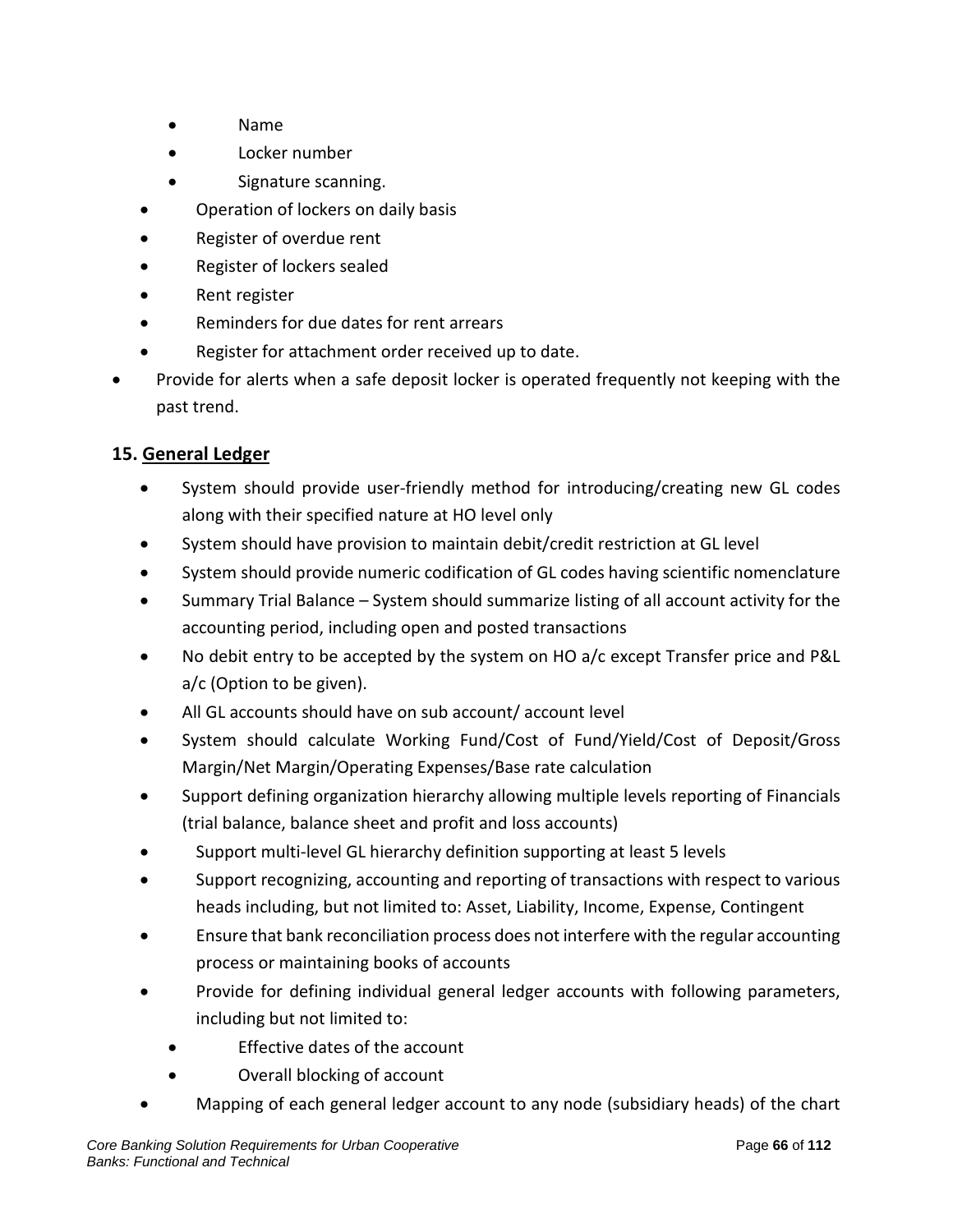- Name
        - Locker number
        - Signature scanning.
    - Operation of lockers on daily basis
    - Register of overdue rent
    - Register of lockers sealed
    - Rent register
    - Reminders for due dates for rent arrears
    - Register for attachment order received up to date.
- Provide for alerts when a safe deposit locker is operated frequently not keeping with the past trend.

### 15. General Ledger

- System should provide user-friendly method for introducing/creating new GL codes along with their specified nature at HO level only
- System should have provision to maintain debit/credit restriction at GL level
- System should provide numeric codification of GL codes having scientific nomenclature
- Summary Trial Balance – System should summarize listing of all account activity for the accounting period, including open and posted transactions
- No debit entry to be accepted by the system on HO a/c except Transfer price and P&L a/c (Option to be given).
- All GL accounts should have on sub account/ account level
- System should calculate Working Fund/Cost of Fund/Yield/Cost of Deposit/Gross Margin/Net Margin/Operating Expenses/Base rate calculation
- Support defining organization hierarchy allowing multiple levels reporting of Financials (trial balance, balance sheet and profit and loss accounts)
- Support multi-level GL hierarchy definition supporting at least 5 levels
- Support recognizing, accounting and reporting of transactions with respect to various heads including, but not limited to: Asset, Liability, Income, Expense, Contingent
- Ensure that bank reconciliation process does not interfere with the regular accounting process or maintaining books of accounts
- Provide for defining individual general ledger accounts with following parameters, including but not limited to:
    - Effective dates of the account
    - Overall blocking of account
- Mapping of each general ledger account to any node (subsidiary heads) of the chart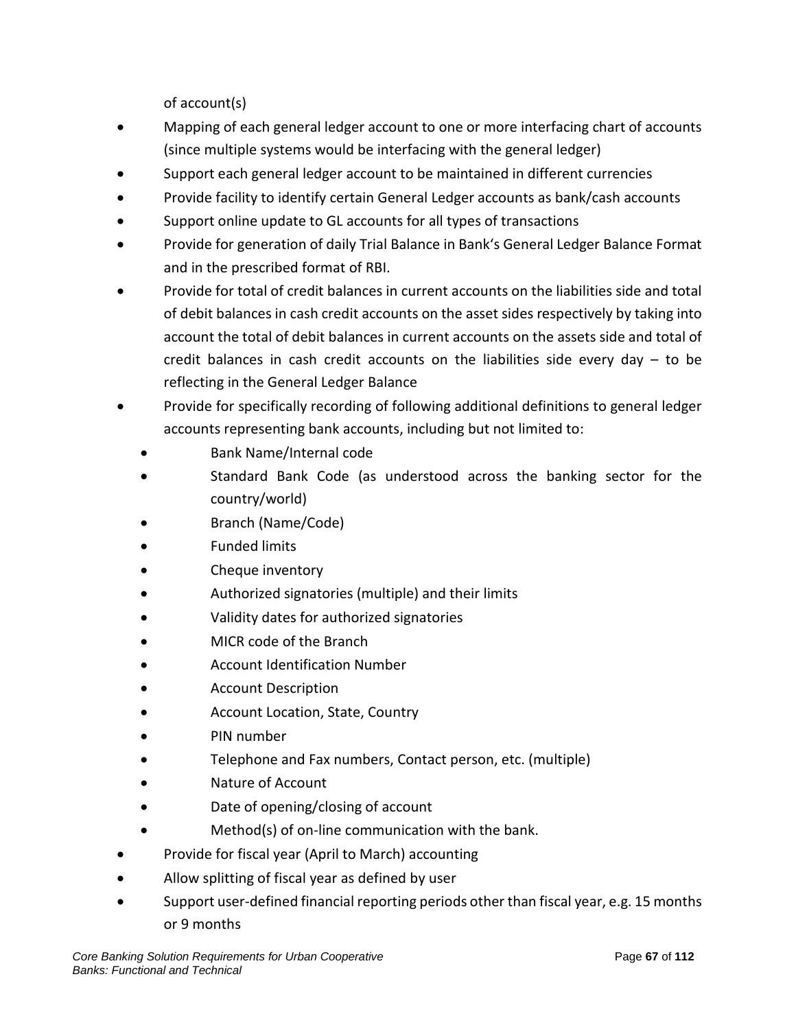of account(s)

- Mapping of each general ledger account to one or more interfacing chart of accounts (since multiple systems would be interfacing with the general ledger)
- Support each general ledger account to be maintained in different currencies
- Provide facility to identify certain General Ledger accounts as bank/cash accounts
- Support online update to GL accounts for all types of transactions
- Provide for generation of daily Trial Balance in Bank's General Ledger Balance Format and in the prescribed format of RBI.
- Provide for total of credit balances in current accounts on the liabilities side and total of debit balances in cash credit accounts on the asset sides respectively by taking into account the total of debit balances in current accounts on the assets side and total of credit balances in cash credit accounts on the liabilities side every day – to be reflecting in the General Ledger Balance
- Provide for specifically recording of following additional definitions to general ledger accounts representing bank accounts, including but not limited to:
    - Bank Name/Internal code
    - Standard Bank Code (as understood across the banking sector for the country/world)
    - Branch (Name/Code)
    - Funded limits
    - Cheque inventory
    - Authorized signatories (multiple) and their limits
    - Validity dates for authorized signatories
    - MICR code of the Branch
    - Account Identification Number
    - Account Description
    - Account Location, State, Country
    - PIN number
    - Telephone and Fax numbers, Contact person, etc. (multiple)
    - Nature of Account
    - Date of opening/closing of account
    - Method(s) of on-line communication with the bank.
- Provide for fiscal year (April to March) accounting
- Allow splitting of fiscal year as defined by user
- Support user-defined financial reporting periods other than fiscal year, e.g. 15 months or 9 months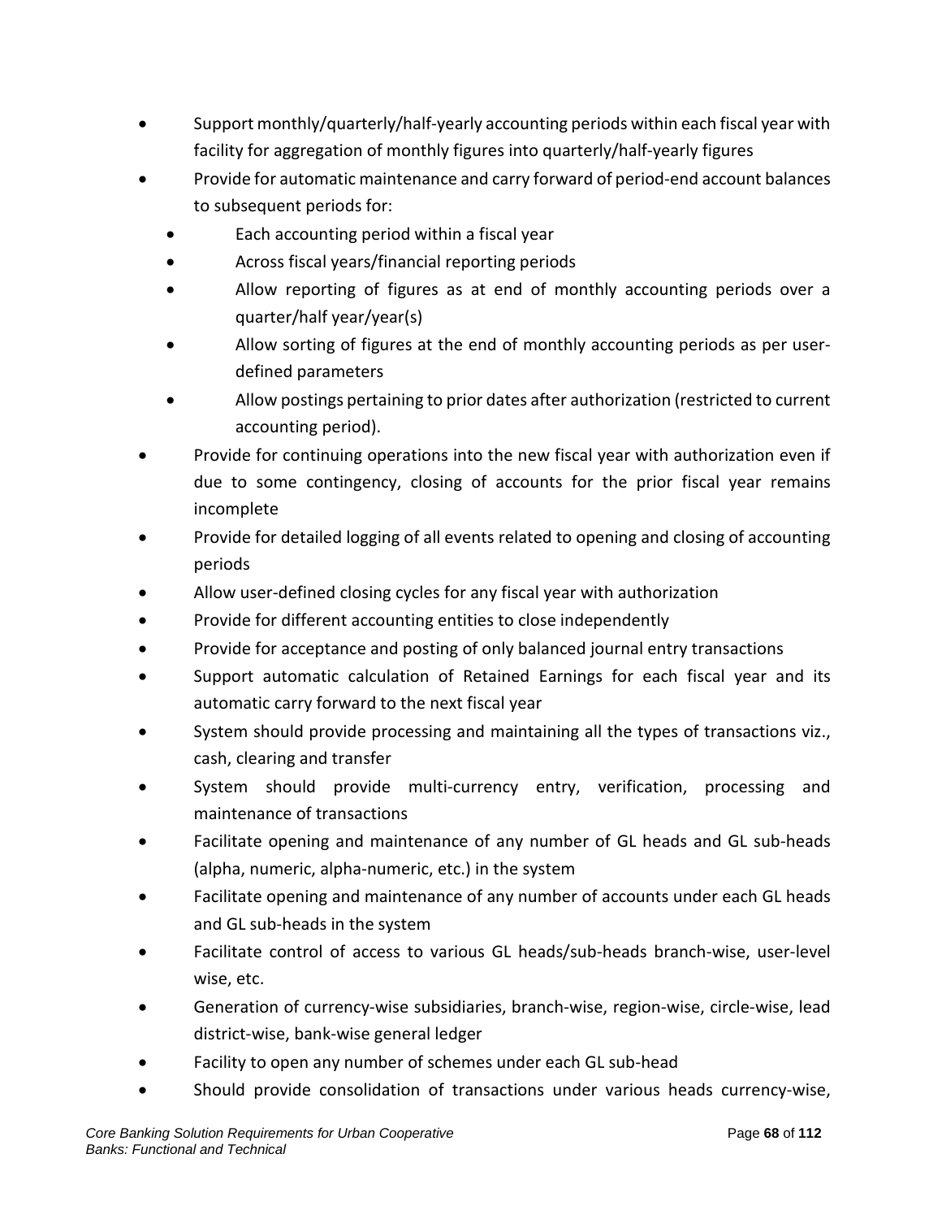- Support monthly/quarterly/half-yearly accounting periods within each fiscal year with facility for aggregation of monthly figures into quarterly/half-yearly figures
- Provide for automatic maintenance and carry forward of period-end account balances to subsequent periods for:
    - Each accounting period within a fiscal year
    - Across fiscal years/financial reporting periods
    - Allow reporting of figures as at end of monthly accounting periods over a quarter/half year/year(s)
    - Allow sorting of figures at the end of monthly accounting periods as per user-defined parameters
    - Allow postings pertaining to prior dates after authorization (restricted to current accounting period).
- Provide for continuing operations into the new fiscal year with authorization even if due to some contingency, closing of accounts for the prior fiscal year remains incomplete
- Provide for detailed logging of all events related to opening and closing of accounting periods
- Allow user-defined closing cycles for any fiscal year with authorization
- Provide for different accounting entities to close independently
- Provide for acceptance and posting of only balanced journal entry transactions
- Support automatic calculation of Retained Earnings for each fiscal year and its automatic carry forward to the next fiscal year
- System should provide processing and maintaining all the types of transactions viz., cash, clearing and transfer
- System should provide multi-currency entry, verification, processing and maintenance of transactions
- Facilitate opening and maintenance of any number of GL heads and GL sub-heads (alpha, numeric, alpha-numeric, etc.) in the system
- Facilitate opening and maintenance of any number of accounts under each GL heads and GL sub-heads in the system
- Facilitate control of access to various GL heads/sub-heads branch-wise, user-level wise, etc.
- Generation of currency-wise subsidiaries, branch-wise, region-wise, circle-wise, lead district-wise, bank-wise general ledger
- Facility to open any number of schemes under each GL sub-head
- Should provide consolidation of transactions under various heads currency-wise,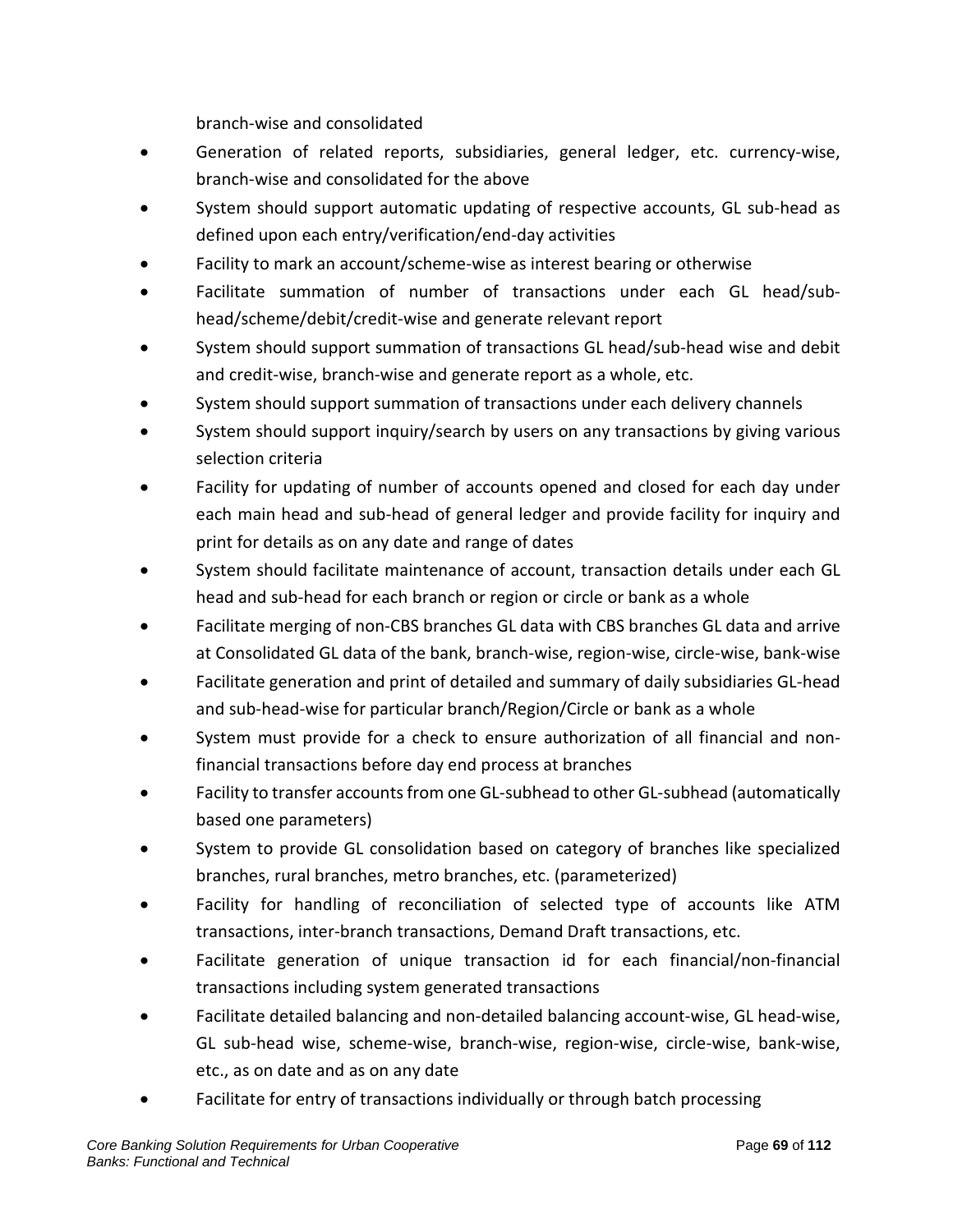branch-wise and consolidated

- Generation of related reports, subsidiaries, general ledger, etc. currency-wise, branch-wise and consolidated for the above
- System should support automatic updating of respective accounts, GL sub-head as defined upon each entry/verification/end-day activities
- Facility to mark an account/scheme-wise as interest bearing or otherwise
- Facilitate summation of number of transactions under each GL head/sub-head/scheme/debit/credit-wise and generate relevant report
- System should support summation of transactions GL head/sub-head wise and debit and credit-wise, branch-wise and generate report as a whole, etc.
- System should support summation of transactions under each delivery channels
- System should support inquiry/search by users on any transactions by giving various selection criteria
- Facility for updating of number of accounts opened and closed for each day under each main head and sub-head of general ledger and provide facility for inquiry and print for details as on any date and range of dates
- System should facilitate maintenance of account, transaction details under each GL head and sub-head for each branch or region or circle or bank as a whole
- Facilitate merging of non-CBS branches GL data with CBS branches GL data and arrive at Consolidated GL data of the bank, branch-wise, region-wise, circle-wise, bank-wise
- Facilitate generation and print of detailed and summary of daily subsidiaries GL-head and sub-head-wise for particular branch/Region/Circle or bank as a whole
- System must provide for a check to ensure authorization of all financial and non-financial transactions before day end process at branches
- Facility to transfer accounts from one GL-subhead to other GL-subhead (automatically based one parameters)
- System to provide GL consolidation based on category of branches like specialized branches, rural branches, metro branches, etc. (parameterized)
- Facility for handling of reconciliation of selected type of accounts like ATM transactions, inter-branch transactions, Demand Draft transactions, etc.
- Facilitate generation of unique transaction id for each financial/non-financial transactions including system generated transactions
- Facilitate detailed balancing and non-detailed balancing account-wise, GL head-wise, GL sub-head wise, scheme-wise, branch-wise, region-wise, circle-wise, bank-wise, etc., as on date and as on any date
- Facilitate for entry of transactions individually or through batch processing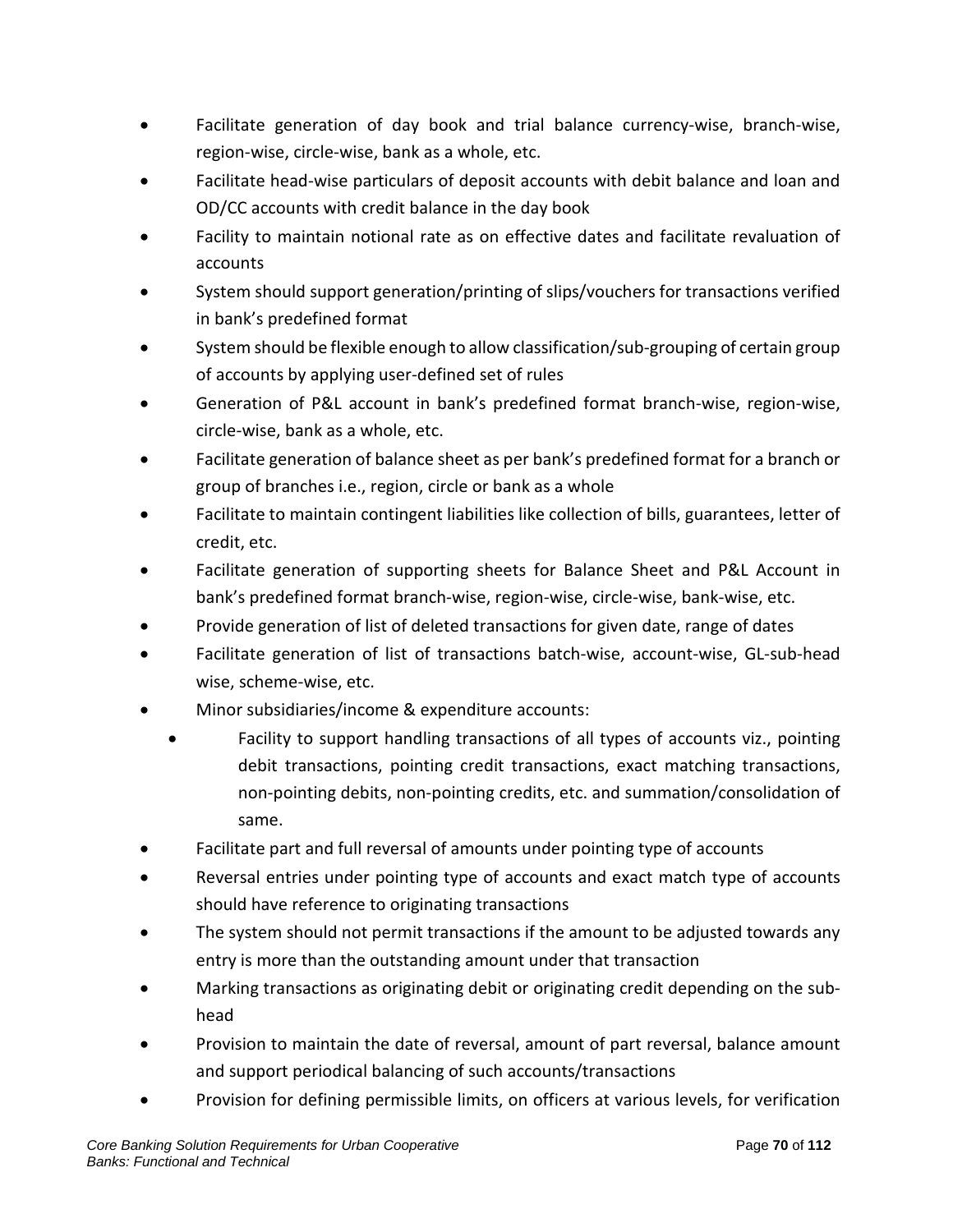- Facilitate generation of day book and trial balance currency-wise, branch-wise, region-wise, circle-wise, bank as a whole, etc.
- Facilitate head-wise particulars of deposit accounts with debit balance and loan and OD/CC accounts with credit balance in the day book
- Facility to maintain notional rate as on effective dates and facilitate revaluation of accounts
- System should support generation/printing of slips/vouchers for transactions verified in bank's predefined format
- System should be flexible enough to allow classification/sub-grouping of certain group of accounts by applying user-defined set of rules
- Generation of P&L account in bank's predefined format branch-wise, region-wise, circle-wise, bank as a whole, etc.
- Facilitate generation of balance sheet as per bank's predefined format for a branch or group of branches i.e., region, circle or bank as a whole
- Facilitate to maintain contingent liabilities like collection of bills, guarantees, letter of credit, etc.
- Facilitate generation of supporting sheets for Balance Sheet and P&L Account in bank's predefined format branch-wise, region-wise, circle-wise, bank-wise, etc.
- Provide generation of list of deleted transactions for given date, range of dates
- Facilitate generation of list of transactions batch-wise, account-wise, GL-sub-head wise, scheme-wise, etc.
- Minor subsidiaries/income & expenditure accounts:
    - Facility to support handling transactions of all types of accounts viz., pointing debit transactions, pointing credit transactions, exact matching transactions, non-pointing debits, non-pointing credits, etc. and summation/consolidation of same.
- Facilitate part and full reversal of amounts under pointing type of accounts
- Reversal entries under pointing type of accounts and exact match type of accounts should have reference to originating transactions
- The system should not permit transactions if the amount to be adjusted towards any entry is more than the outstanding amount under that transaction
- Marking transactions as originating debit or originating credit depending on the sub-head
- Provision to maintain the date of reversal, amount of part reversal, balance amount and support periodical balancing of such accounts/transactions
- Provision for defining permissible limits, on officers at various levels, for verification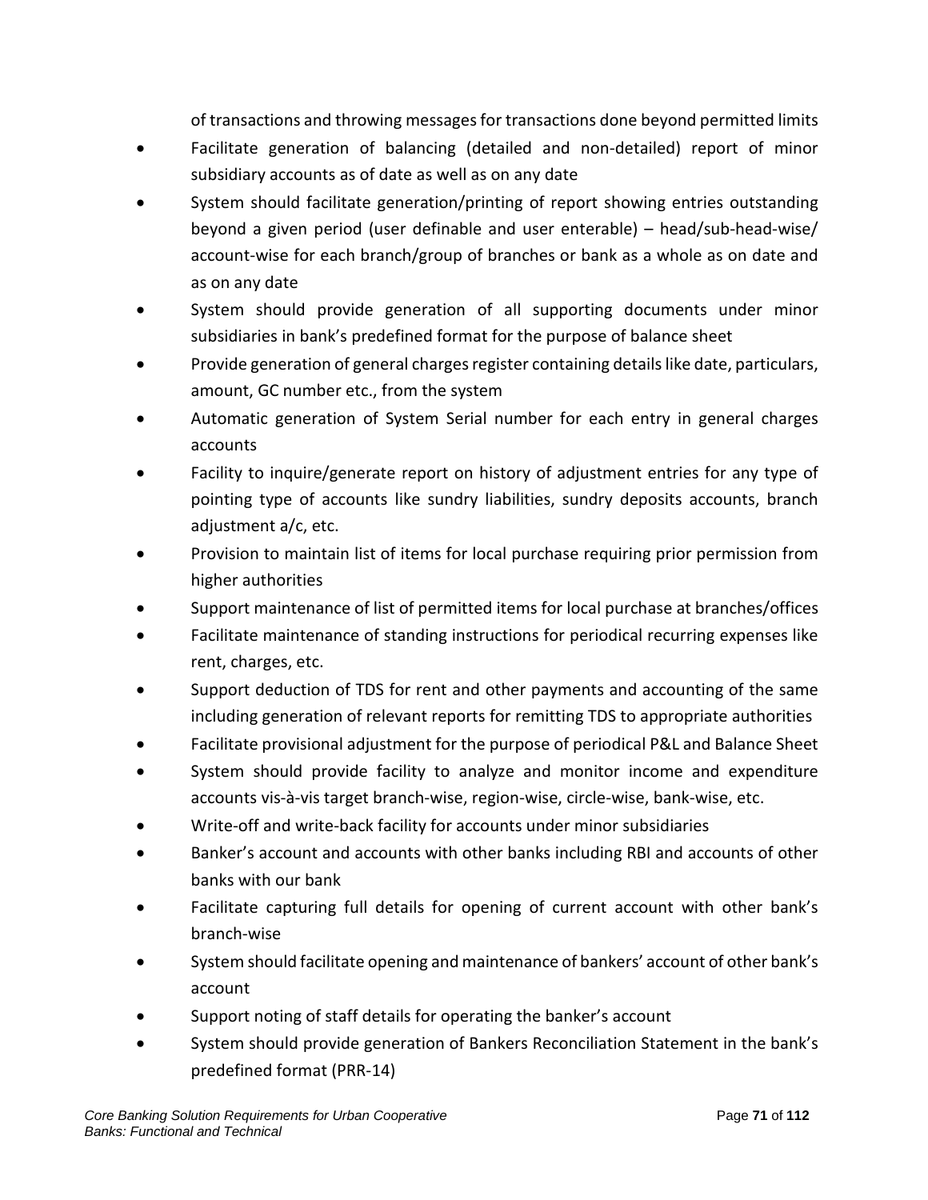of transactions and throwing messages for transactions done beyond permitted limits

- Facilitate generation of balancing (detailed and non-detailed) report of minor subsidiary accounts as of date as well as on any date
- System should facilitate generation/printing of report showing entries outstanding beyond a given period (user definable and user enterable) – head/sub-head-wise/ account-wise for each branch/group of branches or bank as a whole as on date and as on any date
- System should provide generation of all supporting documents under minor subsidiaries in bank's predefined format for the purpose of balance sheet
- Provide generation of general charges register containing details like date, particulars, amount, GC number etc., from the system
- Automatic generation of System Serial number for each entry in general charges accounts
- Facility to inquire/generate report on history of adjustment entries for any type of pointing type of accounts like sundry liabilities, sundry deposits accounts, branch adjustment a/c, etc.
- Provision to maintain list of items for local purchase requiring prior permission from higher authorities
- Support maintenance of list of permitted items for local purchase at branches/offices
- Facilitate maintenance of standing instructions for periodical recurring expenses like rent, charges, etc.
- Support deduction of TDS for rent and other payments and accounting of the same including generation of relevant reports for remitting TDS to appropriate authorities
- Facilitate provisional adjustment for the purpose of periodical P&L and Balance Sheet
- System should provide facility to analyze and monitor income and expenditure accounts vis-à-vis target branch-wise, region-wise, circle-wise, bank-wise, etc.
- Write-off and write-back facility for accounts under minor subsidiaries
- Banker's account and accounts with other banks including RBI and accounts of other banks with our bank
- Facilitate capturing full details for opening of current account with other bank's branch-wise
- System should facilitate opening and maintenance of bankers' account of other bank's account
- Support noting of staff details for operating the banker's account
- System should provide generation of Bankers Reconciliation Statement in the bank's predefined format (PRR-14)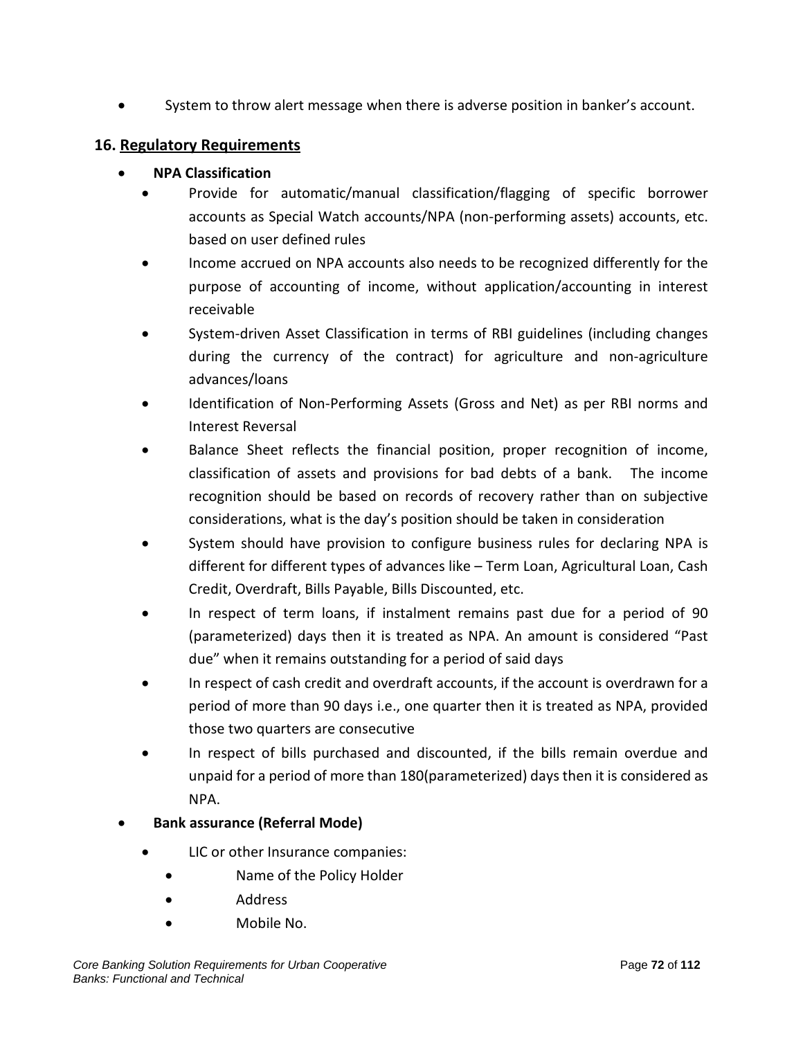- System to throw alert message when there is adverse position in banker's account.

## 16. <u>Regulatory Requirements</u>

- **NPA Classification**
  - Provide for automatic/manual classification/flagging of specific borrower accounts as Special Watch accounts/NPA (non-performing assets) accounts, etc. based on user defined rules
  - Income accrued on NPA accounts also needs to be recognized differently for the purpose of accounting of income, without application/accounting in interest receivable
  - System-driven Asset Classification in terms of RBI guidelines (including changes during the currency of the contract) for agriculture and non-agriculture advances/loans
  - Identification of Non-Performing Assets (Gross and Net) as per RBI norms and Interest Reversal
  - Balance Sheet reflects the financial position, proper recognition of income, classification of assets and provisions for bad debts of a bank. The income recognition should be based on records of recovery rather than on subjective considerations, what is the day's position should be taken in consideration
  - System should have provision to configure business rules for declaring NPA is different for different types of advances like – Term Loan, Agricultural Loan, Cash Credit, Overdraft, Bills Payable, Bills Discounted, etc.
  - In respect of term loans, if instalment remains past due for a period of 90 (parameterized) days then it is treated as NPA. An amount is considered "Past due" when it remains outstanding for a period of said days
  - In respect of cash credit and overdraft accounts, if the account is overdrawn for a period of more than 90 days i.e., one quarter then it is treated as NPA, provided those two quarters are consecutive
  - In respect of bills purchased and discounted, if the bills remain overdue and unpaid for a period of more than 180(parameterized) days then it is considered as NPA.
- **Bank assurance (Referral Mode)**
  - LIC or other Insurance companies:
    - Name of the Policy Holder
    - Address
    - Mobile No.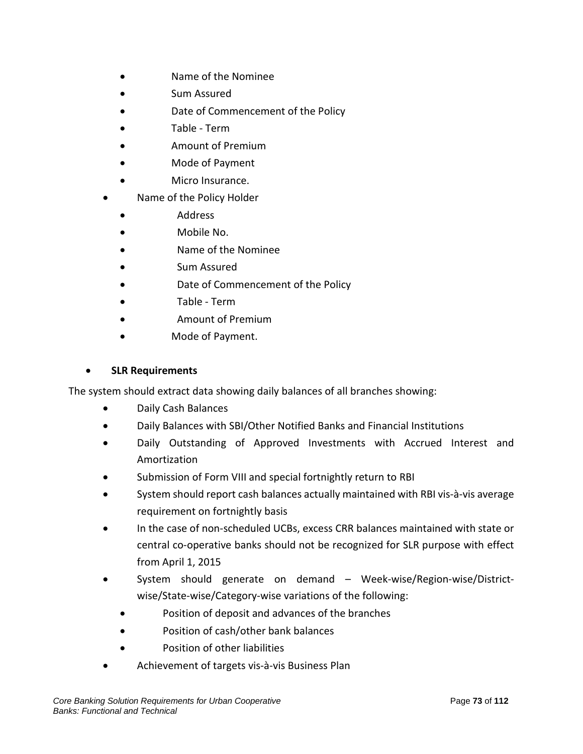- Name of the Nominee
    - Sum Assured
    - Date of Commencement of the Policy
    - Table - Term
    - Amount of Premium
    - Mode of Payment
    - Micro Insurance.
- Name of the Policy Holder
    - Address
    - Mobile No.
    - Name of the Nominee
    - Sum Assured
    - Date of Commencement of the Policy
    - Table - Term
    - Amount of Premium
    - Mode of Payment.

- **SLR Requirements**

The system should extract data showing daily balances of all branches showing:

- Daily Cash Balances
- Daily Balances with SBI/Other Notified Banks and Financial Institutions
- Daily Outstanding of Approved Investments with Accrued Interest and Amortization
- Submission of Form VIII and special fortnightly return to RBI
- System should report cash balances actually maintained with RBI vis-à-vis average requirement on fortnightly basis
- In the case of non-scheduled UCBs, excess CRR balances maintained with state or central co-operative banks should not be recognized for SLR purpose with effect from April 1, 2015
- System should generate on demand – Week-wise/Region-wise/District-wise/State-wise/Category-wise variations of the following:
    - Position of deposit and advances of the branches
    - Position of cash/other bank balances
    - Position of other liabilities
- Achievement of targets vis-à-vis Business Plan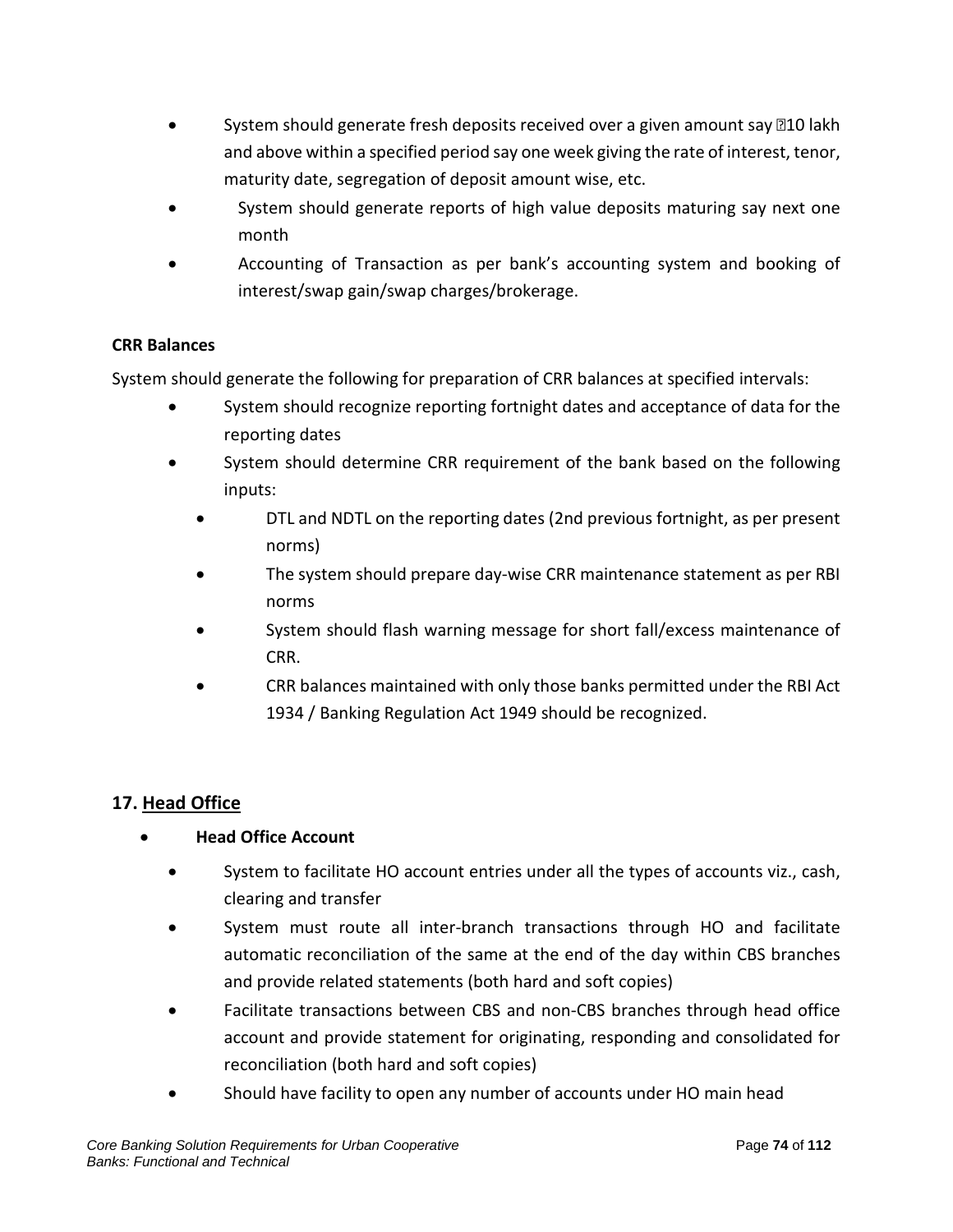- System should generate fresh deposits received over a given amount say ₹10 lakh and above within a specified period say one week giving the rate of interest, tenor, maturity date, segregation of deposit amount wise, etc.
- System should generate reports of high value deposits maturing say next one month
- Accounting of Transaction as per bank's accounting system and booking of interest/swap gain/swap charges/brokerage.

**CRR Balances**

System should generate the following for preparation of CRR balances at specified intervals:

- System should recognize reporting fortnight dates and acceptance of data for the reporting dates
- System should determine CRR requirement of the bank based on the following inputs:
  - DTL and NDTL on the reporting dates (2nd previous fortnight, as per present norms)
  - The system should prepare day-wise CRR maintenance statement as per RBI norms
  - System should flash warning message for short fall/excess maintenance of CRR.
  - CRR balances maintained with only those banks permitted under the RBI Act 1934 / Banking Regulation Act 1949 should be recognized.

## 17. <u>Head Office</u>

- **Head Office Account**
  - System to facilitate HO account entries under all the types of accounts viz., cash, clearing and transfer
  - System must route all inter-branch transactions through HO and facilitate automatic reconciliation of the same at the end of the day within CBS branches and provide related statements (both hard and soft copies)
  - Facilitate transactions between CBS and non-CBS branches through head office account and provide statement for originating, responding and consolidated for reconciliation (both hard and soft copies)
  - Should have facility to open any number of accounts under HO main head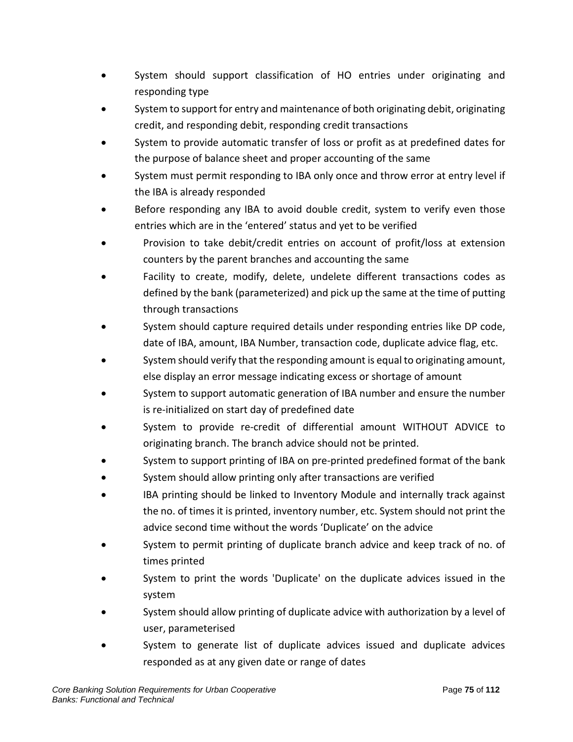- System should support classification of HO entries under originating and responding type
- System to support for entry and maintenance of both originating debit, originating credit, and responding debit, responding credit transactions
- System to provide automatic transfer of loss or profit as at predefined dates for the purpose of balance sheet and proper accounting of the same
- System must permit responding to IBA only once and throw error at entry level if the IBA is already responded
- Before responding any IBA to avoid double credit, system to verify even those entries which are in the 'entered' status and yet to be verified
- Provision to take debit/credit entries on account of profit/loss at extension counters by the parent branches and accounting the same
- Facility to create, modify, delete, undelete different transactions codes as defined by the bank (parameterized) and pick up the same at the time of putting through transactions
- System should capture required details under responding entries like DP code, date of IBA, amount, IBA Number, transaction code, duplicate advice flag, etc.
- System should verify that the responding amount is equal to originating amount, else display an error message indicating excess or shortage of amount
- System to support automatic generation of IBA number and ensure the number is re-initialized on start day of predefined date
- System to provide re-credit of differential amount WITHOUT ADVICE to originating branch. The branch advice should not be printed.
- System to support printing of IBA on pre-printed predefined format of the bank
- System should allow printing only after transactions are verified
- IBA printing should be linked to Inventory Module and internally track against the no. of times it is printed, inventory number, etc. System should not print the advice second time without the words 'Duplicate' on the advice
- System to permit printing of duplicate branch advice and keep track of no. of times printed
- System to print the words 'Duplicate' on the duplicate advices issued in the system
- System should allow printing of duplicate advice with authorization by a level of user, parameterised
- System to generate list of duplicate advices issued and duplicate advices responded as at any given date or range of dates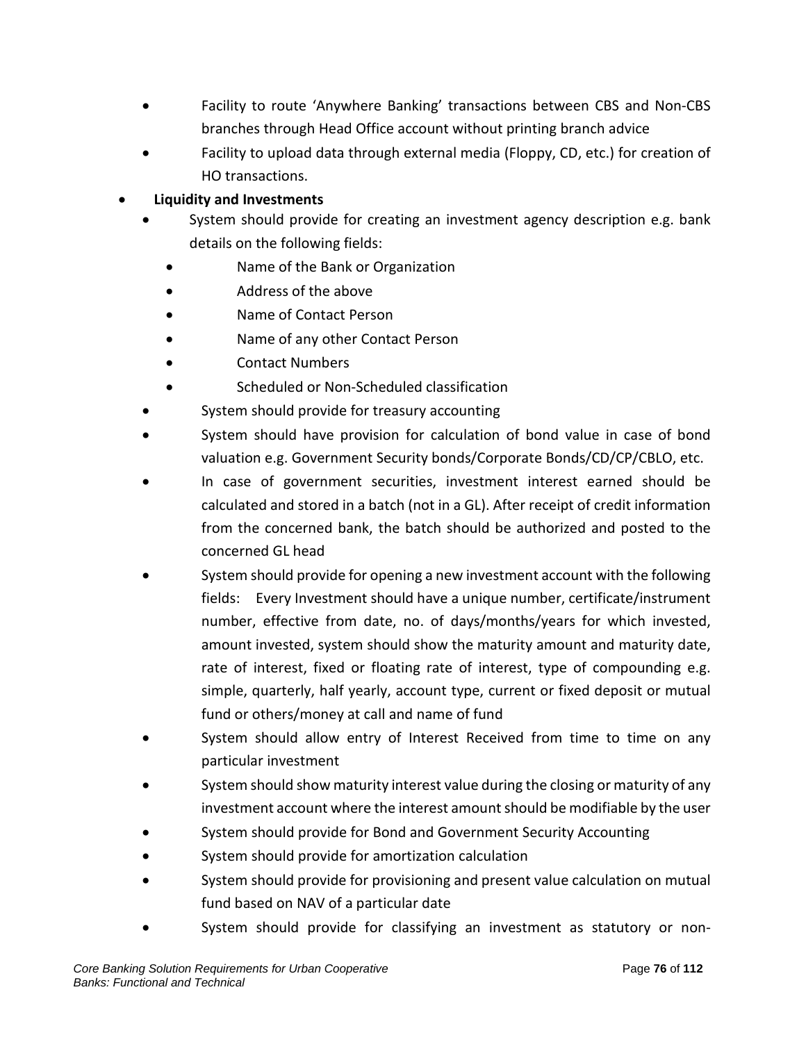- Facility to route 'Anywhere Banking' transactions between CBS and Non-CBS branches through Head Office account without printing branch advice
- Facility to upload data through external media (Floppy, CD, etc.) for creation of HO transactions.

- **Liquidity and Investments**
  - System should provide for creating an investment agency description e.g. bank details on the following fields:
    - Name of the Bank or Organization
    - Address of the above
    - Name of Contact Person
    - Name of any other Contact Person
    - Contact Numbers
    - Scheduled or Non-Scheduled classification
  - System should provide for treasury accounting
  - System should have provision for calculation of bond value in case of bond valuation e.g. Government Security bonds/Corporate Bonds/CD/CP/CBLO, etc.
  - In case of government securities, investment interest earned should be calculated and stored in a batch (not in a GL). After receipt of credit information from the concerned bank, the batch should be authorized and posted to the concerned GL head
  - System should provide for opening a new investment account with the following fields: Every Investment should have a unique number, certificate/instrument number, effective from date, no. of days/months/years for which invested, amount invested, system should show the maturity amount and maturity date, rate of interest, fixed or floating rate of interest, type of compounding e.g. simple, quarterly, half yearly, account type, current or fixed deposit or mutual fund or others/money at call and name of fund
  - System should allow entry of Interest Received from time to time on any particular investment
  - System should show maturity interest value during the closing or maturity of any investment account where the interest amount should be modifiable by the user
  - System should provide for Bond and Government Security Accounting
  - System should provide for amortization calculation
  - System should provide for provisioning and present value calculation on mutual fund based on NAV of a particular date
  - System should provide for classifying an investment as statutory or non-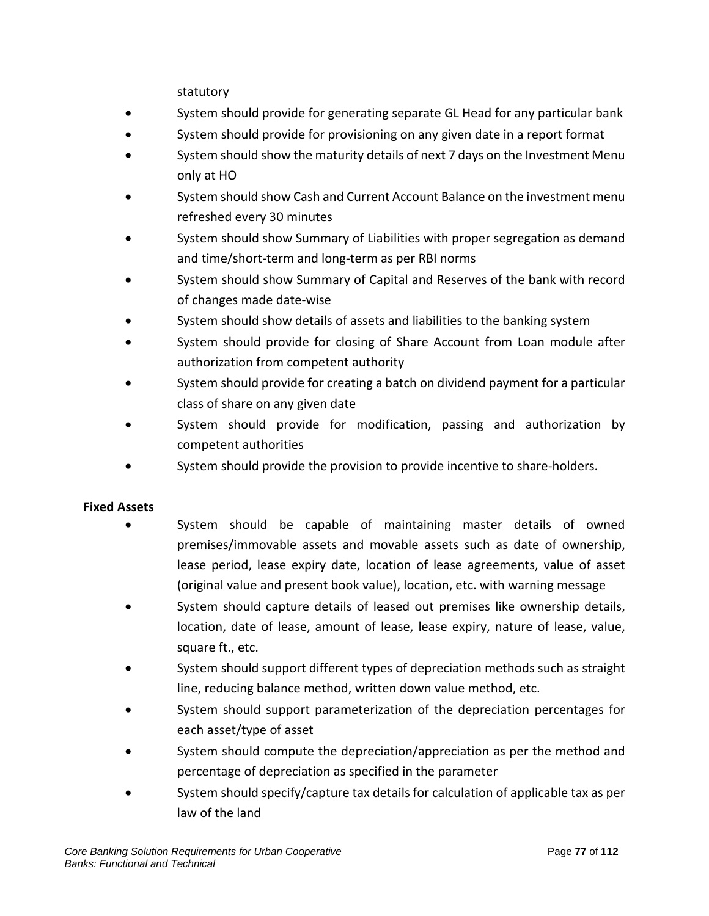statutory

- System should provide for generating separate GL Head for any particular bank
- System should provide for provisioning on any given date in a report format
- System should show the maturity details of next 7 days on the Investment Menu only at HO
- System should show Cash and Current Account Balance on the investment menu refreshed every 30 minutes
- System should show Summary of Liabilities with proper segregation as demand and time/short-term and long-term as per RBI norms
- System should show Summary of Capital and Reserves of the bank with record of changes made date-wise
- System should show details of assets and liabilities to the banking system
- System should provide for closing of Share Account from Loan module after authorization from competent authority
- System should provide for creating a batch on dividend payment for a particular class of share on any given date
- System should provide for modification, passing and authorization by competent authorities
- System should provide the provision to provide incentive to share-holders.

**Fixed Assets**

- System should be capable of maintaining master details of owned premises/immovable assets and movable assets such as date of ownership, lease period, lease expiry date, location of lease agreements, value of asset (original value and present book value), location, etc. with warning message
- System should capture details of leased out premises like ownership details, location, date of lease, amount of lease, lease expiry, nature of lease, value, square ft., etc.
- System should support different types of depreciation methods such as straight line, reducing balance method, written down value method, etc.
- System should support parameterization of the depreciation percentages for each asset/type of asset
- System should compute the depreciation/appreciation as per the method and percentage of depreciation as specified in the parameter
- System should specify/capture tax details for calculation of applicable tax as per law of the land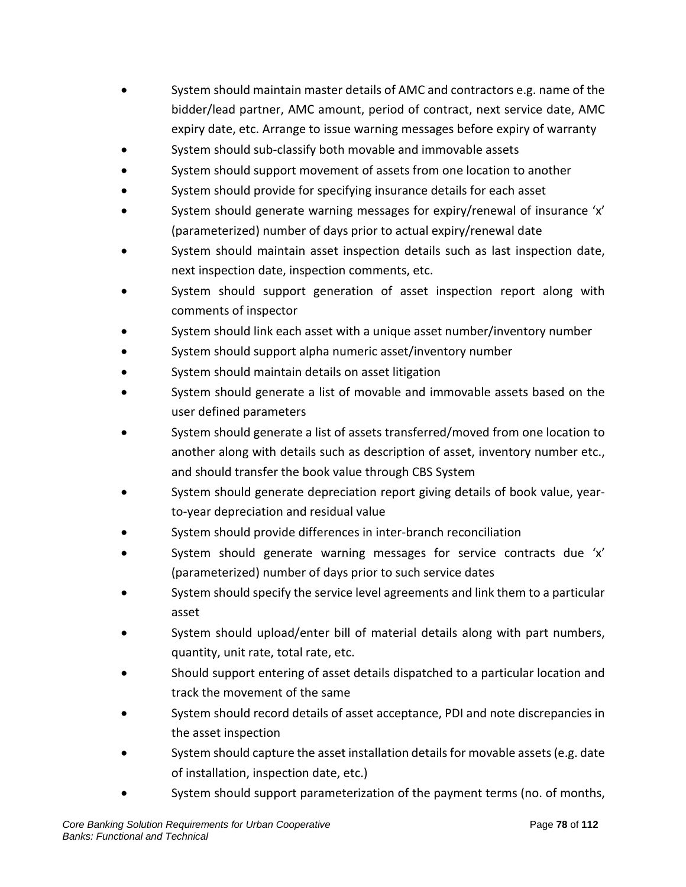- System should maintain master details of AMC and contractors e.g. name of the bidder/lead partner, AMC amount, period of contract, next service date, AMC expiry date, etc. Arrange to issue warning messages before expiry of warranty
- System should sub-classify both movable and immovable assets
- System should support movement of assets from one location to another
- System should provide for specifying insurance details for each asset
- System should generate warning messages for expiry/renewal of insurance 'x' (parameterized) number of days prior to actual expiry/renewal date
- System should maintain asset inspection details such as last inspection date, next inspection date, inspection comments, etc.
- System should support generation of asset inspection report along with comments of inspector
- System should link each asset with a unique asset number/inventory number
- System should support alpha numeric asset/inventory number
- System should maintain details on asset litigation
- System should generate a list of movable and immovable assets based on the user defined parameters
- System should generate a list of assets transferred/moved from one location to another along with details such as description of asset, inventory number etc., and should transfer the book value through CBS System
- System should generate depreciation report giving details of book value, year-to-year depreciation and residual value
- System should provide differences in inter-branch reconciliation
- System should generate warning messages for service contracts due 'x' (parameterized) number of days prior to such service dates
- System should specify the service level agreements and link them to a particular asset
- System should upload/enter bill of material details along with part numbers, quantity, unit rate, total rate, etc.
- Should support entering of asset details dispatched to a particular location and track the movement of the same
- System should record details of asset acceptance, PDI and note discrepancies in the asset inspection
- System should capture the asset installation details for movable assets (e.g. date of installation, inspection date, etc.)
- System should support parameterization of the payment terms (no. of months,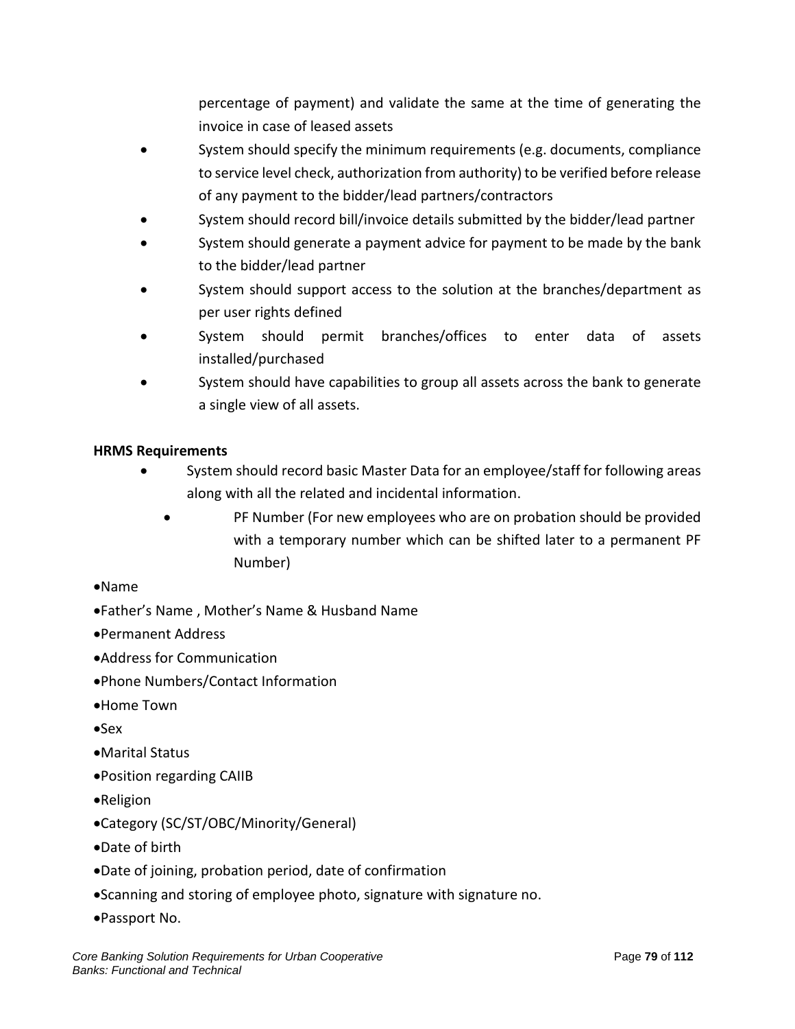percentage of payment) and validate the same at the time of generating the invoice in case of leased assets

- System should specify the minimum requirements (e.g. documents, compliance to service level check, authorization from authority) to be verified before release of any payment to the bidder/lead partners/contractors
- System should record bill/invoice details submitted by the bidder/lead partner
- System should generate a payment advice for payment to be made by the bank to the bidder/lead partner
- System should support access to the solution at the branches/department as per user rights defined
- System should permit branches/offices to enter data of assets installed/purchased
- System should have capabilities to group all assets across the bank to generate a single view of all assets.

**HRMS Requirements**

- System should record basic Master Data for an employee/staff for following areas along with all the related and incidental information.
  - PF Number (For new employees who are on probation should be provided with a temporary number which can be shifted later to a permanent PF Number)
- Name
- Father's Name , Mother's Name & Husband Name
- Permanent Address
- Address for Communication
- Phone Numbers/Contact Information
- Home Town
- Sex
- Marital Status
- Position regarding CAIIB
- Religion
- Category (SC/ST/OBC/Minority/General)
- Date of birth
- Date of joining, probation period, date of confirmation
- Scanning and storing of employee photo, signature with signature no.
- Passport No.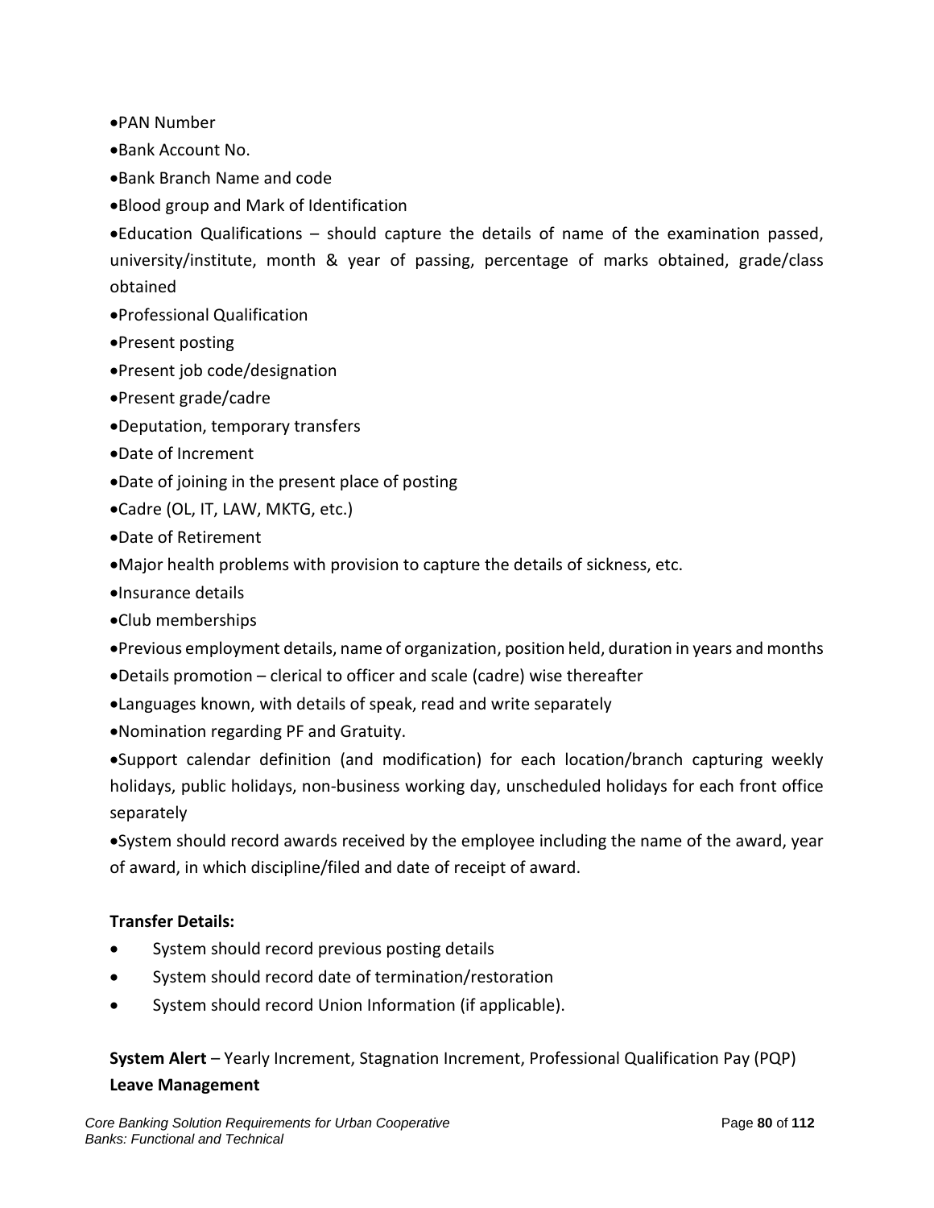- PAN Number
- Bank Account No.
- Bank Branch Name and code
- Blood group and Mark of Identification
- Education Qualifications – should capture the details of name of the examination passed, university/institute, month & year of passing, percentage of marks obtained, grade/class obtained
- Professional Qualification
- Present posting
- Present job code/designation
- Present grade/cadre
- Deputation, temporary transfers
- Date of Increment
- Date of joining in the present place of posting
- Cadre (OL, IT, LAW, MKTG, etc.)
- Date of Retirement
- Major health problems with provision to capture the details of sickness, etc.
- Insurance details
- Club memberships
- Previous employment details, name of organization, position held, duration in years and months
- Details promotion – clerical to officer and scale (cadre) wise thereafter
- Languages known, with details of speak, read and write separately
- Nomination regarding PF and Gratuity.
- Support calendar definition (and modification) for each location/branch capturing weekly holidays, public holidays, non-business working day, unscheduled holidays for each front office separately
- System should record awards received by the employee including the name of the award, year of award, in which discipline/filed and date of receipt of award.

**Transfer Details:**

- System should record previous posting details
- System should record date of termination/restoration
- System should record Union Information (if applicable).

**System Alert** – Yearly Increment, Stagnation Increment, Professional Qualification Pay (PQP)

**Leave Management**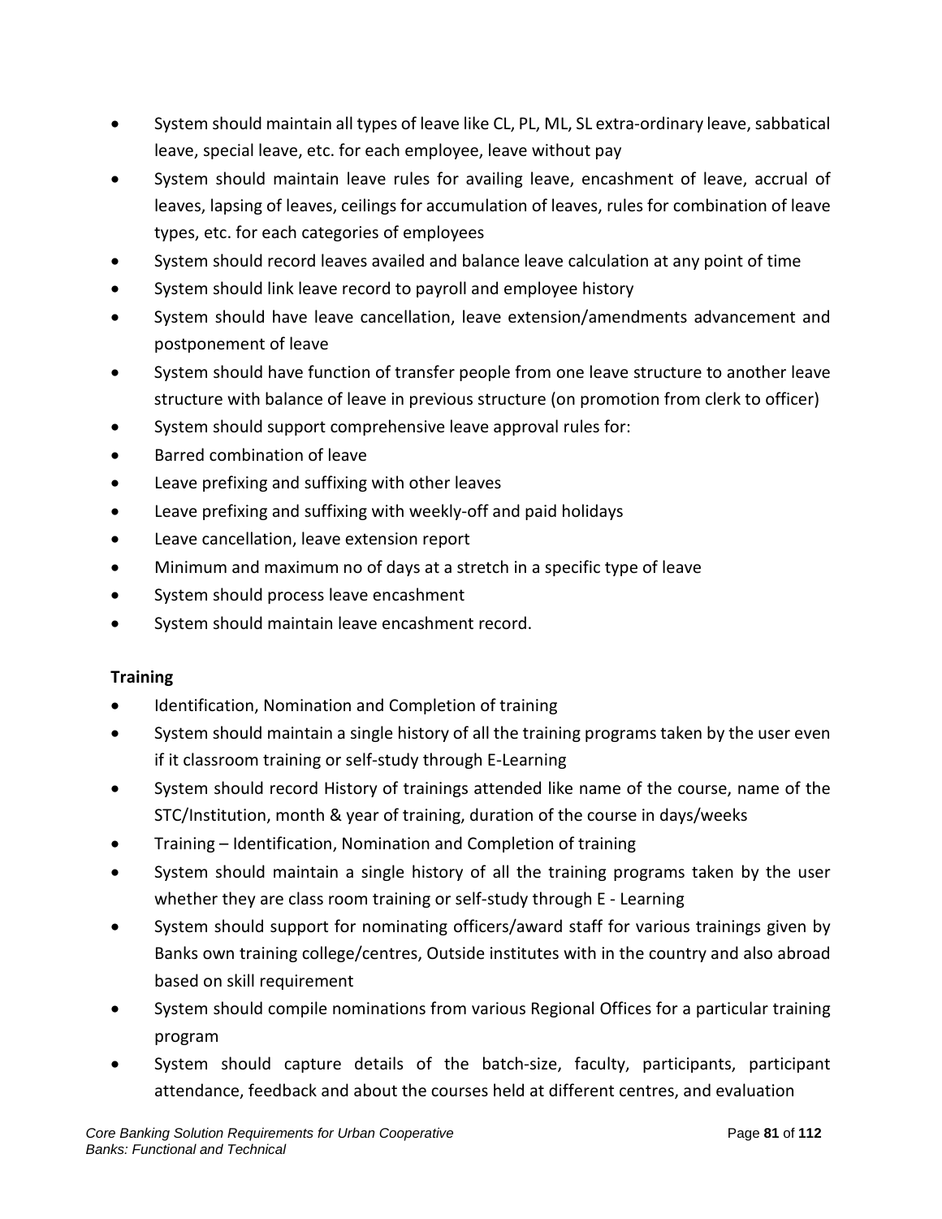- System should maintain all types of leave like CL, PL, ML, SL extra-ordinary leave, sabbatical leave, special leave, etc. for each employee, leave without pay
- System should maintain leave rules for availing leave, encashment of leave, accrual of leaves, lapsing of leaves, ceilings for accumulation of leaves, rules for combination of leave types, etc. for each categories of employees
- System should record leaves availed and balance leave calculation at any point of time
- System should link leave record to payroll and employee history
- System should have leave cancellation, leave extension/amendments advancement and postponement of leave
- System should have function of transfer people from one leave structure to another leave structure with balance of leave in previous structure (on promotion from clerk to officer)
- System should support comprehensive leave approval rules for:
- Barred combination of leave
- Leave prefixing and suffixing with other leaves
- Leave prefixing and suffixing with weekly-off and paid holidays
- Leave cancellation, leave extension report
- Minimum and maximum no of days at a stretch in a specific type of leave
- System should process leave encashment
- System should maintain leave encashment record.

**Training**

- Identification, Nomination and Completion of training
- System should maintain a single history of all the training programs taken by the user even if it classroom training or self-study through E-Learning
- System should record History of trainings attended like name of the course, name of the STC/Institution, month & year of training, duration of the course in days/weeks
- Training – Identification, Nomination and Completion of training
- System should maintain a single history of all the training programs taken by the user whether they are class room training or self-study through E - Learning
- System should support for nominating officers/award staff for various trainings given by Banks own training college/centres, Outside institutes with in the country and also abroad based on skill requirement
- System should compile nominations from various Regional Offices for a particular training program
- System should capture details of the batch-size, faculty, participants, participant attendance, feedback and about the courses held at different centres, and evaluation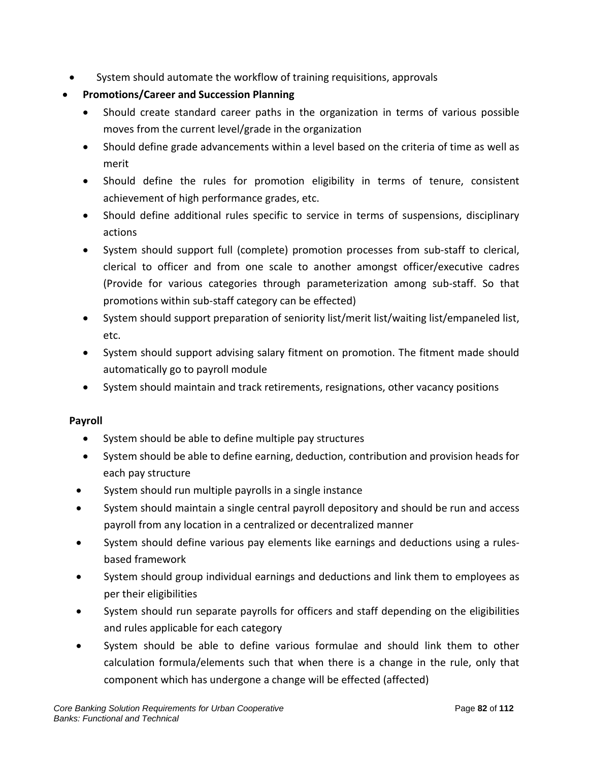- System should automate the workflow of training requisitions, approvals

- **Promotions/Career and Succession Planning**
  - Should create standard career paths in the organization in terms of various possible moves from the current level/grade in the organization
  - Should define grade advancements within a level based on the criteria of time as well as merit
  - Should define the rules for promotion eligibility in terms of tenure, consistent achievement of high performance grades, etc.
  - Should define additional rules specific to service in terms of suspensions, disciplinary actions
  - System should support full (complete) promotion processes from sub-staff to clerical, clerical to officer and from one scale to another amongst officer/executive cadres (Provide for various categories through parameterization among sub-staff. So that promotions within sub-staff category can be effected)
  - System should support preparation of seniority list/merit list/waiting list/empaneled list, etc.
  - System should support advising salary fitment on promotion. The fitment made should automatically go to payroll module
  - System should maintain and track retirements, resignations, other vacancy positions

**Payroll**

- System should be able to define multiple pay structures
- System should be able to define earning, deduction, contribution and provision heads for each pay structure
- System should run multiple payrolls in a single instance
- System should maintain a single central payroll depository and should be run and access payroll from any location in a centralized or decentralized manner
- System should define various pay elements like earnings and deductions using a rules-based framework
- System should group individual earnings and deductions and link them to employees as per their eligibilities
- System should run separate payrolls for officers and staff depending on the eligibilities and rules applicable for each category
- System should be able to define various formulae and should link them to other calculation formula/elements such that when there is a change in the rule, only that component which has undergone a change will be effected (affected)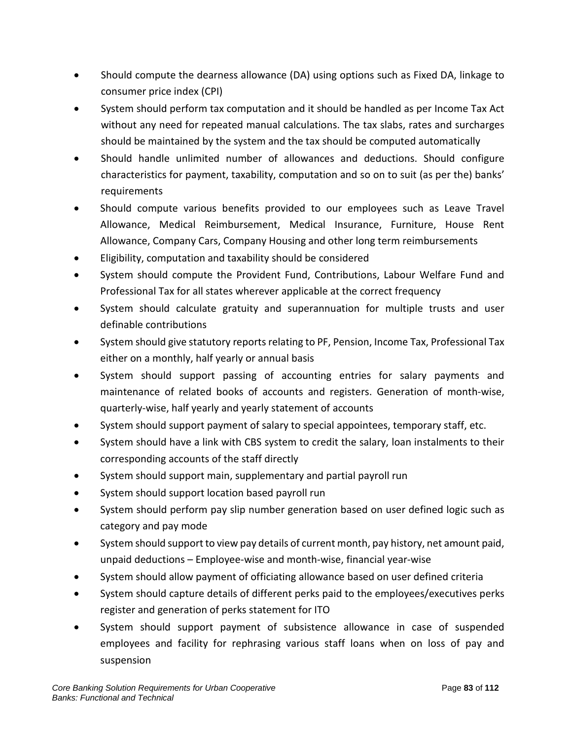- Should compute the dearness allowance (DA) using options such as Fixed DA, linkage to consumer price index (CPI)
- System should perform tax computation and it should be handled as per Income Tax Act without any need for repeated manual calculations. The tax slabs, rates and surcharges should be maintained by the system and the tax should be computed automatically
- Should handle unlimited number of allowances and deductions. Should configure characteristics for payment, taxability, computation and so on to suit (as per the) banks' requirements
- Should compute various benefits provided to our employees such as Leave Travel Allowance, Medical Reimbursement, Medical Insurance, Furniture, House Rent Allowance, Company Cars, Company Housing and other long term reimbursements
- Eligibility, computation and taxability should be considered
- System should compute the Provident Fund, Contributions, Labour Welfare Fund and Professional Tax for all states wherever applicable at the correct frequency
- System should calculate gratuity and superannuation for multiple trusts and user definable contributions
- System should give statutory reports relating to PF, Pension, Income Tax, Professional Tax either on a monthly, half yearly or annual basis
- System should support passing of accounting entries for salary payments and maintenance of related books of accounts and registers. Generation of month-wise, quarterly-wise, half yearly and yearly statement of accounts
- System should support payment of salary to special appointees, temporary staff, etc.
- System should have a link with CBS system to credit the salary, loan instalments to their corresponding accounts of the staff directly
- System should support main, supplementary and partial payroll run
- System should support location based payroll run
- System should perform pay slip number generation based on user defined logic such as category and pay mode
- System should support to view pay details of current month, pay history, net amount paid, unpaid deductions – Employee-wise and month-wise, financial year-wise
- System should allow payment of officiating allowance based on user defined criteria
- System should capture details of different perks paid to the employees/executives perks register and generation of perks statement for ITO
- System should support payment of subsistence allowance in case of suspended employees and facility for rephrasing various staff loans when on loss of pay and suspension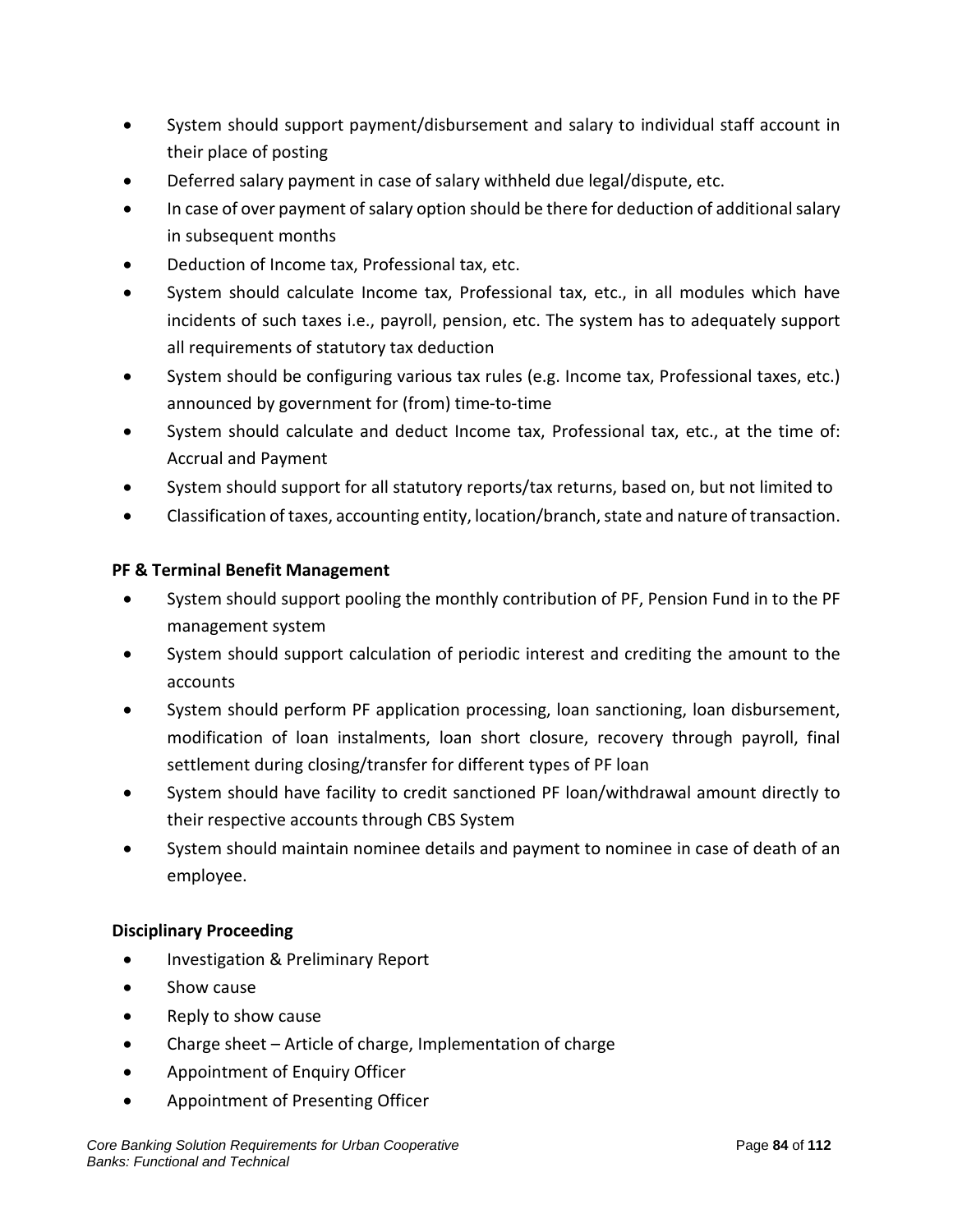- System should support payment/disbursement and salary to individual staff account in their place of posting
- Deferred salary payment in case of salary withheld due legal/dispute, etc.
- In case of over payment of salary option should be there for deduction of additional salary in subsequent months
- Deduction of Income tax, Professional tax, etc.
- System should calculate Income tax, Professional tax, etc., in all modules which have incidents of such taxes i.e., payroll, pension, etc. The system has to adequately support all requirements of statutory tax deduction
- System should be configuring various tax rules (e.g. Income tax, Professional taxes, etc.) announced by government for (from) time-to-time
- System should calculate and deduct Income tax, Professional tax, etc., at the time of: Accrual and Payment
- System should support for all statutory reports/tax returns, based on, but not limited to
- Classification of taxes, accounting entity, location/branch, state and nature of transaction.

**PF & Terminal Benefit Management**

- System should support pooling the monthly contribution of PF, Pension Fund in to the PF management system
- System should support calculation of periodic interest and crediting the amount to the accounts
- System should perform PF application processing, loan sanctioning, loan disbursement, modification of loan instalments, loan short closure, recovery through payroll, final settlement during closing/transfer for different types of PF loan
- System should have facility to credit sanctioned PF loan/withdrawal amount directly to their respective accounts through CBS System
- System should maintain nominee details and payment to nominee in case of death of an employee.

**Disciplinary Proceeding**

- Investigation & Preliminary Report
- Show cause
- Reply to show cause
- Charge sheet – Article of charge, Implementation of charge
- Appointment of Enquiry Officer
- Appointment of Presenting Officer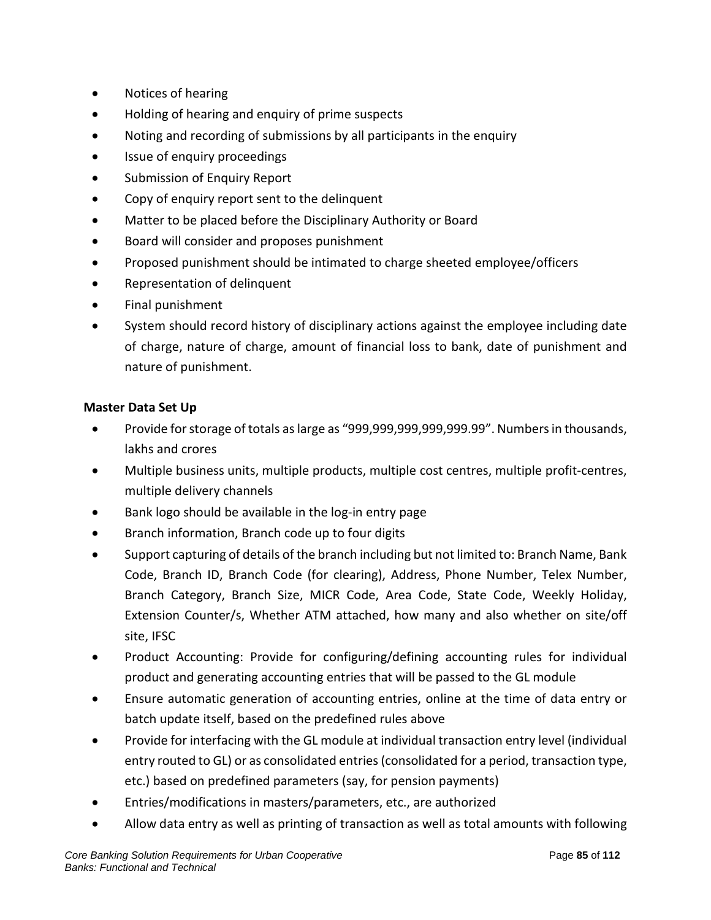- Notices of hearing
- Holding of hearing and enquiry of prime suspects
- Noting and recording of submissions by all participants in the enquiry
- Issue of enquiry proceedings
- Submission of Enquiry Report
- Copy of enquiry report sent to the delinquent
- Matter to be placed before the Disciplinary Authority or Board
- Board will consider and proposes punishment
- Proposed punishment should be intimated to charge sheeted employee/officers
- Representation of delinquent
- Final punishment
- System should record history of disciplinary actions against the employee including date of charge, nature of charge, amount of financial loss to bank, date of punishment and nature of punishment.

**Master Data Set Up**

- Provide for storage of totals as large as "999,999,999,999,999.99". Numbers in thousands, lakhs and crores
- Multiple business units, multiple products, multiple cost centres, multiple profit-centres, multiple delivery channels
- Bank logo should be available in the log-in entry page
- Branch information, Branch code up to four digits
- Support capturing of details of the branch including but not limited to: Branch Name, Bank Code, Branch ID, Branch Code (for clearing), Address, Phone Number, Telex Number, Branch Category, Branch Size, MICR Code, Area Code, State Code, Weekly Holiday, Extension Counter/s, Whether ATM attached, how many and also whether on site/off site, IFSC
- Product Accounting: Provide for configuring/defining accounting rules for individual product and generating accounting entries that will be passed to the GL module
- Ensure automatic generation of accounting entries, online at the time of data entry or batch update itself, based on the predefined rules above
- Provide for interfacing with the GL module at individual transaction entry level (individual entry routed to GL) or as consolidated entries (consolidated for a period, transaction type, etc.) based on predefined parameters (say, for pension payments)
- Entries/modifications in masters/parameters, etc., are authorized
- Allow data entry as well as printing of transaction as well as total amounts with following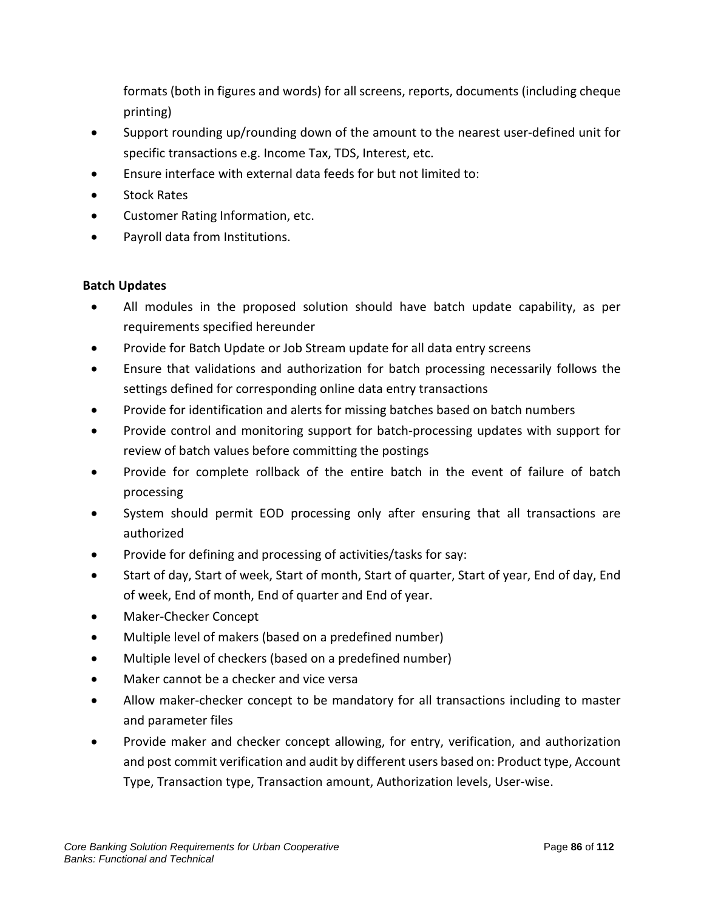formats (both in figures and words) for all screens, reports, documents (including cheque printing)

- Support rounding up/rounding down of the amount to the nearest user-defined unit for specific transactions e.g. Income Tax, TDS, Interest, etc.
- Ensure interface with external data feeds for but not limited to:
- Stock Rates
- Customer Rating Information, etc.
- Payroll data from Institutions.

**Batch Updates**

- All modules in the proposed solution should have batch update capability, as per requirements specified hereunder
- Provide for Batch Update or Job Stream update for all data entry screens
- Ensure that validations and authorization for batch processing necessarily follows the settings defined for corresponding online data entry transactions
- Provide for identification and alerts for missing batches based on batch numbers
- Provide control and monitoring support for batch-processing updates with support for review of batch values before committing the postings
- Provide for complete rollback of the entire batch in the event of failure of batch processing
- System should permit EOD processing only after ensuring that all transactions are authorized
- Provide for defining and processing of activities/tasks for say:
- Start of day, Start of week, Start of month, Start of quarter, Start of year, End of day, End of week, End of month, End of quarter and End of year.
- Maker-Checker Concept
- Multiple level of makers (based on a predefined number)
- Multiple level of checkers (based on a predefined number)
- Maker cannot be a checker and vice versa
- Allow maker-checker concept to be mandatory for all transactions including to master and parameter files
- Provide maker and checker concept allowing, for entry, verification, and authorization and post commit verification and audit by different users based on: Product type, Account Type, Transaction type, Transaction amount, Authorization levels, User-wise.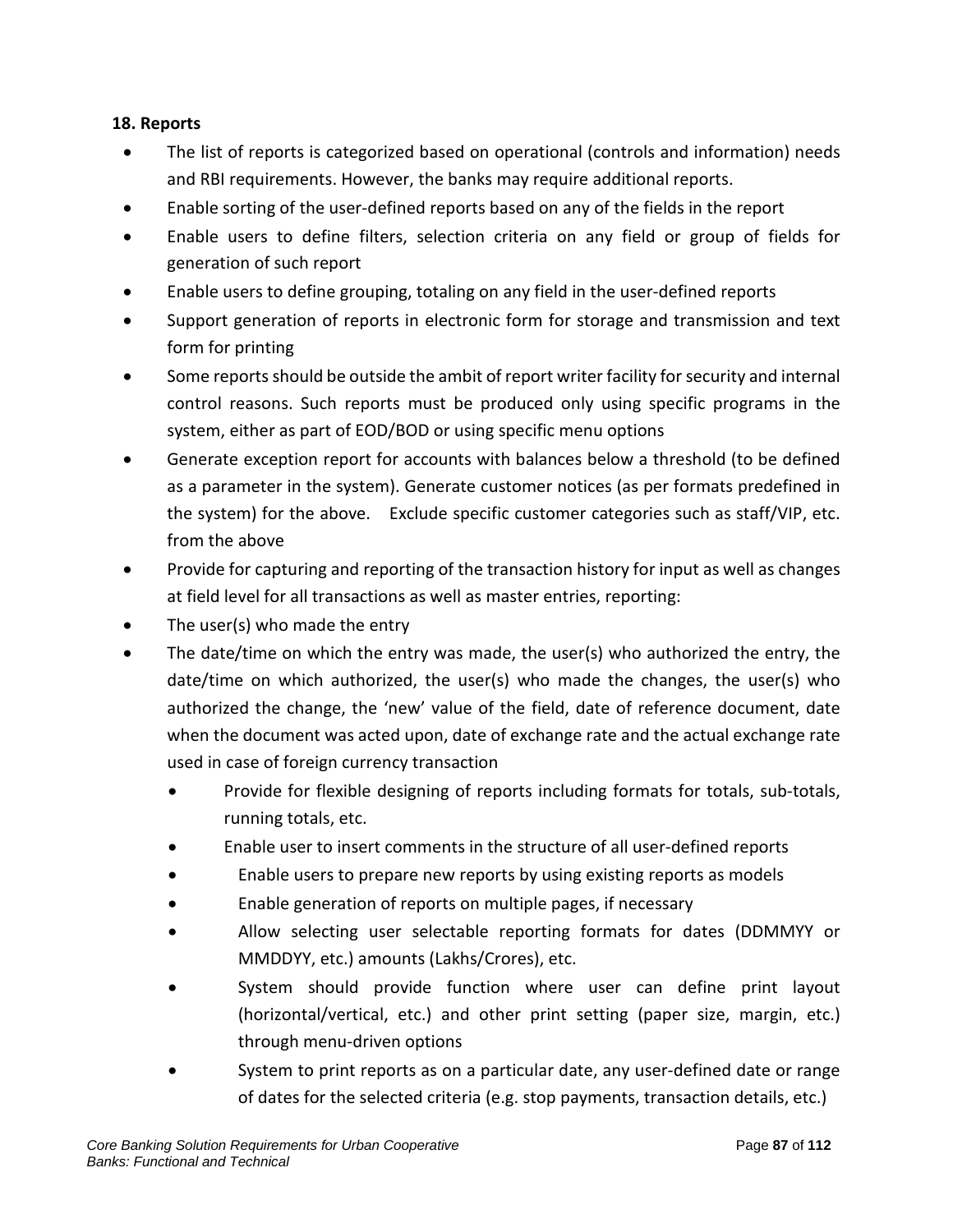**18. Reports**

- The list of reports is categorized based on operational (controls and information) needs and RBI requirements. However, the banks may require additional reports.
- Enable sorting of the user-defined reports based on any of the fields in the report
- Enable users to define filters, selection criteria on any field or group of fields for generation of such report
- Enable users to define grouping, totaling on any field in the user-defined reports
- Support generation of reports in electronic form for storage and transmission and text form for printing
- Some reports should be outside the ambit of report writer facility for security and internal control reasons. Such reports must be produced only using specific programs in the system, either as part of EOD/BOD or using specific menu options
- Generate exception report for accounts with balances below a threshold (to be defined as a parameter in the system). Generate customer notices (as per formats predefined in the system) for the above. Exclude specific customer categories such as staff/VIP, etc. from the above
- Provide for capturing and reporting of the transaction history for input as well as changes at field level for all transactions as well as master entries, reporting:
- The user(s) who made the entry
- The date/time on which the entry was made, the user(s) who authorized the entry, the date/time on which authorized, the user(s) who made the changes, the user(s) who authorized the change, the 'new' value of the field, date of reference document, date when the document was acted upon, date of exchange rate and the actual exchange rate used in case of foreign currency transaction
    - Provide for flexible designing of reports including formats for totals, sub-totals, running totals, etc.
    - Enable user to insert comments in the structure of all user-defined reports
    - Enable users to prepare new reports by using existing reports as models
    - Enable generation of reports on multiple pages, if necessary
    - Allow selecting user selectable reporting formats for dates (DDMMYY or MMDDYY, etc.) amounts (Lakhs/Crores), etc.
    - System should provide function where user can define print layout (horizontal/vertical, etc.) and other print setting (paper size, margin, etc.) through menu-driven options
    - System to print reports as on a particular date, any user-defined date or range of dates for the selected criteria (e.g. stop payments, transaction details, etc.)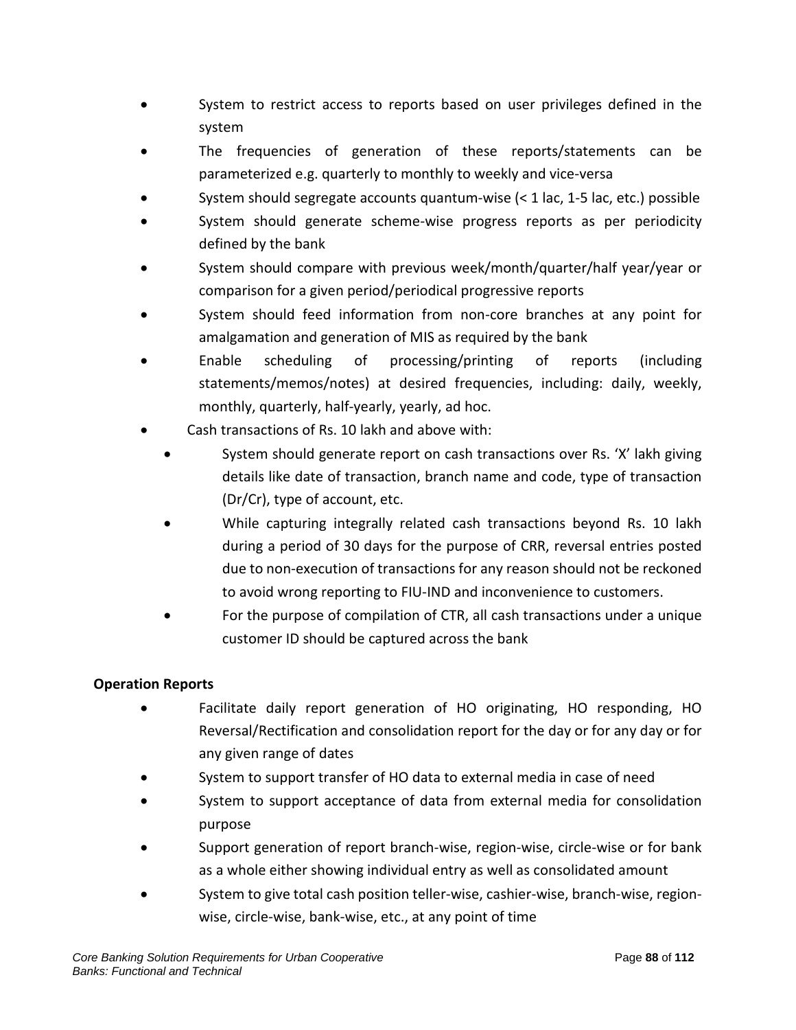- System to restrict access to reports based on user privileges defined in the system
- The frequencies of generation of these reports/statements can be parameterized e.g. quarterly to monthly to weekly and vice-versa
- System should segregate accounts quantum-wise (< 1 lac, 1-5 lac, etc.) possible
- System should generate scheme-wise progress reports as per periodicity defined by the bank
- System should compare with previous week/month/quarter/half year/year or comparison for a given period/periodical progressive reports
- System should feed information from non-core branches at any point for amalgamation and generation of MIS as required by the bank
- Enable scheduling of processing/printing of reports (including statements/memos/notes) at desired frequencies, including: daily, weekly, monthly, quarterly, half-yearly, yearly, ad hoc.
- Cash transactions of Rs. 10 lakh and above with:
  - System should generate report on cash transactions over Rs. 'X' lakh giving details like date of transaction, branch name and code, type of transaction (Dr/Cr), type of account, etc.
  - While capturing integrally related cash transactions beyond Rs. 10 lakh during a period of 30 days for the purpose of CRR, reversal entries posted due to non-execution of transactions for any reason should not be reckoned to avoid wrong reporting to FIU-IND and inconvenience to customers.
  - For the purpose of compilation of CTR, all cash transactions under a unique customer ID should be captured across the bank

**Operation Reports**

- Facilitate daily report generation of HO originating, HO responding, HO Reversal/Rectification and consolidation report for the day or for any day or for any given range of dates
- System to support transfer of HO data to external media in case of need
- System to support acceptance of data from external media for consolidation purpose
- Support generation of report branch-wise, region-wise, circle-wise or for bank as a whole either showing individual entry as well as consolidated amount
- System to give total cash position teller-wise, cashier-wise, branch-wise, region-wise, circle-wise, bank-wise, etc., at any point of time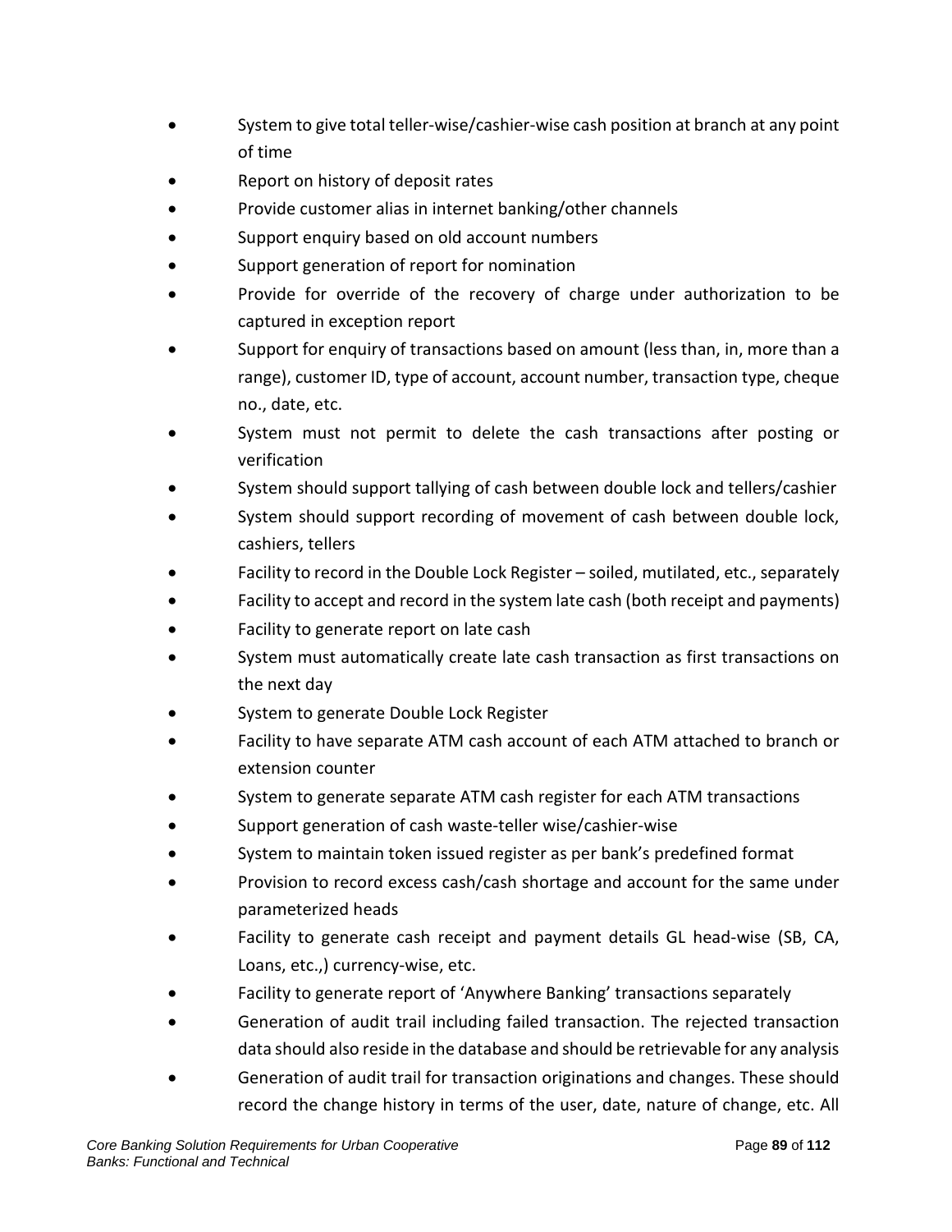- System to give total teller-wise/cashier-wise cash position at branch at any point of time
- Report on history of deposit rates
- Provide customer alias in internet banking/other channels
- Support enquiry based on old account numbers
- Support generation of report for nomination
- Provide for override of the recovery of charge under authorization to be captured in exception report
- Support for enquiry of transactions based on amount (less than, in, more than a range), customer ID, type of account, account number, transaction type, cheque no., date, etc.
- System must not permit to delete the cash transactions after posting or verification
- System should support tallying of cash between double lock and tellers/cashier
- System should support recording of movement of cash between double lock, cashiers, tellers
- Facility to record in the Double Lock Register – soiled, mutilated, etc., separately
- Facility to accept and record in the system late cash (both receipt and payments)
- Facility to generate report on late cash
- System must automatically create late cash transaction as first transactions on the next day
- System to generate Double Lock Register
- Facility to have separate ATM cash account of each ATM attached to branch or extension counter
- System to generate separate ATM cash register for each ATM transactions
- Support generation of cash waste-teller wise/cashier-wise
- System to maintain token issued register as per bank's predefined format
- Provision to record excess cash/cash shortage and account for the same under parameterized heads
- Facility to generate cash receipt and payment details GL head-wise (SB, CA, Loans, etc.,) currency-wise, etc.
- Facility to generate report of 'Anywhere Banking' transactions separately
- Generation of audit trail including failed transaction. The rejected transaction data should also reside in the database and should be retrievable for any analysis
- Generation of audit trail for transaction originations and changes. These should record the change history in terms of the user, date, nature of change, etc. All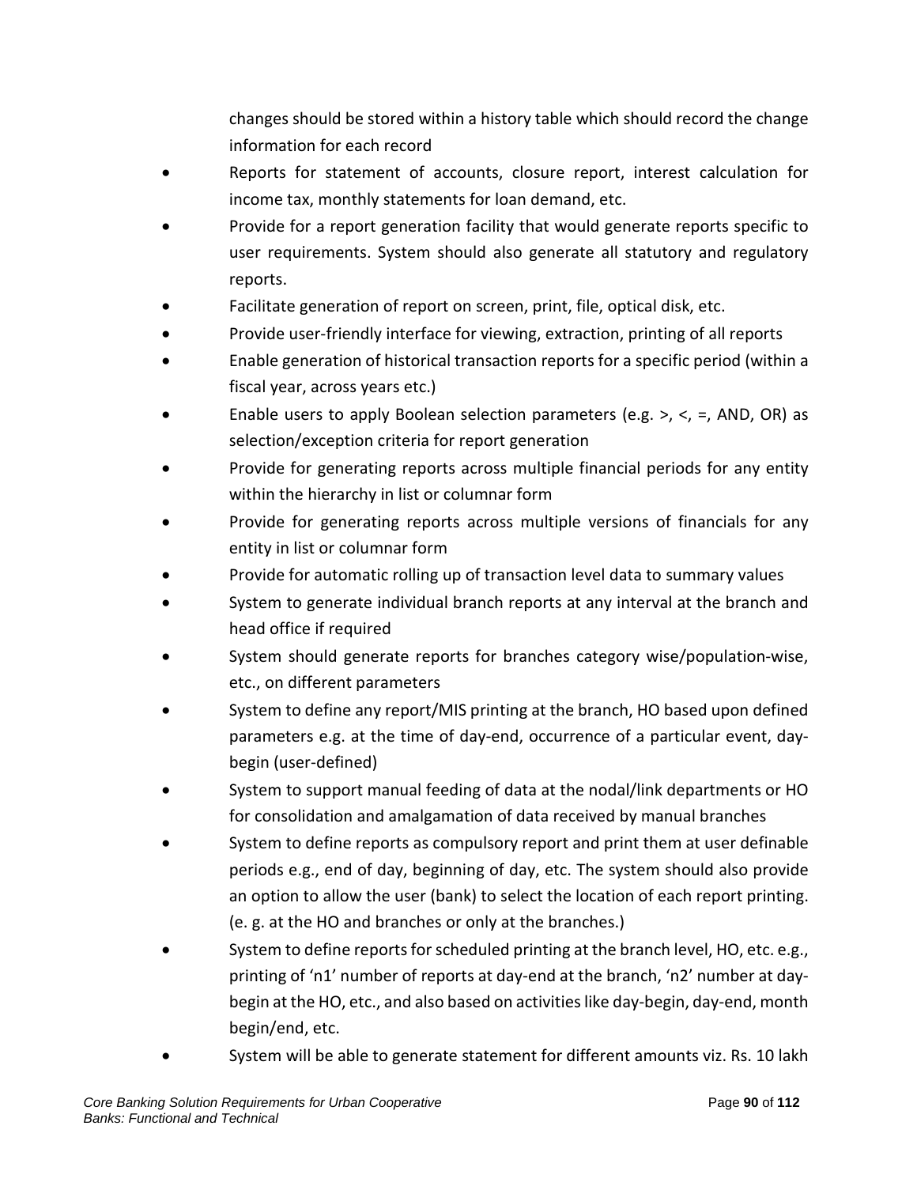changes should be stored within a history table which should record the change information for each record

- Reports for statement of accounts, closure report, interest calculation for income tax, monthly statements for loan demand, etc.
- Provide for a report generation facility that would generate reports specific to user requirements. System should also generate all statutory and regulatory reports.
- Facilitate generation of report on screen, print, file, optical disk, etc.
- Provide user-friendly interface for viewing, extraction, printing of all reports
- Enable generation of historical transaction reports for a specific period (within a fiscal year, across years etc.)
- Enable users to apply Boolean selection parameters (e.g. >, <, =, AND, OR) as selection/exception criteria for report generation
- Provide for generating reports across multiple financial periods for any entity within the hierarchy in list or columnar form
- Provide for generating reports across multiple versions of financials for any entity in list or columnar form
- Provide for automatic rolling up of transaction level data to summary values
- System to generate individual branch reports at any interval at the branch and head office if required
- System should generate reports for branches category wise/population-wise, etc., on different parameters
- System to define any report/MIS printing at the branch, HO based upon defined parameters e.g. at the time of day-end, occurrence of a particular event, day-begin (user-defined)
- System to support manual feeding of data at the nodal/link departments or HO for consolidation and amalgamation of data received by manual branches
- System to define reports as compulsory report and print them at user definable periods e.g., end of day, beginning of day, etc. The system should also provide an option to allow the user (bank) to select the location of each report printing. (e. g. at the HO and branches or only at the branches.)
- System to define reports for scheduled printing at the branch level, HO, etc. e.g., printing of 'n1' number of reports at day-end at the branch, 'n2' number at day-begin at the HO, etc., and also based on activities like day-begin, day-end, month begin/end, etc.
- System will be able to generate statement for different amounts viz. Rs. 10 lakh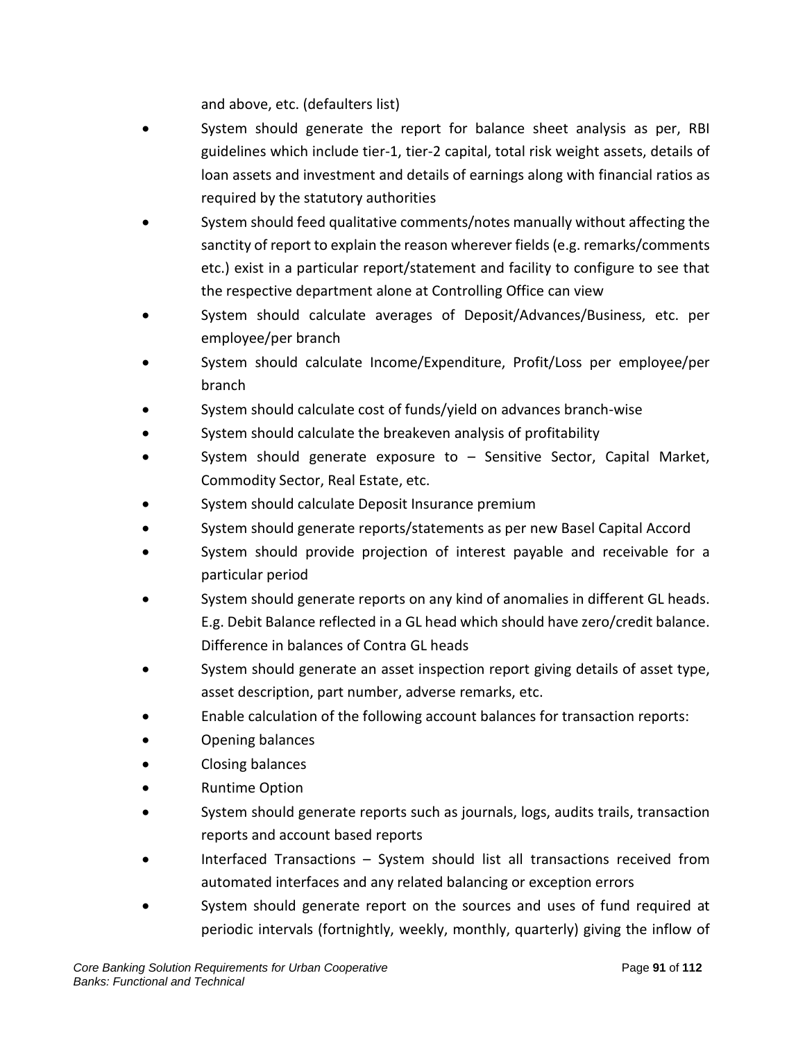and above, etc. (defaulters list)

- System should generate the report for balance sheet analysis as per, RBI guidelines which include tier-1, tier-2 capital, total risk weight assets, details of loan assets and investment and details of earnings along with financial ratios as required by the statutory authorities
- System should feed qualitative comments/notes manually without affecting the sanctity of report to explain the reason wherever fields (e.g. remarks/comments etc.) exist in a particular report/statement and facility to configure to see that the respective department alone at Controlling Office can view
- System should calculate averages of Deposit/Advances/Business, etc. per employee/per branch
- System should calculate Income/Expenditure, Profit/Loss per employee/per branch
- System should calculate cost of funds/yield on advances branch-wise
- System should calculate the breakeven analysis of profitability
- System should generate exposure to – Sensitive Sector, Capital Market, Commodity Sector, Real Estate, etc.
- System should calculate Deposit Insurance premium
- System should generate reports/statements as per new Basel Capital Accord
- System should provide projection of interest payable and receivable for a particular period
- System should generate reports on any kind of anomalies in different GL heads. E.g. Debit Balance reflected in a GL head which should have zero/credit balance. Difference in balances of Contra GL heads
- System should generate an asset inspection report giving details of asset type, asset description, part number, adverse remarks, etc.
- Enable calculation of the following account balances for transaction reports:
- Opening balances
- Closing balances
- Runtime Option
- System should generate reports such as journals, logs, audits trails, transaction reports and account based reports
- Interfaced Transactions – System should list all transactions received from automated interfaces and any related balancing or exception errors
- System should generate report on the sources and uses of fund required at periodic intervals (fortnightly, weekly, monthly, quarterly) giving the inflow of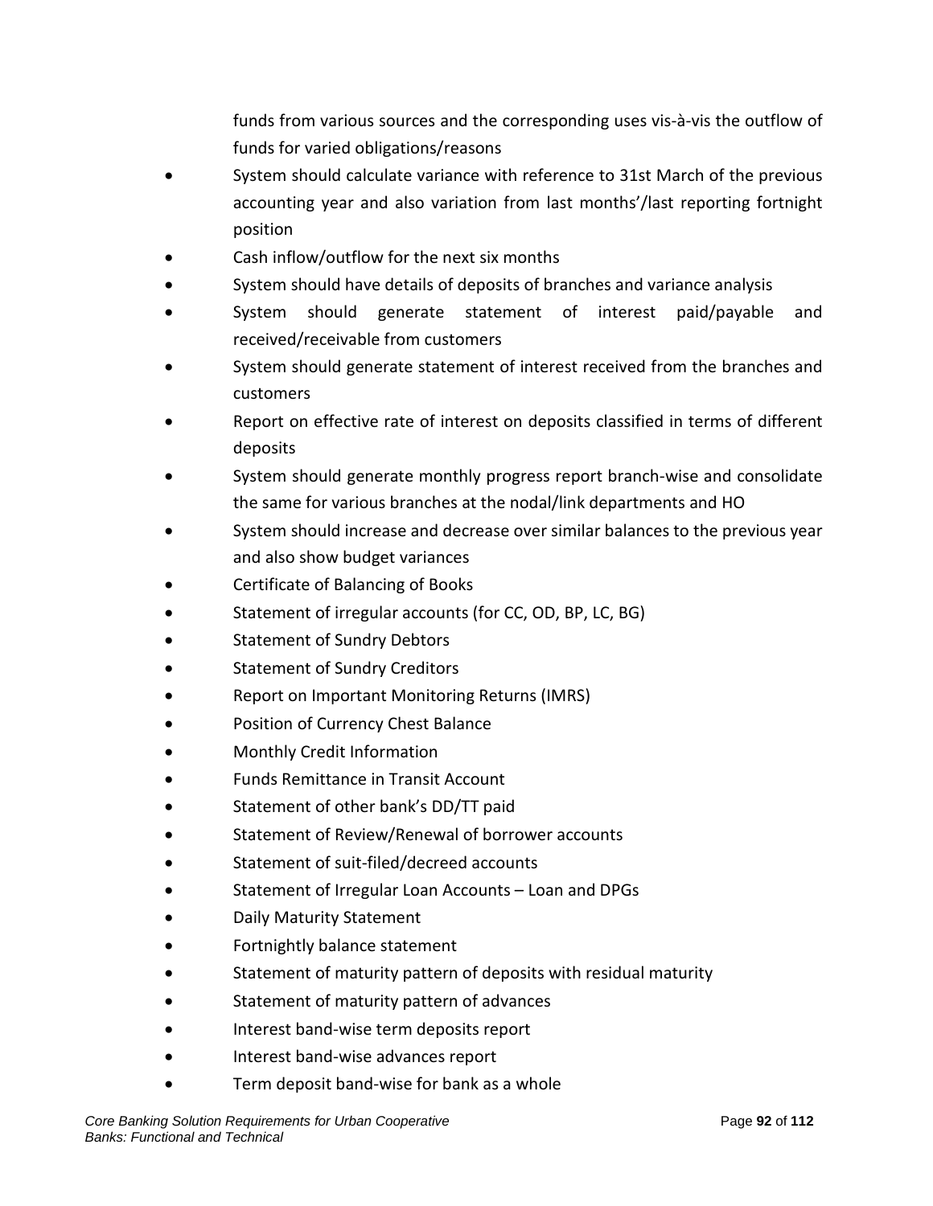funds from various sources and the corresponding uses vis-à-vis the outflow of funds for varied obligations/reasons

- System should calculate variance with reference to 31st March of the previous accounting year and also variation from last months'/last reporting fortnight position
- Cash inflow/outflow for the next six months
- System should have details of deposits of branches and variance analysis
- System should generate statement of interest paid/payable and received/receivable from customers
- System should generate statement of interest received from the branches and customers
- Report on effective rate of interest on deposits classified in terms of different deposits
- System should generate monthly progress report branch-wise and consolidate the same for various branches at the nodal/link departments and HO
- System should increase and decrease over similar balances to the previous year and also show budget variances
- Certificate of Balancing of Books
- Statement of irregular accounts (for CC, OD, BP, LC, BG)
- Statement of Sundry Debtors
- Statement of Sundry Creditors
- Report on Important Monitoring Returns (IMRS)
- Position of Currency Chest Balance
- Monthly Credit Information
- Funds Remittance in Transit Account
- Statement of other bank's DD/TT paid
- Statement of Review/Renewal of borrower accounts
- Statement of suit-filed/decreed accounts
- Statement of Irregular Loan Accounts – Loan and DPGs
- Daily Maturity Statement
- Fortnightly balance statement
- Statement of maturity pattern of deposits with residual maturity
- Statement of maturity pattern of advances
- Interest band-wise term deposits report
- Interest band-wise advances report
- Term deposit band-wise for bank as a whole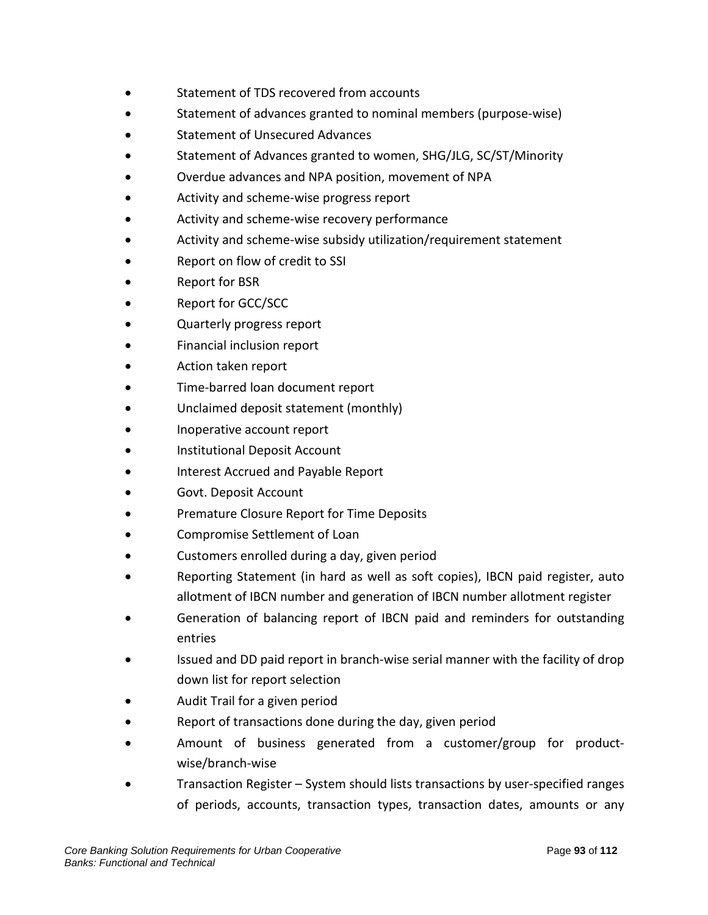- Statement of TDS recovered from accounts
- Statement of advances granted to nominal members (purpose-wise)
- Statement of Unsecured Advances
- Statement of Advances granted to women, SHG/JLG, SC/ST/Minority
- Overdue advances and NPA position, movement of NPA
- Activity and scheme-wise progress report
- Activity and scheme-wise recovery performance
- Activity and scheme-wise subsidy utilization/requirement statement
- Report on flow of credit to SSI
- Report for BSR
- Report for GCC/SCC
- Quarterly progress report
- Financial inclusion report
- Action taken report
- Time-barred loan document report
- Unclaimed deposit statement (monthly)
- Inoperative account report
- Institutional Deposit Account
- Interest Accrued and Payable Report
- Govt. Deposit Account
- Premature Closure Report for Time Deposits
- Compromise Settlement of Loan
- Customers enrolled during a day, given period
- Reporting Statement (in hard as well as soft copies), IBCN paid register, auto allotment of IBCN number and generation of IBCN number allotment register
- Generation of balancing report of IBCN paid and reminders for outstanding entries
- Issued and DD paid report in branch-wise serial manner with the facility of drop down list for report selection
- Audit Trail for a given period
- Report of transactions done during the day, given period
- Amount of business generated from a customer/group for product-wise/branch-wise
- Transaction Register – System should lists transactions by user-specified ranges of periods, accounts, transaction types, transaction dates, amounts or any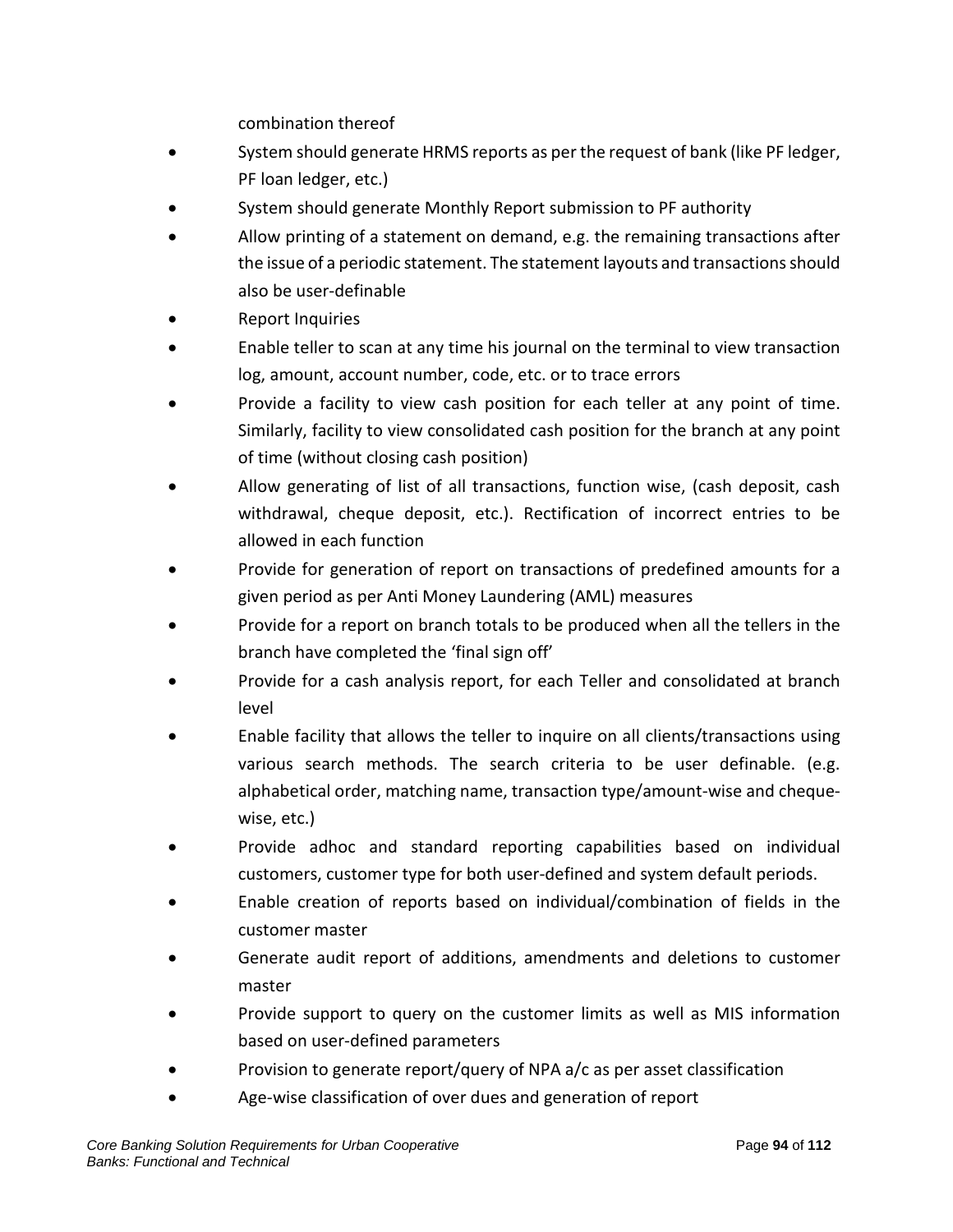combination thereof

- System should generate HRMS reports as per the request of bank (like PF ledger, PF loan ledger, etc.)
- System should generate Monthly Report submission to PF authority
- Allow printing of a statement on demand, e.g. the remaining transactions after the issue of a periodic statement. The statement layouts and transactions should also be user-definable
- Report Inquiries
- Enable teller to scan at any time his journal on the terminal to view transaction log, amount, account number, code, etc. or to trace errors
- Provide a facility to view cash position for each teller at any point of time. Similarly, facility to view consolidated cash position for the branch at any point of time (without closing cash position)
- Allow generating of list of all transactions, function wise, (cash deposit, cash withdrawal, cheque deposit, etc.). Rectification of incorrect entries to be allowed in each function
- Provide for generation of report on transactions of predefined amounts for a given period as per Anti Money Laundering (AML) measures
- Provide for a report on branch totals to be produced when all the tellers in the branch have completed the 'final sign off'
- Provide for a cash analysis report, for each Teller and consolidated at branch level
- Enable facility that allows the teller to inquire on all clients/transactions using various search methods. The search criteria to be user definable. (e.g. alphabetical order, matching name, transaction type/amount-wise and cheque-wise, etc.)
- Provide adhoc and standard reporting capabilities based on individual customers, customer type for both user-defined and system default periods.
- Enable creation of reports based on individual/combination of fields in the customer master
- Generate audit report of additions, amendments and deletions to customer master
- Provide support to query on the customer limits as well as MIS information based on user-defined parameters
- Provision to generate report/query of NPA a/c as per asset classification
- Age-wise classification of over dues and generation of report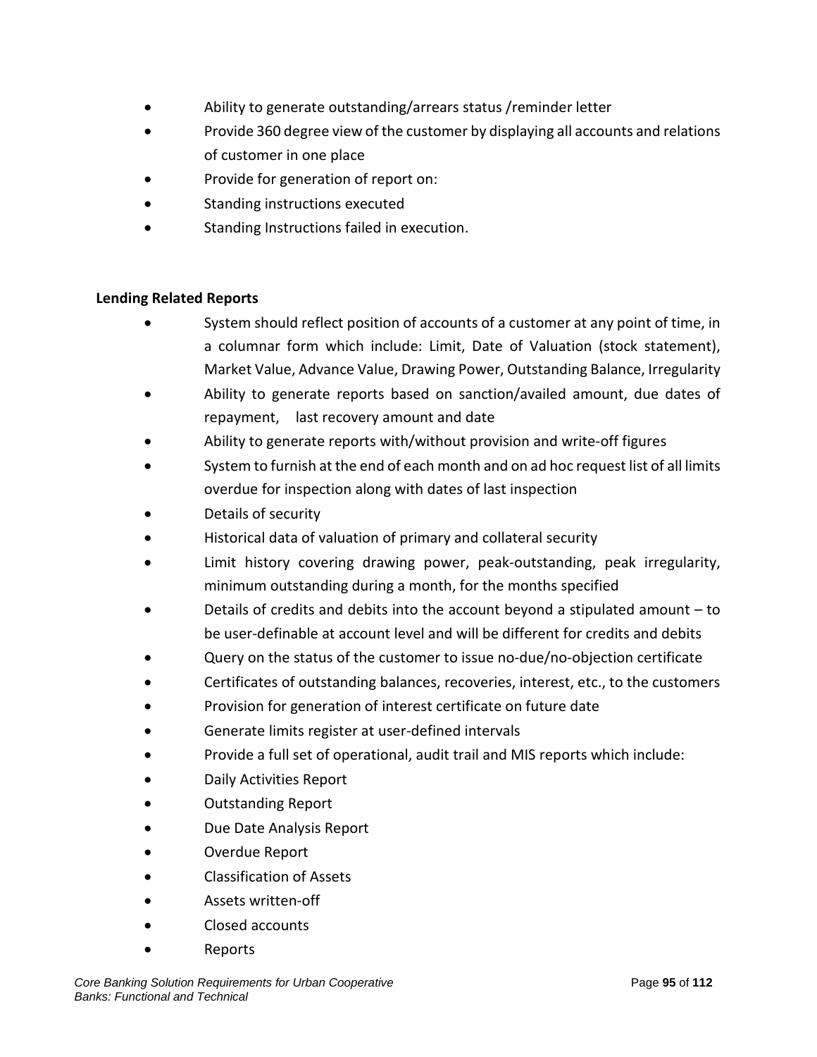- Ability to generate outstanding/arrears status /reminder letter
- Provide 360 degree view of the customer by displaying all accounts and relations of customer in one place
- Provide for generation of report on:
- Standing instructions executed
- Standing Instructions failed in execution.

**Lending Related Reports**

- System should reflect position of accounts of a customer at any point of time, in a columnar form which include: Limit, Date of Valuation (stock statement), Market Value, Advance Value, Drawing Power, Outstanding Balance, Irregularity
- Ability to generate reports based on sanction/availed amount, due dates of repayment, last recovery amount and date
- Ability to generate reports with/without provision and write-off figures
- System to furnish at the end of each month and on ad hoc request list of all limits overdue for inspection along with dates of last inspection
- Details of security
- Historical data of valuation of primary and collateral security
- Limit history covering drawing power, peak-outstanding, peak irregularity, minimum outstanding during a month, for the months specified
- Details of credits and debits into the account beyond a stipulated amount – to be user-definable at account level and will be different for credits and debits
- Query on the status of the customer to issue no-due/no-objection certificate
- Certificates of outstanding balances, recoveries, interest, etc., to the customers
- Provision for generation of interest certificate on future date
- Generate limits register at user-defined intervals
- Provide a full set of operational, audit trail and MIS reports which include:
- Daily Activities Report
- Outstanding Report
- Due Date Analysis Report
- Overdue Report
- Classification of Assets
- Assets written-off
- Closed accounts
- Reports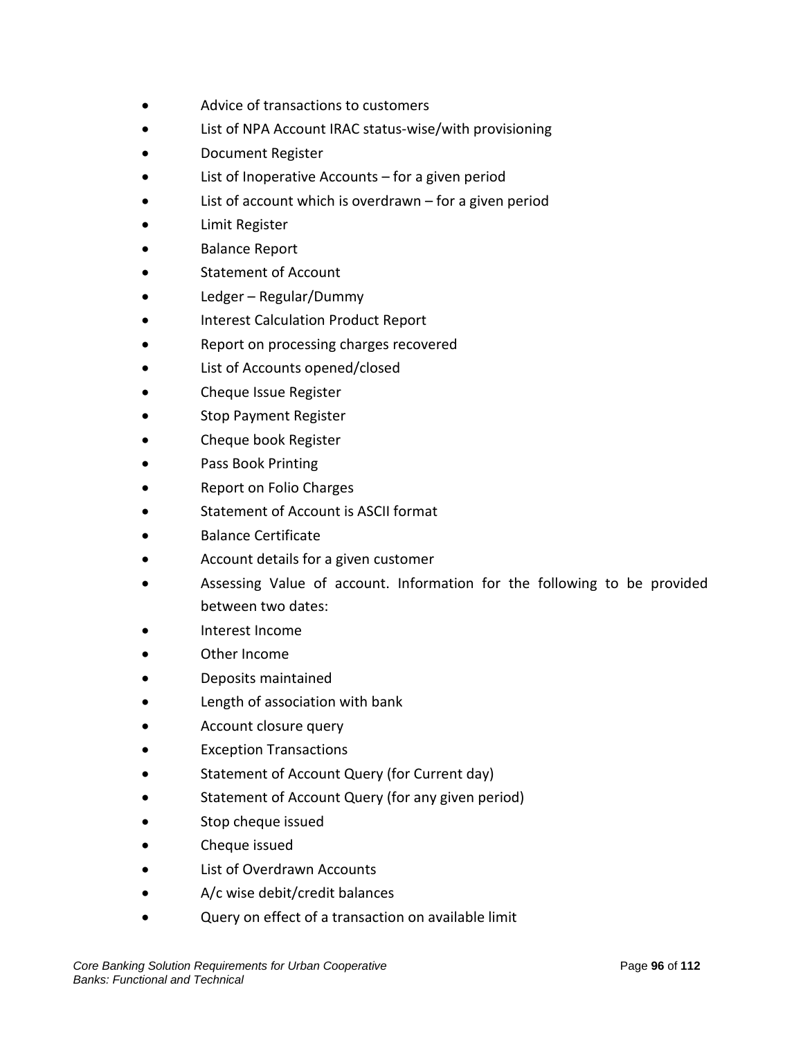- Advice of transactions to customers
- List of NPA Account IRAC status-wise/with provisioning
- Document Register
- List of Inoperative Accounts – for a given period
- List of account which is overdrawn – for a given period
- Limit Register
- Balance Report
- Statement of Account
- Ledger – Regular/Dummy
- Interest Calculation Product Report
- Report on processing charges recovered
- List of Accounts opened/closed
- Cheque Issue Register
- Stop Payment Register
- Cheque book Register
- Pass Book Printing
- Report on Folio Charges
- Statement of Account is ASCII format
- Balance Certificate
- Account details for a given customer
- Assessing Value of account. Information for the following to be provided between two dates:
- Interest Income
- Other Income
- Deposits maintained
- Length of association with bank
- Account closure query
- Exception Transactions
- Statement of Account Query (for Current day)
- Statement of Account Query (for any given period)
- Stop cheque issued
- Cheque issued
- List of Overdrawn Accounts
- A/c wise debit/credit balances
- Query on effect of a transaction on available limit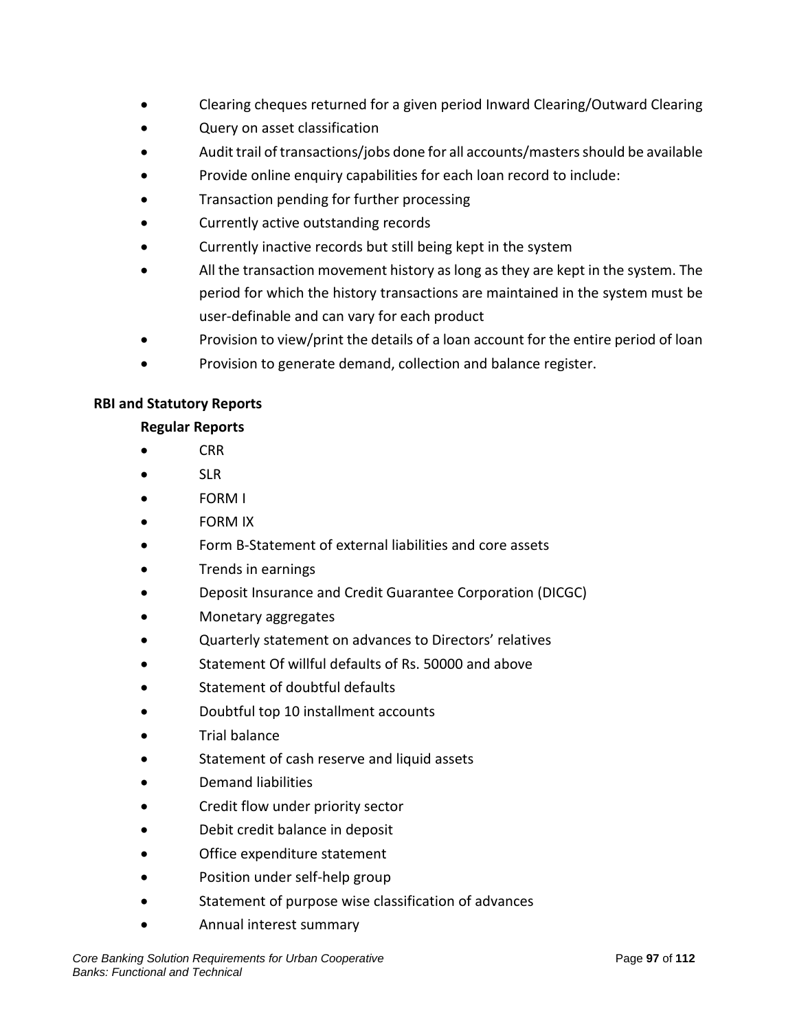- Clearing cheques returned for a given period Inward Clearing/Outward Clearing
- Query on asset classification
- Audit trail of transactions/jobs done for all accounts/masters should be available
- Provide online enquiry capabilities for each loan record to include:
- Transaction pending for further processing
- Currently active outstanding records
- Currently inactive records but still being kept in the system
- All the transaction movement history as long as they are kept in the system. The period for which the history transactions are maintained in the system must be user-definable and can vary for each product
- Provision to view/print the details of a loan account for the entire period of loan
- Provision to generate demand, collection and balance register.

**RBI and Statutory Reports**

**Regular Reports**

- CRR
- SLR
- FORM I
- FORM IX
- Form B-Statement of external liabilities and core assets
- Trends in earnings
- Deposit Insurance and Credit Guarantee Corporation (DICGC)
- Monetary aggregates
- Quarterly statement on advances to Directors' relatives
- Statement Of willful defaults of Rs. 50000 and above
- Statement of doubtful defaults
- Doubtful top 10 installment accounts
- Trial balance
- Statement of cash reserve and liquid assets
- Demand liabilities
- Credit flow under priority sector
- Debit credit balance in deposit
- Office expenditure statement
- Position under self-help group
- Statement of purpose wise classification of advances
- Annual interest summary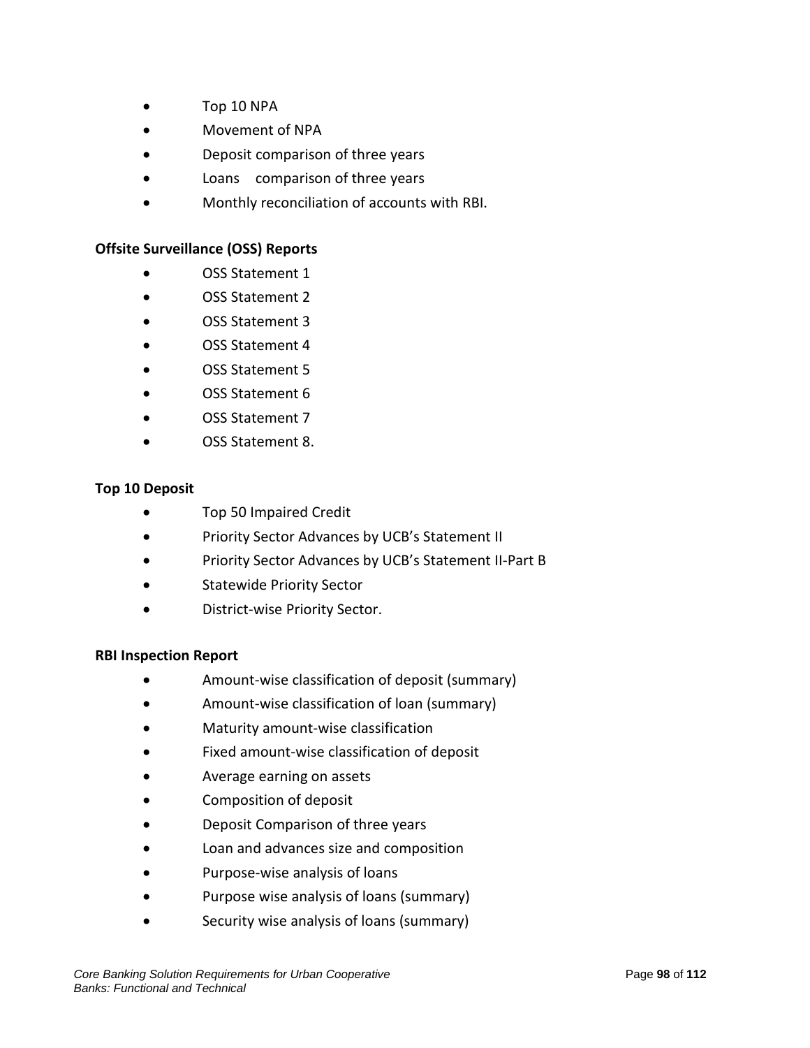- Top 10 NPA
- Movement of NPA
- Deposit comparison of three years
- Loans comparison of three years
- Monthly reconciliation of accounts with RBI.

**Offsite Surveillance (OSS) Reports**

- OSS Statement 1
- OSS Statement 2
- OSS Statement 3
- OSS Statement 4
- OSS Statement 5
- OSS Statement 6
- OSS Statement 7
- OSS Statement 8.

**Top 10 Deposit**

- Top 50 Impaired Credit
- Priority Sector Advances by UCB's Statement II
- Priority Sector Advances by UCB's Statement II-Part B
- Statewide Priority Sector
- District-wise Priority Sector.

**RBI Inspection Report**

- Amount-wise classification of deposit (summary)
- Amount-wise classification of loan (summary)
- Maturity amount-wise classification
- Fixed amount-wise classification of deposit
- Average earning on assets
- Composition of deposit
- Deposit Comparison of three years
- Loan and advances size and composition
- Purpose-wise analysis of loans
- Purpose wise analysis of loans (summary)
- Security wise analysis of loans (summary)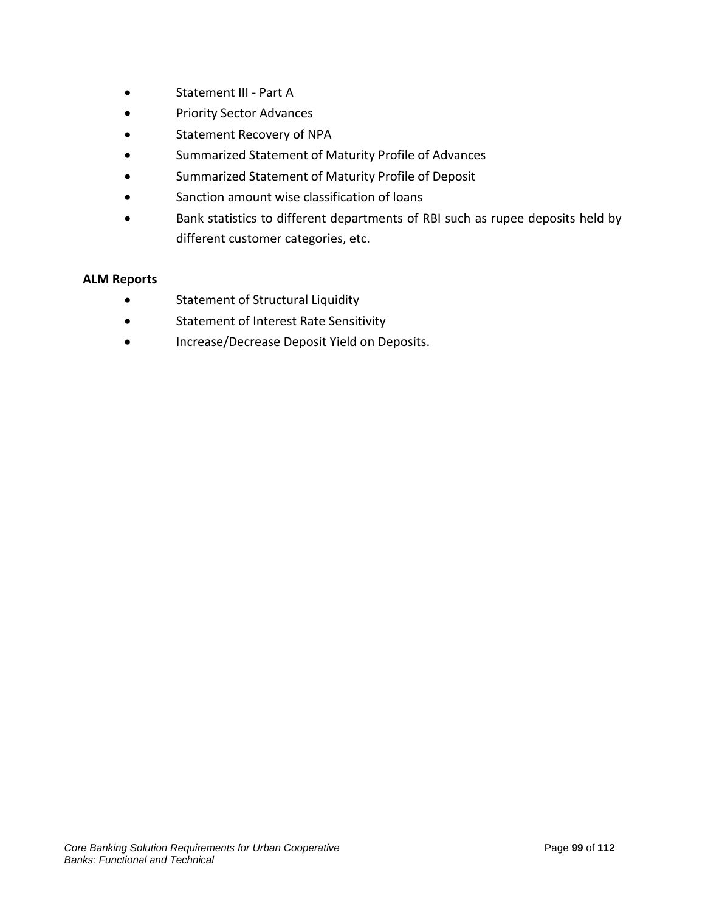- Statement III - Part A
- Priority Sector Advances
- Statement Recovery of NPA
- Summarized Statement of Maturity Profile of Advances
- Summarized Statement of Maturity Profile of Deposit
- Sanction amount wise classification of loans
- Bank statistics to different departments of RBI such as rupee deposits held by different customer categories, etc.

**ALM Reports**

- Statement of Structural Liquidity
- Statement of Interest Rate Sensitivity
- Increase/Decrease Deposit Yield on Deposits.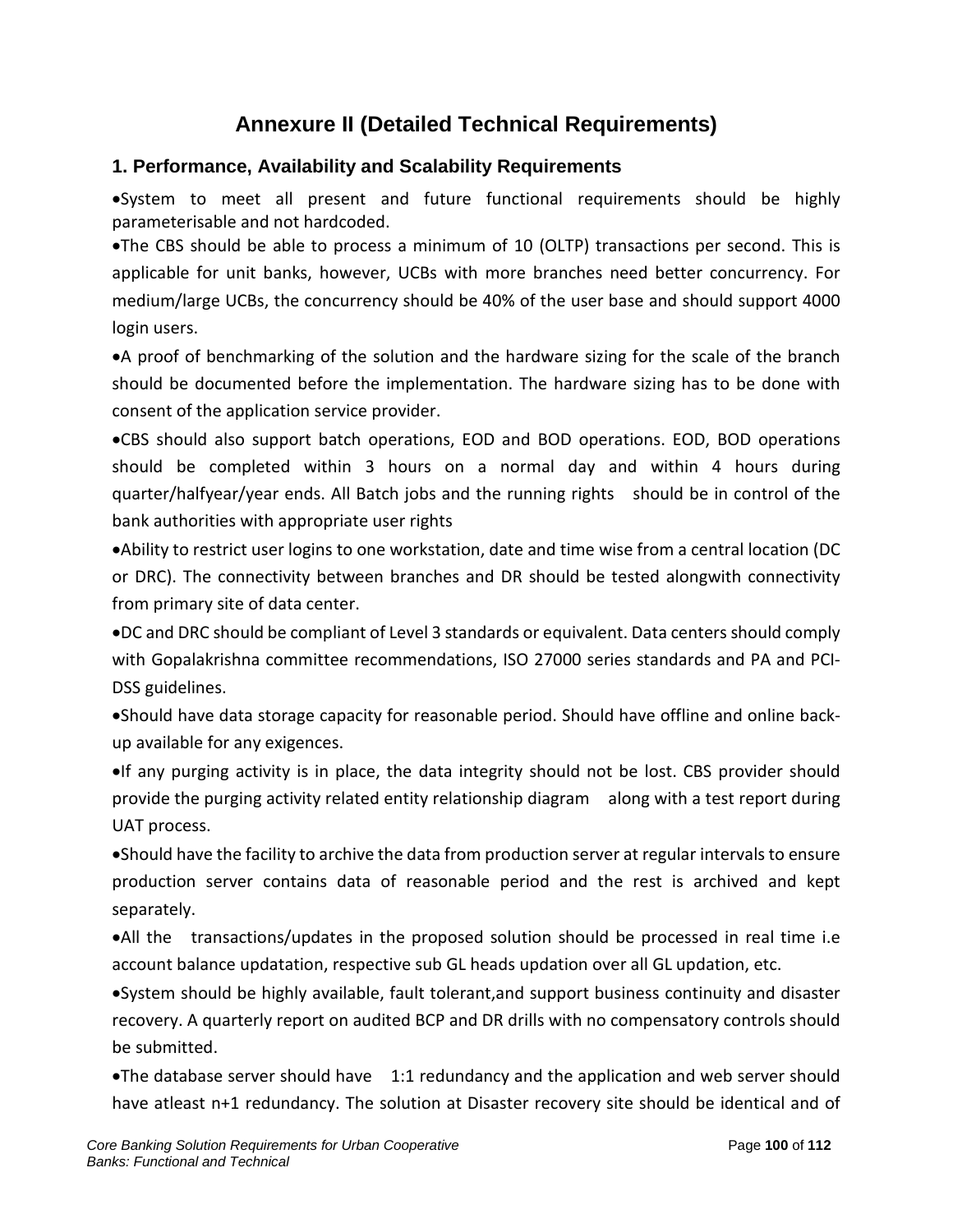# Annexure II (Detailed Technical Requirements)

## 1. Performance, Availability and Scalability Requirements

- System to meet all present and future functional requirements should be highly parameterisable and not hardcoded.
- The CBS should be able to process a minimum of 10 (OLTP) transactions per second. This is applicable for unit banks, however, UCBs with more branches need better concurrency. For medium/large UCBs, the concurrency should be 40% of the user base and should support 4000 login users.
- A proof of benchmarking of the solution and the hardware sizing for the scale of the branch should be documented before the implementation. The hardware sizing has to be done with consent of the application service provider.
- CBS should also support batch operations, EOD and BOD operations. EOD, BOD operations should be completed within 3 hours on a normal day and within 4 hours during quarter/halfyear/year ends. All Batch jobs and the running rights should be in control of the bank authorities with appropriate user rights
- Ability to restrict user logins to one workstation, date and time wise from a central location (DC or DRC). The connectivity between branches and DR should be tested alongwith connectivity from primary site of data center.
- DC and DRC should be compliant of Level 3 standards or equivalent. Data centers should comply with Gopalakrishna committee recommendations, ISO 27000 series standards and PA and PCI-DSS guidelines.
- Should have data storage capacity for reasonable period. Should have offline and online back-up available for any exigences.
- If any purging activity is in place, the data integrity should not be lost. CBS provider should provide the purging activity related entity relationship diagram along with a test report during UAT process.
- Should have the facility to archive the data from production server at regular intervals to ensure production server contains data of reasonable period and the rest is archived and kept separately.
- All the transactions/updates in the proposed solution should be processed in real time i.e account balance updatation, respective sub GL heads updation over all GL updation, etc.
- System should be highly available, fault tolerant,and support business continuity and disaster recovery. A quarterly report on audited BCP and DR drills with no compensatory controls should be submitted.
- The database server should have 1:1 redundancy and the application and web server should have atleast n+1 redundancy. The solution at Disaster recovery site should be identical and of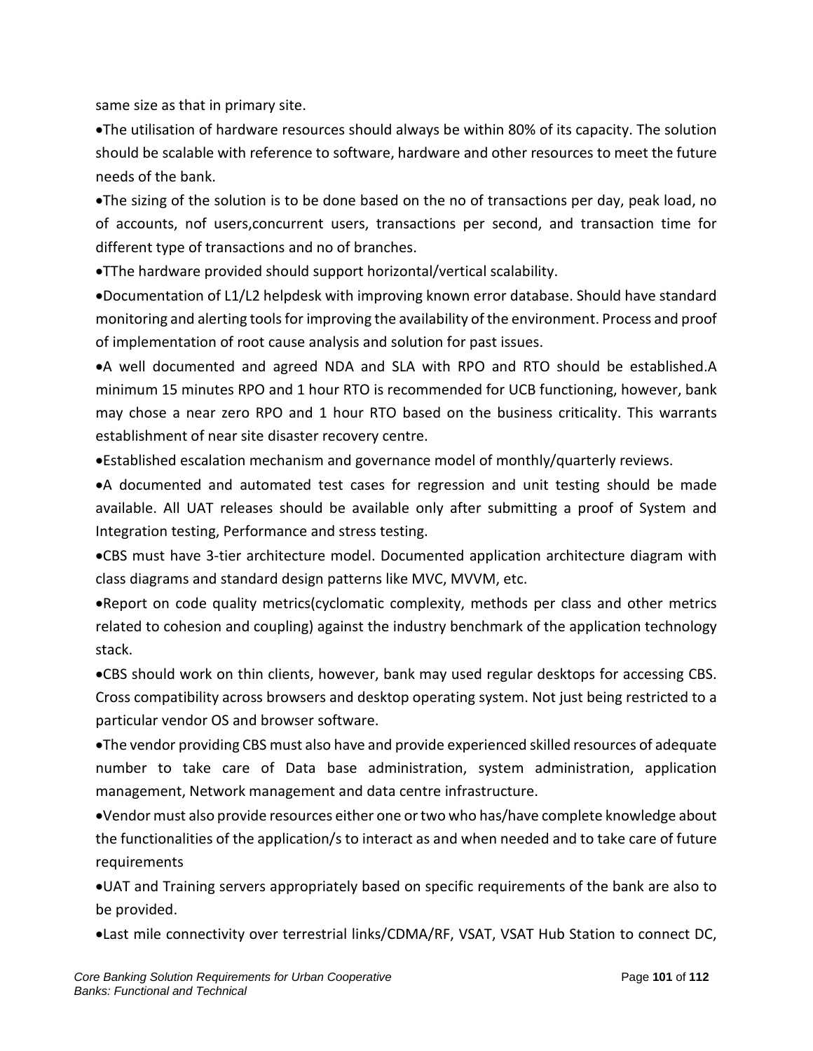same size as that in primary site.

- The utilisation of hardware resources should always be within 80% of its capacity. The solution should be scalable with reference to software, hardware and other resources to meet the future needs of the bank.
- The sizing of the solution is to be done based on the no of transactions per day, peak load, no of accounts, nof users,concurrent users, transactions per second, and transaction time for different type of transactions and no of branches.
- TThe hardware provided should support horizontal/vertical scalability.
- Documentation of L1/L2 helpdesk with improving known error database. Should have standard monitoring and alerting tools for improving the availability of the environment. Process and proof of implementation of root cause analysis and solution for past issues.
- A well documented and agreed NDA and SLA with RPO and RTO should be established.A minimum 15 minutes RPO and 1 hour RTO is recommended for UCB functioning, however, bank may chose a near zero RPO and 1 hour RTO based on the business criticality. This warrants establishment of near site disaster recovery centre.
- Established escalation mechanism and governance model of monthly/quarterly reviews.
- A documented and automated test cases for regression and unit testing should be made available. All UAT releases should be available only after submitting a proof of System and Integration testing, Performance and stress testing.
- CBS must have 3-tier architecture model. Documented application architecture diagram with class diagrams and standard design patterns like MVC, MVVM, etc.
- Report on code quality metrics(cyclomatic complexity, methods per class and other metrics related to cohesion and coupling) against the industry benchmark of the application technology stack.
- CBS should work on thin clients, however, bank may used regular desktops for accessing CBS. Cross compatibility across browsers and desktop operating system. Not just being restricted to a particular vendor OS and browser software.
- The vendor providing CBS must also have and provide experienced skilled resources of adequate number to take care of Data base administration, system administration, application management, Network management and data centre infrastructure.
- Vendor must also provide resources either one or two who has/have complete knowledge about the functionalities of the application/s to interact as and when needed and to take care of future requirements
- UAT and Training servers appropriately based on specific requirements of the bank are also to be provided.
- Last mile connectivity over terrestrial links/CDMA/RF, VSAT, VSAT Hub Station to connect DC,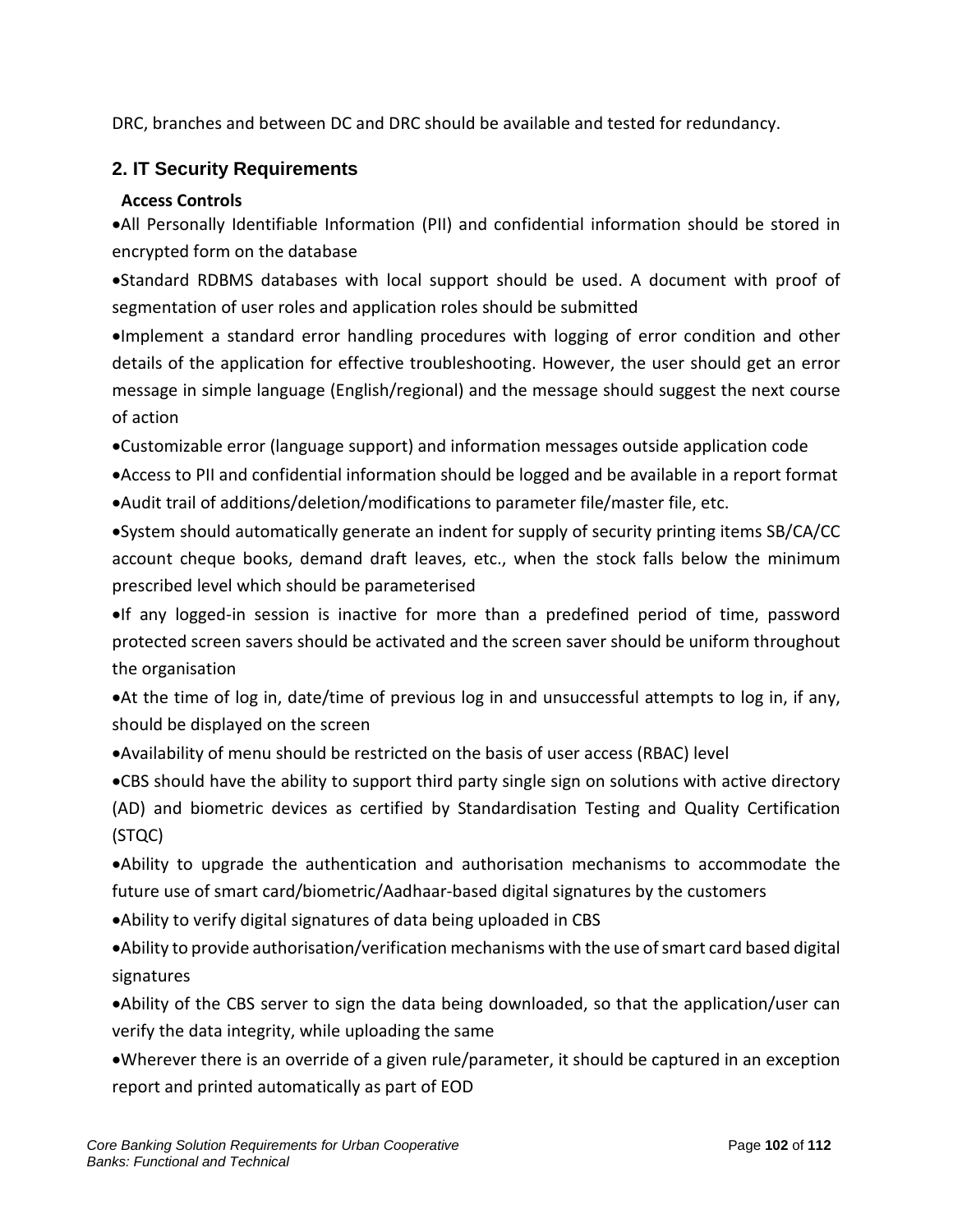DRC, branches and between DC and DRC should be available and tested for redundancy.

## 2. IT Security Requirements

### Access Controls

- All Personally Identifiable Information (PII) and confidential information should be stored in encrypted form on the database
- Standard RDBMS databases with local support should be used. A document with proof of segmentation of user roles and application roles should be submitted
- Implement a standard error handling procedures with logging of error condition and other details of the application for effective troubleshooting. However, the user should get an error message in simple language (English/regional) and the message should suggest the next course of action
- Customizable error (language support) and information messages outside application code
- Access to PII and confidential information should be logged and be available in a report format
- Audit trail of additions/deletion/modifications to parameter file/master file, etc.
- System should automatically generate an indent for supply of security printing items SB/CA/CC account cheque books, demand draft leaves, etc., when the stock falls below the minimum prescribed level which should be parameterised
- If any logged-in session is inactive for more than a predefined period of time, password protected screen savers should be activated and the screen saver should be uniform throughout the organisation
- At the time of log in, date/time of previous log in and unsuccessful attempts to log in, if any, should be displayed on the screen
- Availability of menu should be restricted on the basis of user access (RBAC) level
- CBS should have the ability to support third party single sign on solutions with active directory (AD) and biometric devices as certified by Standardisation Testing and Quality Certification (STQC)
- Ability to upgrade the authentication and authorisation mechanisms to accommodate the future use of smart card/biometric/Aadhaar-based digital signatures by the customers
- Ability to verify digital signatures of data being uploaded in CBS
- Ability to provide authorisation/verification mechanisms with the use of smart card based digital signatures
- Ability of the CBS server to sign the data being downloaded, so that the application/user can verify the data integrity, while uploading the same
- Wherever there is an override of a given rule/parameter, it should be captured in an exception report and printed automatically as part of EOD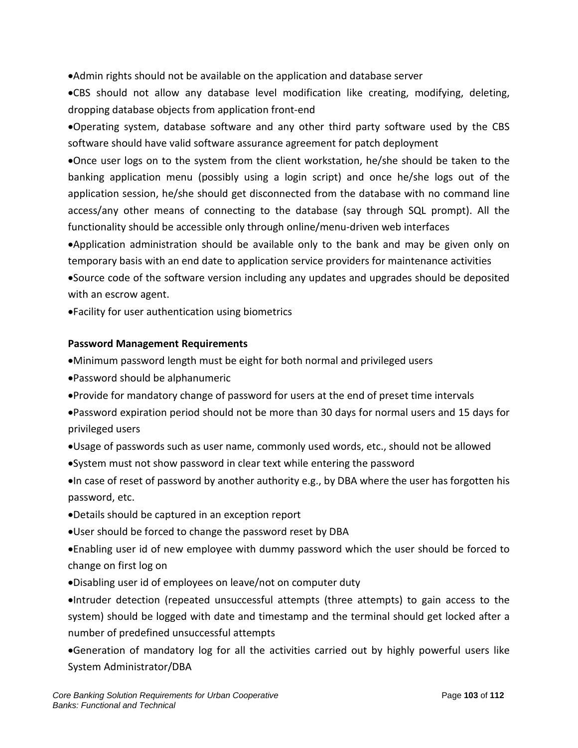- Admin rights should not be available on the application and database server
- CBS should not allow any database level modification like creating, modifying, deleting, dropping database objects from application front-end
- Operating system, database software and any other third party software used by the CBS software should have valid software assurance agreement for patch deployment
- Once user logs on to the system from the client workstation, he/she should be taken to the banking application menu (possibly using a login script) and once he/she logs out of the application session, he/she should get disconnected from the database with no command line access/any other means of connecting to the database (say through SQL prompt). All the functionality should be accessible only through online/menu-driven web interfaces
- Application administration should be available only to the bank and may be given only on temporary basis with an end date to application service providers for maintenance activities
- Source code of the software version including any updates and upgrades should be deposited with an escrow agent.
- Facility for user authentication using biometrics

**Password Management Requirements**

- Minimum password length must be eight for both normal and privileged users
- Password should be alphanumeric
- Provide for mandatory change of password for users at the end of preset time intervals
- Password expiration period should not be more than 30 days for normal users and 15 days for privileged users
- Usage of passwords such as user name, commonly used words, etc., should not be allowed
- System must not show password in clear text while entering the password
- In case of reset of password by another authority e.g., by DBA where the user has forgotten his password, etc.
- Details should be captured in an exception report
- User should be forced to change the password reset by DBA
- Enabling user id of new employee with dummy password which the user should be forced to change on first log on
- Disabling user id of employees on leave/not on computer duty
- Intruder detection (repeated unsuccessful attempts (three attempts) to gain access to the system) should be logged with date and timestamp and the terminal should get locked after a number of predefined unsuccessful attempts
- Generation of mandatory log for all the activities carried out by highly powerful users like System Administrator/DBA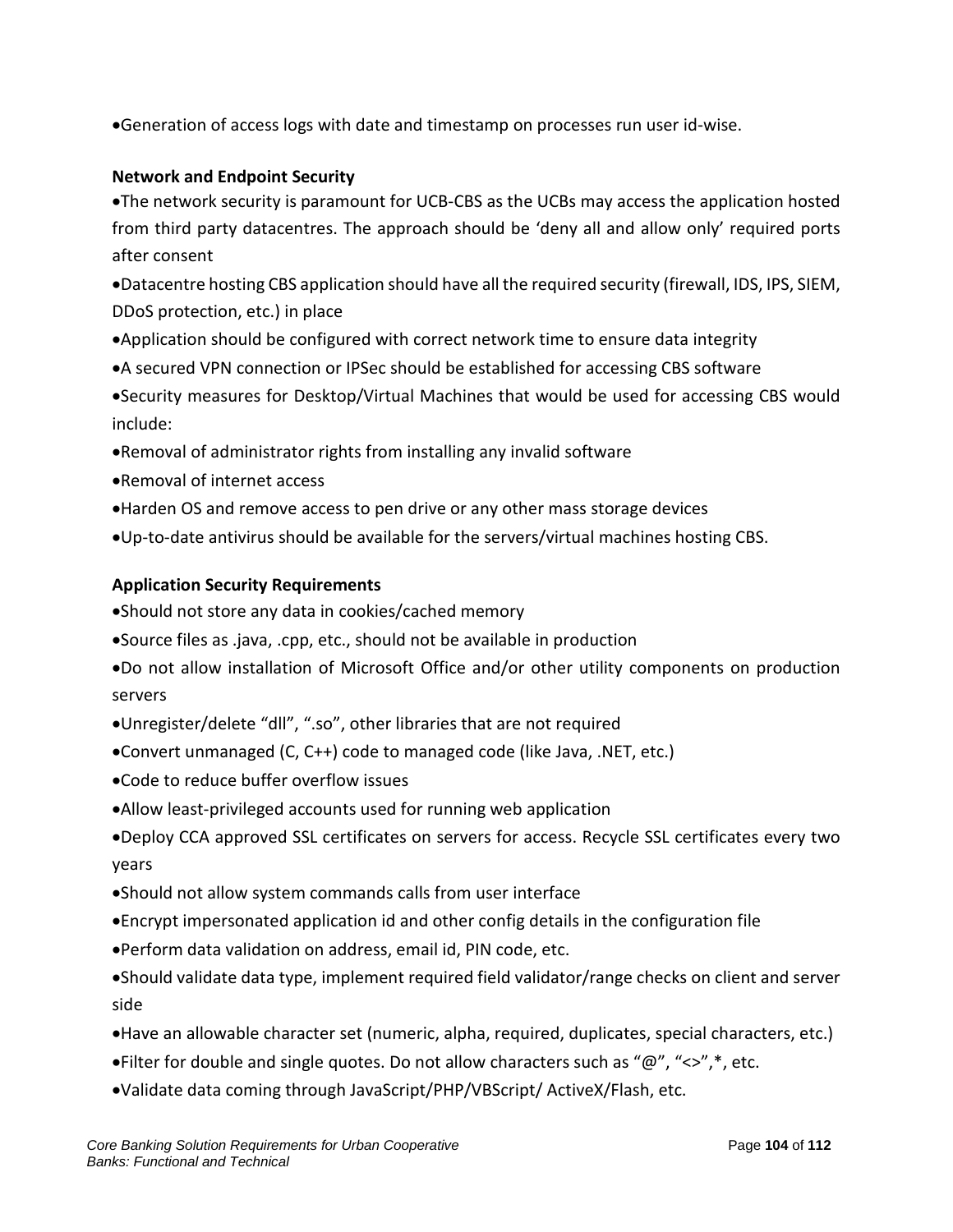- Generation of access logs with date and timestamp on processes run user id-wise.

**Network and Endpoint Security**

- The network security is paramount for UCB-CBS as the UCBs may access the application hosted from third party datacentres. The approach should be 'deny all and allow only' required ports after consent
- Datacentre hosting CBS application should have all the required security (firewall, IDS, IPS, SIEM, DDoS protection, etc.) in place
- Application should be configured with correct network time to ensure data integrity
- A secured VPN connection or IPSec should be established for accessing CBS software
- Security measures for Desktop/Virtual Machines that would be used for accessing CBS would include:
- Removal of administrator rights from installing any invalid software
- Removal of internet access
- Harden OS and remove access to pen drive or any other mass storage devices
- Up-to-date antivirus should be available for the servers/virtual machines hosting CBS.

**Application Security Requirements**

- Should not store any data in cookies/cached memory
- Source files as .java, .cpp, etc., should not be available in production
- Do not allow installation of Microsoft Office and/or other utility components on production servers
- Unregister/delete "dll", ".so", other libraries that are not required
- Convert unmanaged (C, C++) code to managed code (like Java, .NET, etc.)
- Code to reduce buffer overflow issues
- Allow least-privileged accounts used for running web application
- Deploy CCA approved SSL certificates on servers for access. Recycle SSL certificates every two years
- Should not allow system commands calls from user interface
- Encrypt impersonated application id and other config details in the configuration file
- Perform data validation on address, email id, PIN code, etc.
- Should validate data type, implement required field validator/range checks on client and server side
- Have an allowable character set (numeric, alpha, required, duplicates, special characters, etc.)
- Filter for double and single quotes. Do not allow characters such as "@", "<>",*, etc.
- Validate data coming through JavaScript/PHP/VBScript/ ActiveX/Flash, etc.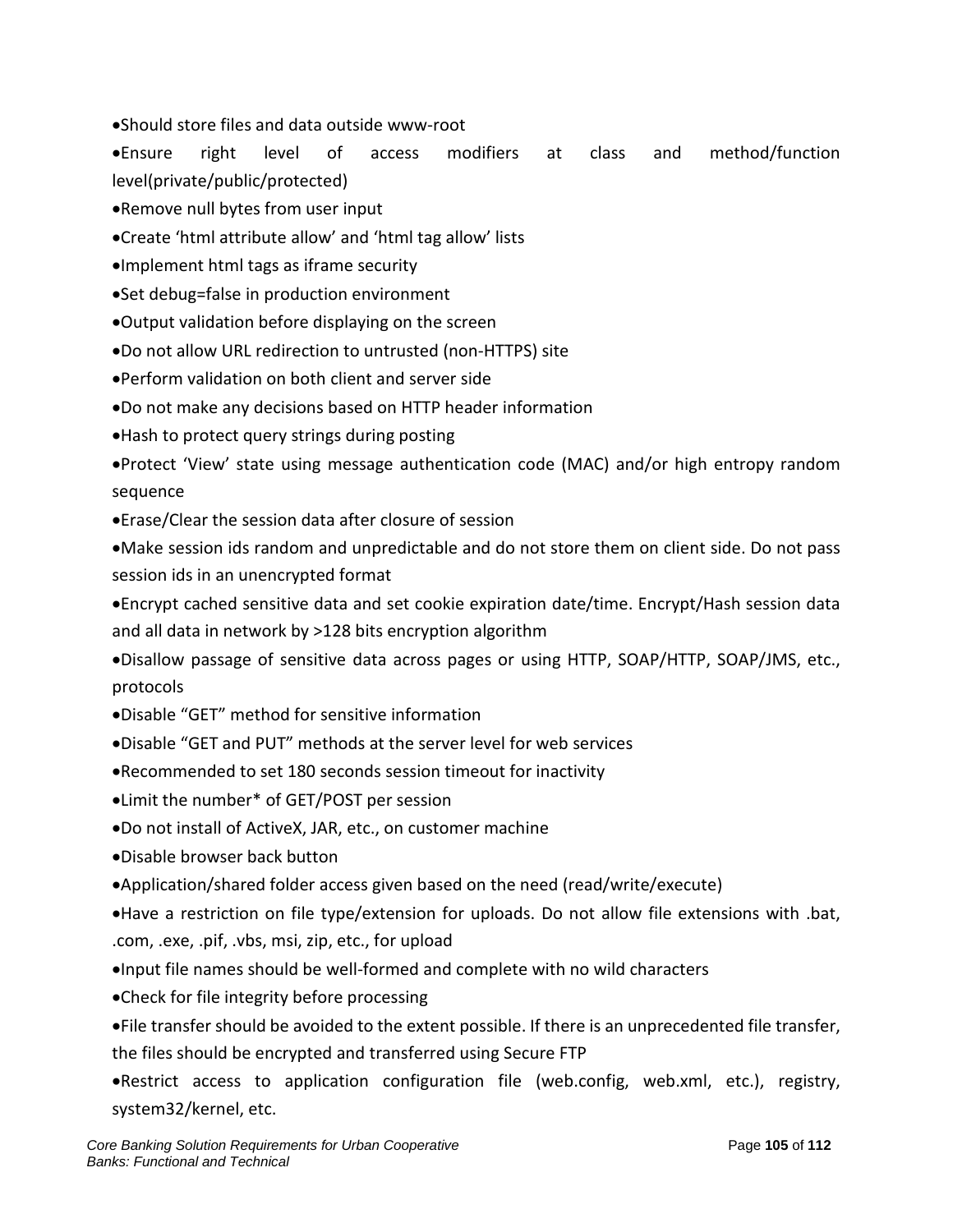- Should store files and data outside www-root
- Ensure right level of access modifiers at class and method/function level(private/public/protected)
- Remove null bytes from user input
- Create 'html attribute allow' and 'html tag allow' lists
- Implement html tags as iframe security
- Set debug=false in production environment
- Output validation before displaying on the screen
- Do not allow URL redirection to untrusted (non-HTTPS) site
- Perform validation on both client and server side
- Do not make any decisions based on HTTP header information
- Hash to protect query strings during posting
- Protect 'View' state using message authentication code (MAC) and/or high entropy random sequence
- Erase/Clear the session data after closure of session
- Make session ids random and unpredictable and do not store them on client side. Do not pass session ids in an unencrypted format
- Encrypt cached sensitive data and set cookie expiration date/time. Encrypt/Hash session data and all data in network by >128 bits encryption algorithm
- Disallow passage of sensitive data across pages or using HTTP, SOAP/HTTP, SOAP/JMS, etc., protocols
- Disable "GET" method for sensitive information
- Disable "GET and PUT" methods at the server level for web services
- Recommended to set 180 seconds session timeout for inactivity
- Limit the number* of GET/POST per session
- Do not install of ActiveX, JAR, etc., on customer machine
- Disable browser back button
- Application/shared folder access given based on the need (read/write/execute)
- Have a restriction on file type/extension for uploads. Do not allow file extensions with .bat, .com, .exe, .pif, .vbs, msi, zip, etc., for upload
- Input file names should be well-formed and complete with no wild characters
- Check for file integrity before processing
- File transfer should be avoided to the extent possible. If there is an unprecedented file transfer, the files should be encrypted and transferred using Secure FTP
- Restrict access to application configuration file (web.config, web.xml, etc.), registry, system32/kernel, etc.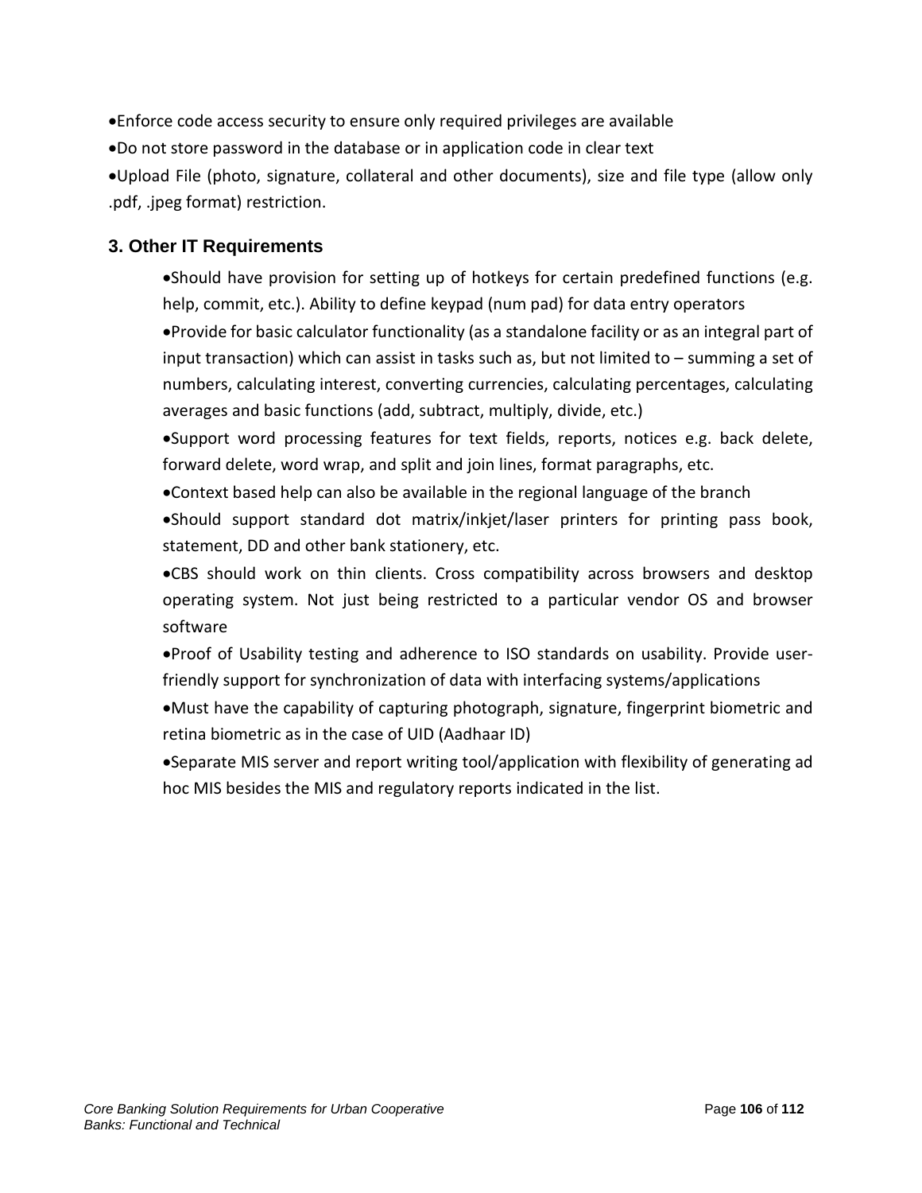- Enforce code access security to ensure only required privileges are available
- Do not store password in the database or in application code in clear text
- Upload File (photo, signature, collateral and other documents), size and file type (allow only .pdf, .jpeg format) restriction.

### 3. Other IT Requirements

- Should have provision for setting up of hotkeys for certain predefined functions (e.g. help, commit, etc.). Ability to define keypad (num pad) for data entry operators
- Provide for basic calculator functionality (as a standalone facility or as an integral part of input transaction) which can assist in tasks such as, but not limited to – summing a set of numbers, calculating interest, converting currencies, calculating percentages, calculating averages and basic functions (add, subtract, multiply, divide, etc.)
- Support word processing features for text fields, reports, notices e.g. back delete, forward delete, word wrap, and split and join lines, format paragraphs, etc.
- Context based help can also be available in the regional language of the branch
- Should support standard dot matrix/inkjet/laser printers for printing pass book, statement, DD and other bank stationery, etc.
- CBS should work on thin clients. Cross compatibility across browsers and desktop operating system. Not just being restricted to a particular vendor OS and browser software
- Proof of Usability testing and adherence to ISO standards on usability. Provide user-friendly support for synchronization of data with interfacing systems/applications
- Must have the capability of capturing photograph, signature, fingerprint biometric and retina biometric as in the case of UID (Aadhaar ID)
- Separate MIS server and report writing tool/application with flexibility of generating ad hoc MIS besides the MIS and regulatory reports indicated in the list.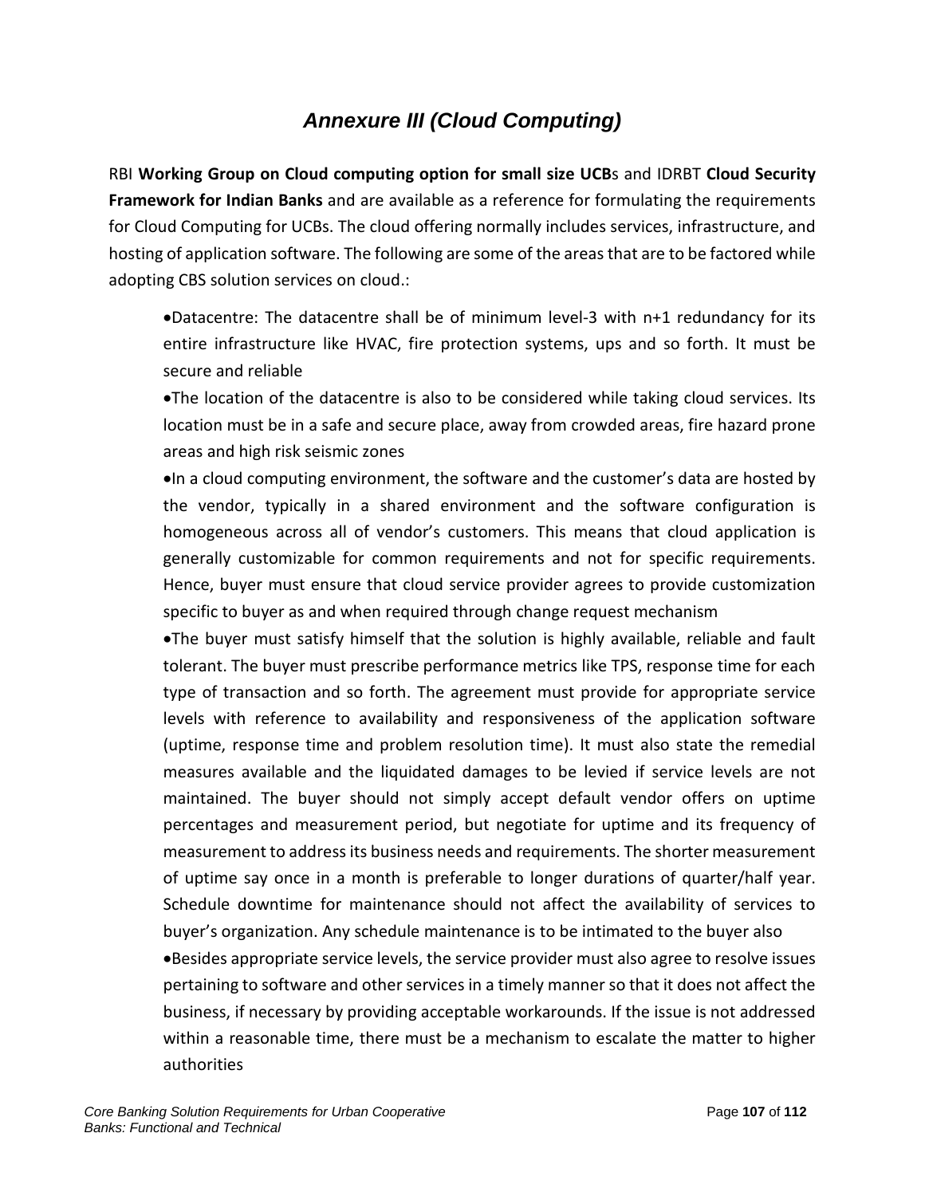# *Annexure III (Cloud Computing)*

RBI **Working Group on Cloud computing option for small size UCB**s and IDRBT **Cloud Security Framework for Indian Banks** and are available as a reference for formulating the requirements for Cloud Computing for UCBs. The cloud offering normally includes services, infrastructure, and hosting of application software. The following are some of the areas that are to be factored while adopting CBS solution services on cloud.:

- Datacentre: The datacentre shall be of minimum level-3 with n+1 redundancy for its entire infrastructure like HVAC, fire protection systems, ups and so forth. It must be secure and reliable
- The location of the datacentre is also to be considered while taking cloud services. Its location must be in a safe and secure place, away from crowded areas, fire hazard prone areas and high risk seismic zones
- In a cloud computing environment, the software and the customer's data are hosted by the vendor, typically in a shared environment and the software configuration is homogeneous across all of vendor's customers. This means that cloud application is generally customizable for common requirements and not for specific requirements. Hence, buyer must ensure that cloud service provider agrees to provide customization specific to buyer as and when required through change request mechanism
- The buyer must satisfy himself that the solution is highly available, reliable and fault tolerant. The buyer must prescribe performance metrics like TPS, response time for each type of transaction and so forth. The agreement must provide for appropriate service levels with reference to availability and responsiveness of the application software (uptime, response time and problem resolution time). It must also state the remedial measures available and the liquidated damages to be levied if service levels are not maintained. The buyer should not simply accept default vendor offers on uptime percentages and measurement period, but negotiate for uptime and its frequency of measurement to address its business needs and requirements. The shorter measurement of uptime say once in a month is preferable to longer durations of quarter/half year. Schedule downtime for maintenance should not affect the availability of services to buyer's organization. Any schedule maintenance is to be intimated to the buyer also
- Besides appropriate service levels, the service provider must also agree to resolve issues pertaining to software and other services in a timely manner so that it does not affect the business, if necessary by providing acceptable workarounds. If the issue is not addressed within a reasonable time, there must be a mechanism to escalate the matter to higher authorities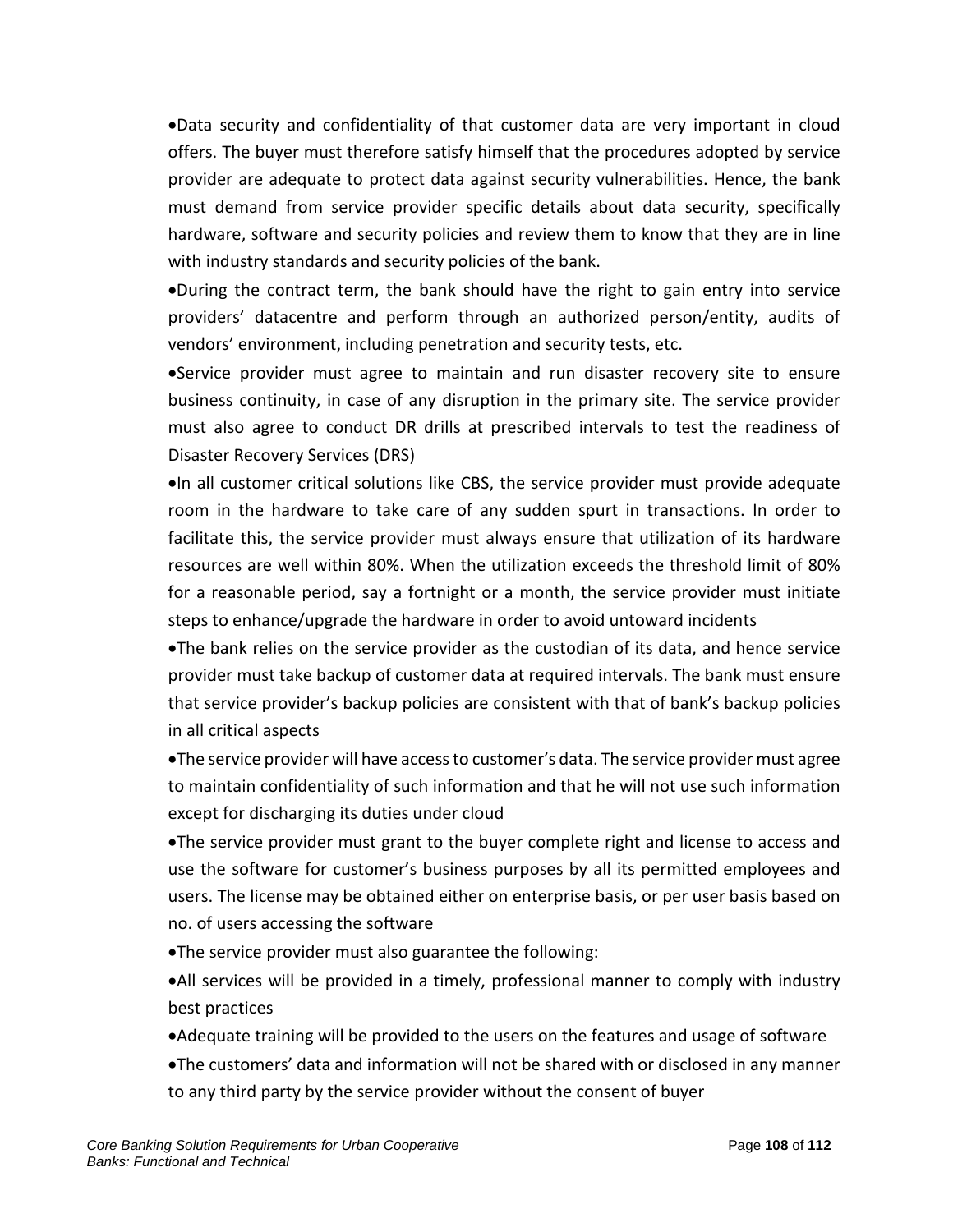- Data security and confidentiality of that customer data are very important in cloud offers. The buyer must therefore satisfy himself that the procedures adopted by service provider are adequate to protect data against security vulnerabilities. Hence, the bank must demand from service provider specific details about data security, specifically hardware, software and security policies and review them to know that they are in line with industry standards and security policies of the bank.
- During the contract term, the bank should have the right to gain entry into service providers' datacentre and perform through an authorized person/entity, audits of vendors' environment, including penetration and security tests, etc.
- Service provider must agree to maintain and run disaster recovery site to ensure business continuity, in case of any disruption in the primary site. The service provider must also agree to conduct DR drills at prescribed intervals to test the readiness of Disaster Recovery Services (DRS)
- In all customer critical solutions like CBS, the service provider must provide adequate room in the hardware to take care of any sudden spurt in transactions. In order to facilitate this, the service provider must always ensure that utilization of its hardware resources are well within 80%. When the utilization exceeds the threshold limit of 80% for a reasonable period, say a fortnight or a month, the service provider must initiate steps to enhance/upgrade the hardware in order to avoid untoward incidents
- The bank relies on the service provider as the custodian of its data, and hence service provider must take backup of customer data at required intervals. The bank must ensure that service provider's backup policies are consistent with that of bank's backup policies in all critical aspects
- The service provider will have access to customer's data. The service provider must agree to maintain confidentiality of such information and that he will not use such information except for discharging its duties under cloud
- The service provider must grant to the buyer complete right and license to access and use the software for customer's business purposes by all its permitted employees and users. The license may be obtained either on enterprise basis, or per user basis based on no. of users accessing the software
- The service provider must also guarantee the following:
- All services will be provided in a timely, professional manner to comply with industry best practices
- Adequate training will be provided to the users on the features and usage of software
- The customers' data and information will not be shared with or disclosed in any manner to any third party by the service provider without the consent of buyer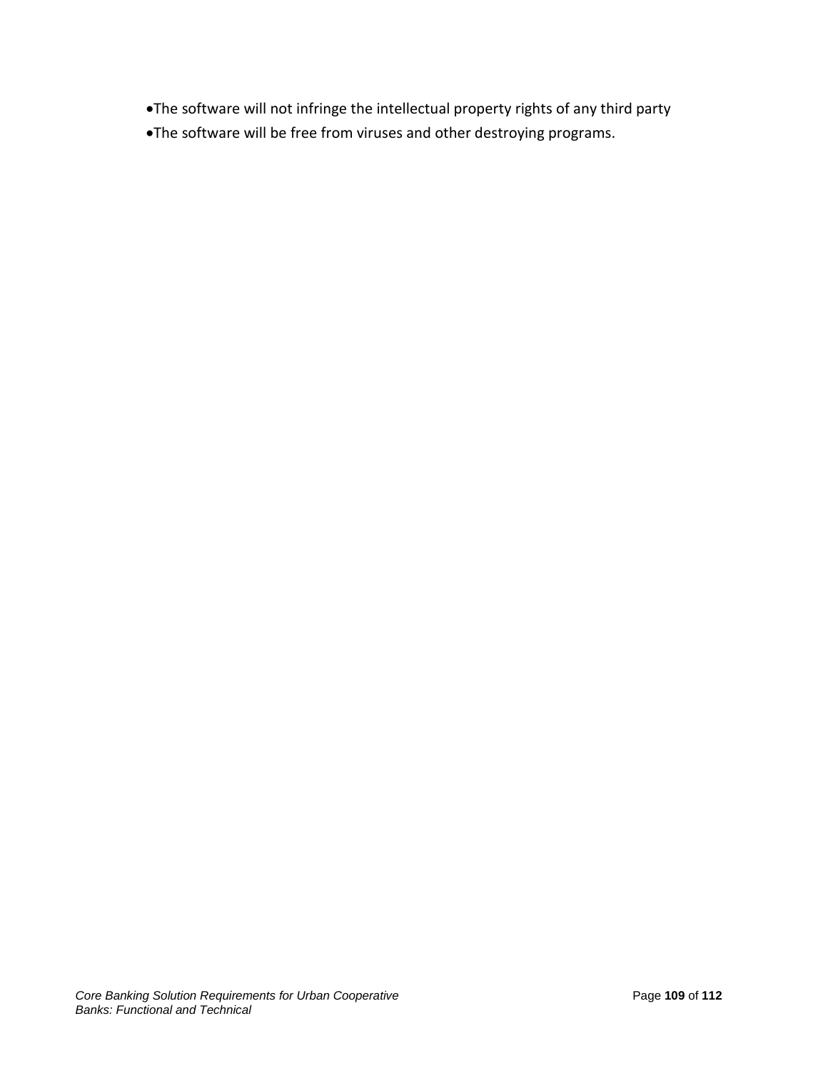- The software will not infringe the intellectual property rights of any third party
- The software will be free from viruses and other destroying programs.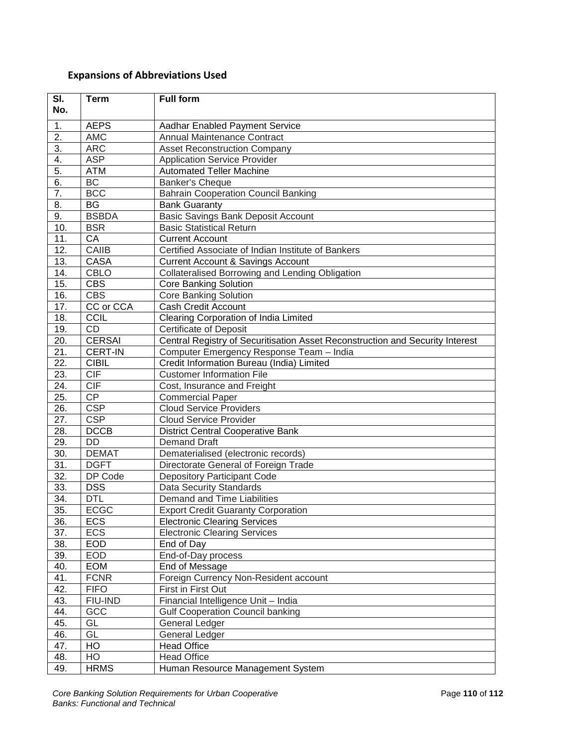## Expansions of Abbreviations Used

| Sl. No. | Term | Full form |
|---|---|---|
| 1. | AEPS | Aadhar Enabled Payment Service |
| 2. | AMC | Annual Maintenance Contract |
| 3. | ARC | Asset Reconstruction Company |
| 4. | ASP | Application Service Provider |
| 5. | ATM | Automated Teller Machine |
| 6. | BC | Banker's Cheque |
| 7. | BCC | Bahrain Cooperation Council Banking |
| 8. | BG | Bank Guaranty |
| 9. | BSBDA | Basic Savings Bank Deposit Account |
| 10. | BSR | Basic Statistical Return |
| 11. | CA | Current Account |
| 12. | CAIIB | Certified Associate of Indian Institute of Bankers |
| 13. | CASA | Current Account & Savings Account |
| 14. | CBLO | Collateralised Borrowing and Lending Obligation |
| 15. | CBS | Core Banking Solution |
| 16. | CBS | Core Banking Solution |
| 17. | CC or CCA | Cash Credit Account |
| 18. | CCIL | Clearing Corporation of India Limited |
| 19. | CD | Certificate of Deposit |
| 20. | CERSAI | Central Registry of Securitisation Asset Reconstruction and Security Interest |
| 21. | CERT-IN | Computer Emergency Response Team – India |
| 22. | CIBIL | Credit Information Bureau (India) Limited |
| 23. | CIF | Customer Information File |
| 24. | CIF | Cost, Insurance and Freight |
| 25. | CP | Commercial Paper |
| 26. | CSP | Cloud Service Providers |
| 27. | CSP | Cloud Service Provider |
| 28. | DCCB | District Central Cooperative Bank |
| 29. | DD | Demand Draft |
| 30. | DEMAT | Dematerialised (electronic records) |
| 31. | DGFT | Directorate General of Foreign Trade |
| 32. | DP Code | Depository Participant Code |
| 33. | DSS | Data Security Standards |
| 34. | DTL | Demand and Time Liabilities |
| 35. | ECGC | Export Credit Guaranty Corporation |
| 36. | ECS | Electronic Clearing Services |
| 37. | ECS | Electronic Clearing Services |
| 38. | EOD | End of Day |
| 39. | EOD | End-of-Day process |
| 40. | EOM | End of Message |
| 41. | FCNR | Foreign Currency Non-Resident account |
| 42. | FIFO | First in First Out |
| 43. | FIU-IND | Financial Intelligence Unit – India |
| 44. | GCC | Gulf Cooperation Council banking |
| 45. | GL | General Ledger |
| 46. | GL | General Ledger |
| 47. | HO | Head Office |
| 48. | HO | Head Office |
| 49. | HRMS | Human Resource Management System |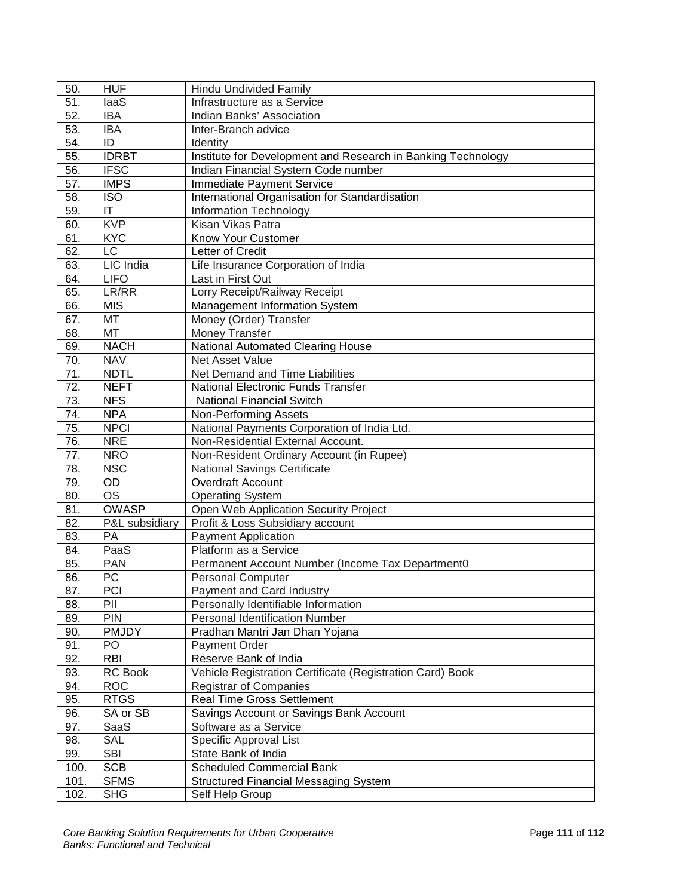| | | |
|---|---|---|
| 50. | HUF | Hindu Undivided Family |
| 51. | IaaS | Infrastructure as a Service |
| 52. | IBA | Indian Banks' Association |
| 53. | IBA | Inter-Branch advice |
| 54. | ID | Identity |
| 55. | IDRBT | Institute for Development and Research in Banking Technology |
| 56. | IFSC | Indian Financial System Code number |
| 57. | IMPS | Immediate Payment Service |
| 58. | ISO | International Organisation for Standardisation |
| 59. | IT | Information Technology |
| 60. | KVP | Kisan Vikas Patra |
| 61. | KYC | Know Your Customer |
| 62. | LC | Letter of Credit |
| 63. | LIC India | Life Insurance Corporation of India |
| 64. | LIFO | Last in First Out |
| 65. | LR/RR | Lorry Receipt/Railway Receipt |
| 66. | MIS | Management Information System |
| 67. | MT | Money (Order) Transfer |
| 68. | MT | Money Transfer |
| 69. | NACH | National Automated Clearing House |
| 70. | NAV | Net Asset Value |
| 71. | NDTL | Net Demand and Time Liabilities |
| 72. | NEFT | National Electronic Funds Transfer |
| 73. | NFS | National Financial Switch |
| 74. | NPA | Non-Performing Assets |
| 75. | NPCI | National Payments Corporation of India Ltd. |
| 76. | NRE | Non-Residential External Account. |
| 77. | NRO | Non-Resident Ordinary Account (in Rupee) |
| 78. | NSC | National Savings Certificate |
| 79. | OD | Overdraft Account |
| 80. | OS | Operating System |
| 81. | OWASP | Open Web Application Security Project |
| 82. | P&L subsidiary | Profit & Loss Subsidiary account |
| 83. | PA | Payment Application |
| 84. | PaaS | Platform as a Service |
| 85. | PAN | Permanent Account Number (Income Tax Department0 |
| 86. | PC | Personal Computer |
| 87. | PCI | Payment and Card Industry |
| 88. | PII | Personally Identifiable Information |
| 89. | PIN | Personal Identification Number |
| 90. | PMJDY | Pradhan Mantri Jan Dhan Yojana |
| 91. | PO | Payment Order |
| 92. | RBI | Reserve Bank of India |
| 93. | RC Book | Vehicle Registration Certificate (Registration Card) Book |
| 94. | ROC | Registrar of Companies |
| 95. | RTGS | Real Time Gross Settlement |
| 96. | SA or SB | Savings Account or Savings Bank Account |
| 97. | SaaS | Software as a Service |
| 98. | SAL | Specific Approval List |
| 99. | SBI | State Bank of India |
| 100. | SCB | Scheduled Commercial Bank |
| 101. | SFMS | Structured Financial Messaging System |
| 102. | SHG | Self Help Group |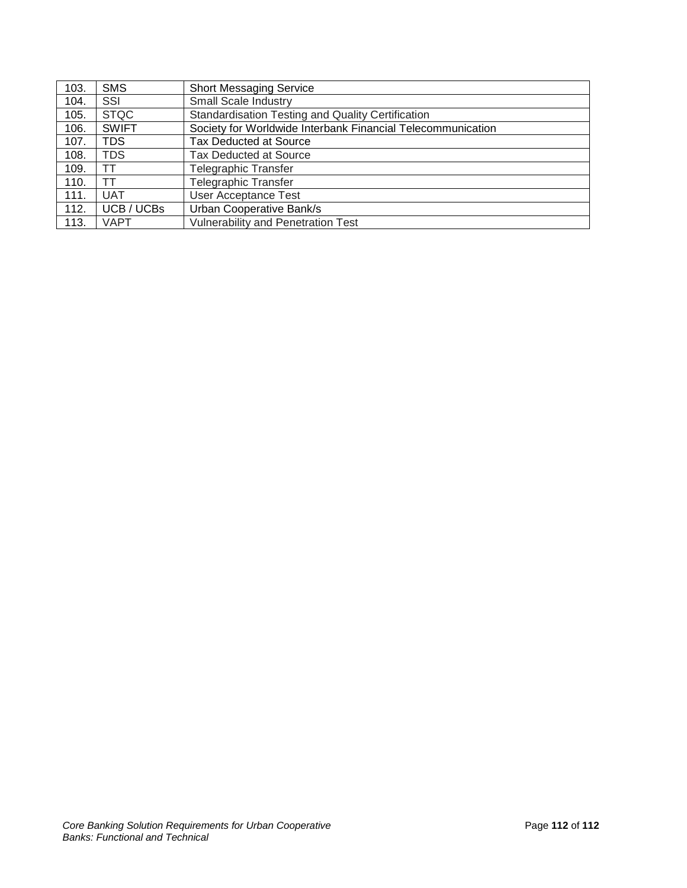| | | |
|---|---|---|
| 103. | SMS | Short Messaging Service |
| 104. | SSI | Small Scale Industry |
| 105. | STQC | Standardisation Testing and Quality Certification |
| 106. | SWIFT | Society for Worldwide Interbank Financial Telecommunication |
| 107. | TDS | Tax Deducted at Source |
| 108. | TDS | Tax Deducted at Source |
| 109. | TT | Telegraphic Transfer |
| 110. | TT | Telegraphic Transfer |
| 111. | UAT | User Acceptance Test |
| 112. | UCB / UCBs | Urban Cooperative Bank/s |
| 113. | VAPT | Vulnerability and Penetration Test |